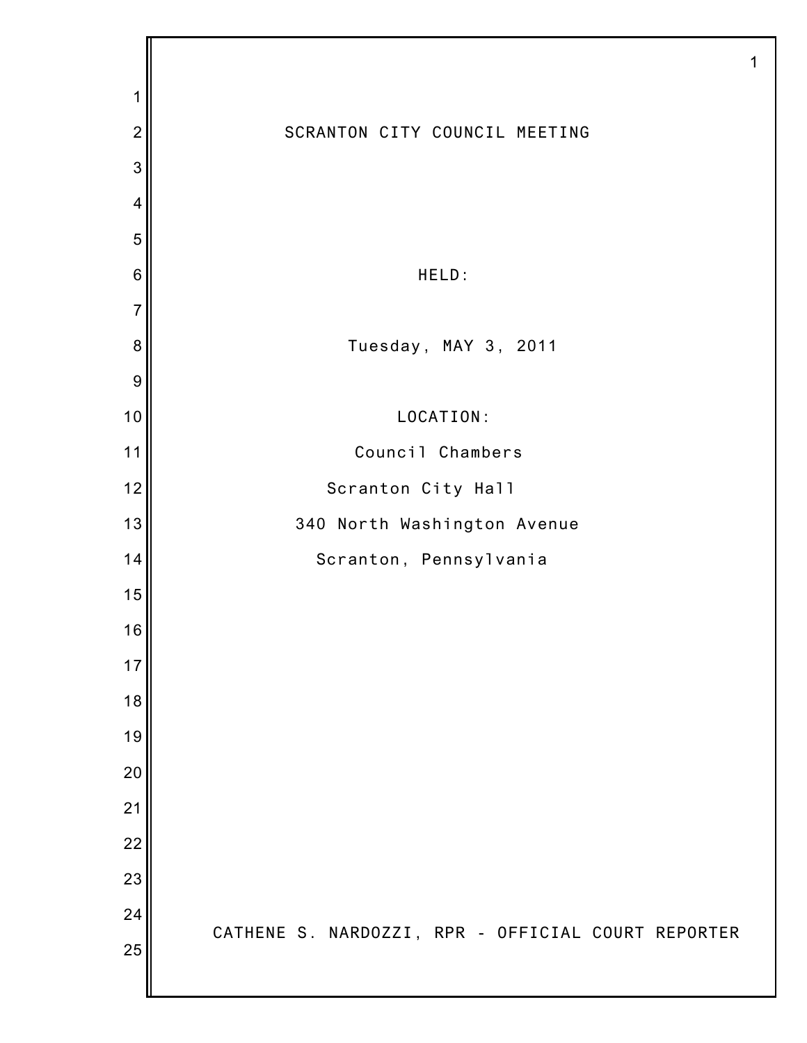# SCRANTON CITY COUNCIL MEETING

HELD:

Tuesday, MAY 3, 2011

LOCATION:

Council Chambers

Scranton City Hall

340 North Washington Avenue

Scranton, Pennsylvania

CATHENE S. NARDOZZI, RPR - OFFICIAL COURT REPORTER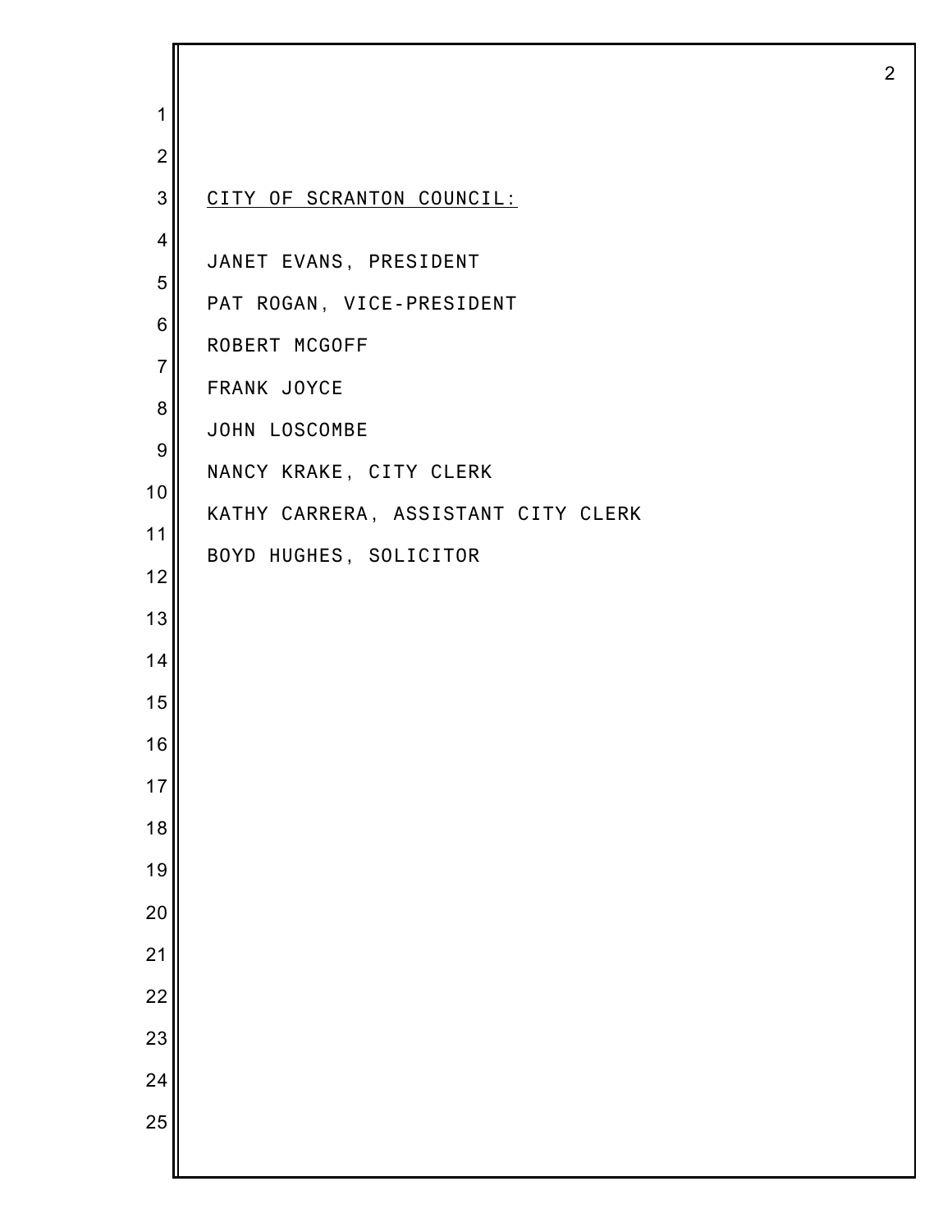CITY OF SCRANTON COUNCIL:

JANET EVANS, PRESIDENT

PAT ROGAN, VICE-PRESIDENT

ROBERT MCGOFF

FRANK JOYCE

JOHN LOSCOMBE

NANCY KRAKE, CITY CLERK

KATHY CARRERA, ASSISTANT CITY CLERK

BOYD HUGHES, SOLICITOR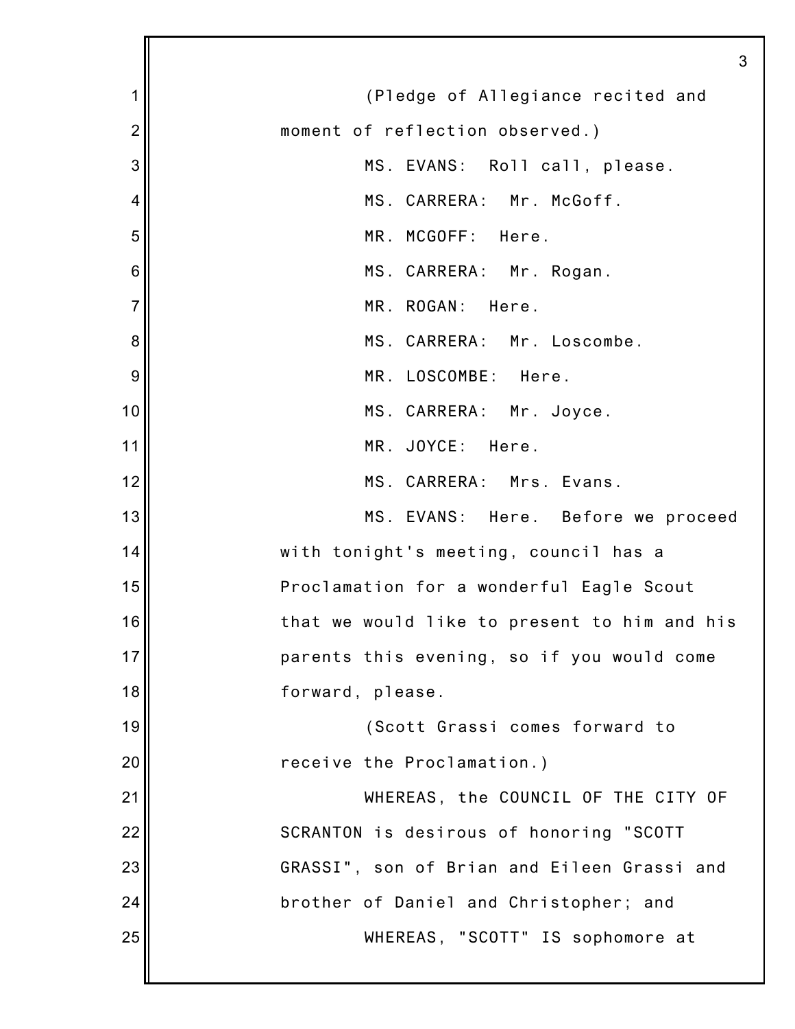(Pledge of Allegiance recited and moment of reflection observed.)

MS. EVANS: Roll call, please.

MS. CARRERA: Mr. McGoff.

MR. MCGOFF: Here.

MS. CARRERA: Mr. Rogan.

MR. ROGAN: Here.

MS. CARRERA: Mr. Loscombe.

MR. LOSCOMBE: Here.

MS. CARRERA: Mr. Joyce.

MR. JOYCE: Here.

MS. CARRERA: Mrs. Evans.

MS. EVANS: Here. Before we proceed with tonight's meeting, council has a Proclamation for a wonderful Eagle Scout that we would like to present to him and his parents this evening, so if you would come forward, please.

(Scott Grassi comes forward to receive the Proclamation.)

WHEREAS, the COUNCIL OF THE CITY OF SCRANTON is desirous of honoring "SCOTT GRASSI", son of Brian and Eileen Grassi and brother of Daniel and Christopher; and

WHEREAS, "SCOTT" IS sophomore at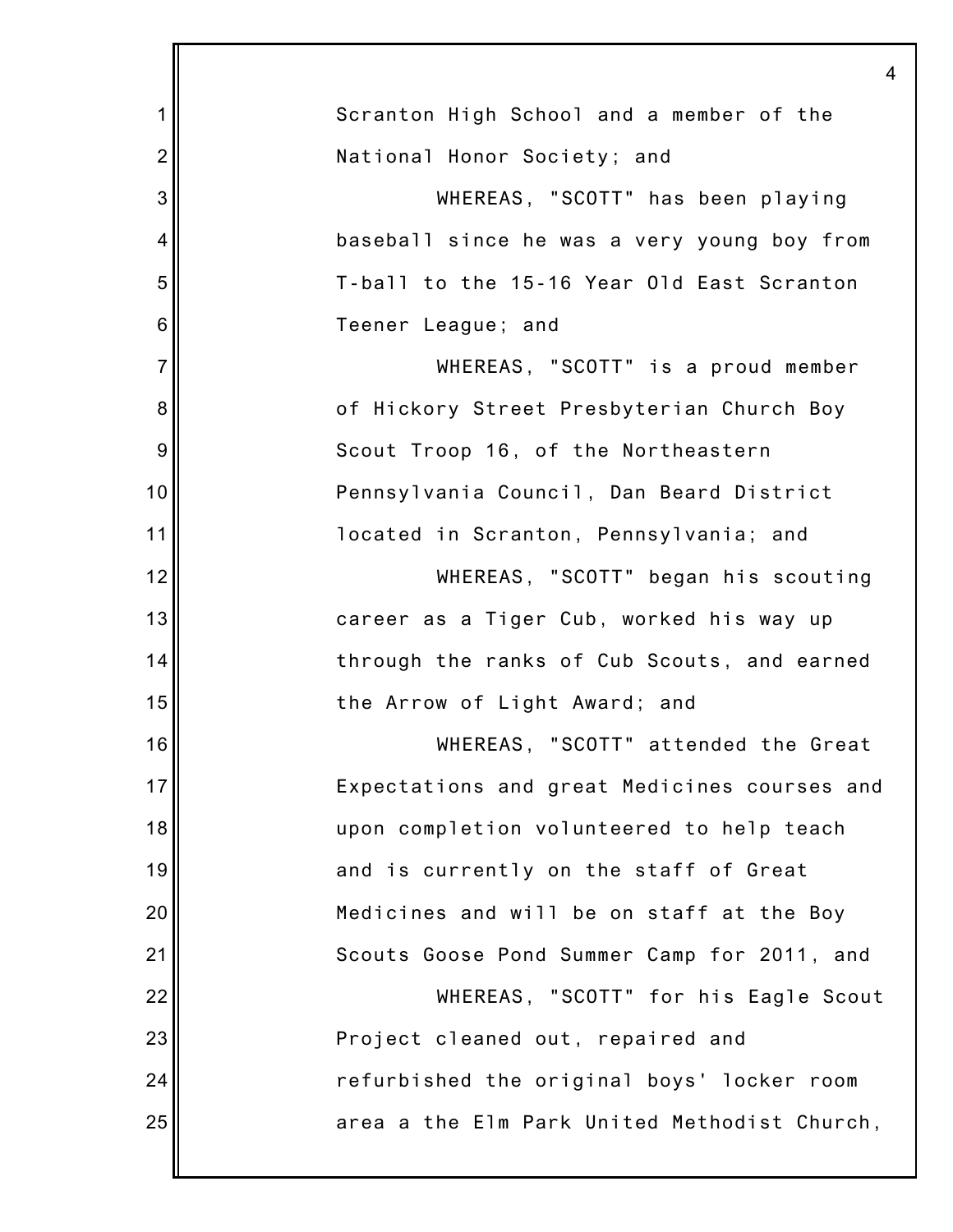Scranton High School and a member of the National Honor Society; and

WHEREAS, "SCOTT" has been playing baseball since he was a very young boy from T-ball to the 15-16 Year Old East Scranton Teener League; and

WHEREAS, "SCOTT" is a proud member of Hickory Street Presbyterian Church Boy Scout Troop 16, of the Northeastern Pennsylvania Council, Dan Beard District located in Scranton, Pennsylvania; and

WHEREAS, "SCOTT" began his scouting career as a Tiger Cub, worked his way up through the ranks of Cub Scouts, and earned the Arrow of Light Award; and

WHEREAS, "SCOTT" attended the Great Expectations and great Medicines courses and upon completion volunteered to help teach and is currently on the staff of Great Medicines and will be on staff at the Boy Scouts Goose Pond Summer Camp for 2011, and

WHEREAS, "SCOTT" for his Eagle Scout Project cleaned out, repaired and refurbished the original boys' locker room area a the Elm Park United Methodist Church,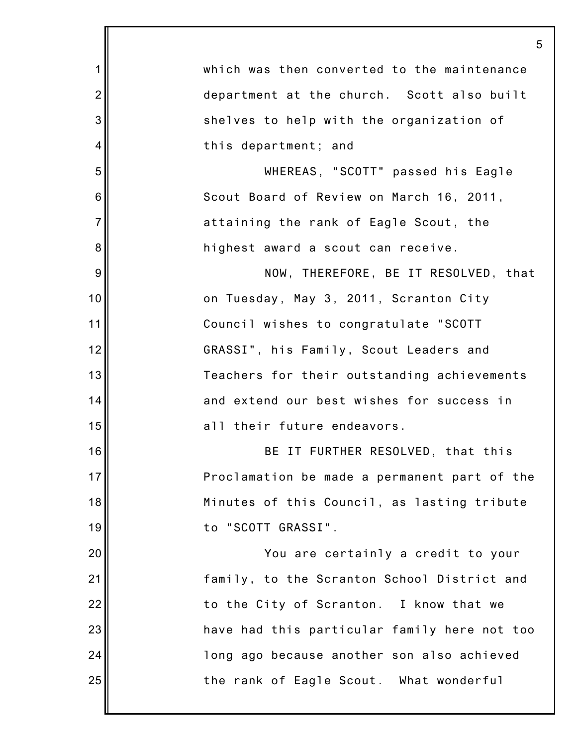which was then converted to the maintenance department at the church. Scott also built shelves to help with the organization of this department; and

WHEREAS, "SCOTT" passed his Eagle Scout Board of Review on March 16, 2011, attaining the rank of Eagle Scout, the highest award a scout can receive.

NOW, THEREFORE, BE IT RESOLVED, that on Tuesday, May 3, 2011, Scranton City Council wishes to congratulate "SCOTT GRASSI", his Family, Scout Leaders and Teachers for their outstanding achievements and extend our best wishes for success in all their future endeavors.

BE IT FURTHER RESOLVED, that this Proclamation be made a permanent part of the Minutes of this Council, as lasting tribute to "SCOTT GRASSI".

You are certainly a credit to your family, to the Scranton School District and to the City of Scranton. I know that we have had this particular family here not too long ago because another son also achieved the rank of Eagle Scout. What wonderful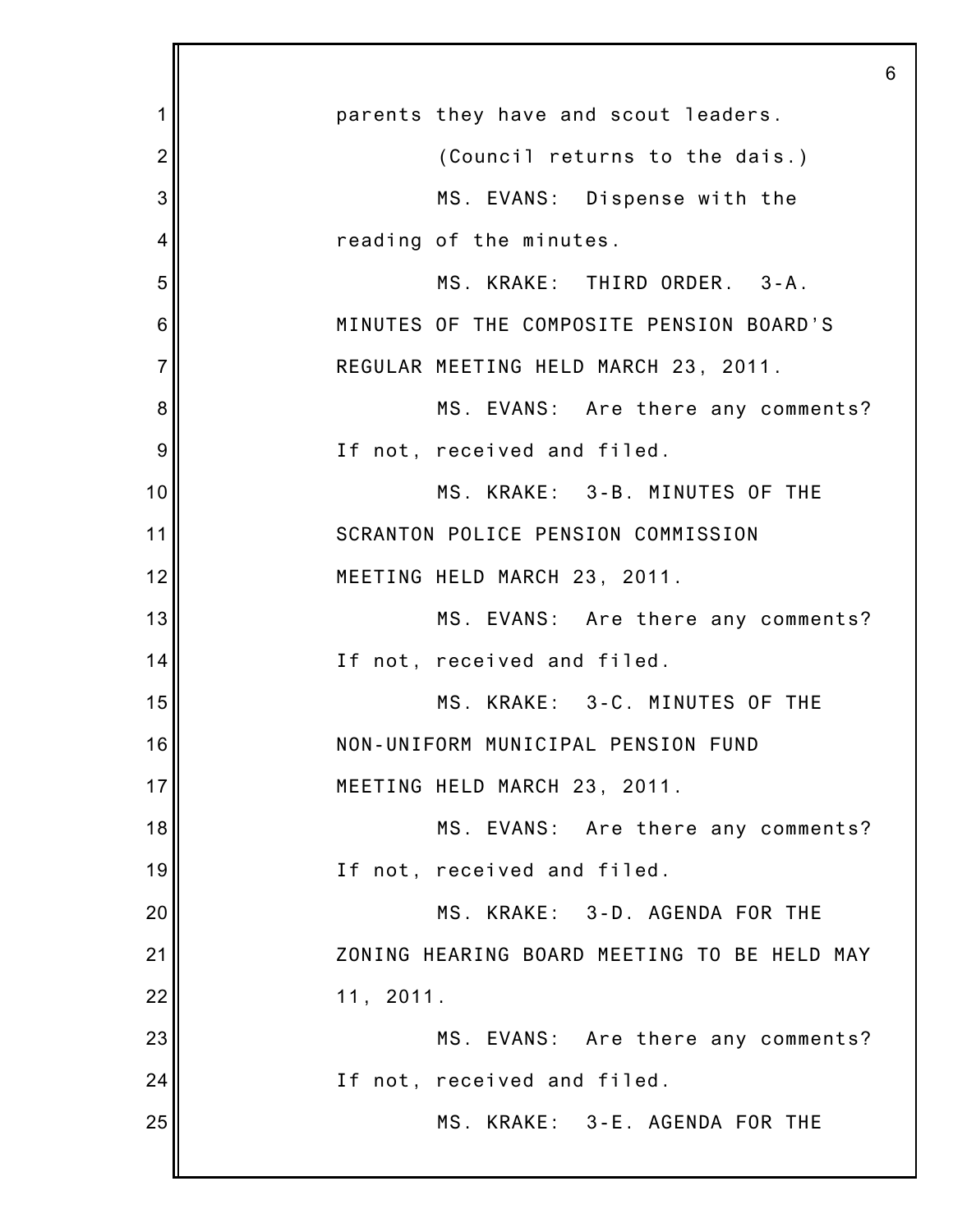parents they have and scout leaders.

(Council returns to the dais.)

MS. EVANS: Dispense with the reading of the minutes.

MS. KRAKE: THIRD ORDER. 3-A. MINUTES OF THE COMPOSITE PENSION BOARD'S REGULAR MEETING HELD MARCH 23, 2011.

MS. EVANS: Are there any comments? If not, received and filed.

MS. KRAKE: 3-B. MINUTES OF THE SCRANTON POLICE PENSION COMMISSION MEETING HELD MARCH 23, 2011.

MS. EVANS: Are there any comments? If not, received and filed.

MS. KRAKE: 3-C. MINUTES OF THE NON-UNIFORM MUNICIPAL PENSION FUND MEETING HELD MARCH 23, 2011.

MS. EVANS: Are there any comments? If not, received and filed.

MS. KRAKE: 3-D. AGENDA FOR THE ZONING HEARING BOARD MEETING TO BE HELD MAY 11, 2011.

MS. EVANS: Are there any comments? If not, received and filed.

MS. KRAKE: 3-E. AGENDA FOR THE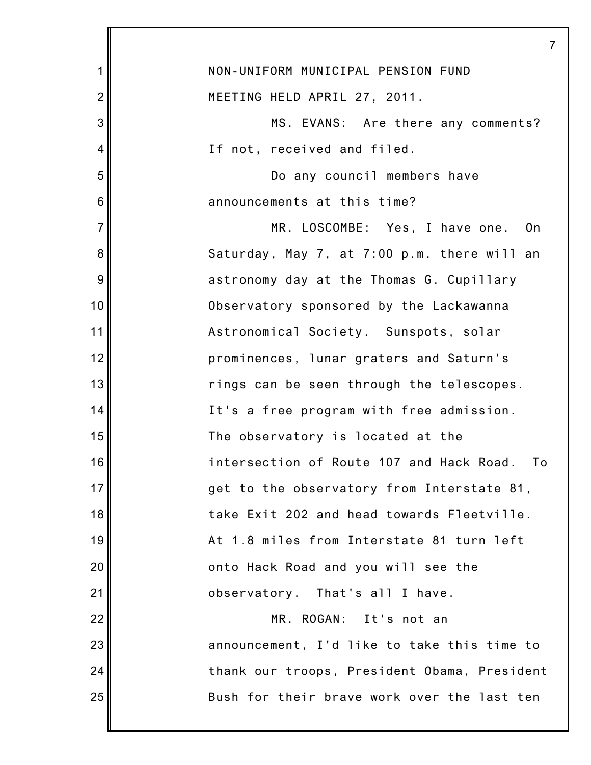NON-UNIFORM MUNICIPAL PENSION FUND
MEETING HELD APRIL 27, 2011.

MS. EVANS: Are there any comments? If not, received and filed.

Do any council members have announcements at this time?

MR. LOSCOMBE: Yes, I have one. On Saturday, May 7, at 7:00 p.m. there will an astronomy day at the Thomas G. Cupillary Observatory sponsored by the Lackawanna Astronomical Society. Sunspots, solar prominences, lunar graters and Saturn's rings can be seen through the telescopes. It's a free program with free admission. The observatory is located at the intersection of Route 107 and Hack Road. To get to the observatory from Interstate 81, take Exit 202 and head towards Fleetville. At 1.8 miles from Interstate 81 turn left onto Hack Road and you will see the observatory. That's all I have.

MR. ROGAN: It's not an announcement, I'd like to take this time to thank our troops, President Obama, President Bush for their brave work over the last ten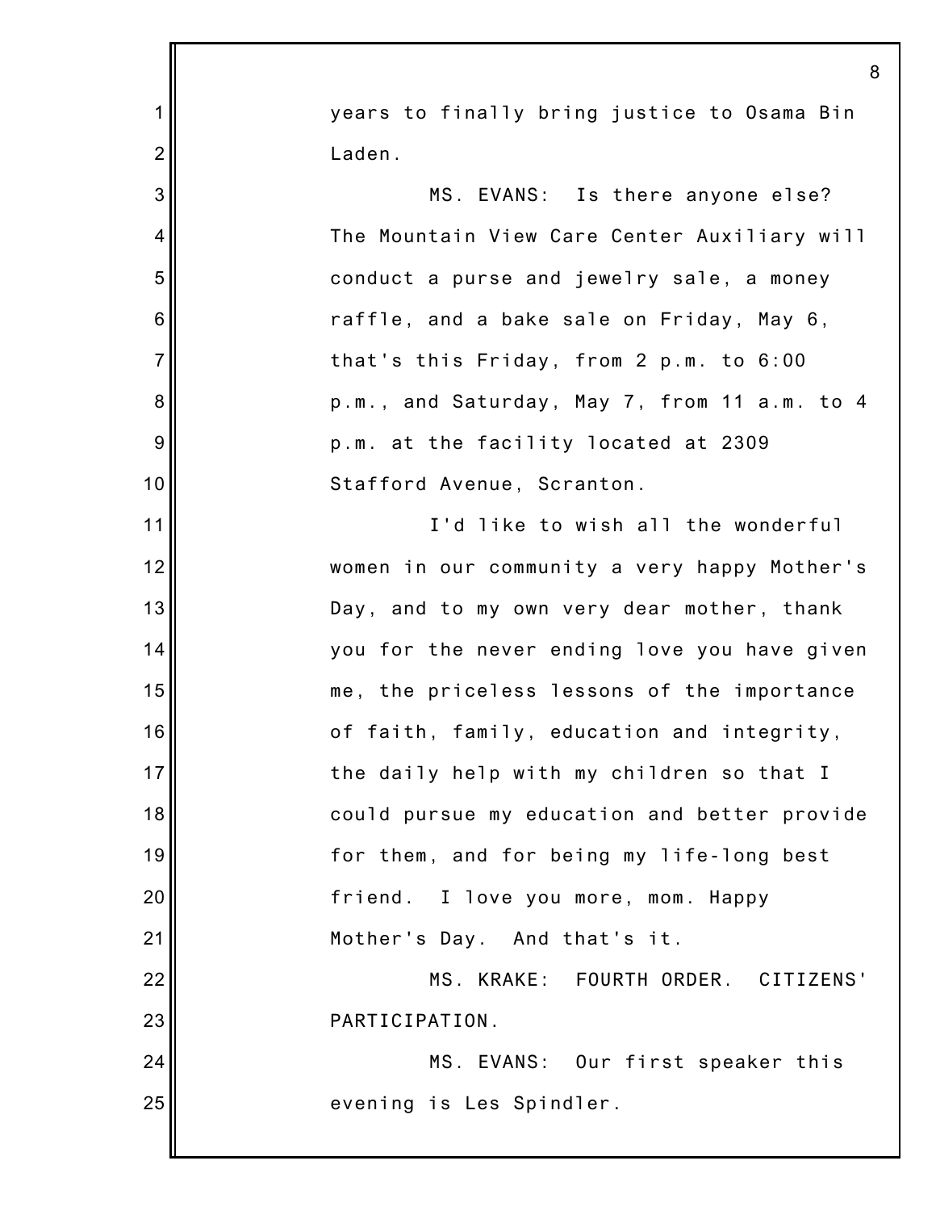years to finally bring justice to Osama Bin Laden.

MS. EVANS: Is there anyone else? The Mountain View Care Center Auxiliary will conduct a purse and jewelry sale, a money raffle, and a bake sale on Friday, May 6, that's this Friday, from 2 p.m. to 6:00 p.m., and Saturday, May 7, from 11 a.m. to 4 p.m. at the facility located at 2309 Stafford Avenue, Scranton.

I'd like to wish all the wonderful women in our community a very happy Mother's Day, and to my own very dear mother, thank you for the never ending love you have given me, the priceless lessons of the importance of faith, family, education and integrity, the daily help with my children so that I could pursue my education and better provide for them, and for being my life-long best friend. I love you more, mom. Happy Mother's Day. And that's it.

MS. KRAKE: FOURTH ORDER. CITIZENS' PARTICIPATION.

MS. EVANS: Our first speaker this evening is Les Spindler.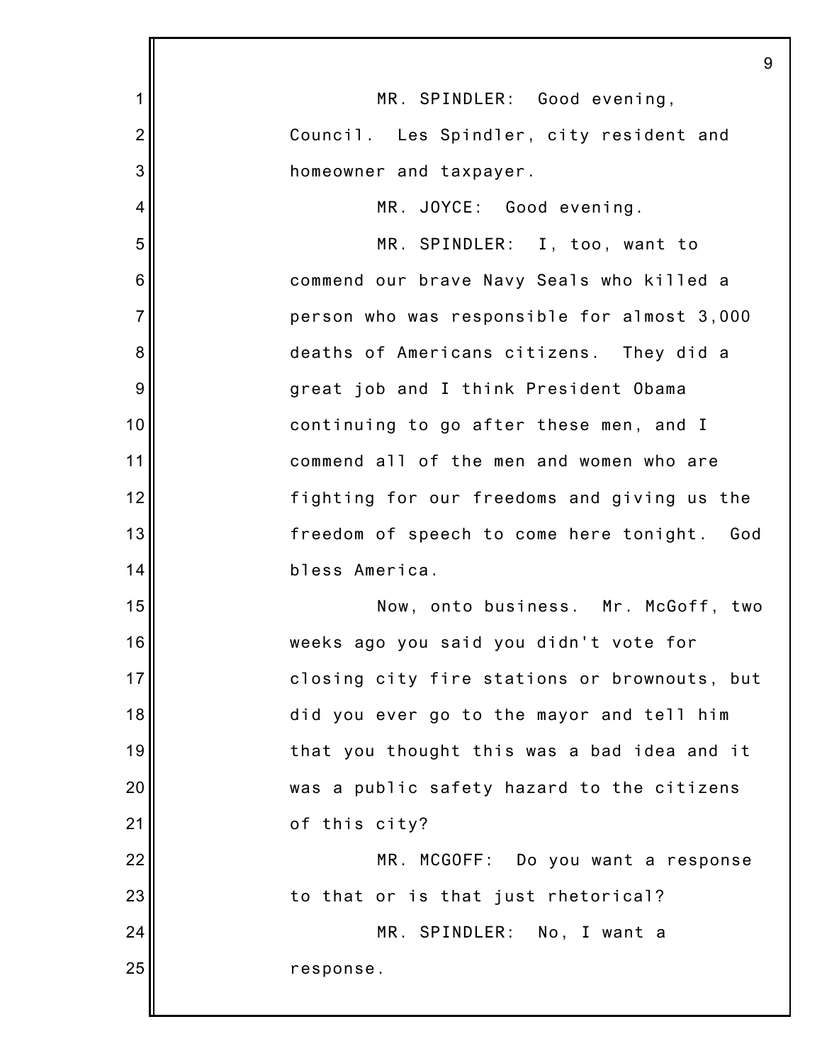MR. SPINDLER: Good evening, Council. Les Spindler, city resident and homeowner and taxpayer.

MR. JOYCE: Good evening.

MR. SPINDLER: I, too, want to commend our brave Navy Seals who killed a person who was responsible for almost 3,000 deaths of Americans citizens. They did a great job and I think President Obama continuing to go after these men, and I commend all of the men and women who are fighting for our freedoms and giving us the freedom of speech to come here tonight. God bless America.

Now, onto business. Mr. McGoff, two weeks ago you said you didn't vote for closing city fire stations or brownouts, but did you ever go to the mayor and tell him that you thought this was a bad idea and it was a public safety hazard to the citizens of this city?

MR. MCGOFF: Do you want a response to that or is that just rhetorical?

MR. SPINDLER: No, I want a response.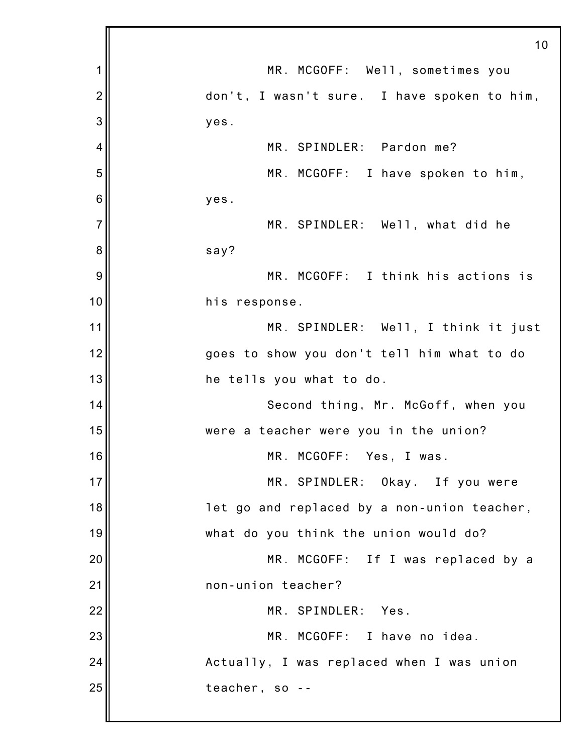MR. MCGOFF: Well, sometimes you don't, I wasn't sure. I have spoken to him, yes.

MR. SPINDLER: Pardon me?

MR. MCGOFF: I have spoken to him, yes.

MR. SPINDLER: Well, what did he say?

MR. MCGOFF: I think his actions is his response.

MR. SPINDLER: Well, I think it just goes to show you don't tell him what to do he tells you what to do.

Second thing, Mr. McGoff, when you were a teacher were you in the union?

MR. MCGOFF: Yes, I was.

MR. SPINDLER: Okay. If you were let go and replaced by a non-union teacher, what do you think the union would do?

MR. MCGOFF: If I was replaced by a non-union teacher?

MR. SPINDLER: Yes.

MR. MCGOFF: I have no idea. Actually, I was replaced when I was union teacher, so --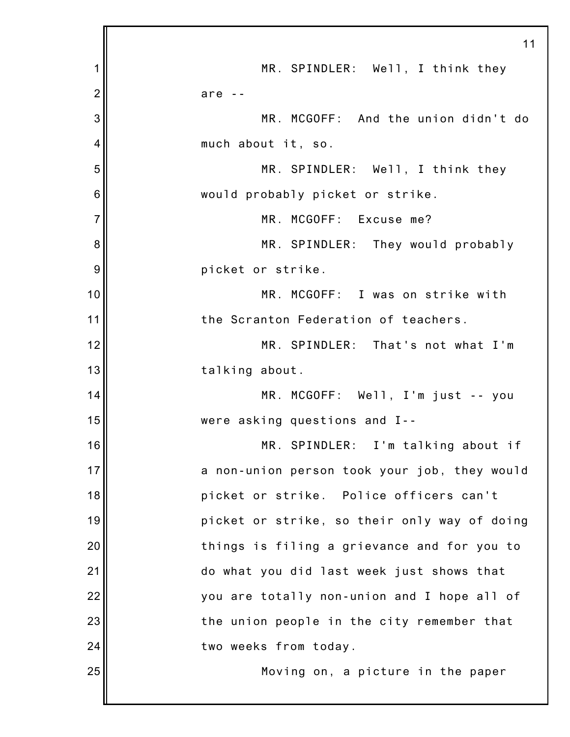MR. SPINDLER: Well, I think they are --

MR. MCGOFF: And the union didn't do much about it, so.

MR. SPINDLER: Well, I think they would probably picket or strike.

MR. MCGOFF: Excuse me?

MR. SPINDLER: They would probably picket or strike.

MR. MCGOFF: I was on strike with the Scranton Federation of teachers.

MR. SPINDLER: That's not what I'm talking about.

MR. MCGOFF: Well, I'm just -- you were asking questions and I--

MR. SPINDLER: I'm talking about if a non-union person took your job, they would picket or strike. Police officers can't picket or strike, so their only way of doing things is filing a grievance and for you to do what you did last week just shows that you are totally non-union and I hope all of the union people in the city remember that two weeks from today.

Moving on, a picture in the paper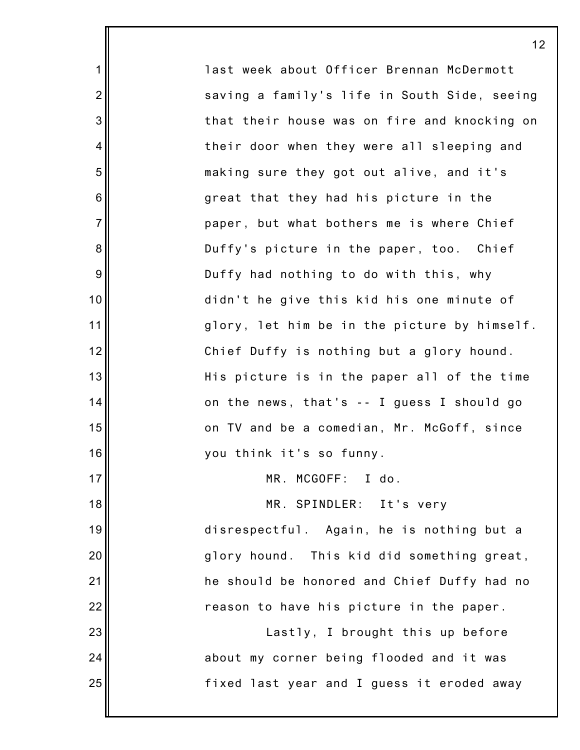last week about Officer Brennan McDermott saving a family's life in South Side, seeing that their house was on fire and knocking on their door when they were all sleeping and making sure they got out alive, and it's great that they had his picture in the paper, but what bothers me is where Chief Duffy's picture in the paper, too. Chief Duffy had nothing to do with this, why didn't he give this kid his one minute of glory, let him be in the picture by himself. Chief Duffy is nothing but a glory hound. His picture is in the paper all of the time on the news, that's -- I guess I should go on TV and be a comedian, Mr. McGoff, since you think it's so funny.

MR. MCGOFF: I do.

MR. SPINDLER: It's very disrespectful. Again, he is nothing but a glory hound. This kid did something great, he should be honored and Chief Duffy had no reason to have his picture in the paper.

Lastly, I brought this up before about my corner being flooded and it was fixed last year and I guess it eroded away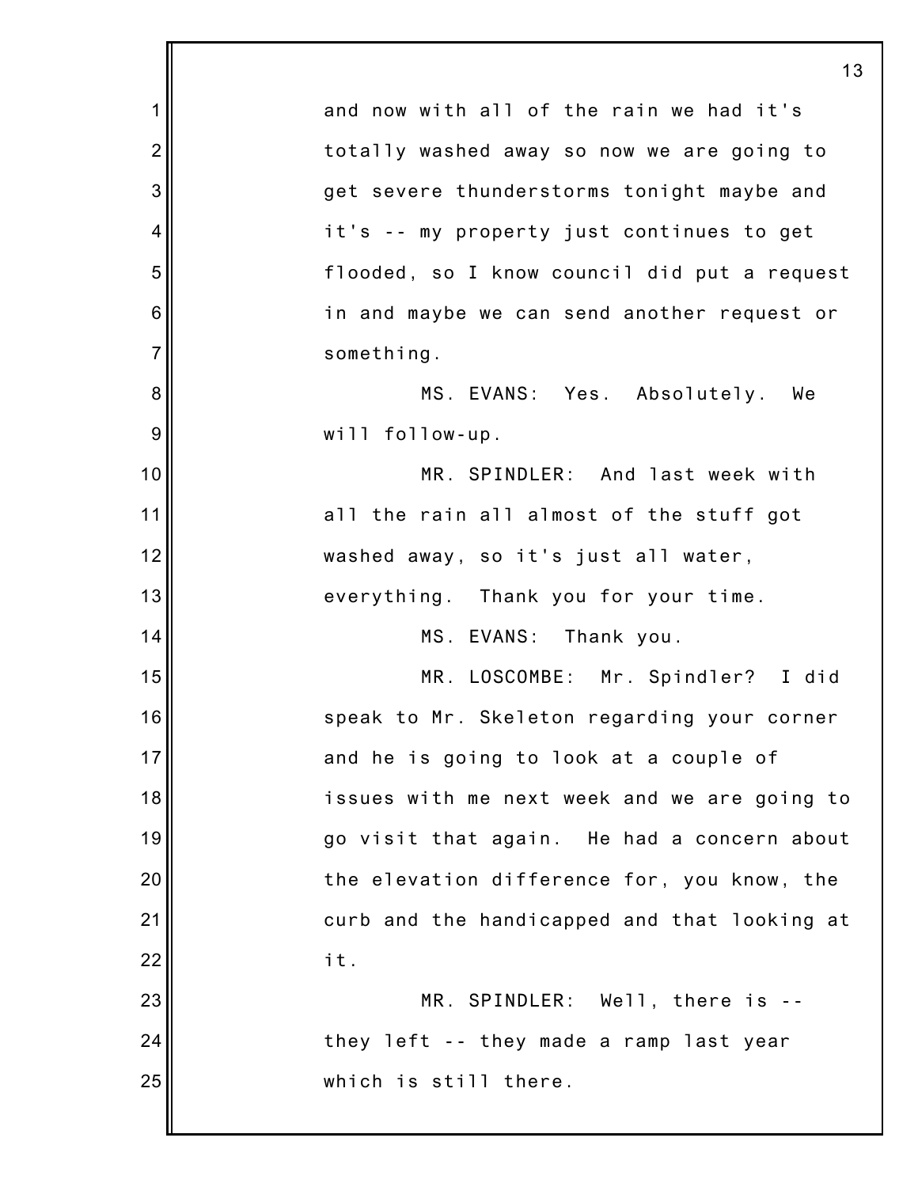and now with all of the rain we had it's totally washed away so now we are going to get severe thunderstorms tonight maybe and it's -- my property just continues to get flooded, so I know council did put a request in and maybe we can send another request or something.

MS. EVANS: Yes. Absolutely. We will follow-up.

MR. SPINDLER: And last week with all the rain all almost of the stuff got washed away, so it's just all water, everything. Thank you for your time.

MS. EVANS: Thank you.

MR. LOSCOMBE: Mr. Spindler? I did speak to Mr. Skeleton regarding your corner and he is going to look at a couple of issues with me next week and we are going to go visit that again. He had a concern about the elevation difference for, you know, the curb and the handicapped and that looking at it.

MR. SPINDLER: Well, there is -- they left -- they made a ramp last year which is still there.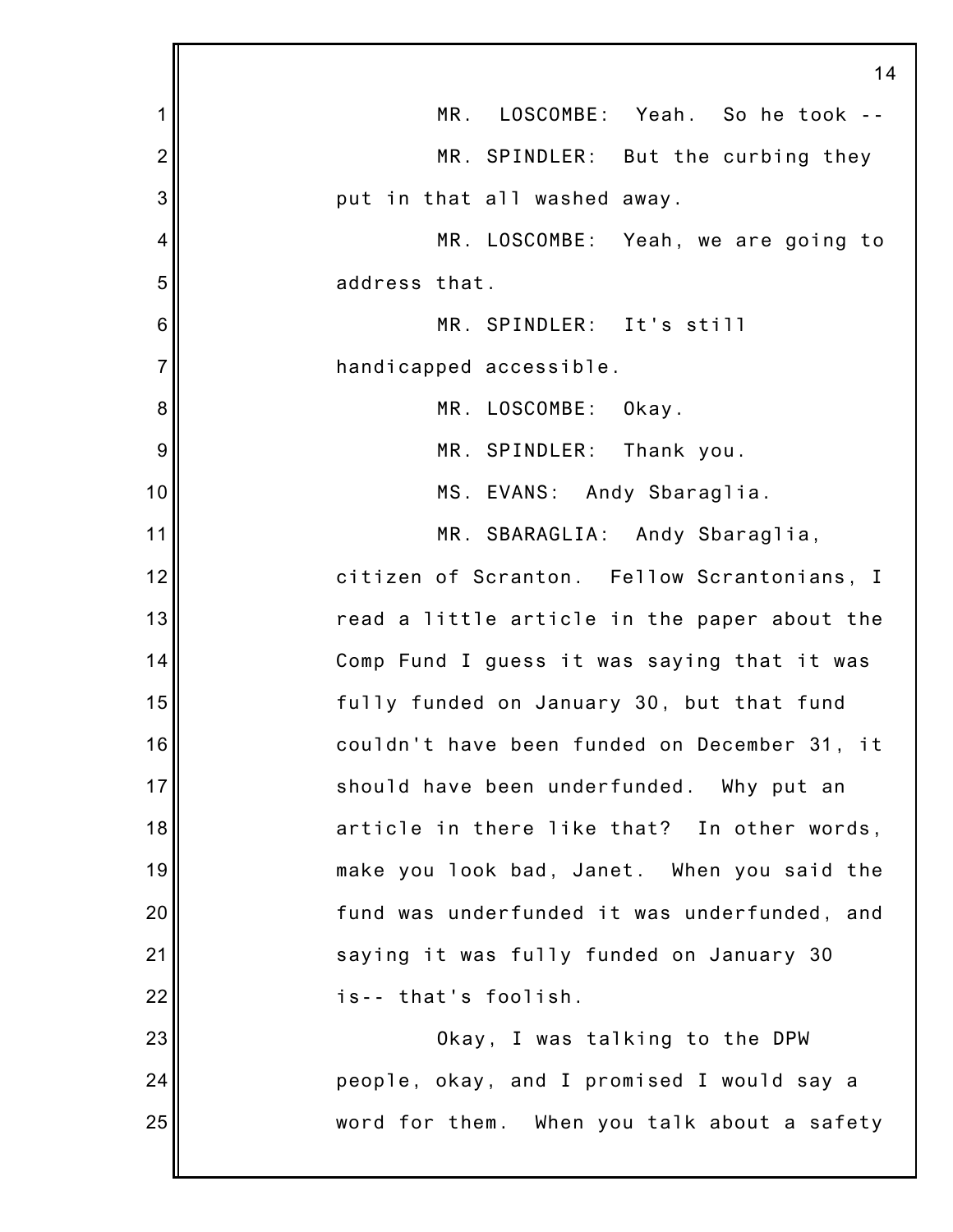MR. LOSCOMBE: Yeah. So he took --

MR. SPINDLER: But the curbing they put in that all washed away.

MR. LOSCOMBE: Yeah, we are going to address that.

MR. SPINDLER: It's still handicapped accessible.

MR. LOSCOMBE: Okay.

MR. SPINDLER: Thank you.

MS. EVANS: Andy Sbaraglia.

MR. SBARAGLIA: Andy Sbaraglia, citizen of Scranton. Fellow Scrantonians, I read a little article in the paper about the Comp Fund I guess it was saying that it was fully funded on January 30, but that fund couldn't have been funded on December 31, it should have been underfunded. Why put an article in there like that? In other words, make you look bad, Janet. When you said the fund was underfunded it was underfunded, and saying it was fully funded on January 30 is-- that's foolish.

Okay, I was talking to the DPW people, okay, and I promised I would say a word for them. When you talk about a safety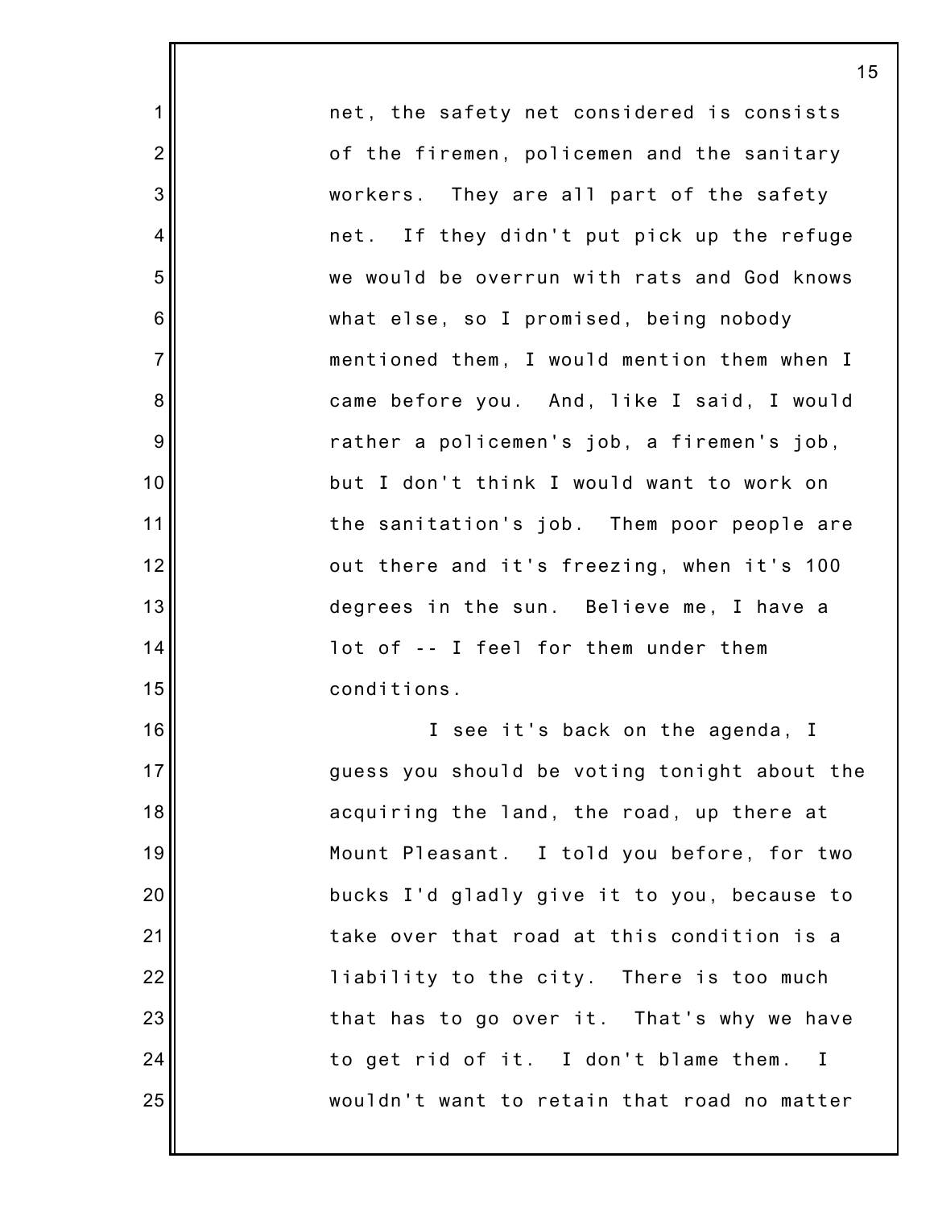net, the safety net considered is consists of the firemen, policemen and the sanitary workers. They are all part of the safety net. If they didn't put pick up the refuge we would be overrun with rats and God knows what else, so I promised, being nobody mentioned them, I would mention them when I came before you. And, like I said, I would rather a policemen's job, a firemen's job, but I don't think I would want to work on the sanitation's job. Them poor people are out there and it's freezing, when it's 100 degrees in the sun. Believe me, I have a lot of -- I feel for them under them conditions.

I see it's back on the agenda, I guess you should be voting tonight about the acquiring the land, the road, up there at Mount Pleasant. I told you before, for two bucks I'd gladly give it to you, because to take over that road at this condition is a liability to the city. There is too much that has to go over it. That's why we have to get rid of it. I don't blame them. I wouldn't want to retain that road no matter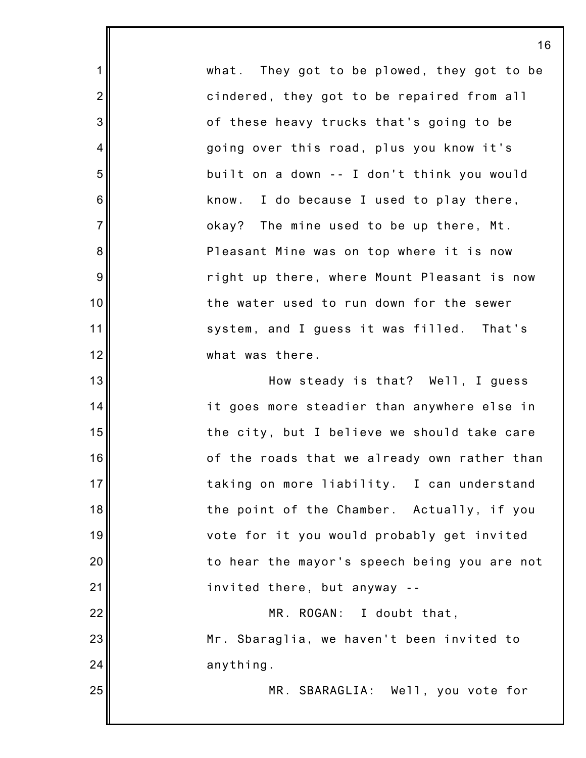what. They got to be plowed, they got to be cindered, they got to be repaired from all of these heavy trucks that's going to be going over this road, plus you know it's built on a down -- I don't think you would know. I do because I used to play there, okay? The mine used to be up there, Mt. Pleasant Mine was on top where it is now right up there, where Mount Pleasant is now the water used to run down for the sewer system, and I guess it was filled. That's what was there.

How steady is that? Well, I guess it goes more steadier than anywhere else in the city, but I believe we should take care of the roads that we already own rather than taking on more liability. I can understand the point of the Chamber. Actually, if you vote for it you would probably get invited to hear the mayor's speech being you are not invited there, but anyway --

MR. ROGAN: I doubt that, Mr. Sbaraglia, we haven't been invited to anything.

MR. SBARAGLIA: Well, you vote for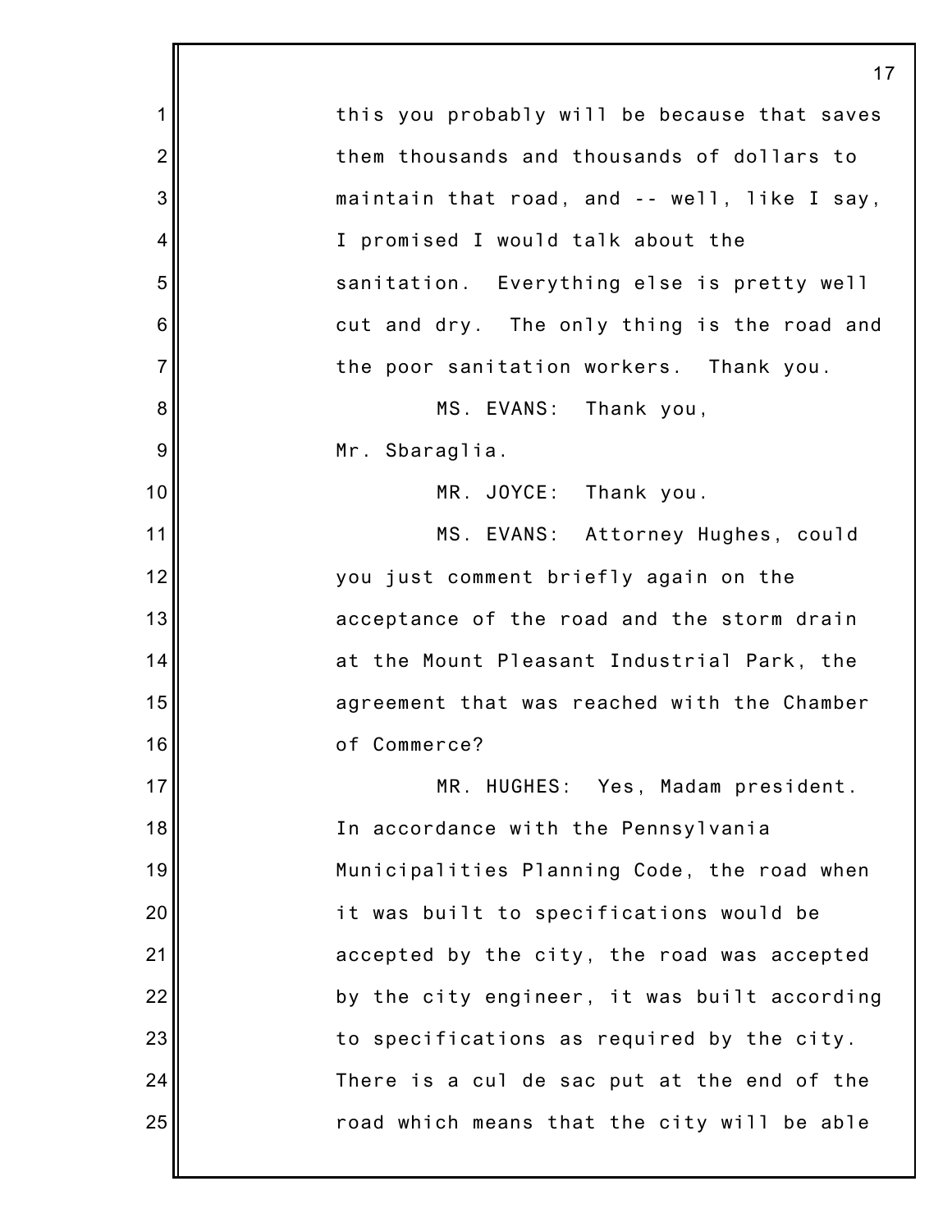this you probably will be because that saves them thousands and thousands of dollars to maintain that road, and -- well, like I say, I promised I would talk about the sanitation. Everything else is pretty well cut and dry. The only thing is the road and the poor sanitation workers. Thank you.

MS. EVANS: Thank you, Mr. Sbaraglia.

MR. JOYCE: Thank you.

MS. EVANS: Attorney Hughes, could you just comment briefly again on the acceptance of the road and the storm drain at the Mount Pleasant Industrial Park, the agreement that was reached with the Chamber of Commerce?

MR. HUGHES: Yes, Madam president. In accordance with the Pennsylvania Municipalities Planning Code, the road when it was built to specifications would be accepted by the city, the road was accepted by the city engineer, it was built according to specifications as required by the city. There is a cul de sac put at the end of the road which means that the city will be able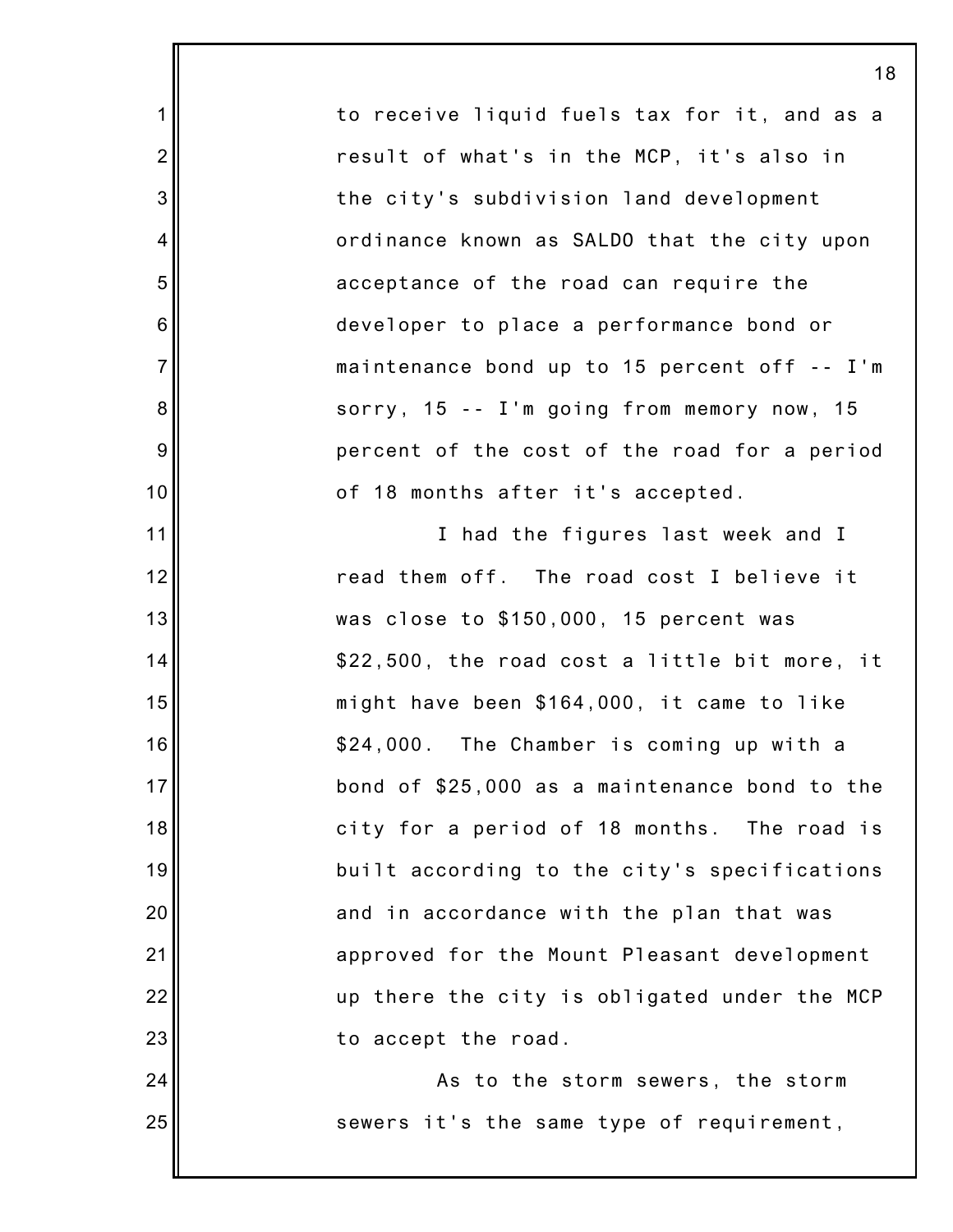to receive liquid fuels tax for it, and as a result of what's in the MCP, it's also in the city's subdivision land development ordinance known as SALDO that the city upon acceptance of the road can require the developer to place a performance bond or maintenance bond up to 15 percent off -- I'm sorry, 15 -- I'm going from memory now, 15 percent of the cost of the road for a period of 18 months after it's accepted.

I had the figures last week and I read them off. The road cost I believe it was close to $150,000, 15 percent was $22,500, the road cost a little bit more, it might have been $164,000, it came to like $24,000. The Chamber is coming up with a bond of $25,000 as a maintenance bond to the city for a period of 18 months. The road is built according to the city's specifications and in accordance with the plan that was approved for the Mount Pleasant development up there the city is obligated under the MCP to accept the road.

As to the storm sewers, the storm sewers it's the same type of requirement,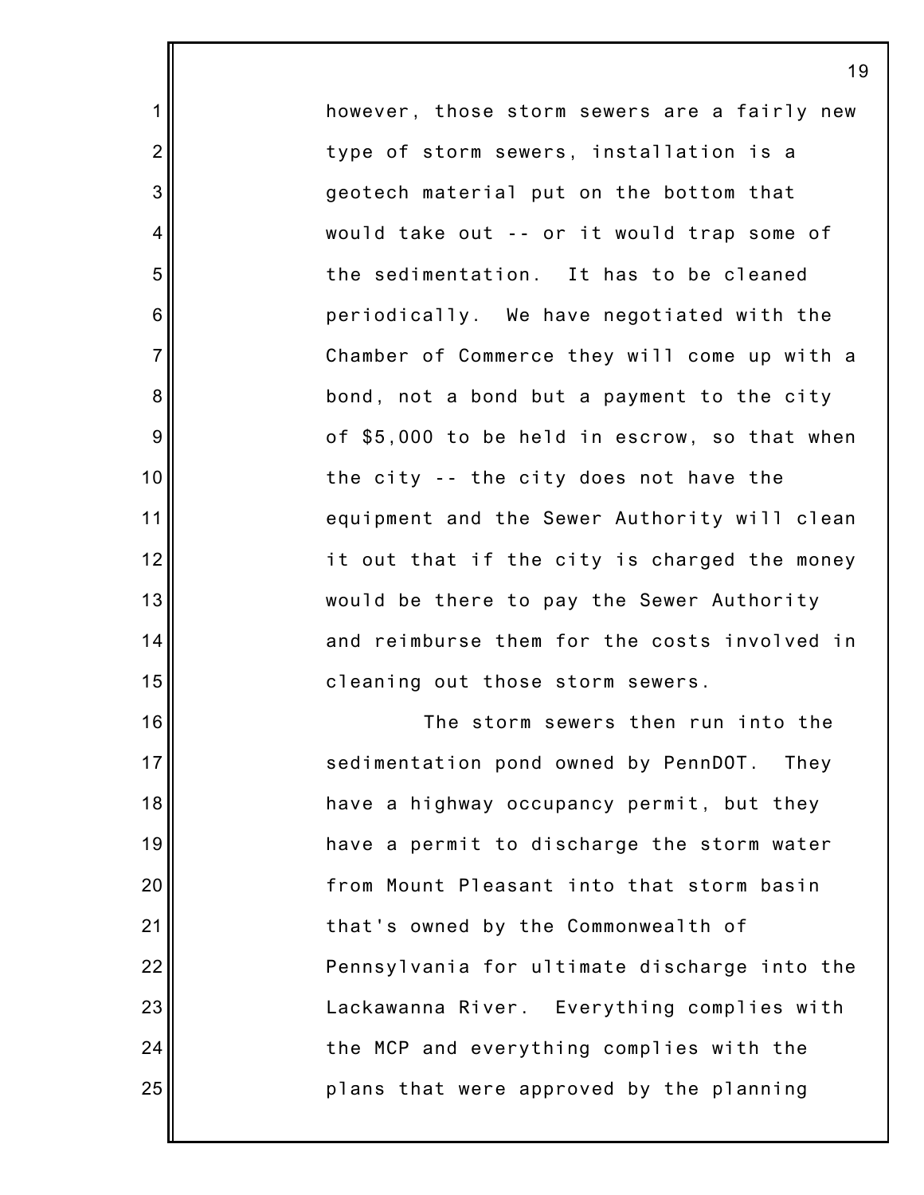however, those storm sewers are a fairly new type of storm sewers, installation is a geotech material put on the bottom that would take out -- or it would trap some of the sedimentation. It has to be cleaned periodically. We have negotiated with the Chamber of Commerce they will come up with a bond, not a bond but a payment to the city of $5,000 to be held in escrow, so that when the city -- the city does not have the equipment and the Sewer Authority will clean it out that if the city is charged the money would be there to pay the Sewer Authority and reimburse them for the costs involved in cleaning out those storm sewers.

The storm sewers then run into the sedimentation pond owned by PennDOT. They have a highway occupancy permit, but they have a permit to discharge the storm water from Mount Pleasant into that storm basin that's owned by the Commonwealth of Pennsylvania for ultimate discharge into the Lackawanna River. Everything complies with the MCP and everything complies with the plans that were approved by the planning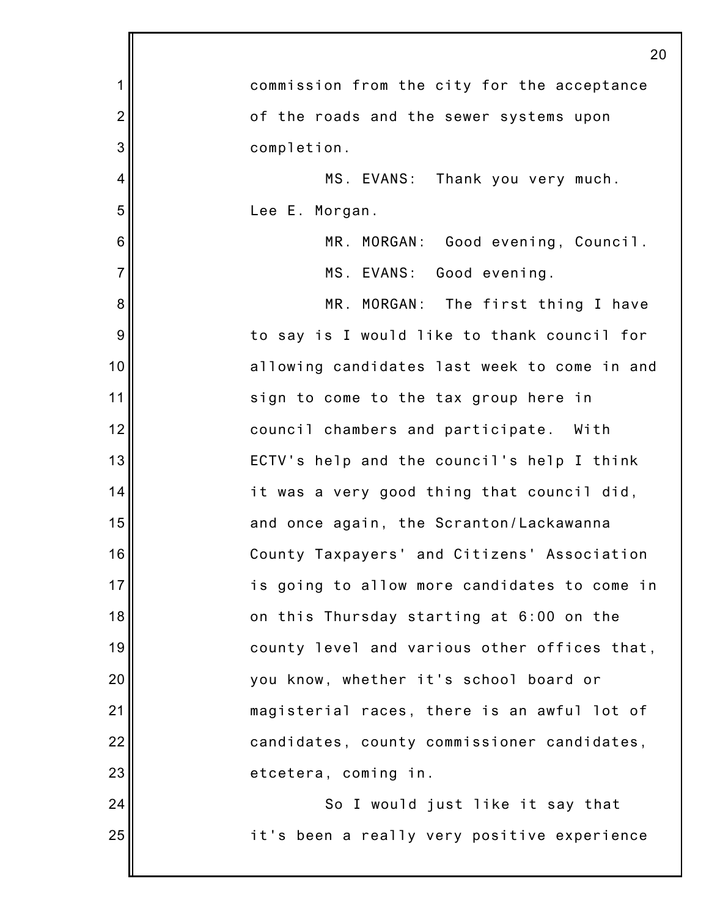commission from the city for the acceptance of the roads and the sewer systems upon completion.

MS. EVANS: Thank you very much. Lee E. Morgan.

MR. MORGAN: Good evening, Council.

MS. EVANS: Good evening.

MR. MORGAN: The first thing I have to say is I would like to thank council for allowing candidates last week to come in and sign to come to the tax group here in council chambers and participate. With ECTV's help and the council's help I think it was a very good thing that council did, and once again, the Scranton/Lackawanna County Taxpayers' and Citizens' Association is going to allow more candidates to come in on this Thursday starting at 6:00 on the county level and various other offices that, you know, whether it's school board or magisterial races, there is an awful lot of candidates, county commissioner candidates, etcetera, coming in.

So I would just like it say that it's been a really very positive experience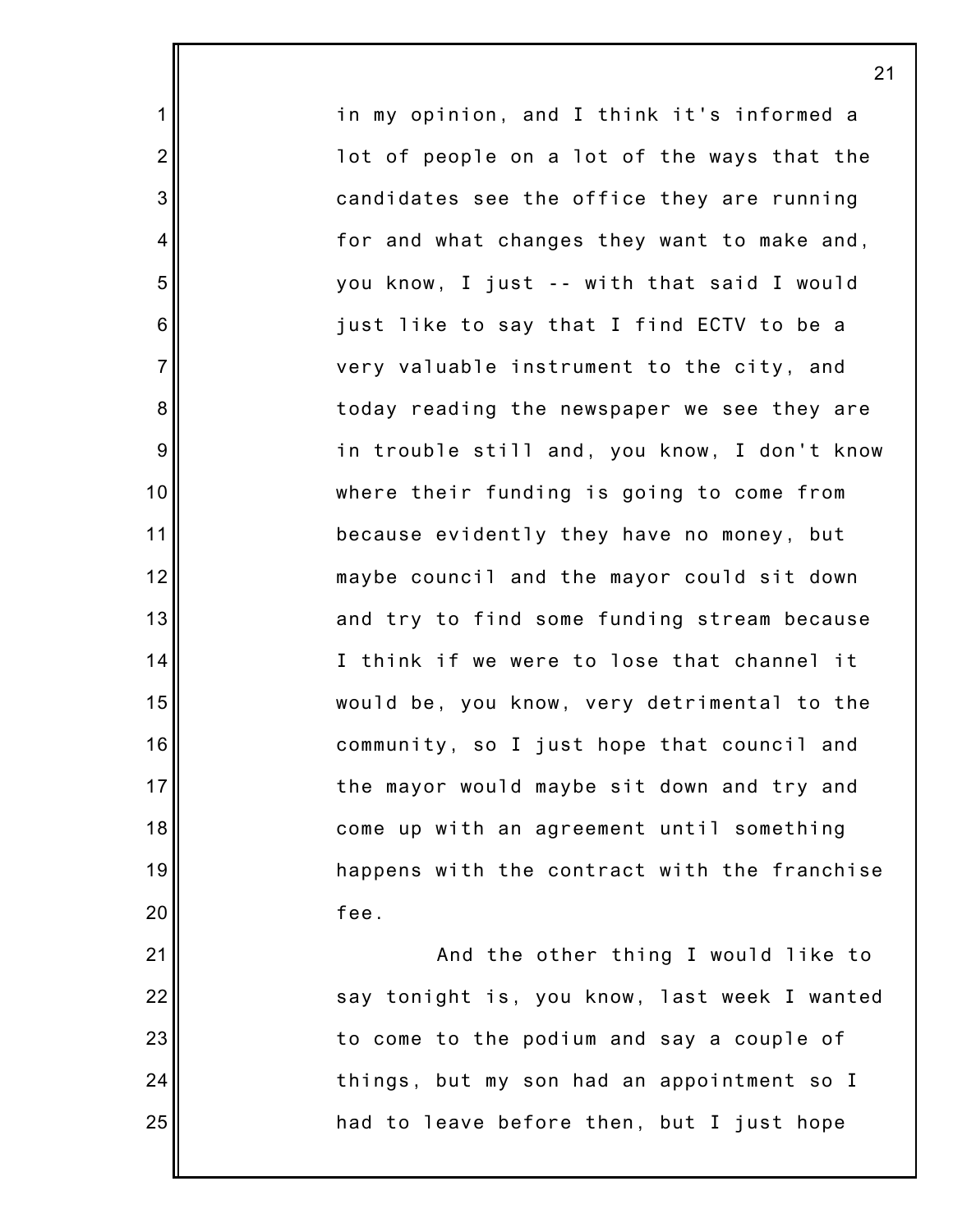in my opinion, and I think it's informed a lot of people on a lot of the ways that the candidates see the office they are running for and what changes they want to make and, you know, I just -- with that said I would just like to say that I find ECTV to be a very valuable instrument to the city, and today reading the newspaper we see they are in trouble still and, you know, I don't know where their funding is going to come from because evidently they have no money, but maybe council and the mayor could sit down and try to find some funding stream because I think if we were to lose that channel it would be, you know, very detrimental to the community, so I just hope that council and the mayor would maybe sit down and try and come up with an agreement until something happens with the contract with the franchise fee.

And the other thing I would like to say tonight is, you know, last week I wanted to come to the podium and say a couple of things, but my son had an appointment so I had to leave before then, but I just hope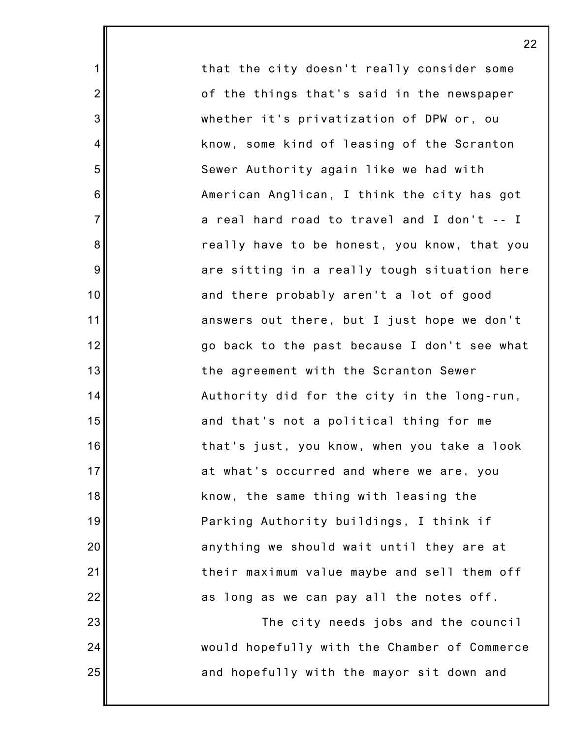that the city doesn't really consider some of the things that's said in the newspaper whether it's privatization of DPW or, ou know, some kind of leasing of the Scranton Sewer Authority again like we had with American Anglican, I think the city has got a real hard road to travel and I don't -- I really have to be honest, you know, that you are sitting in a really tough situation here and there probably aren't a lot of good answers out there, but I just hope we don't go back to the past because I don't see what the agreement with the Scranton Sewer Authority did for the city in the long-run, and that's not a political thing for me that's just, you know, when you take a look at what's occurred and where we are, you know, the same thing with leasing the Parking Authority buildings, I think if anything we should wait until they are at their maximum value maybe and sell them off as long as we can pay all the notes off.

The city needs jobs and the council would hopefully with the Chamber of Commerce and hopefully with the mayor sit down and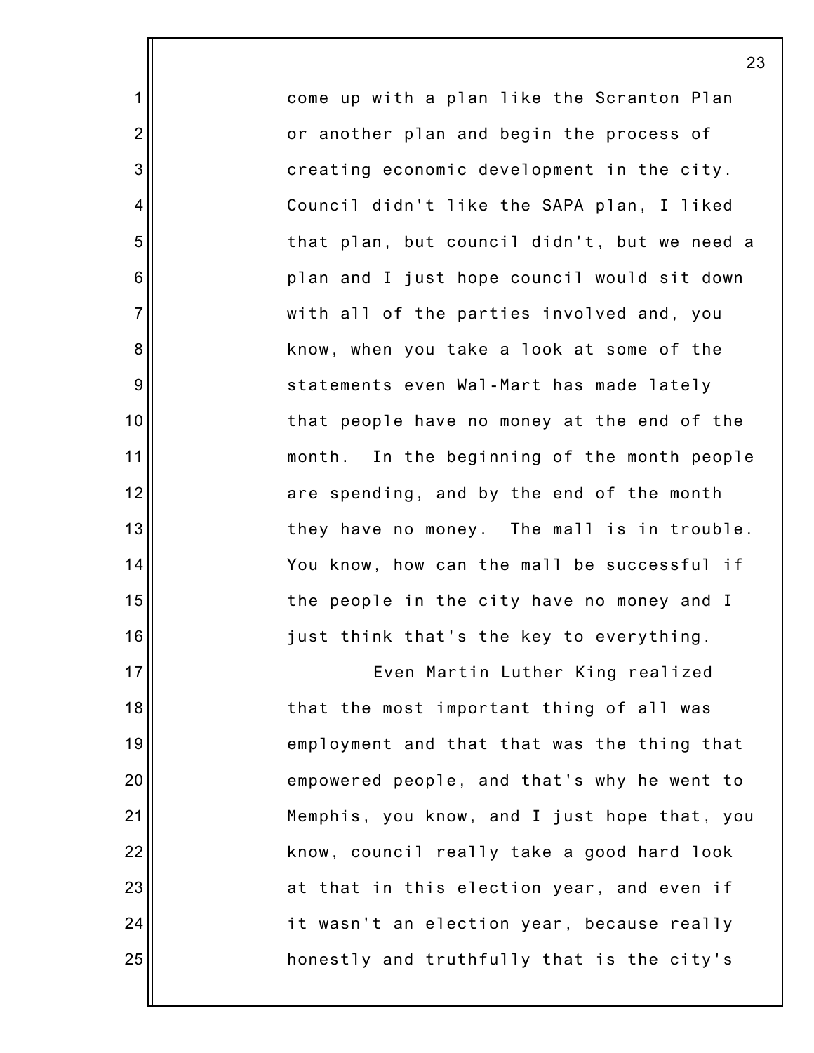come up with a plan like the Scranton Plan or another plan and begin the process of creating economic development in the city. Council didn't like the SAPA plan, I liked that plan, but council didn't, but we need a plan and I just hope council would sit down with all of the parties involved and, you know, when you take a look at some of the statements even Wal-Mart has made lately that people have no money at the end of the month. In the beginning of the month people are spending, and by the end of the month they have no money. The mall is in trouble. You know, how can the mall be successful if the people in the city have no money and I just think that's the key to everything.

Even Martin Luther King realized that the most important thing of all was employment and that that was the thing that empowered people, and that's why he went to Memphis, you know, and I just hope that, you know, council really take a good hard look at that in this election year, and even if it wasn't an election year, because really honestly and truthfully that is the city's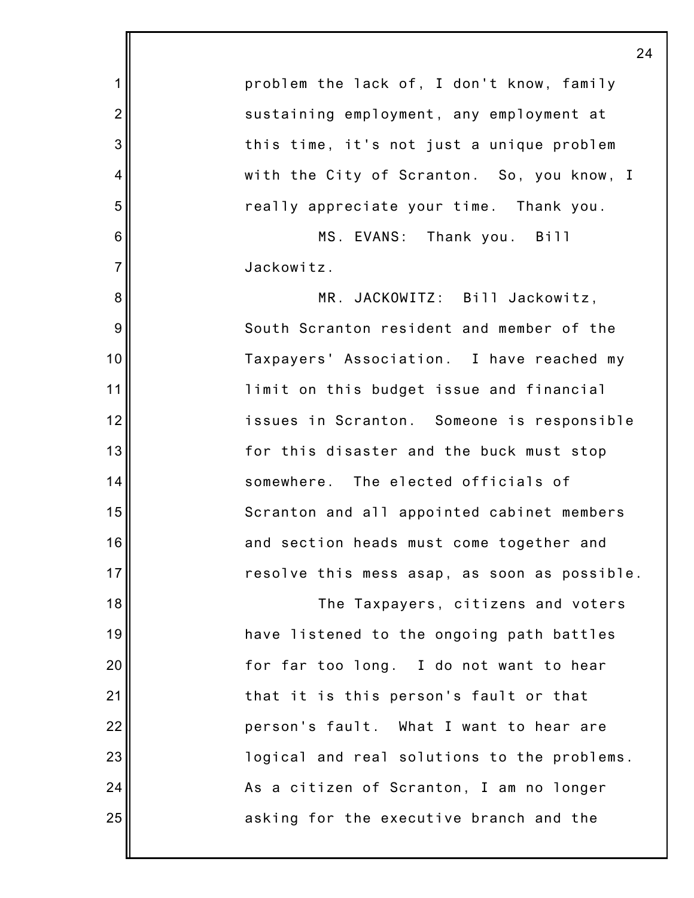problem the lack of, I don't know, family sustaining employment, any employment at this time, it's not just a unique problem with the City of Scranton. So, you know, I really appreciate your time. Thank you.

MS. EVANS: Thank you. Bill Jackowitz.

MR. JACKOWITZ: Bill Jackowitz, South Scranton resident and member of the Taxpayers' Association. I have reached my limit on this budget issue and financial issues in Scranton. Someone is responsible for this disaster and the buck must stop somewhere. The elected officials of Scranton and all appointed cabinet members and section heads must come together and resolve this mess asap, as soon as possible.

The Taxpayers, citizens and voters have listened to the ongoing path battles for far too long. I do not want to hear that it is this person's fault or that person's fault. What I want to hear are logical and real solutions to the problems. As a citizen of Scranton, I am no longer asking for the executive branch and the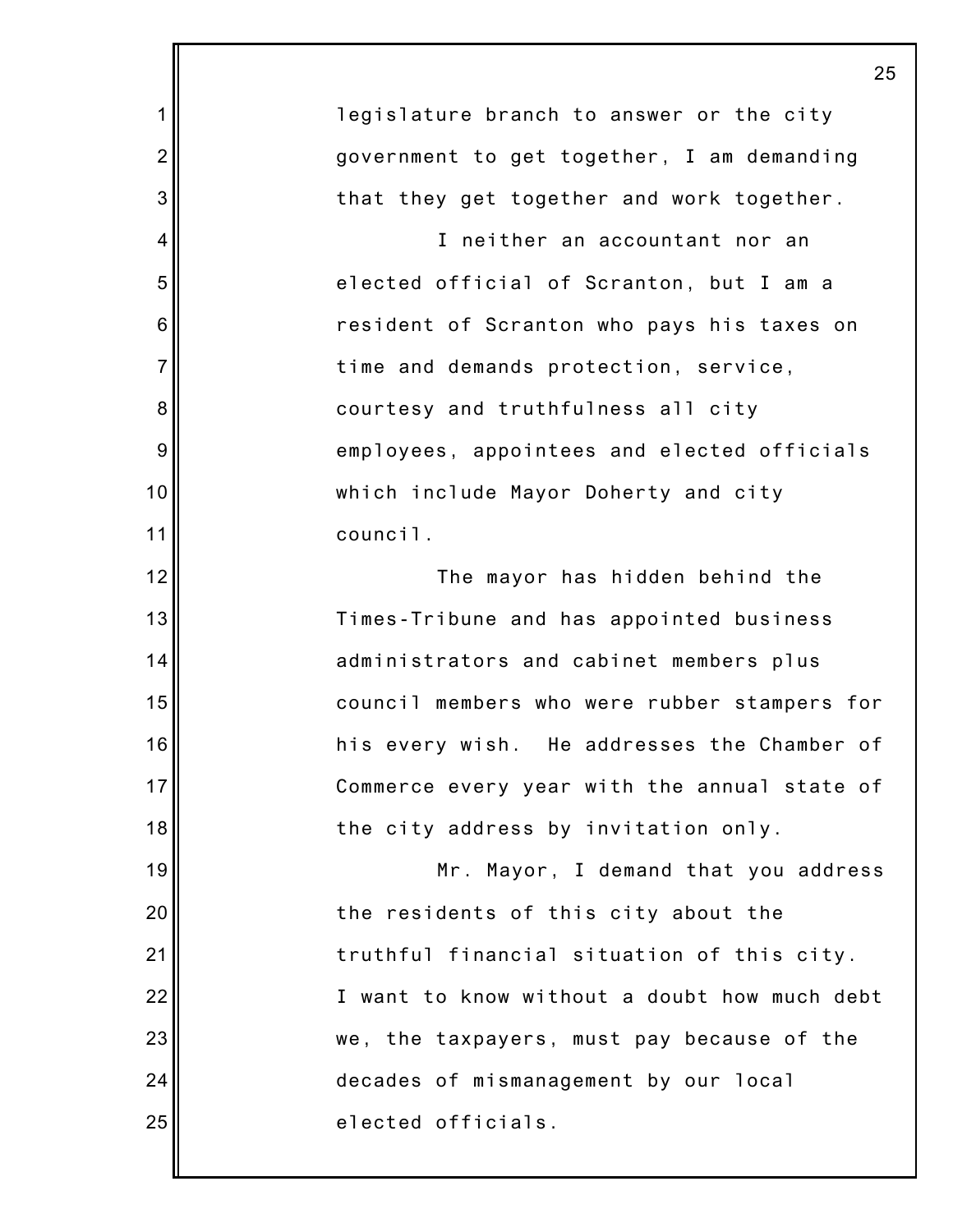legislature branch to answer or the city government to get together, I am demanding that they get together and work together.

I neither an accountant nor an elected official of Scranton, but I am a resident of Scranton who pays his taxes on time and demands protection, service, courtesy and truthfulness all city employees, appointees and elected officials which include Mayor Doherty and city council.

The mayor has hidden behind the Times-Tribune and has appointed business administrators and cabinet members plus council members who were rubber stampers for his every wish. He addresses the Chamber of Commerce every year with the annual state of the city address by invitation only.

Mr. Mayor, I demand that you address the residents of this city about the truthful financial situation of this city. I want to know without a doubt how much debt we, the taxpayers, must pay because of the decades of mismanagement by our local elected officials.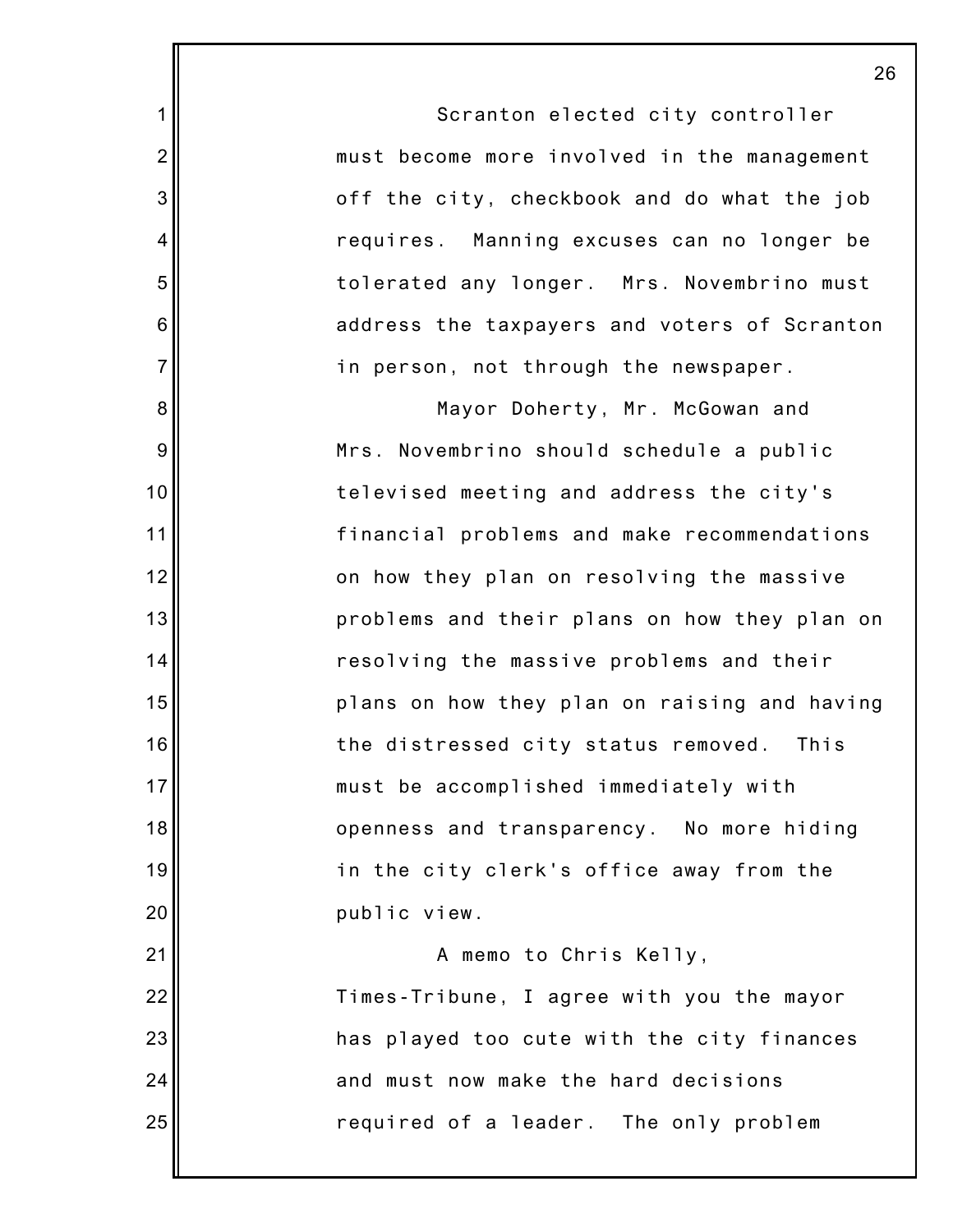Scranton elected city controller must become more involved in the management off the city, checkbook and do what the job requires. Manning excuses can no longer be tolerated any longer. Mrs. Novembrino must address the taxpayers and voters of Scranton in person, not through the newspaper.

Mayor Doherty, Mr. McGowan and Mrs. Novembrino should schedule a public televised meeting and address the city's financial problems and make recommendations on how they plan on resolving the massive problems and their plans on how they plan on resolving the massive problems and their plans on how they plan on raising and having the distressed city status removed. This must be accomplished immediately with openness and transparency. No more hiding in the city clerk's office away from the public view.

A memo to Chris Kelly, Times-Tribune, I agree with you the mayor has played too cute with the city finances and must now make the hard decisions required of a leader. The only problem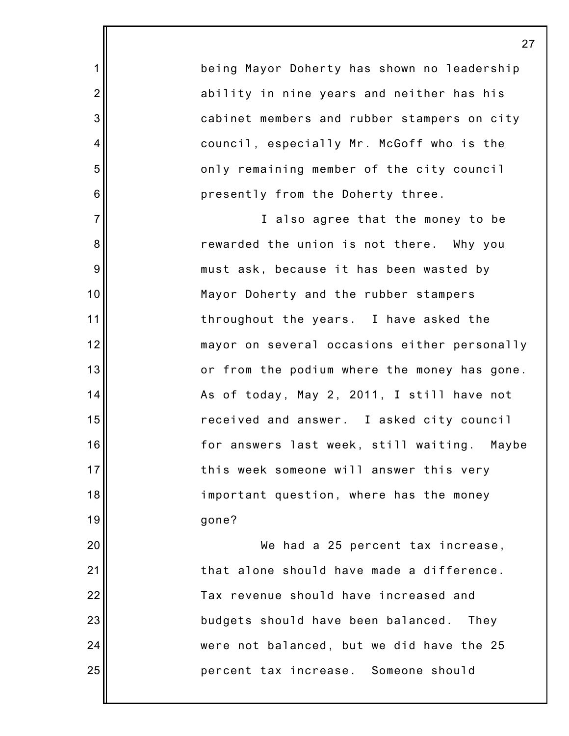being Mayor Doherty has shown no leadership ability in nine years and neither has his cabinet members and rubber stampers on city council, especially Mr. McGoff who is the only remaining member of the city council presently from the Doherty three.

I also agree that the money to be rewarded the union is not there. Why you must ask, because it has been wasted by Mayor Doherty and the rubber stampers throughout the years. I have asked the mayor on several occasions either personally or from the podium where the money has gone. As of today, May 2, 2011, I still have not received and answer. I asked city council for answers last week, still waiting. Maybe this week someone will answer this very important question, where has the money gone?

We had a 25 percent tax increase, that alone should have made a difference. Tax revenue should have increased and budgets should have been balanced. They were not balanced, but we did have the 25 percent tax increase. Someone should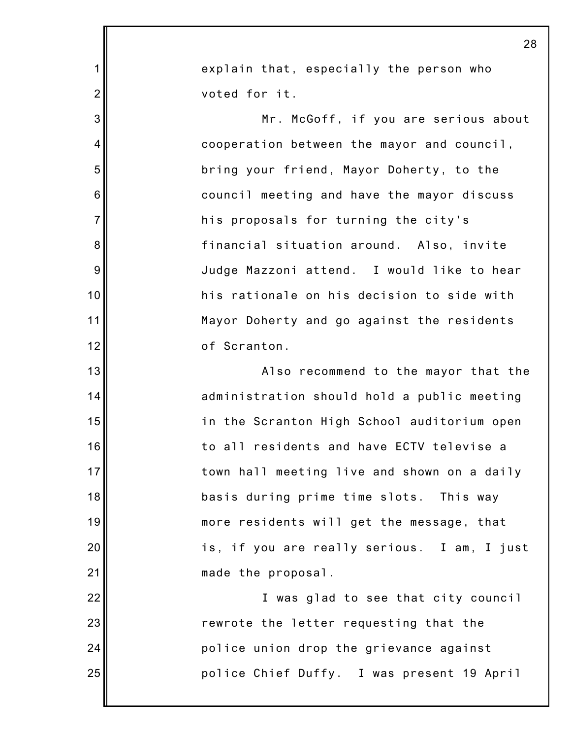explain that, especially the person who voted for it.

Mr. McGoff, if you are serious about cooperation between the mayor and council, bring your friend, Mayor Doherty, to the council meeting and have the mayor discuss his proposals for turning the city's financial situation around. Also, invite Judge Mazzoni attend. I would like to hear his rationale on his decision to side with Mayor Doherty and go against the residents of Scranton.

Also recommend to the mayor that the administration should hold a public meeting in the Scranton High School auditorium open to all residents and have ECTV televise a town hall meeting live and shown on a daily basis during prime time slots. This way more residents will get the message, that is, if you are really serious. I am, I just made the proposal.

I was glad to see that city council rewrote the letter requesting that the police union drop the grievance against police Chief Duffy. I was present 19 April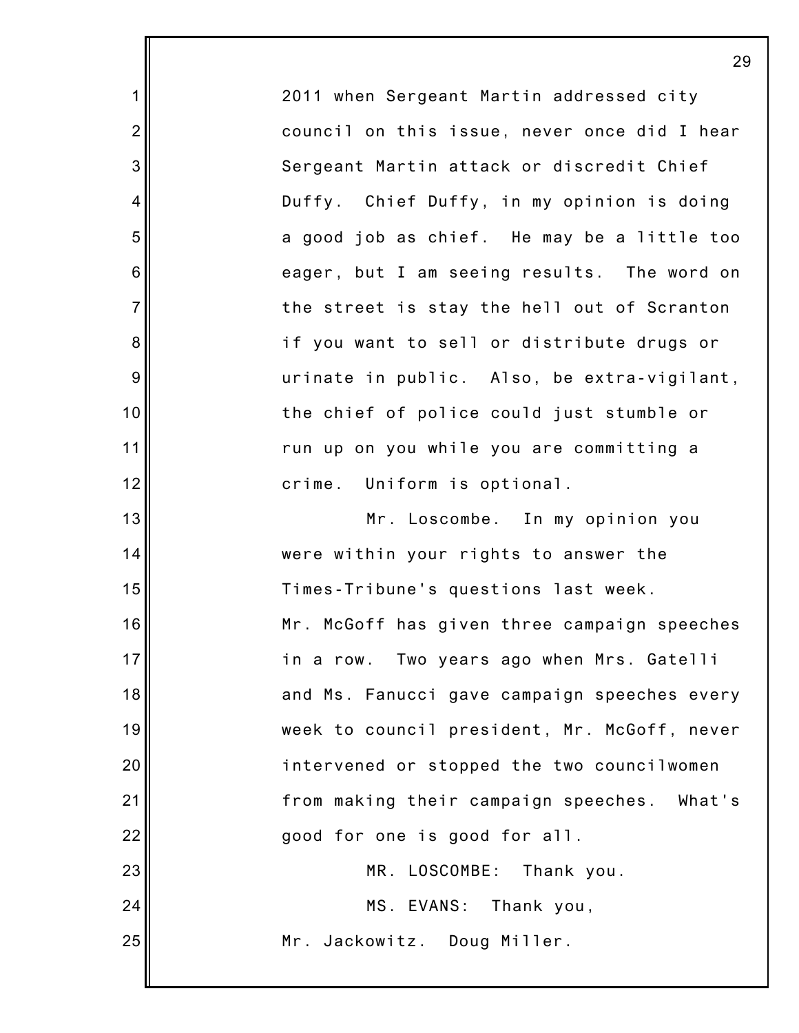2011 when Sergeant Martin addressed city council on this issue, never once did I hear Sergeant Martin attack or discredit Chief Duffy. Chief Duffy, in my opinion is doing a good job as chief. He may be a little too eager, but I am seeing results. The word on the street is stay the hell out of Scranton if you want to sell or distribute drugs or urinate in public. Also, be extra-vigilant, the chief of police could just stumble or run up on you while you are committing a crime. Uniform is optional.

Mr. Loscombe. In my opinion you were within your rights to answer the Times-Tribune's questions last week. Mr. McGoff has given three campaign speeches in a row. Two years ago when Mrs. Gatelli and Ms. Fanucci gave campaign speeches every week to council president, Mr. McGoff, never intervened or stopped the two councilwomen from making their campaign speeches. What's good for one is good for all.

MR. LOSCOMBE: Thank you.

MS. EVANS: Thank you, Mr. Jackowitz. Doug Miller.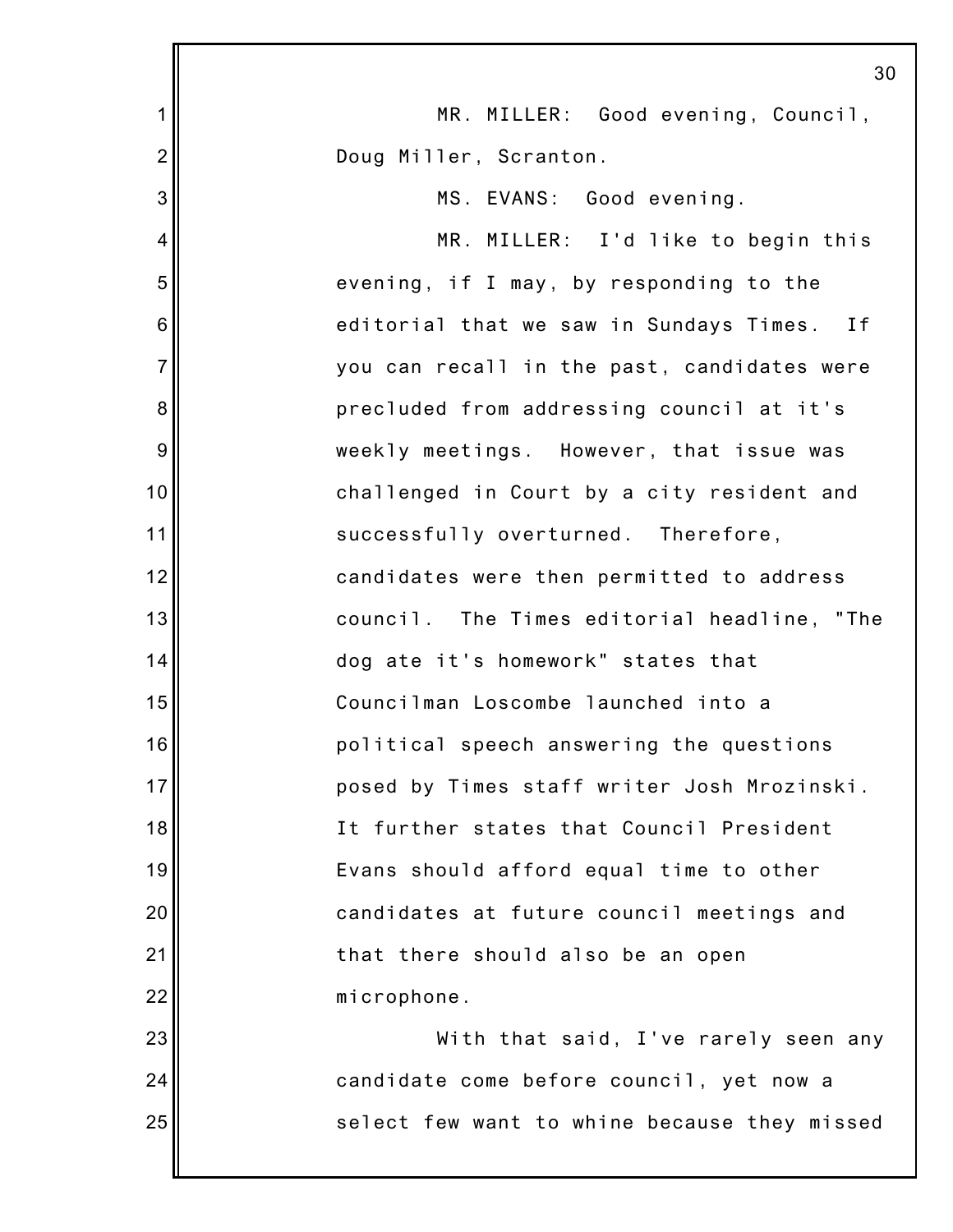MR. MILLER: Good evening, Council, Doug Miller, Scranton.

MS. EVANS: Good evening.

MR. MILLER: I'd like to begin this evening, if I may, by responding to the editorial that we saw in Sundays Times. If you can recall in the past, candidates were precluded from addressing council at it's weekly meetings. However, that issue was challenged in Court by a city resident and successfully overturned. Therefore, candidates were then permitted to address council. The Times editorial headline, "The dog ate it's homework" states that Councilman Loscombe launched into a political speech answering the questions posed by Times staff writer Josh Mrozinski. It further states that Council President Evans should afford equal time to other candidates at future council meetings and that there should also be an open microphone.

With that said, I've rarely seen any candidate come before council, yet now a select few want to whine because they missed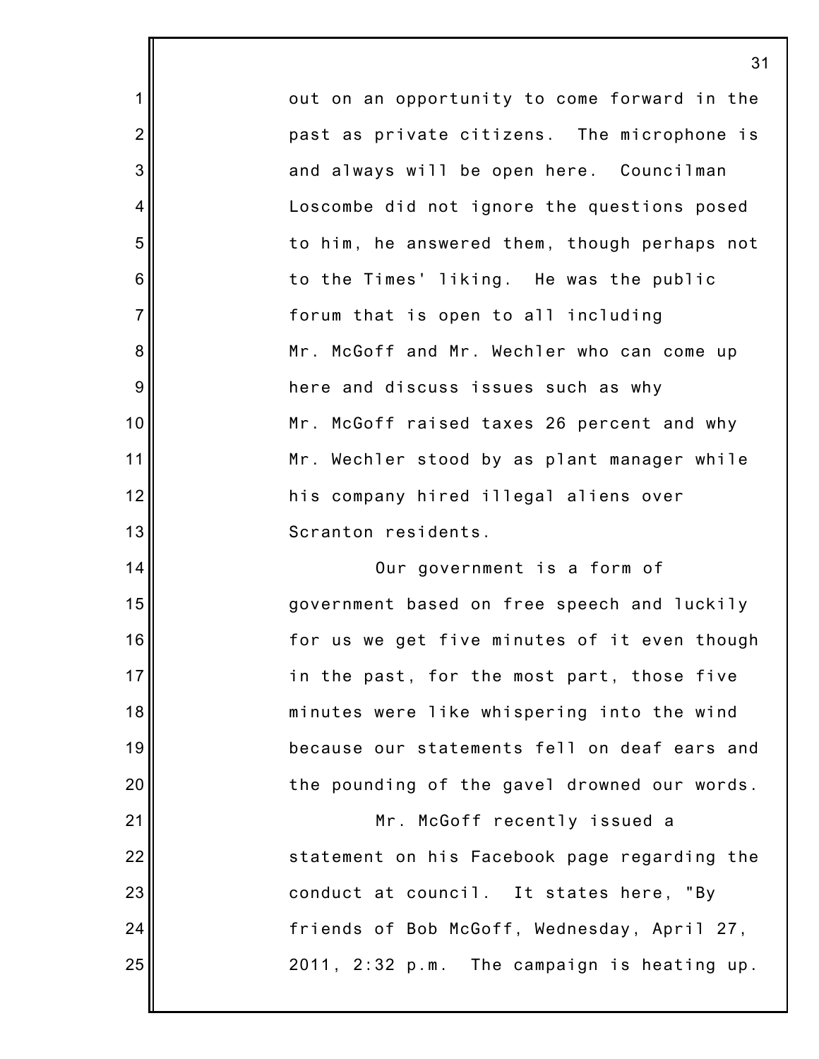out on an opportunity to come forward in the past as private citizens. The microphone is and always will be open here. Councilman Loscombe did not ignore the questions posed to him, he answered them, though perhaps not to the Times' liking. He was the public forum that is open to all including Mr. McGoff and Mr. Wechler who can come up here and discuss issues such as why Mr. McGoff raised taxes 26 percent and why Mr. Wechler stood by as plant manager while his company hired illegal aliens over Scranton residents.

Our government is a form of government based on free speech and luckily for us we get five minutes of it even though in the past, for the most part, those five minutes were like whispering into the wind because our statements fell on deaf ears and the pounding of the gavel drowned our words.

Mr. McGoff recently issued a statement on his Facebook page regarding the conduct at council. It states here, "By friends of Bob McGoff, Wednesday, April 27, 2011, 2:32 p.m. The campaign is heating up.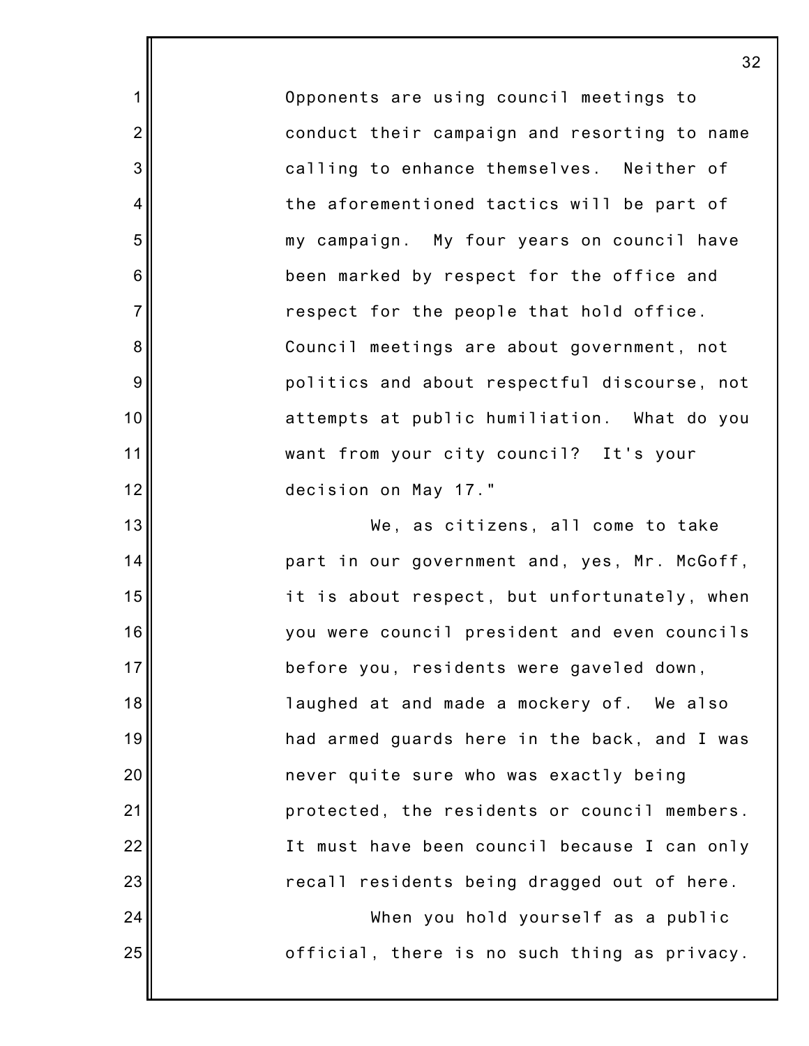Opponents are using council meetings to conduct their campaign and resorting to name calling to enhance themselves. Neither of the aforementioned tactics will be part of my campaign. My four years on council have been marked by respect for the office and respect for the people that hold office. Council meetings are about government, not politics and about respectful discourse, not attempts at public humiliation. What do you want from your city council? It's your decision on May 17."

We, as citizens, all come to take part in our government and, yes, Mr. McGoff, it is about respect, but unfortunately, when you were council president and even councils before you, residents were gaveled down, laughed at and made a mockery of. We also had armed guards here in the back, and I was never quite sure who was exactly being protected, the residents or council members. It must have been council because I can only recall residents being dragged out of here.

When you hold yourself as a public official, there is no such thing as privacy.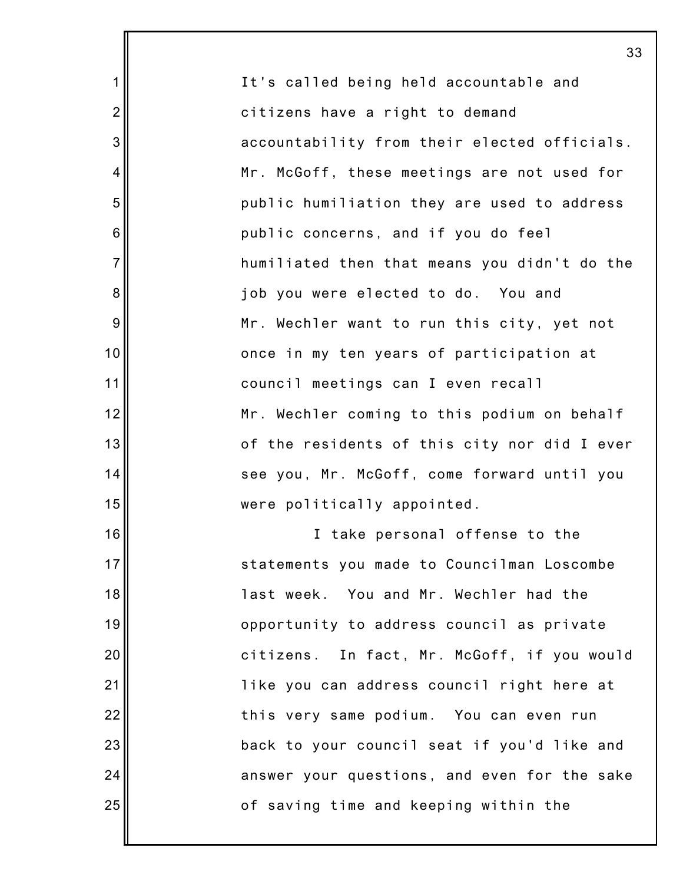It's called being held accountable and citizens have a right to demand accountability from their elected officials. Mr. McGoff, these meetings are not used for public humiliation they are used to address public concerns, and if you do feel humiliated then that means you didn't do the job you were elected to do. You and Mr. Wechler want to run this city, yet not once in my ten years of participation at council meetings can I even recall Mr. Wechler coming to this podium on behalf of the residents of this city nor did I ever see you, Mr. McGoff, come forward until you were politically appointed.

I take personal offense to the statements you made to Councilman Loscombe last week. You and Mr. Wechler had the opportunity to address council as private citizens. In fact, Mr. McGoff, if you would like you can address council right here at this very same podium. You can even run back to your council seat if you'd like and answer your questions, and even for the sake of saving time and keeping within the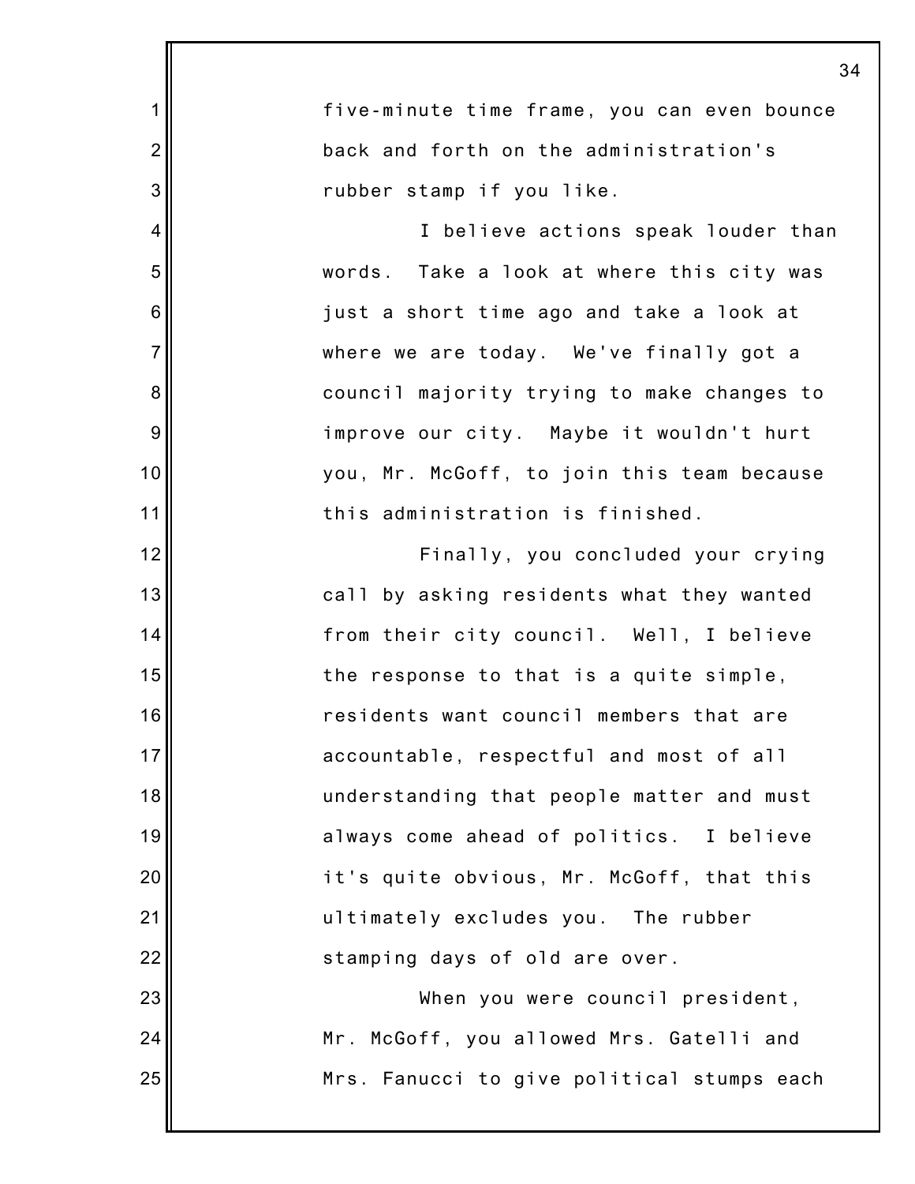five-minute time frame, you can even bounce back and forth on the administration's rubber stamp if you like.

I believe actions speak louder than words. Take a look at where this city was just a short time ago and take a look at where we are today. We've finally got a council majority trying to make changes to improve our city. Maybe it wouldn't hurt you, Mr. McGoff, to join this team because this administration is finished.

Finally, you concluded your crying call by asking residents what they wanted from their city council. Well, I believe the response to that is a quite simple, residents want council members that are accountable, respectful and most of all understanding that people matter and must always come ahead of politics. I believe it's quite obvious, Mr. McGoff, that this ultimately excludes you. The rubber stamping days of old are over.

When you were council president, Mr. McGoff, you allowed Mrs. Gatelli and Mrs. Fanucci to give political stumps each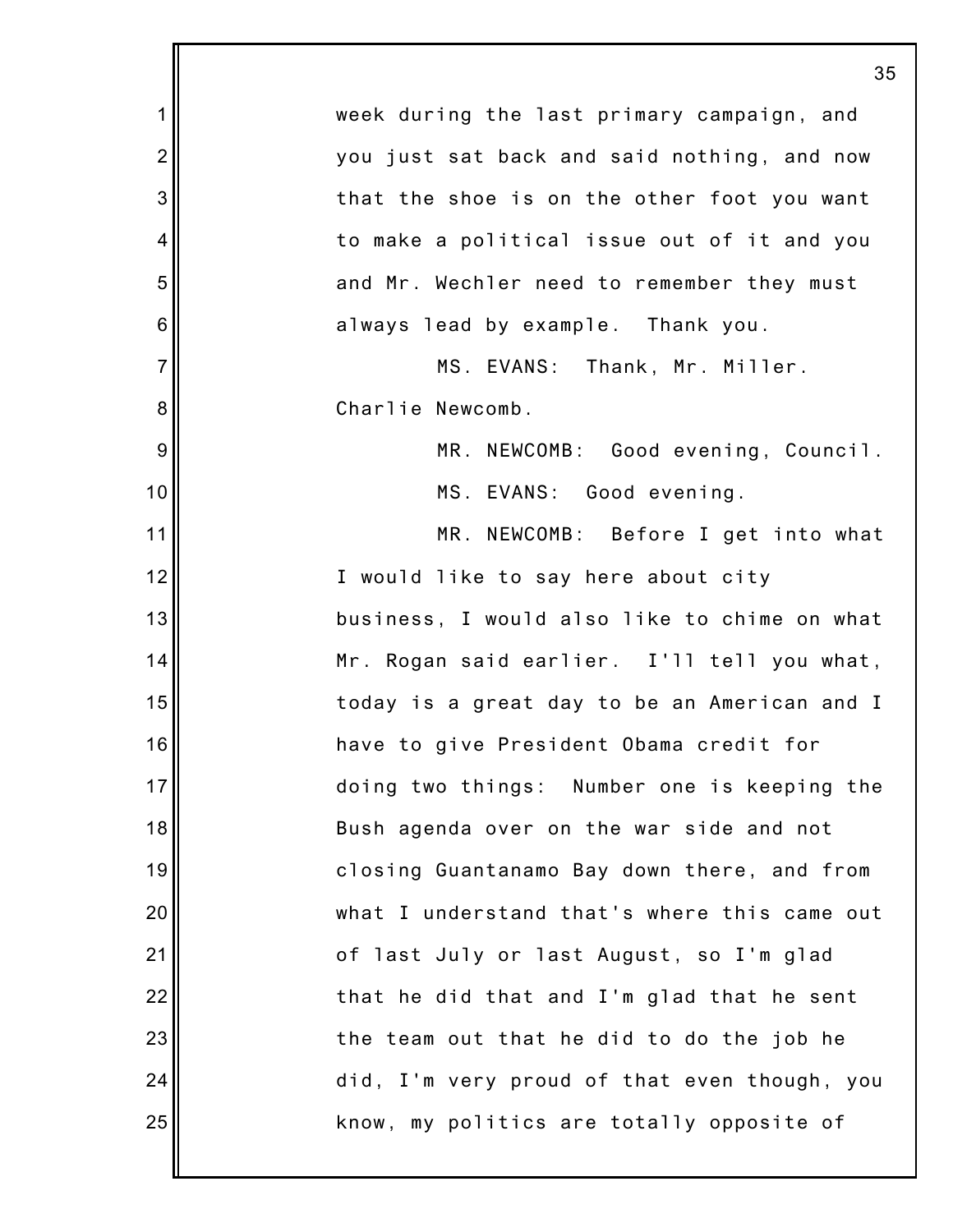week during the last primary campaign, and you just sat back and said nothing, and now that the shoe is on the other foot you want to make a political issue out of it and you and Mr. Wechler need to remember they must always lead by example. Thank you.

MS. EVANS: Thank, Mr. Miller. Charlie Newcomb.

MR. NEWCOMB: Good evening, Council.

MS. EVANS: Good evening.

MR. NEWCOMB: Before I get into what I would like to say here about city business, I would also like to chime on what Mr. Rogan said earlier. I'll tell you what, today is a great day to be an American and I have to give President Obama credit for doing two things: Number one is keeping the Bush agenda over on the war side and not closing Guantanamo Bay down there, and from what I understand that's where this came out of last July or last August, so I'm glad that he did that and I'm glad that he sent the team out that he did to do the job he did, I'm very proud of that even though, you know, my politics are totally opposite of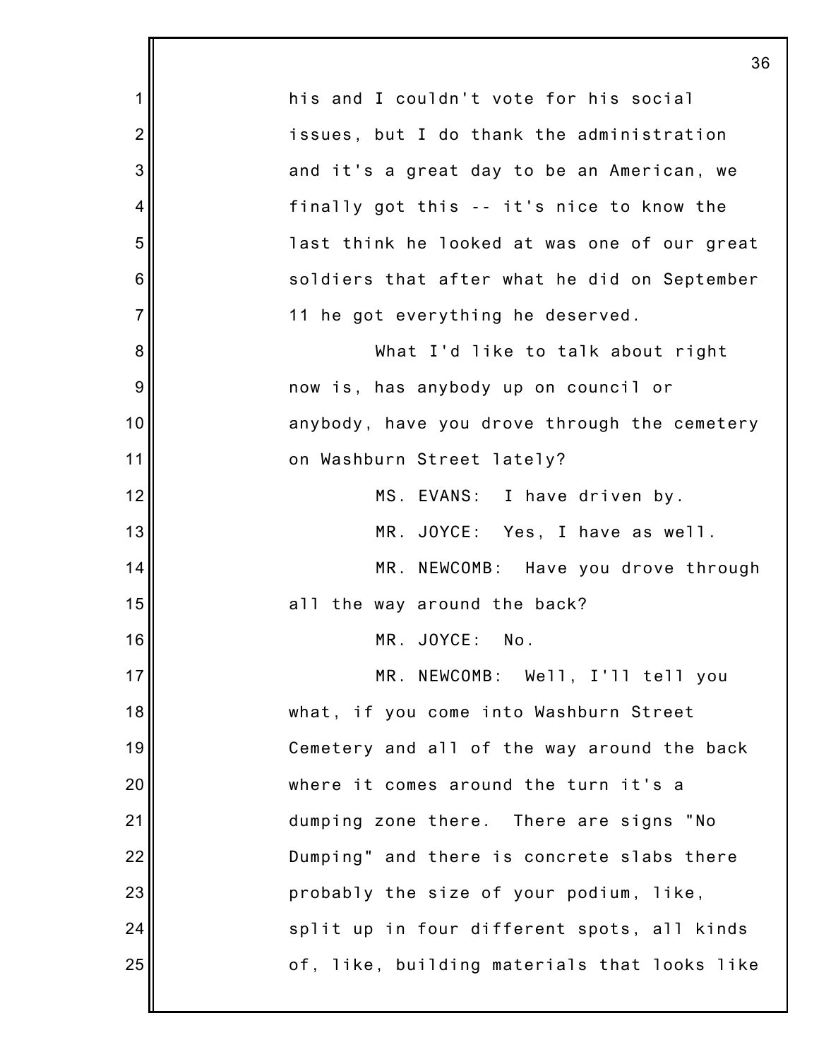his and I couldn't vote for his social issues, but I do thank the administration and it's a great day to be an American, we finally got this -- it's nice to know the last think he looked at was one of our great soldiers that after what he did on September 11 he got everything he deserved.

What I'd like to talk about right now is, has anybody up on council or anybody, have you drove through the cemetery on Washburn Street lately?

MS. EVANS: I have driven by.

MR. JOYCE: Yes, I have as well.

MR. NEWCOMB: Have you drove through all the way around the back?

MR. JOYCE: No.

MR. NEWCOMB: Well, I'll tell you what, if you come into Washburn Street Cemetery and all of the way around the back where it comes around the turn it's a dumping zone there. There are signs "No Dumping" and there is concrete slabs there probably the size of your podium, like, split up in four different spots, all kinds of, like, building materials that looks like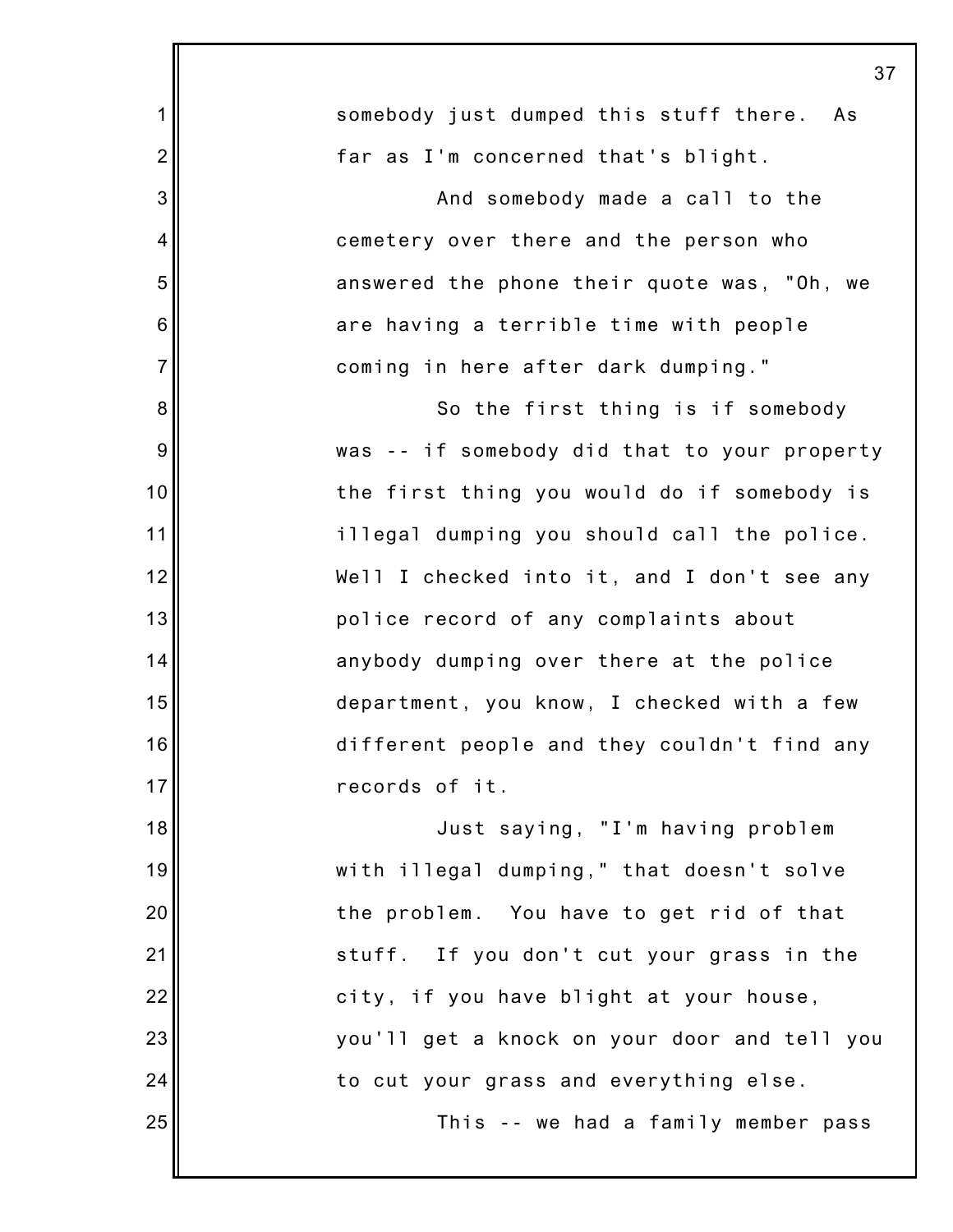somebody just dumped this stuff there. As far as I'm concerned that's blight.

And somebody made a call to the cemetery over there and the person who answered the phone their quote was, "Oh, we are having a terrible time with people coming in here after dark dumping."

So the first thing is if somebody was -- if somebody did that to your property the first thing you would do if somebody is illegal dumping you should call the police. Well I checked into it, and I don't see any police record of any complaints about anybody dumping over there at the police department, you know, I checked with a few different people and they couldn't find any records of it.

Just saying, "I'm having problem with illegal dumping," that doesn't solve the problem. You have to get rid of that stuff. If you don't cut your grass in the city, if you have blight at your house, you'll get a knock on your door and tell you to cut your grass and everything else.

This -- we had a family member pass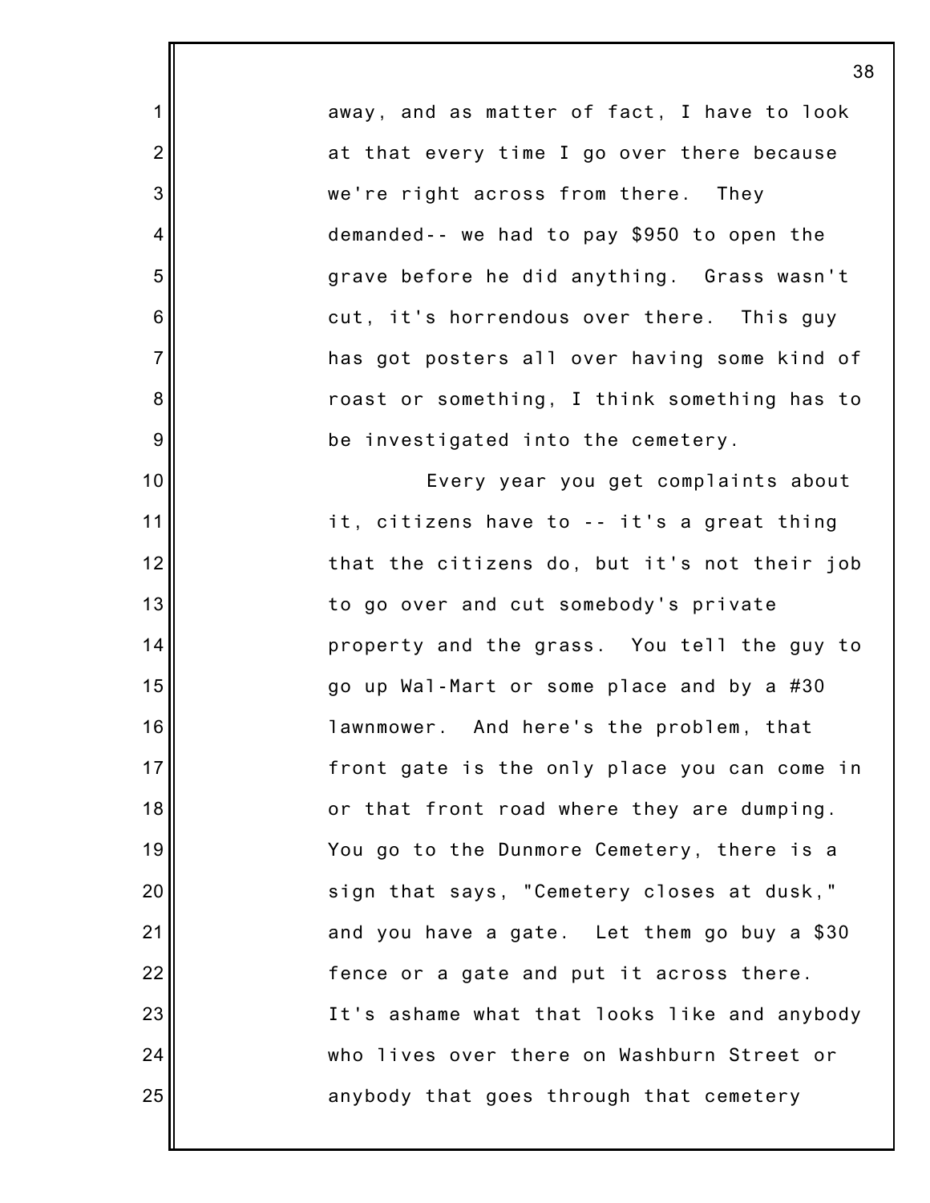away, and as matter of fact, I have to look at that every time I go over there because we're right across from there. They demanded-- we had to pay $950 to open the grave before he did anything. Grass wasn't cut, it's horrendous over there. This guy has got posters all over having some kind of roast or something, I think something has to be investigated into the cemetery.

Every year you get complaints about it, citizens have to -- it's a great thing that the citizens do, but it's not their job to go over and cut somebody's private property and the grass. You tell the guy to go up Wal-Mart or some place and by a #30 lawnmower. And here's the problem, that front gate is the only place you can come in or that front road where they are dumping. You go to the Dunmore Cemetery, there is a sign that says, "Cemetery closes at dusk," and you have a gate. Let them go buy a $30 fence or a gate and put it across there. It's ashame what that looks like and anybody who lives over there on Washburn Street or anybody that goes through that cemetery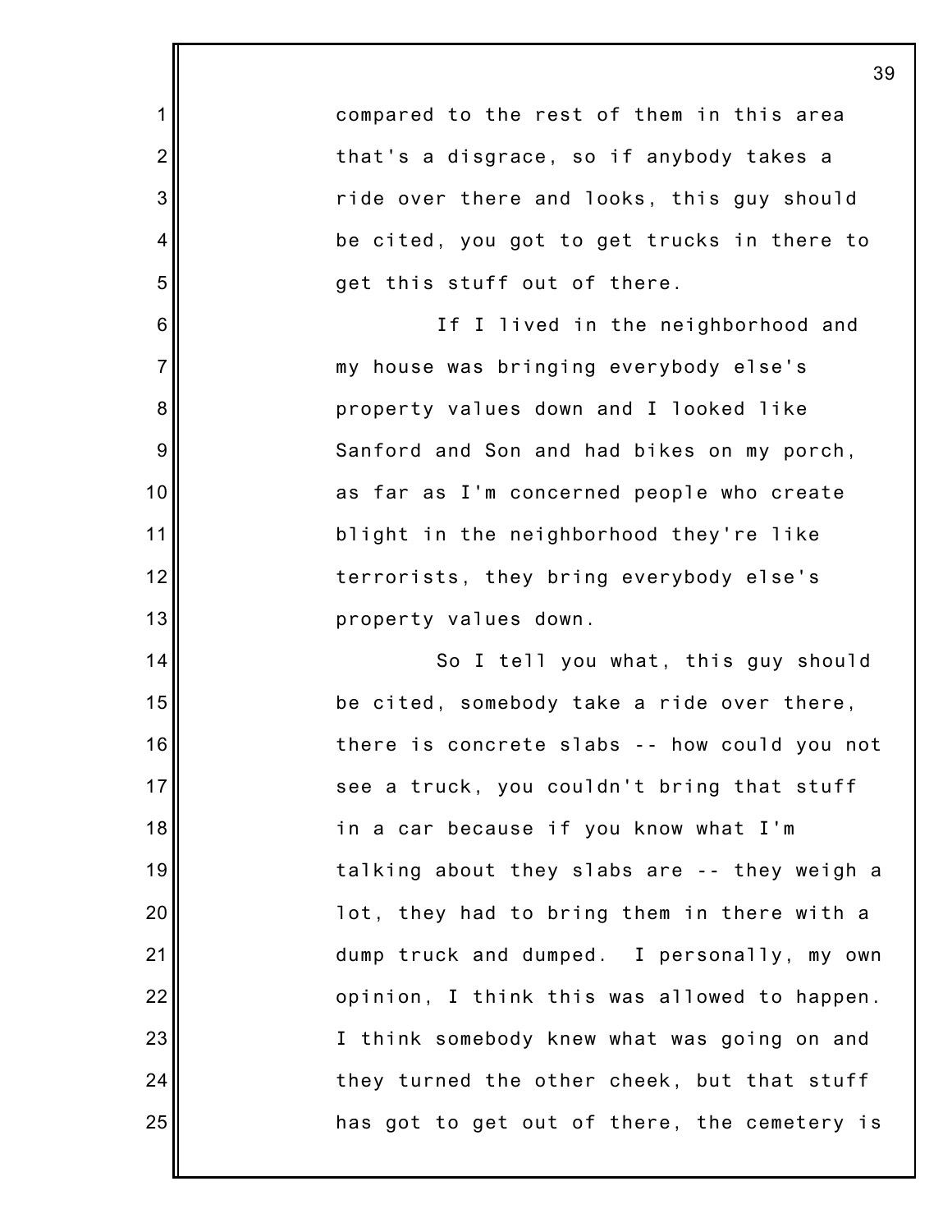compared to the rest of them in this area that's a disgrace, so if anybody takes a ride over there and looks, this guy should be cited, you got to get trucks in there to get this stuff out of there.

If I lived in the neighborhood and my house was bringing everybody else's property values down and I looked like Sanford and Son and had bikes on my porch, as far as I'm concerned people who create blight in the neighborhood they're like terrorists, they bring everybody else's property values down.

So I tell you what, this guy should be cited, somebody take a ride over there, there is concrete slabs -- how could you not see a truck, you couldn't bring that stuff in a car because if you know what I'm talking about they slabs are -- they weigh a lot, they had to bring them in there with a dump truck and dumped. I personally, my own opinion, I think this was allowed to happen. I think somebody knew what was going on and they turned the other cheek, but that stuff has got to get out of there, the cemetery is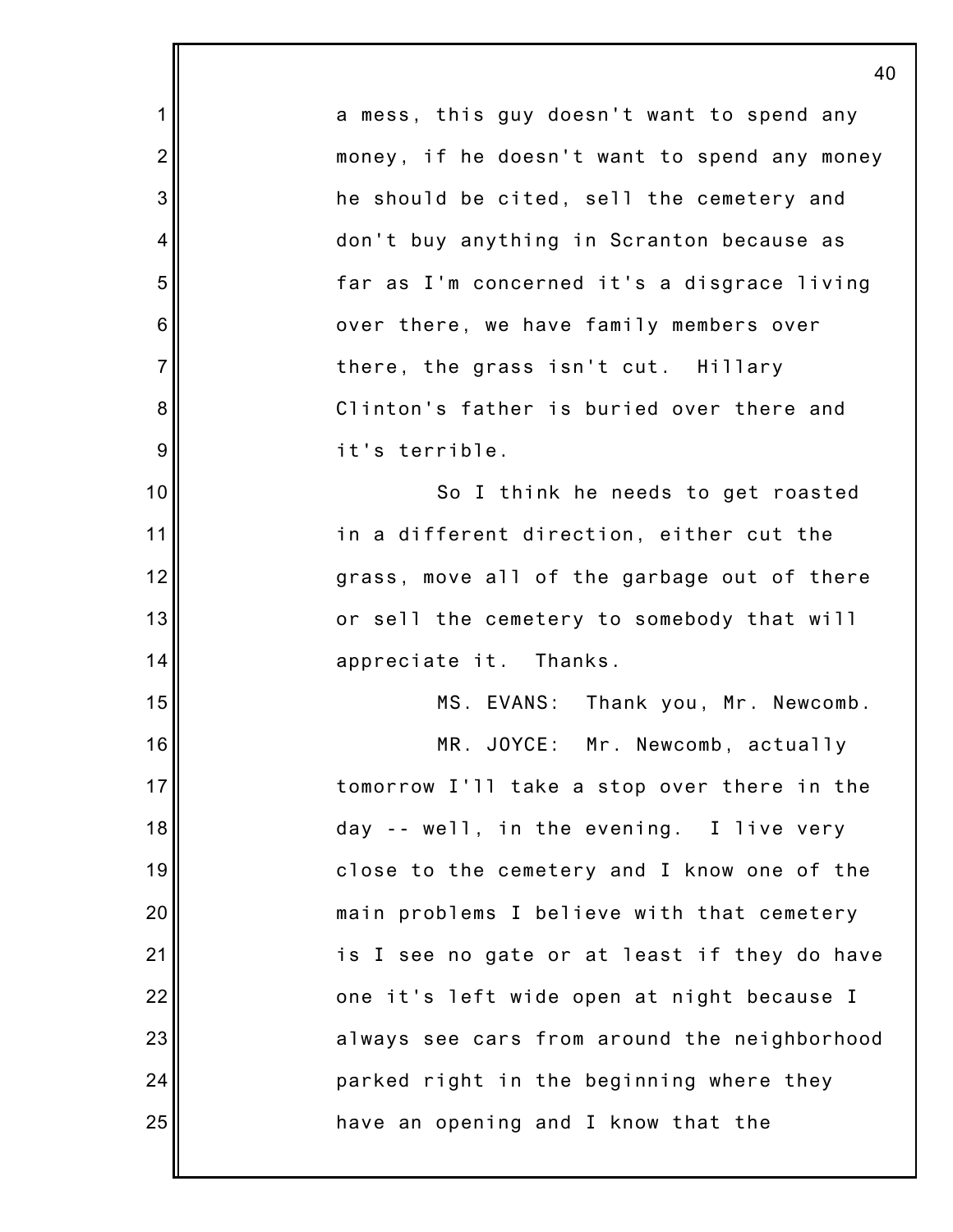a mess, this guy doesn't want to spend any money, if he doesn't want to spend any money he should be cited, sell the cemetery and don't buy anything in Scranton because as far as I'm concerned it's a disgrace living over there, we have family members over there, the grass isn't cut. Hillary Clinton's father is buried over there and it's terrible.

So I think he needs to get roasted in a different direction, either cut the grass, move all of the garbage out of there or sell the cemetery to somebody that will appreciate it. Thanks.

MS. EVANS: Thank you, Mr. Newcomb.

MR. JOYCE: Mr. Newcomb, actually tomorrow I'll take a stop over there in the day -- well, in the evening. I live very close to the cemetery and I know one of the main problems I believe with that cemetery is I see no gate or at least if they do have one it's left wide open at night because I always see cars from around the neighborhood parked right in the beginning where they have an opening and I know that the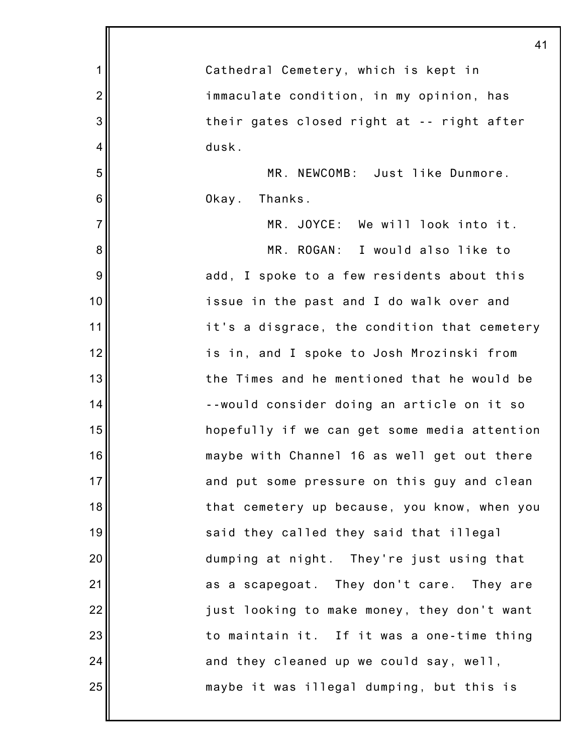Cathedral Cemetery, which is kept in immaculate condition, in my opinion, has their gates closed right at -- right after dusk.

MR. NEWCOMB: Just like Dunmore. Okay. Thanks.

MR. JOYCE: We will look into it.

MR. ROGAN: I would also like to add, I spoke to a few residents about this issue in the past and I do walk over and it's a disgrace, the condition that cemetery is in, and I spoke to Josh Mrozinski from the Times and he mentioned that he would be --would consider doing an article on it so hopefully if we can get some media attention maybe with Channel 16 as well get out there and put some pressure on this guy and clean that cemetery up because, you know, when you said they called they said that illegal dumping at night. They're just using that as a scapegoat. They don't care. They are just looking to make money, they don't want to maintain it. If it was a one-time thing and they cleaned up we could say, well, maybe it was illegal dumping, but this is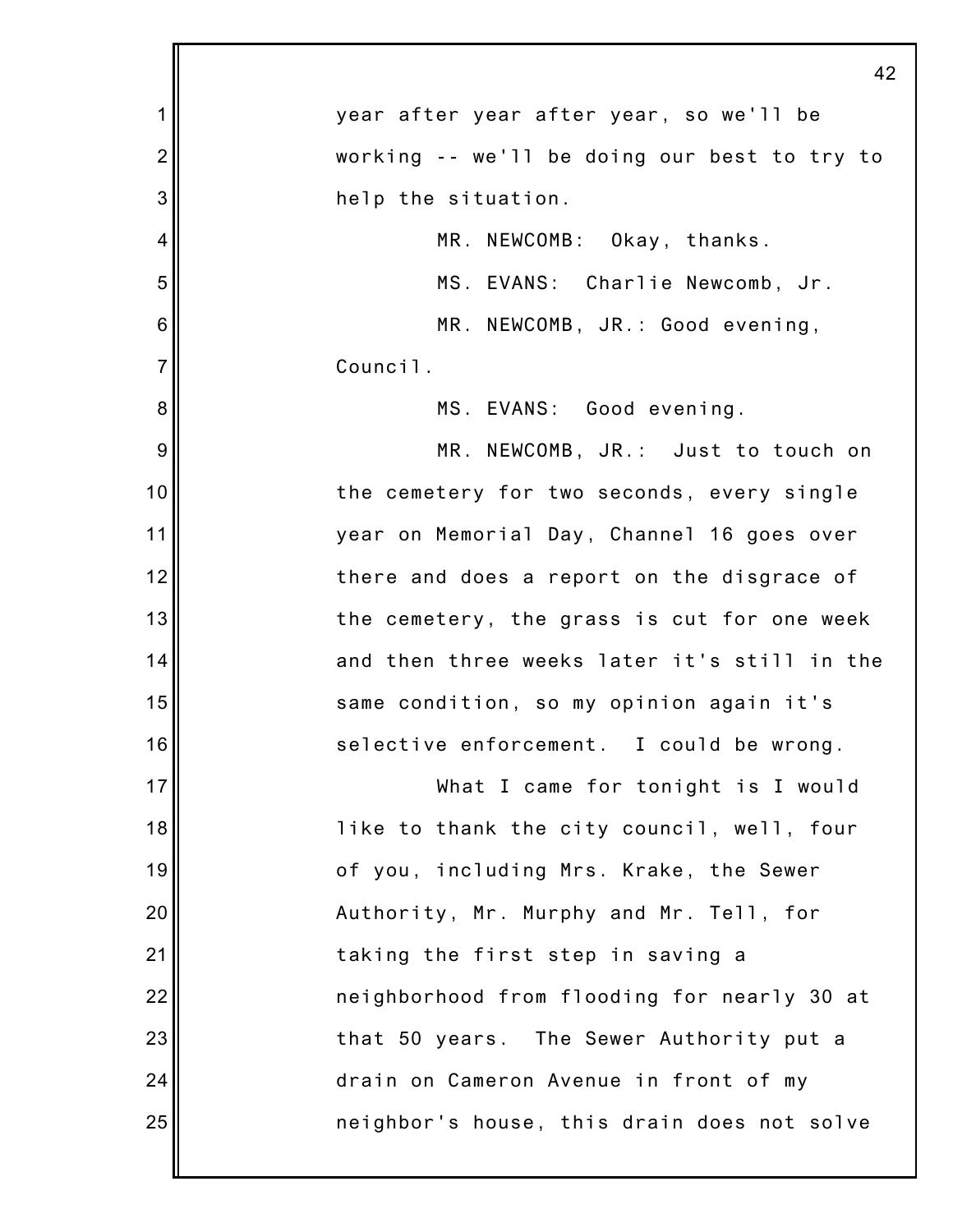year after year after year, so we'll be working -- we'll be doing our best to try to help the situation.

MR. NEWCOMB: Okay, thanks.

MS. EVANS: Charlie Newcomb, Jr.

MR. NEWCOMB, JR.: Good evening, Council.

MS. EVANS: Good evening.

MR. NEWCOMB, JR.: Just to touch on the cemetery for two seconds, every single year on Memorial Day, Channel 16 goes over there and does a report on the disgrace of the cemetery, the grass is cut for one week and then three weeks later it's still in the same condition, so my opinion again it's selective enforcement. I could be wrong.

What I came for tonight is I would like to thank the city council, well, four of you, including Mrs. Krake, the Sewer Authority, Mr. Murphy and Mr. Tell, for taking the first step in saving a neighborhood from flooding for nearly 30 at that 50 years. The Sewer Authority put a drain on Cameron Avenue in front of my neighbor's house, this drain does not solve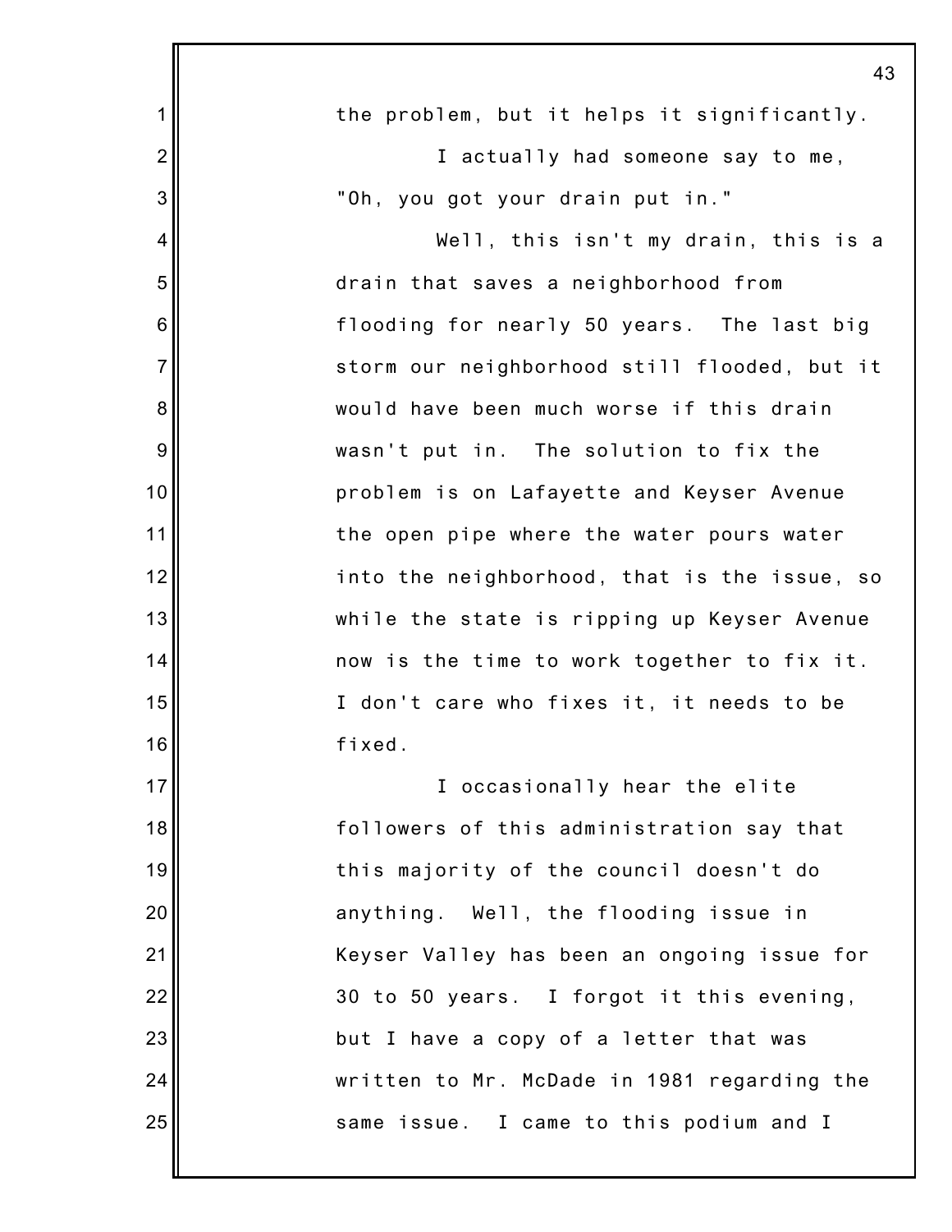the problem, but it helps it significantly.

I actually had someone say to me, "Oh, you got your drain put in."

Well, this isn't my drain, this is a drain that saves a neighborhood from flooding for nearly 50 years. The last big storm our neighborhood still flooded, but it would have been much worse if this drain wasn't put in. The solution to fix the problem is on Lafayette and Keyser Avenue the open pipe where the water pours water into the neighborhood, that is the issue, so while the state is ripping up Keyser Avenue now is the time to work together to fix it. I don't care who fixes it, it needs to be fixed.

I occasionally hear the elite followers of this administration say that this majority of the council doesn't do anything. Well, the flooding issue in Keyser Valley has been an ongoing issue for 30 to 50 years. I forgot it this evening, but I have a copy of a letter that was written to Mr. McDade in 1981 regarding the same issue. I came to this podium and I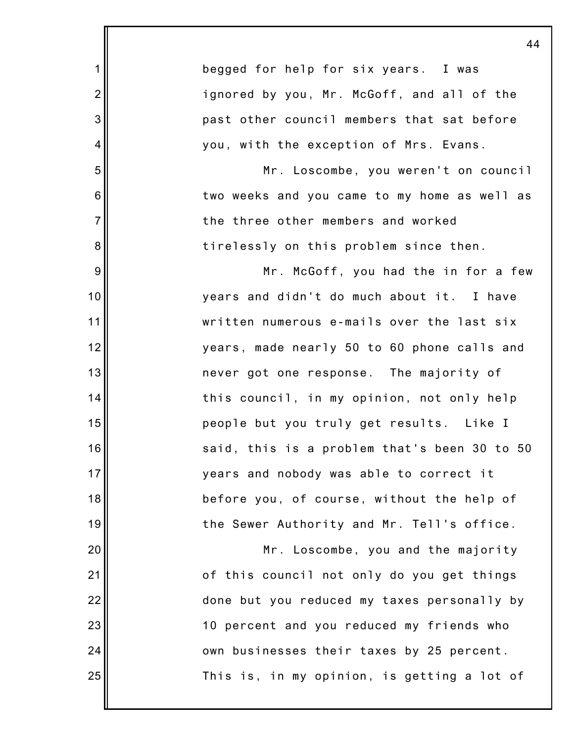begged for help for six years. I was ignored by you, Mr. McGoff, and all of the past other council members that sat before you, with the exception of Mrs. Evans.

Mr. Loscombe, you weren't on council two weeks and you came to my home as well as the three other members and worked tirelessly on this problem since then.

Mr. McGoff, you had the in for a few years and didn't do much about it. I have written numerous e-mails over the last six years, made nearly 50 to 60 phone calls and never got one response. The majority of this council, in my opinion, not only help people but you truly get results. Like I said, this is a problem that's been 30 to 50 years and nobody was able to correct it before you, of course, without the help of the Sewer Authority and Mr. Tell's office.

Mr. Loscombe, you and the majority of this council not only do you get things done but you reduced my taxes personally by 10 percent and you reduced my friends who own businesses their taxes by 25 percent. This is, in my opinion, is getting a lot of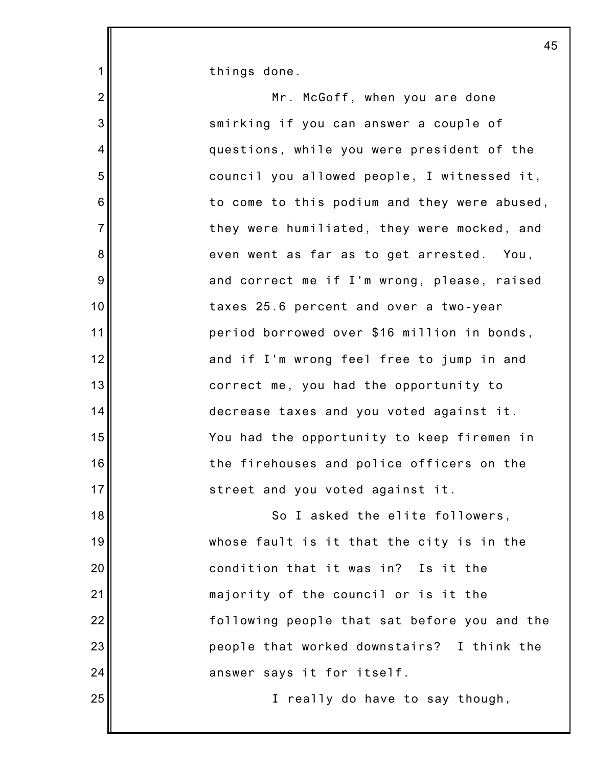things done.

Mr. McGoff, when you are done smirking if you can answer a couple of questions, while you were president of the council you allowed people, I witnessed it, to come to this podium and they were abused, they were humiliated, they were mocked, and even went as far as to get arrested. You, and correct me if I'm wrong, please, raised taxes 25.6 percent and over a two-year period borrowed over $16 million in bonds, and if I'm wrong feel free to jump in and correct me, you had the opportunity to decrease taxes and you voted against it. You had the opportunity to keep firemen in the firehouses and police officers on the street and you voted against it.

So I asked the elite followers, whose fault is it that the city is in the condition that it was in? Is it the majority of the council or is it the following people that sat before you and the people that worked downstairs? I think the answer says it for itself.

I really do have to say though,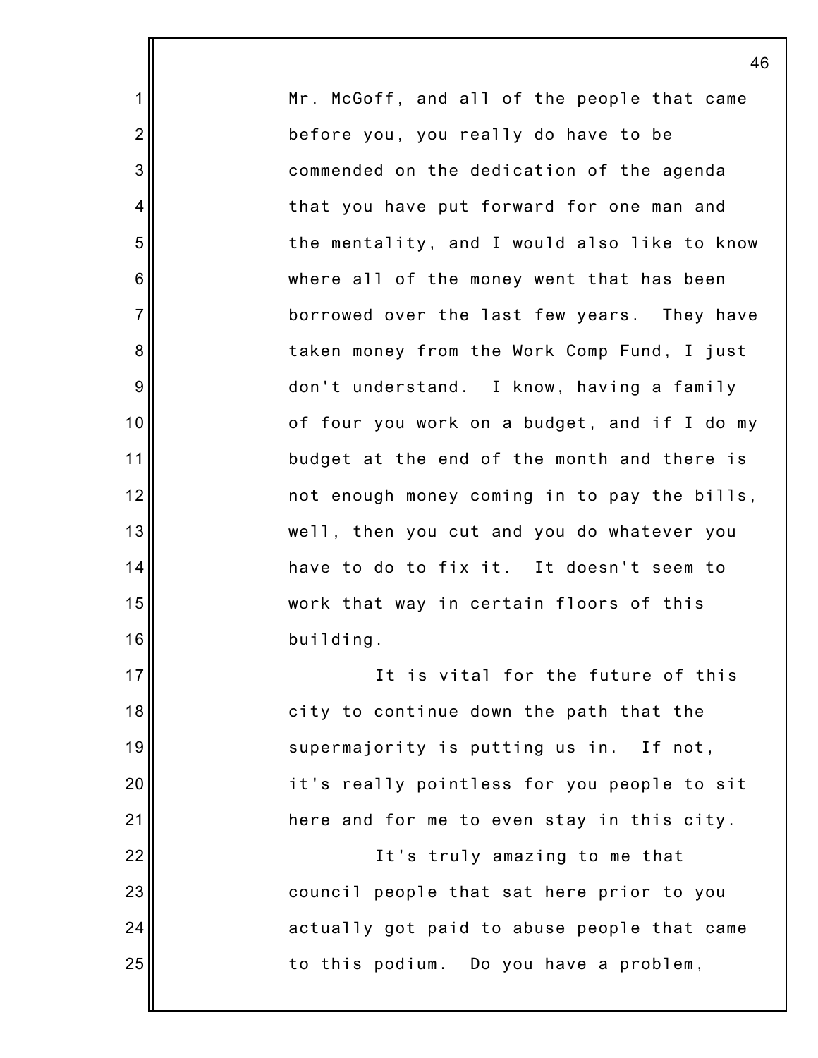Mr. McGoff, and all of the people that came before you, you really do have to be commended on the dedication of the agenda that you have put forward for one man and the mentality, and I would also like to know where all of the money went that has been borrowed over the last few years. They have taken money from the Work Comp Fund, I just don't understand. I know, having a family of four you work on a budget, and if I do my budget at the end of the month and there is not enough money coming in to pay the bills, well, then you cut and you do whatever you have to do to fix it. It doesn't seem to work that way in certain floors of this building.

It is vital for the future of this city to continue down the path that the supermajority is putting us in. If not, it's really pointless for you people to sit here and for me to even stay in this city.

It's truly amazing to me that council people that sat here prior to you actually got paid to abuse people that came to this podium. Do you have a problem,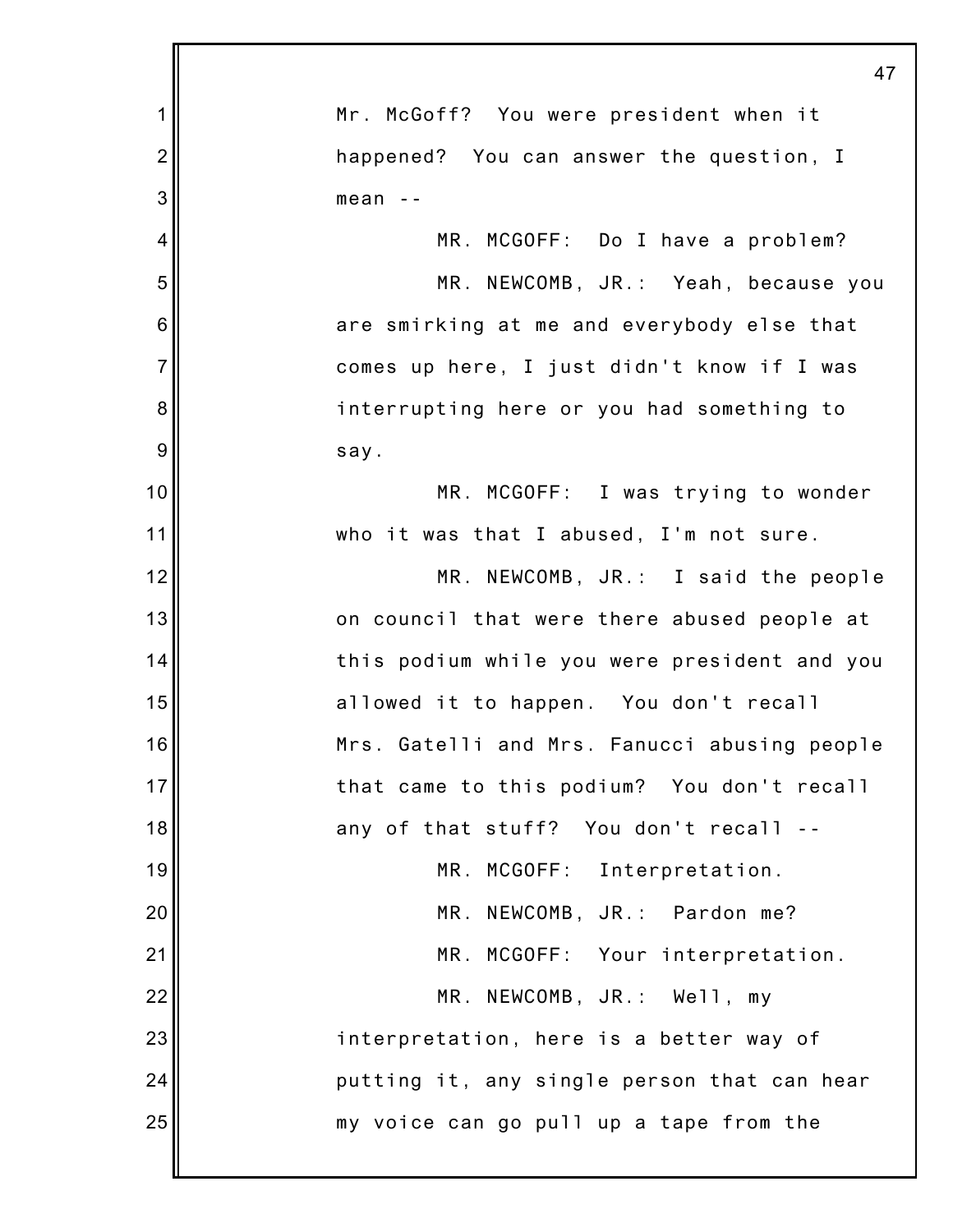Mr. McGoff? You were president when it happened? You can answer the question, I mean --

MR. MCGOFF: Do I have a problem?

MR. NEWCOMB, JR.: Yeah, because you are smirking at me and everybody else that comes up here, I just didn't know if I was interrupting here or you had something to say.

MR. MCGOFF: I was trying to wonder who it was that I abused, I'm not sure.

MR. NEWCOMB, JR.: I said the people on council that were there abused people at this podium while you were president and you allowed it to happen. You don't recall Mrs. Gatelli and Mrs. Fanucci abusing people that came to this podium? You don't recall any of that stuff? You don't recall --

MR. MCGOFF: Interpretation.

MR. NEWCOMB, JR.: Pardon me?

MR. MCGOFF: Your interpretation.

MR. NEWCOMB, JR.: Well, my interpretation, here is a better way of putting it, any single person that can hear my voice can go pull up a tape from the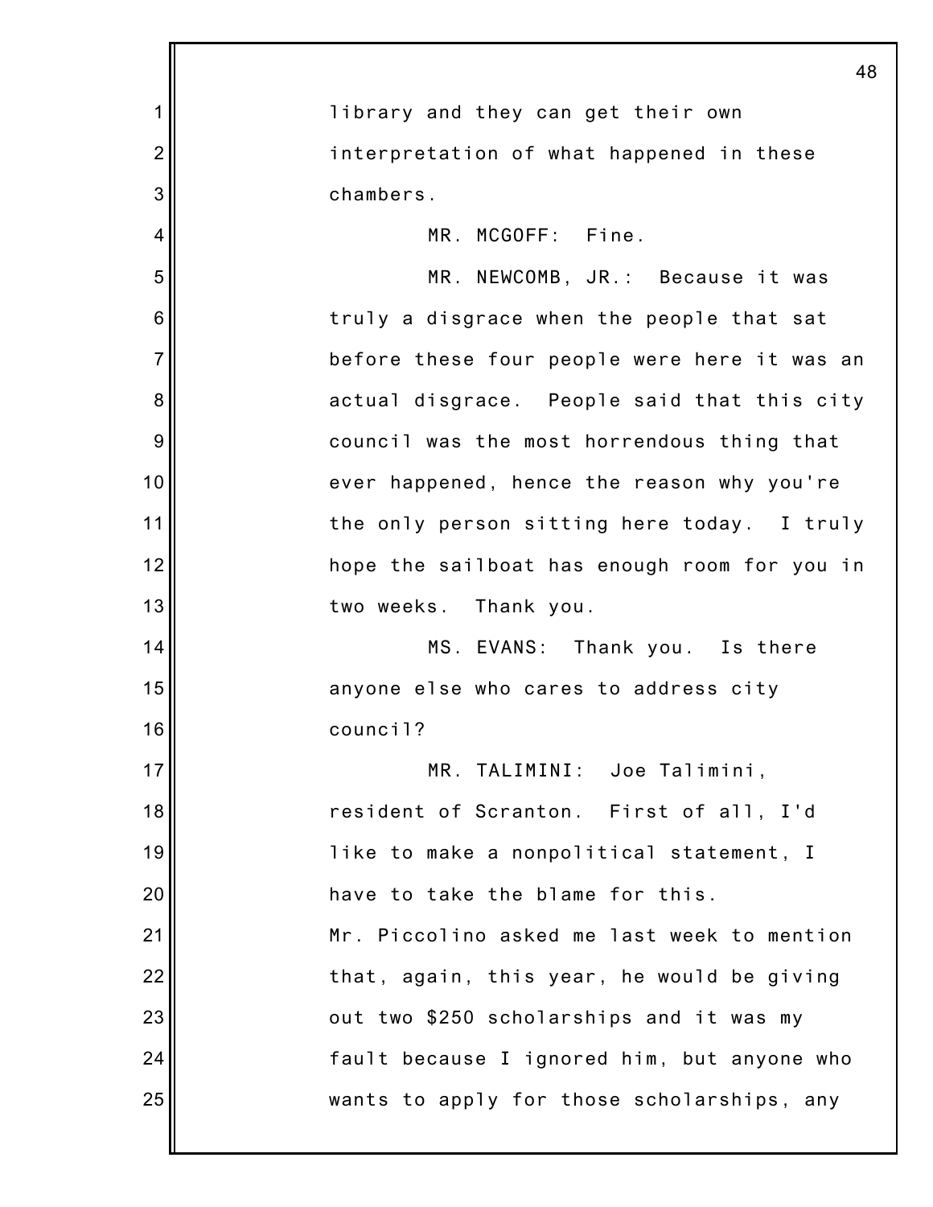library and they can get their own interpretation of what happened in these chambers.

MR. MCGOFF: Fine.

MR. NEWCOMB, JR.: Because it was truly a disgrace when the people that sat before these four people were here it was an actual disgrace. People said that this city council was the most horrendous thing that ever happened, hence the reason why you're the only person sitting here today. I truly hope the sailboat has enough room for you in two weeks. Thank you.

MS. EVANS: Thank you. Is there anyone else who cares to address city council?

MR. TALIMINI: Joe Talimini, resident of Scranton. First of all, I'd like to make a nonpolitical statement, I have to take the blame for this. Mr. Piccolino asked me last week to mention that, again, this year, he would be giving out two $250 scholarships and it was my fault because I ignored him, but anyone who wants to apply for those scholarships, any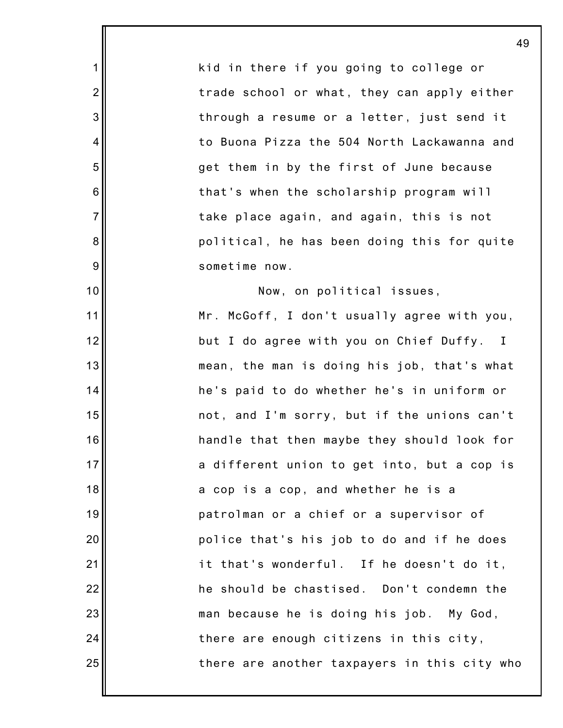kid in there if you going to college or trade school or what, they can apply either through a resume or a letter, just send it to Buona Pizza the 504 North Lackawanna and get them in by the first of June because that's when the scholarship program will take place again, and again, this is not political, he has been doing this for quite sometime now.

Now, on political issues, Mr. McGoff, I don't usually agree with you, but I do agree with you on Chief Duffy. I mean, the man is doing his job, that's what he's paid to do whether he's in uniform or not, and I'm sorry, but if the unions can't handle that then maybe they should look for a different union to get into, but a cop is a cop is a cop, and whether he is a patrolman or a chief or a supervisor of police that's his job to do and if he does it that's wonderful. If he doesn't do it, he should be chastised. Don't condemn the man because he is doing his job. My God, there are enough citizens in this city, there are another taxpayers in this city who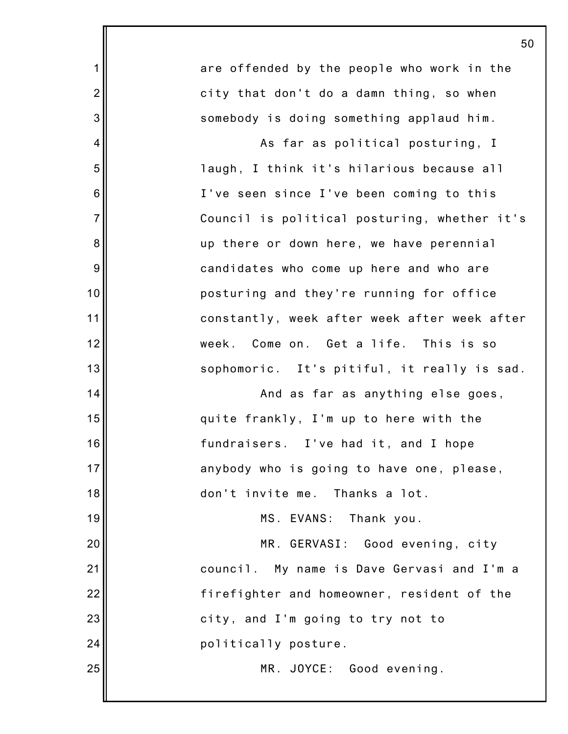are offended by the people who work in the city that don't do a damn thing, so when somebody is doing something applaud him.

As far as political posturing, I laugh, I think it's hilarious because all I've seen since I've been coming to this Council is political posturing, whether it's up there or down here, we have perennial candidates who come up here and who are posturing and they're running for office constantly, week after week after week after week. Come on. Get a life. This is so sophomoric. It's pitiful, it really is sad.

And as far as anything else goes, quite frankly, I'm up to here with the fundraisers. I've had it, and I hope anybody who is going to have one, please, don't invite me. Thanks a lot.

MS. EVANS: Thank you.

MR. GERVASI: Good evening, city council. My name is Dave Gervasi and I'm a firefighter and homeowner, resident of the city, and I'm going to try not to politically posture.

MR. JOYCE: Good evening.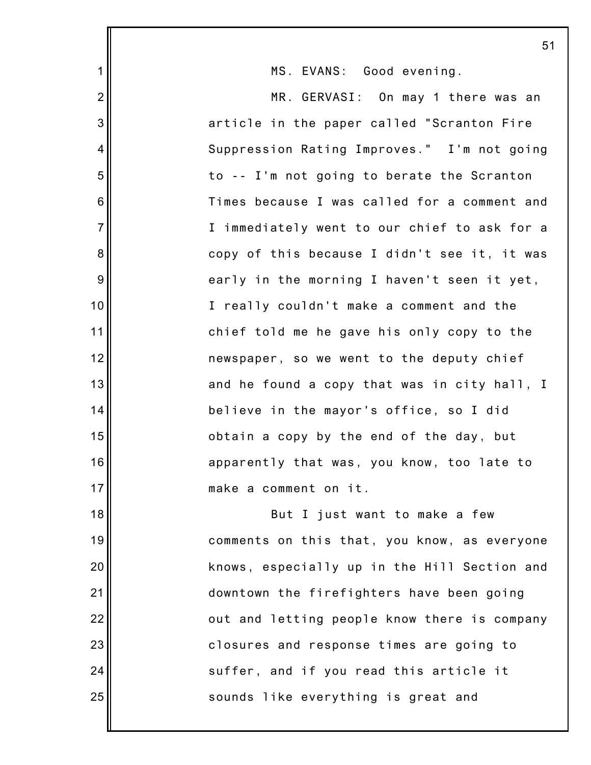MS. EVANS: Good evening.

MR. GERVASI: On may 1 there was an article in the paper called "Scranton Fire Suppression Rating Improves." I'm not going to -- I'm not going to berate the Scranton Times because I was called for a comment and I immediately went to our chief to ask for a copy of this because I didn't see it, it was early in the morning I haven't seen it yet, I really couldn't make a comment and the chief told me he gave his only copy to the newspaper, so we went to the deputy chief and he found a copy that was in city hall, I believe in the mayor's office, so I did obtain a copy by the end of the day, but apparently that was, you know, too late to make a comment on it.

But I just want to make a few comments on this that, you know, as everyone knows, especially up in the Hill Section and downtown the firefighters have been going out and letting people know there is company closures and response times are going to suffer, and if you read this article it sounds like everything is great and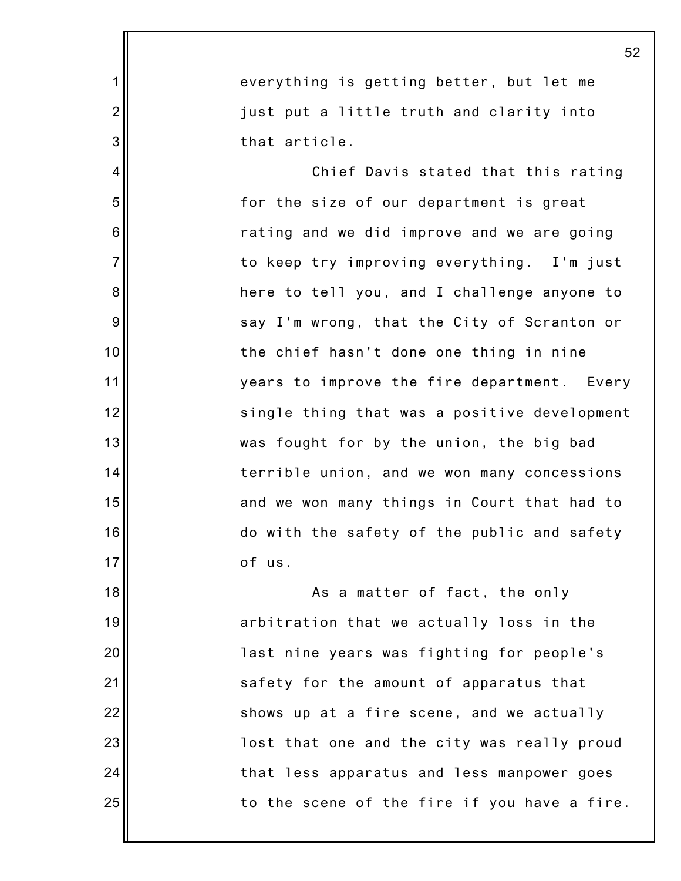everything is getting better, but let me just put a little truth and clarity into that article.

Chief Davis stated that this rating for the size of our department is great rating and we did improve and we are going to keep try improving everything. I'm just here to tell you, and I challenge anyone to say I'm wrong, that the City of Scranton or the chief hasn't done one thing in nine years to improve the fire department. Every single thing that was a positive development was fought for by the union, the big bad terrible union, and we won many concessions and we won many things in Court that had to do with the safety of the public and safety of us.

As a matter of fact, the only arbitration that we actually loss in the last nine years was fighting for people's safety for the amount of apparatus that shows up at a fire scene, and we actually lost that one and the city was really proud that less apparatus and less manpower goes to the scene of the fire if you have a fire.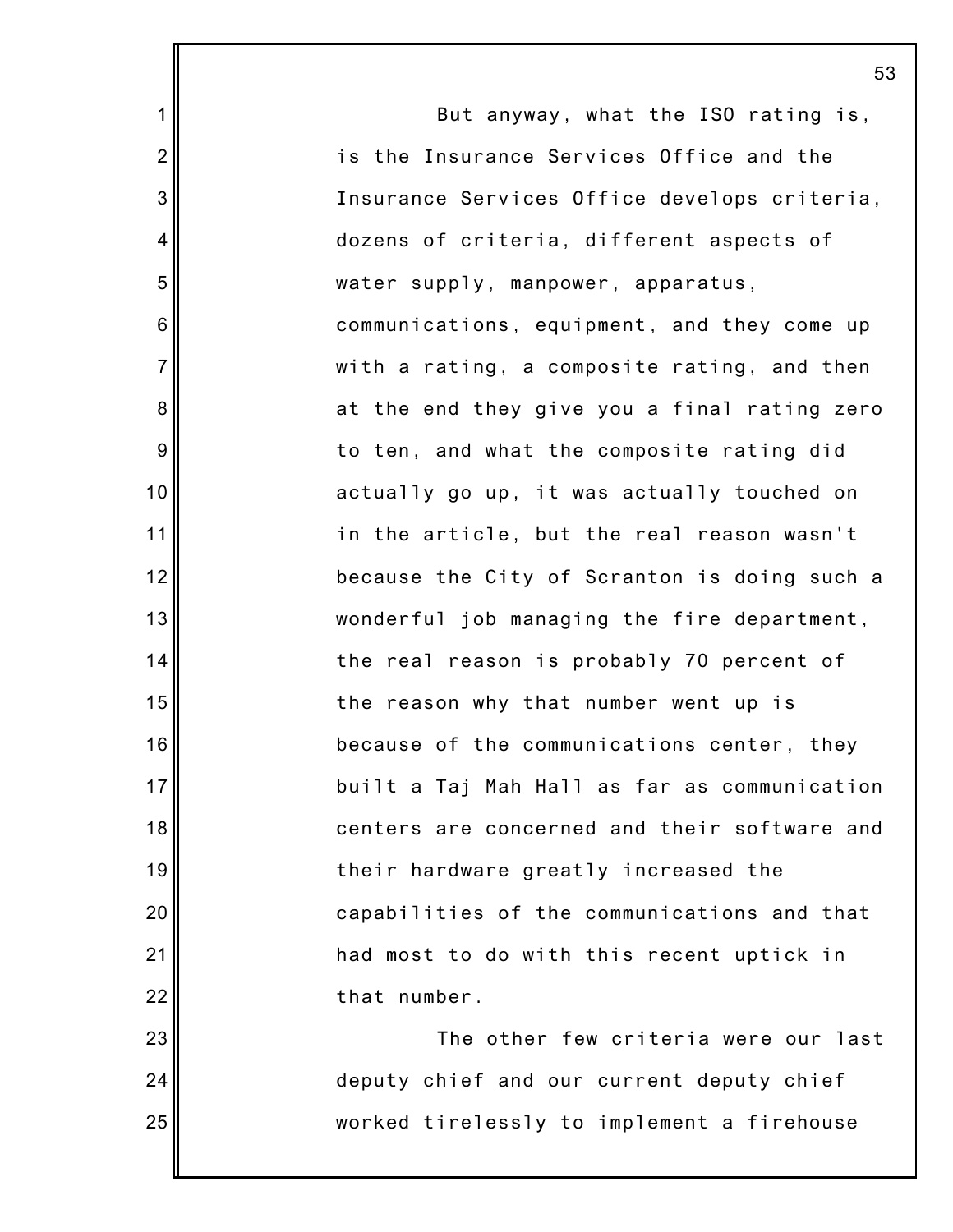But anyway, what the ISO rating is, is the Insurance Services Office and the Insurance Services Office develops criteria, dozens of criteria, different aspects of water supply, manpower, apparatus, communications, equipment, and they come up with a rating, a composite rating, and then at the end they give you a final rating zero to ten, and what the composite rating did actually go up, it was actually touched on in the article, but the real reason wasn't because the City of Scranton is doing such a wonderful job managing the fire department, the real reason is probably 70 percent of the reason why that number went up is because of the communications center, they built a Taj Mah Hall as far as communication centers are concerned and their software and their hardware greatly increased the capabilities of the communications and that had most to do with this recent uptick in that number.

The other few criteria were our last deputy chief and our current deputy chief worked tirelessly to implement a firehouse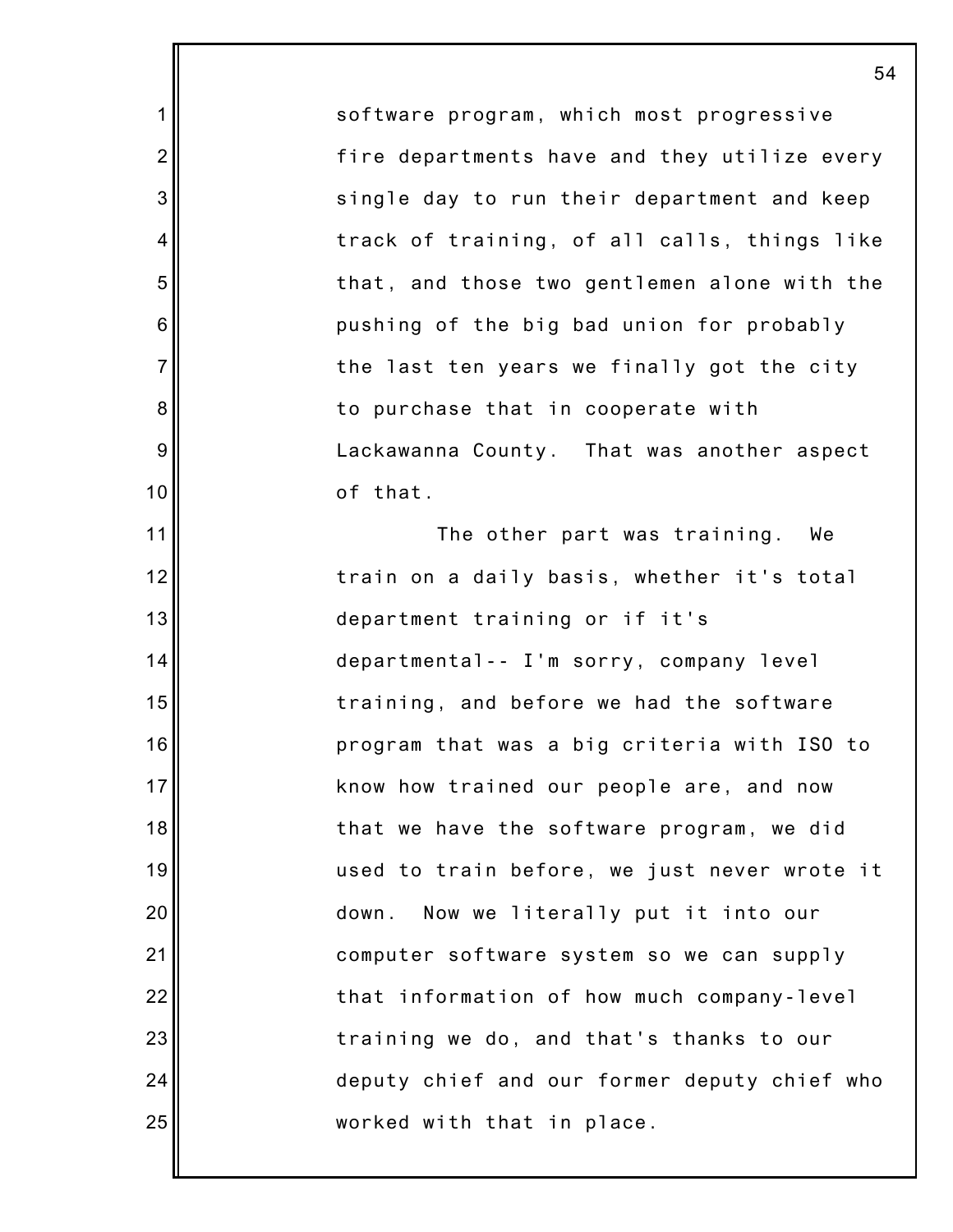software program, which most progressive fire departments have and they utilize every single day to run their department and keep track of training, of all calls, things like that, and those two gentlemen alone with the pushing of the big bad union for probably the last ten years we finally got the city to purchase that in cooperate with Lackawanna County. That was another aspect of that.

The other part was training. We train on a daily basis, whether it's total department training or if it's departmental-- I'm sorry, company level training, and before we had the software program that was a big criteria with ISO to know how trained our people are, and now that we have the software program, we did used to train before, we just never wrote it down. Now we literally put it into our computer software system so we can supply that information of how much company-level training we do, and that's thanks to our deputy chief and our former deputy chief who worked with that in place.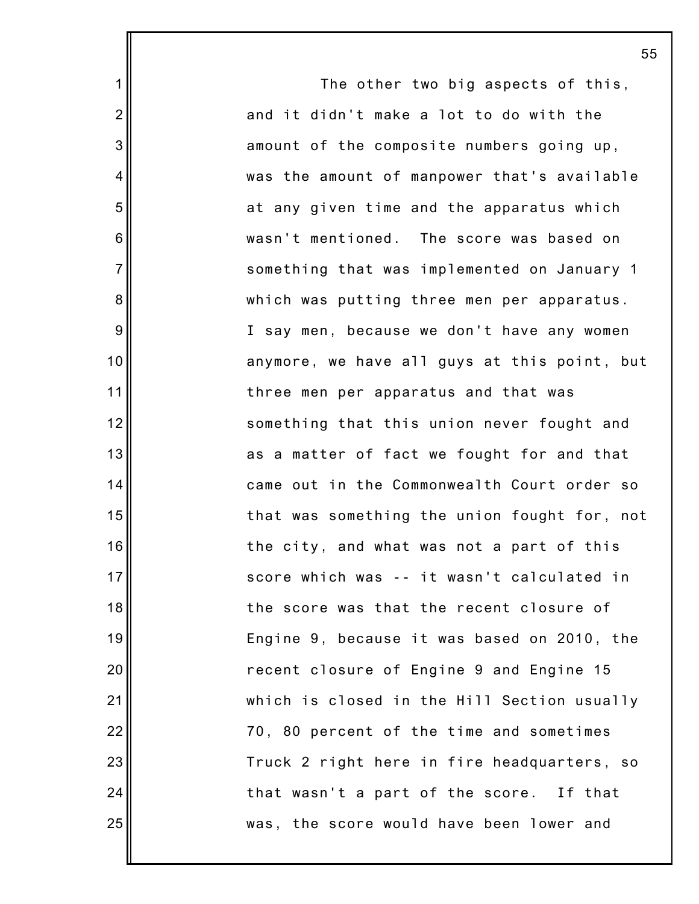The other two big aspects of this, and it didn't make a lot to do with the amount of the composite numbers going up, was the amount of manpower that's available at any given time and the apparatus which wasn't mentioned. The score was based on something that was implemented on January 1 which was putting three men per apparatus. I say men, because we don't have any women anymore, we have all guys at this point, but three men per apparatus and that was something that this union never fought and as a matter of fact we fought for and that came out in the Commonwealth Court order so that was something the union fought for, not the city, and what was not a part of this score which was -- it wasn't calculated in the score was that the recent closure of Engine 9, because it was based on 2010, the recent closure of Engine 9 and Engine 15 which is closed in the Hill Section usually 70, 80 percent of the time and sometimes Truck 2 right here in fire headquarters, so that wasn't a part of the score. If that was, the score would have been lower and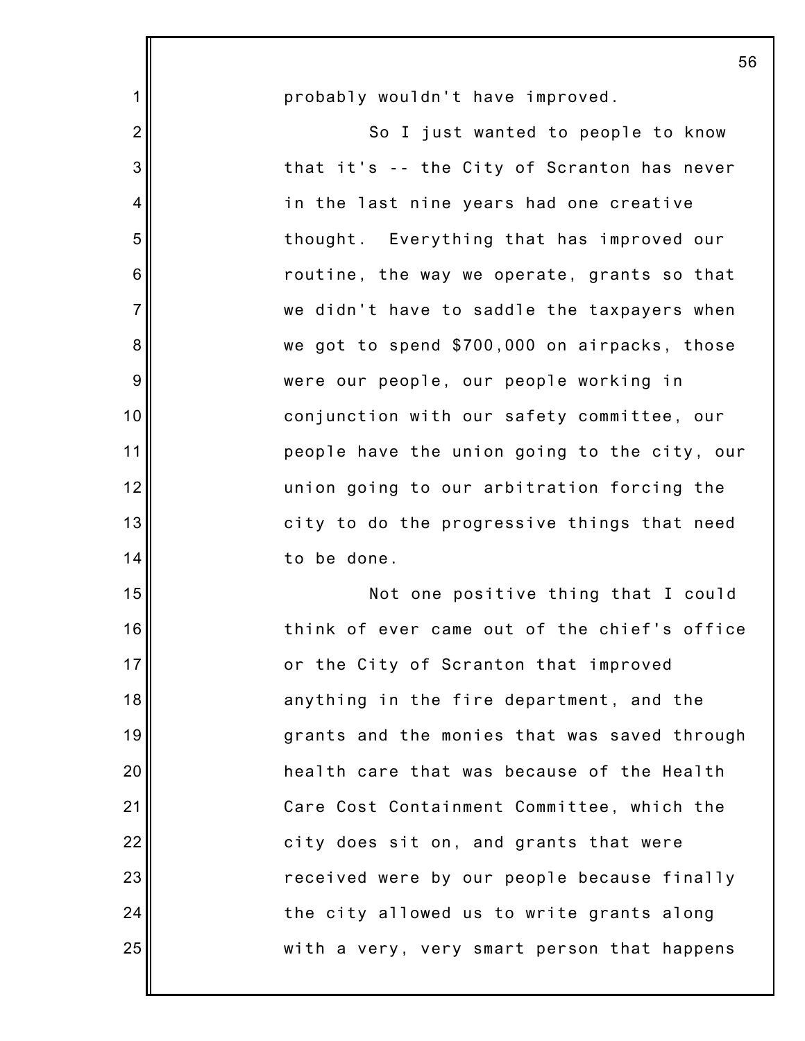probably wouldn't have improved.

So I just wanted to people to know that it's -- the City of Scranton has never in the last nine years had one creative thought. Everything that has improved our routine, the way we operate, grants so that we didn't have to saddle the taxpayers when we got to spend $700,000 on airpacks, those were our people, our people working in conjunction with our safety committee, our people have the union going to the city, our union going to our arbitration forcing the city to do the progressive things that need to be done.

Not one positive thing that I could think of ever came out of the chief's office or the City of Scranton that improved anything in the fire department, and the grants and the monies that was saved through health care that was because of the Health Care Cost Containment Committee, which the city does sit on, and grants that were received were by our people because finally the city allowed us to write grants along with a very, very smart person that happens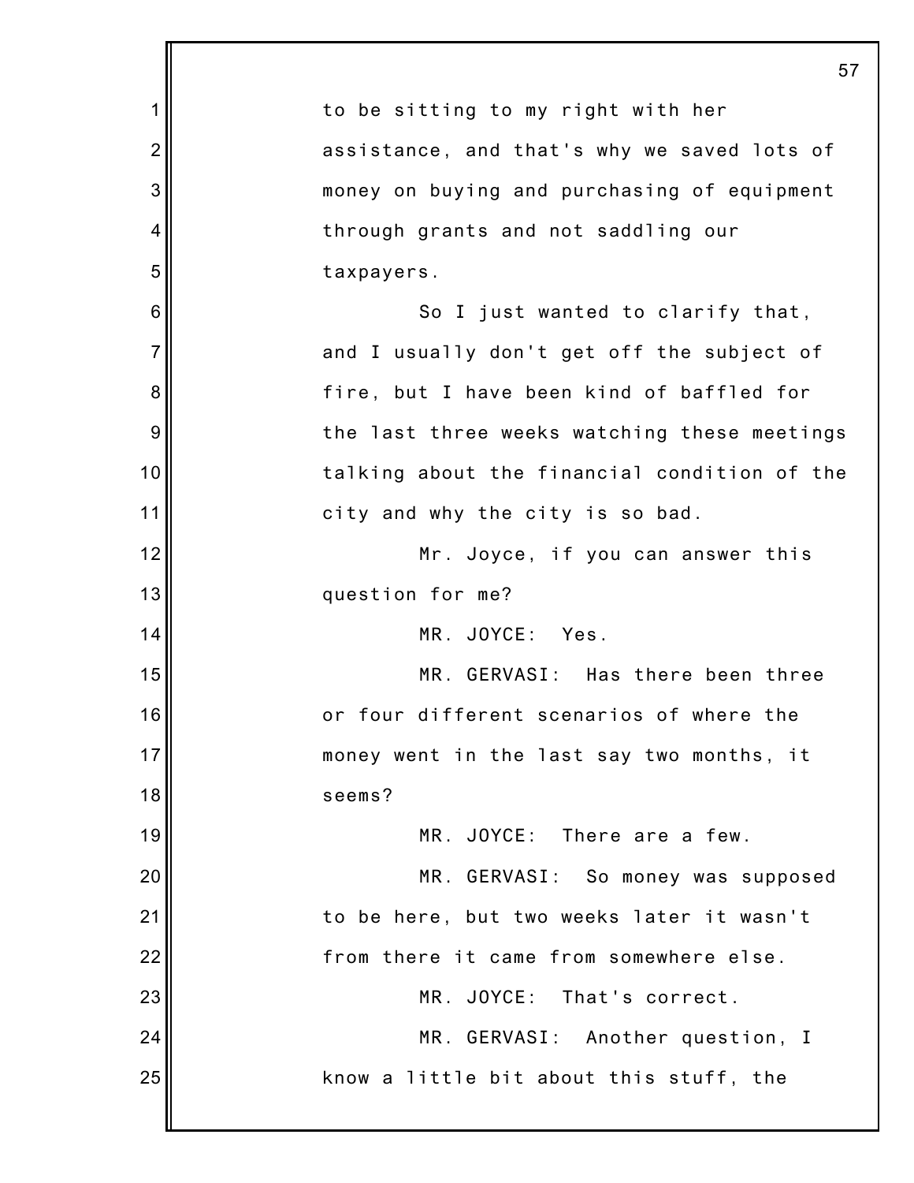to be sitting to my right with her assistance, and that's why we saved lots of money on buying and purchasing of equipment through grants and not saddling our taxpayers.

So I just wanted to clarify that, and I usually don't get off the subject of fire, but I have been kind of baffled for the last three weeks watching these meetings talking about the financial condition of the city and why the city is so bad.

Mr. Joyce, if you can answer this question for me?

MR. JOYCE: Yes.

MR. GERVASI: Has there been three or four different scenarios of where the money went in the last say two months, it seems?

MR. JOYCE: There are a few.

MR. GERVASI: So money was supposed to be here, but two weeks later it wasn't from there it came from somewhere else.

MR. JOYCE: That's correct.

MR. GERVASI: Another question, I know a little bit about this stuff, the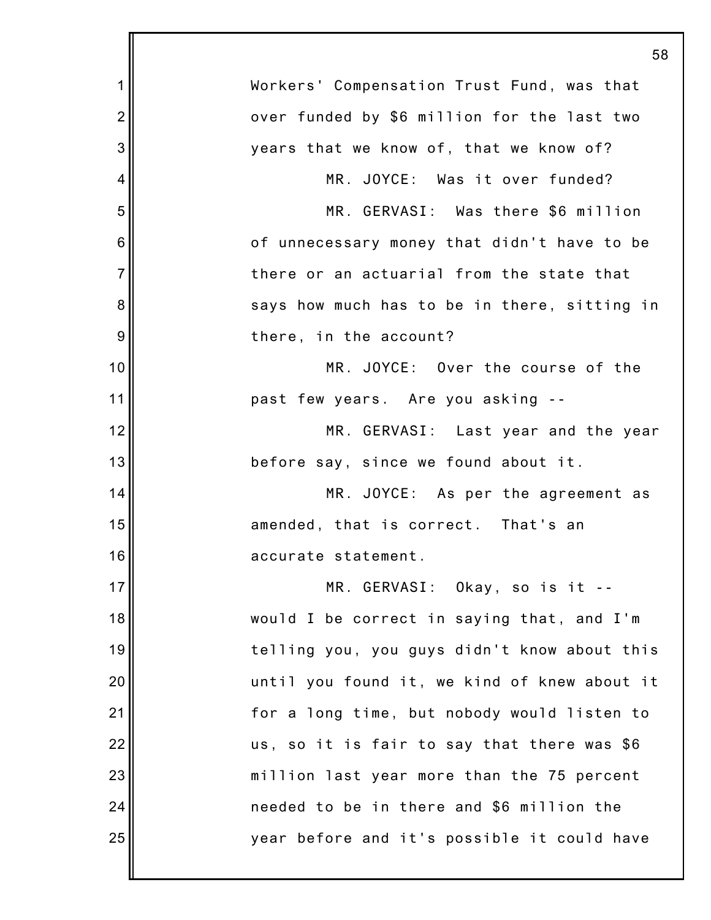Workers' Compensation Trust Fund, was that over funded by $6 million for the last two years that we know of, that we know of?

MR. JOYCE: Was it over funded?

MR. GERVASI: Was there $6 million of unnecessary money that didn't have to be there or an actuarial from the state that says how much has to be in there, sitting in there, in the account?

MR. JOYCE: Over the course of the past few years. Are you asking --

MR. GERVASI: Last year and the year before say, since we found about it.

MR. JOYCE: As per the agreement as amended, that is correct. That's an accurate statement.

MR. GERVASI: Okay, so is it -- would I be correct in saying that, and I'm telling you, you guys didn't know about this until you found it, we kind of knew about it for a long time, but nobody would listen to us, so it is fair to say that there was $6 million last year more than the 75 percent needed to be in there and $6 million the year before and it's possible it could have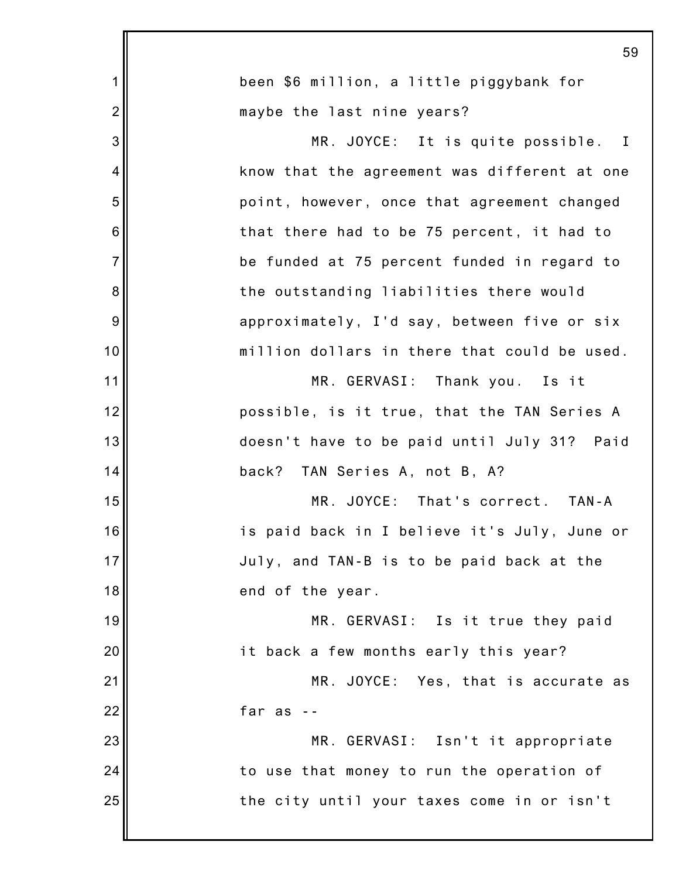been $6 million, a little piggybank for maybe the last nine years?

MR. JOYCE: It is quite possible. I know that the agreement was different at one point, however, once that agreement changed that there had to be 75 percent, it had to be funded at 75 percent funded in regard to the outstanding liabilities there would approximately, I'd say, between five or six million dollars in there that could be used.

MR. GERVASI: Thank you. Is it possible, is it true, that the TAN Series A doesn't have to be paid until July 31? Paid back? TAN Series A, not B, A?

MR. JOYCE: That's correct. TAN-A is paid back in I believe it's July, June or July, and TAN-B is to be paid back at the end of the year.

MR. GERVASI: Is it true they paid it back a few months early this year?

MR. JOYCE: Yes, that is accurate as far as --

MR. GERVASI: Isn't it appropriate to use that money to run the operation of the city until your taxes come in or isn't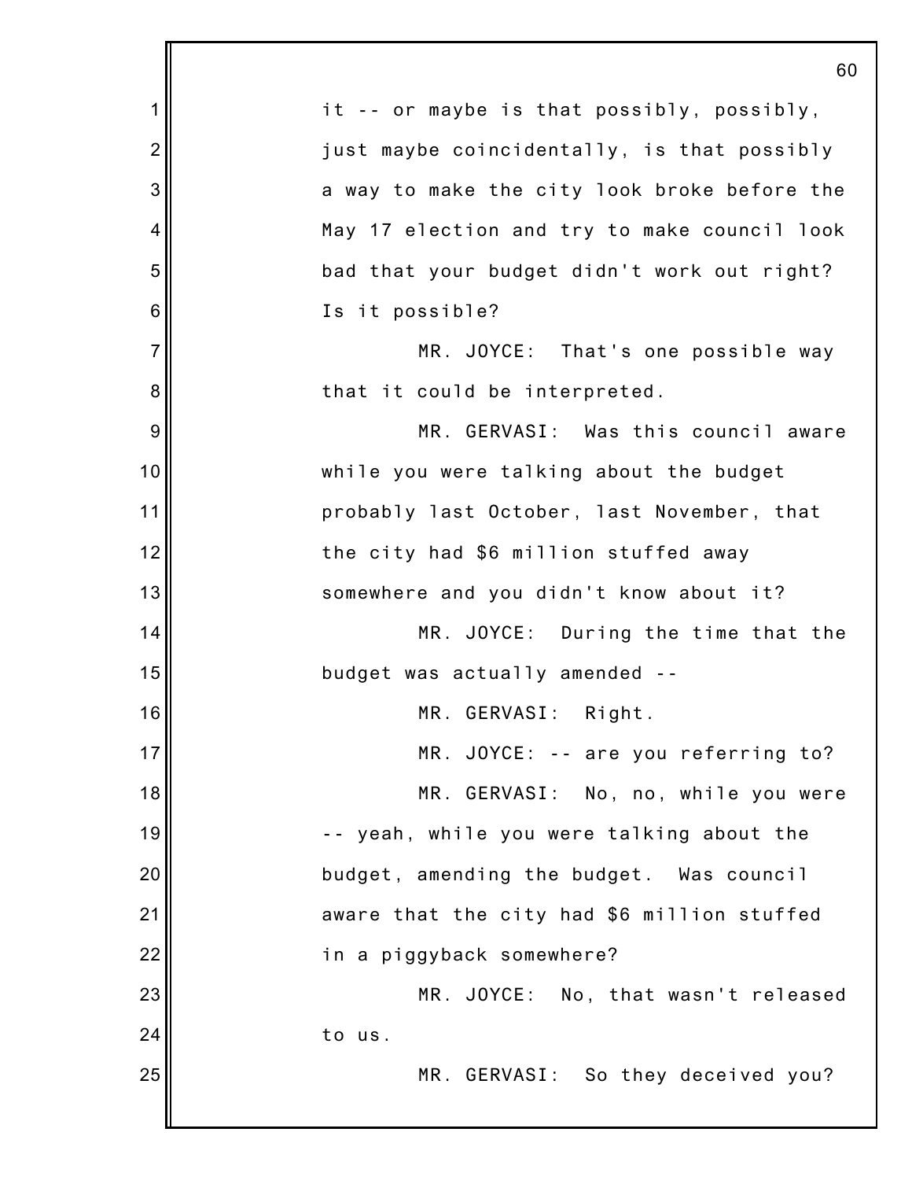it -- or maybe is that possibly, possibly, just maybe coincidentally, is that possibly a way to make the city look broke before the May 17 election and try to make council look bad that your budget didn't work out right? Is it possible?

MR. JOYCE: That's one possible way that it could be interpreted.

MR. GERVASI: Was this council aware while you were talking about the budget probably last October, last November, that the city had $6 million stuffed away somewhere and you didn't know about it?

MR. JOYCE: During the time that the budget was actually amended --

MR. GERVASI: Right.

MR. JOYCE: -- are you referring to?

MR. GERVASI: No, no, while you were -- yeah, while you were talking about the budget, amending the budget. Was council aware that the city had $6 million stuffed in a piggyback somewhere?

MR. JOYCE: No, that wasn't released to us.

MR. GERVASI: So they deceived you?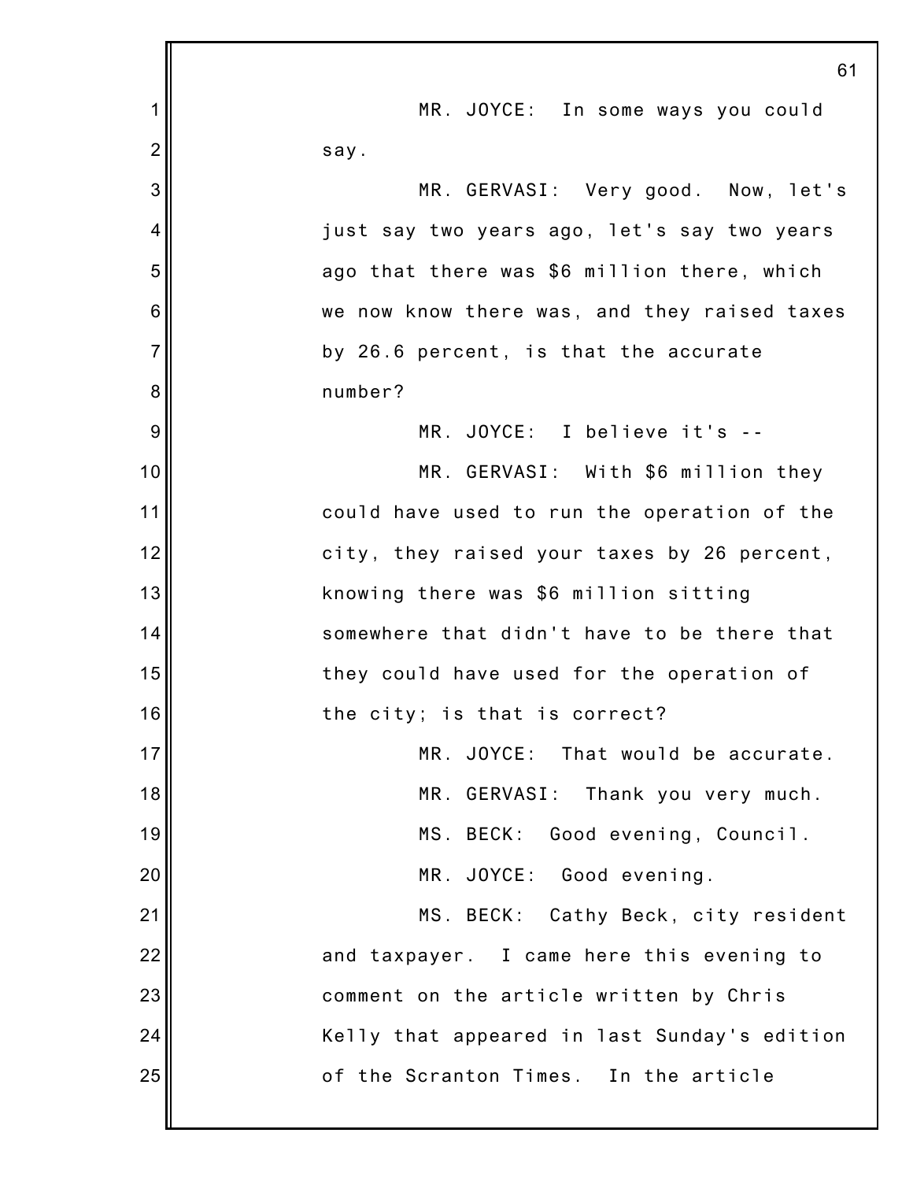MR. JOYCE: In some ways you could say.

MR. GERVASI: Very good. Now, let's just say two years ago, let's say two years ago that there was $6 million there, which we now know there was, and they raised taxes by 26.6 percent, is that the accurate number?

MR. JOYCE: I believe it's --

MR. GERVASI: With $6 million they could have used to run the operation of the city, they raised your taxes by 26 percent, knowing there was $6 million sitting somewhere that didn't have to be there that they could have used for the operation of the city; is that is correct?

MR. JOYCE: That would be accurate.

MR. GERVASI: Thank you very much.

MS. BECK: Good evening, Council.

MR. JOYCE: Good evening.

MS. BECK: Cathy Beck, city resident and taxpayer. I came here this evening to comment on the article written by Chris Kelly that appeared in last Sunday's edition of the Scranton Times. In the article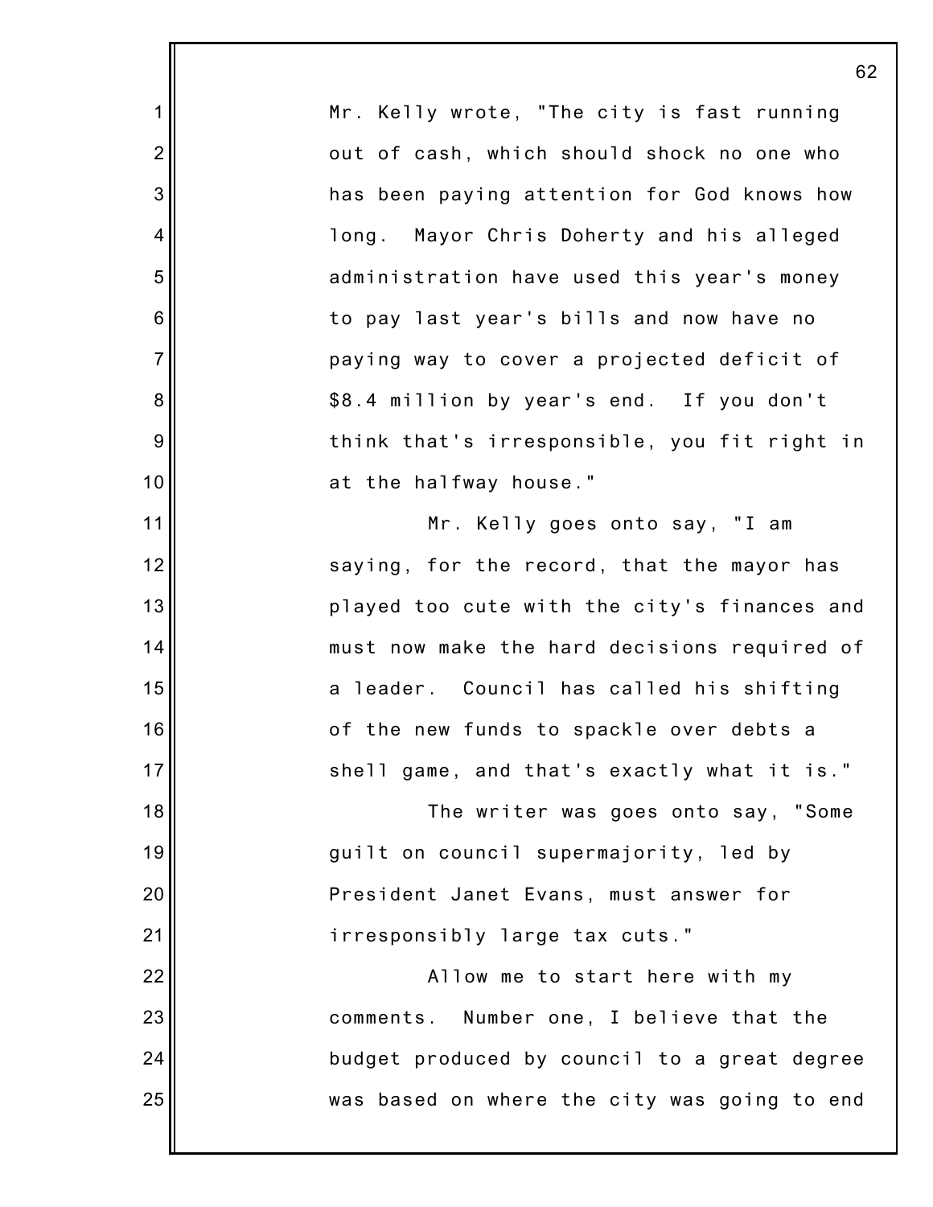Mr. Kelly wrote, "The city is fast running out of cash, which should shock no one who has been paying attention for God knows how long. Mayor Chris Doherty and his alleged administration have used this year's money to pay last year's bills and now have no paying way to cover a projected deficit of $8.4 million by year's end. If you don't think that's irresponsible, you fit right in at the halfway house."

Mr. Kelly goes onto say, "I am saying, for the record, that the mayor has played too cute with the city's finances and must now make the hard decisions required of a leader. Council has called his shifting of the new funds to spackle over debts a shell game, and that's exactly what it is."

The writer was goes onto say, "Some guilt on council supermajority, led by President Janet Evans, must answer for irresponsibly large tax cuts."

Allow me to start here with my comments. Number one, I believe that the budget produced by council to a great degree was based on where the city was going to end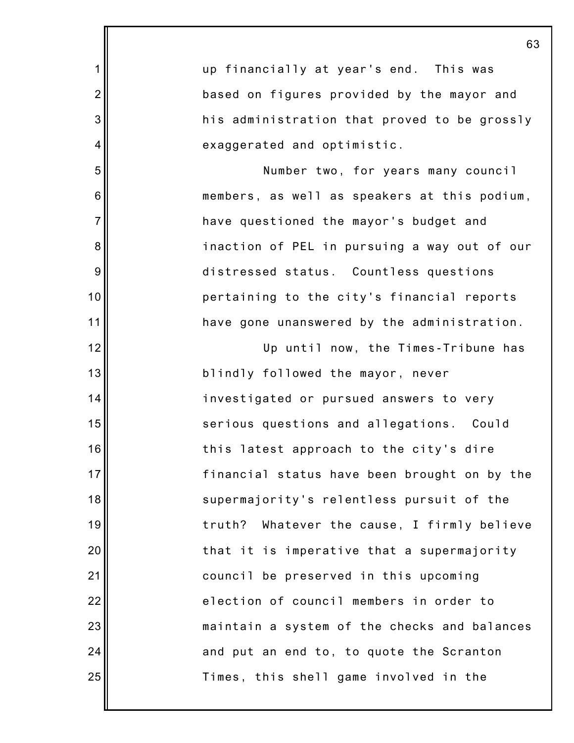up financially at year's end. This was based on figures provided by the mayor and his administration that proved to be grossly exaggerated and optimistic.

Number two, for years many council members, as well as speakers at this podium, have questioned the mayor's budget and inaction of PEL in pursuing a way out of our distressed status. Countless questions pertaining to the city's financial reports have gone unanswered by the administration.

Up until now, the Times-Tribune has blindly followed the mayor, never investigated or pursued answers to very serious questions and allegations. Could this latest approach to the city's dire financial status have been brought on by the supermajority's relentless pursuit of the truth? Whatever the cause, I firmly believe that it is imperative that a supermajority council be preserved in this upcoming election of council members in order to maintain a system of the checks and balances and put an end to, to quote the Scranton Times, this shell game involved in the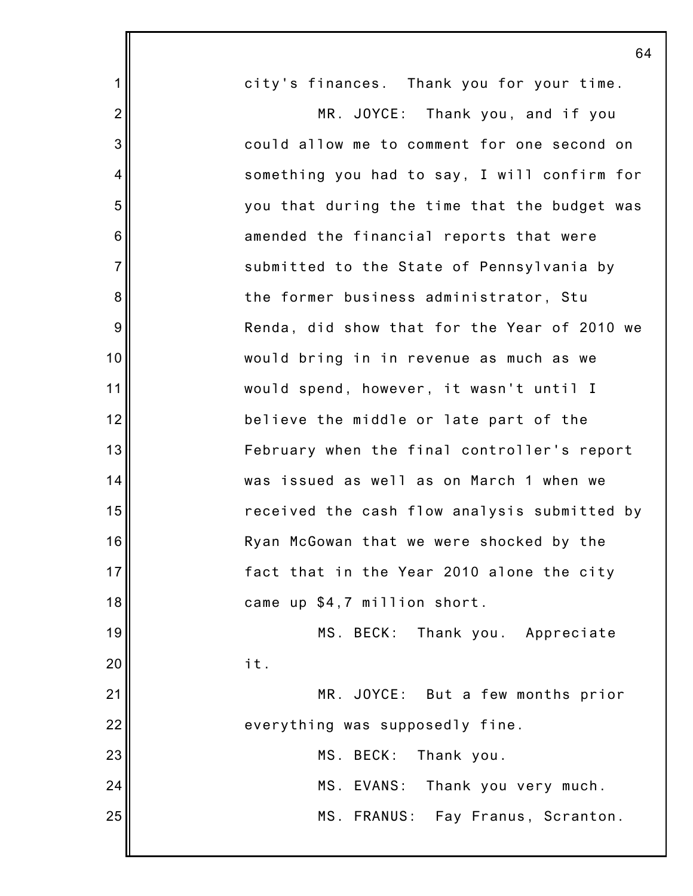city's finances. Thank you for your time.

MR. JOYCE: Thank you, and if you could allow me to comment for one second on something you had to say, I will confirm for you that during the time that the budget was amended the financial reports that were submitted to the State of Pennsylvania by the former business administrator, Stu Renda, did show that for the Year of 2010 we would bring in in revenue as much as we would spend, however, it wasn't until I believe the middle or late part of the February when the final controller's report was issued as well as on March 1 when we received the cash flow analysis submitted by Ryan McGowan that we were shocked by the fact that in the Year 2010 alone the city came up $4,7 million short.

MS. BECK: Thank you. Appreciate it.

MR. JOYCE: But a few months prior everything was supposedly fine.

MS. BECK: Thank you.

MS. EVANS: Thank you very much.

MS. FRANUS: Fay Franus, Scranton.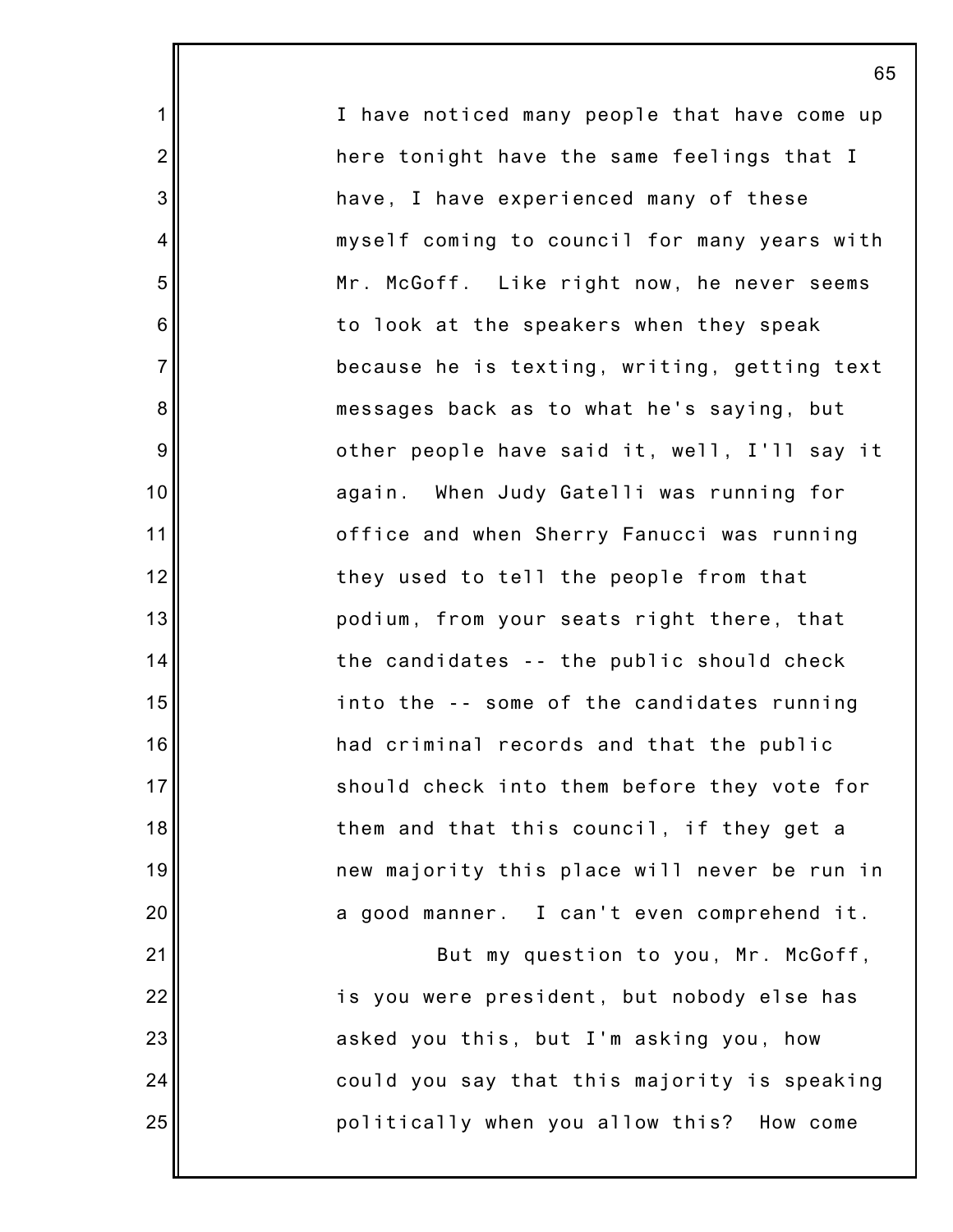I have noticed many people that have come up here tonight have the same feelings that I have, I have experienced many of these myself coming to council for many years with Mr. McGoff. Like right now, he never seems to look at the speakers when they speak because he is texting, writing, getting text messages back as to what he's saying, but other people have said it, well, I'll say it again. When Judy Gatelli was running for office and when Sherry Fanucci was running they used to tell the people from that podium, from your seats right there, that the candidates -- the public should check into the -- some of the candidates running had criminal records and that the public should check into them before they vote for them and that this council, if they get a new majority this place will never be run in a good manner. I can't even comprehend it.

But my question to you, Mr. McGoff, is you were president, but nobody else has asked you this, but I'm asking you, how could you say that this majority is speaking politically when you allow this? How come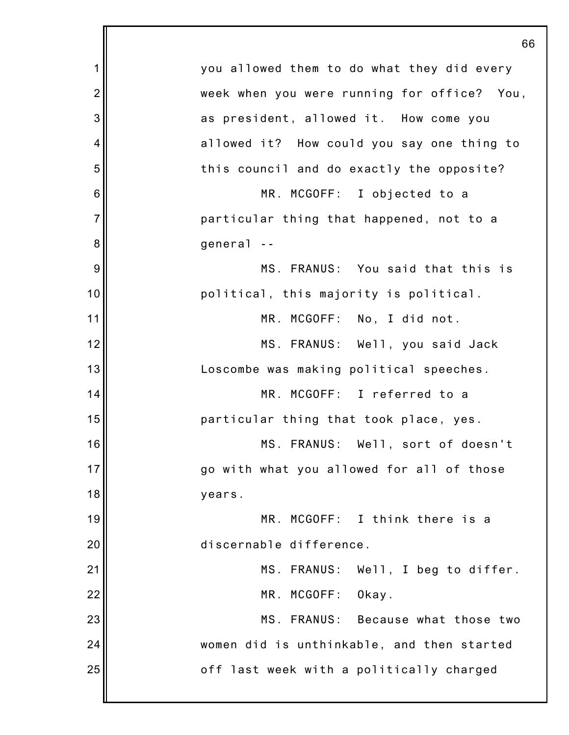you allowed them to do what they did every week when you were running for office? You, as president, allowed it. How come you allowed it? How could you say one thing to this council and do exactly the opposite?

MR. MCGOFF: I objected to a particular thing that happened, not to a general --

MS. FRANUS: You said that this is political, this majority is political.

MR. MCGOFF: No, I did not.

MS. FRANUS: Well, you said Jack Loscombe was making political speeches.

MR. MCGOFF: I referred to a particular thing that took place, yes.

MS. FRANUS: Well, sort of doesn't go with what you allowed for all of those years.

MR. MCGOFF: I think there is a discernable difference.

MS. FRANUS: Well, I beg to differ.

MR. MCGOFF: Okay.

MS. FRANUS: Because what those two women did is unthinkable, and then started off last week with a politically charged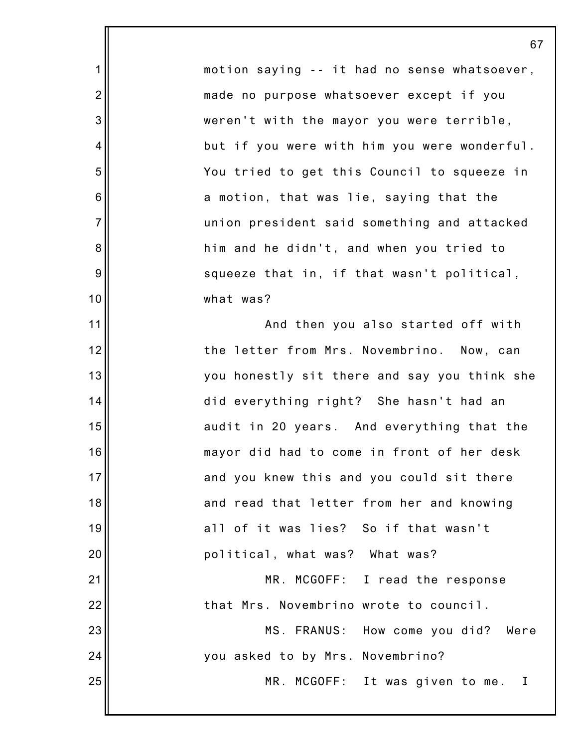motion saying -- it had no sense whatsoever, made no purpose whatsoever except if you weren't with the mayor you were terrible, but if you were with him you were wonderful. You tried to get this Council to squeeze in a motion, that was lie, saying that the union president said something and attacked him and he didn't, and when you tried to squeeze that in, if that wasn't political, what was?

And then you also started off with the letter from Mrs. Novembrino. Now, can you honestly sit there and say you think she did everything right? She hasn't had an audit in 20 years. And everything that the mayor did had to come in front of her desk and you knew this and you could sit there and read that letter from her and knowing all of it was lies? So if that wasn't political, what was? What was?

MR. MCGOFF: I read the response that Mrs. Novembrino wrote to council.

MS. FRANUS: How come you did? Were you asked to by Mrs. Novembrino?

MR. MCGOFF: It was given to me. I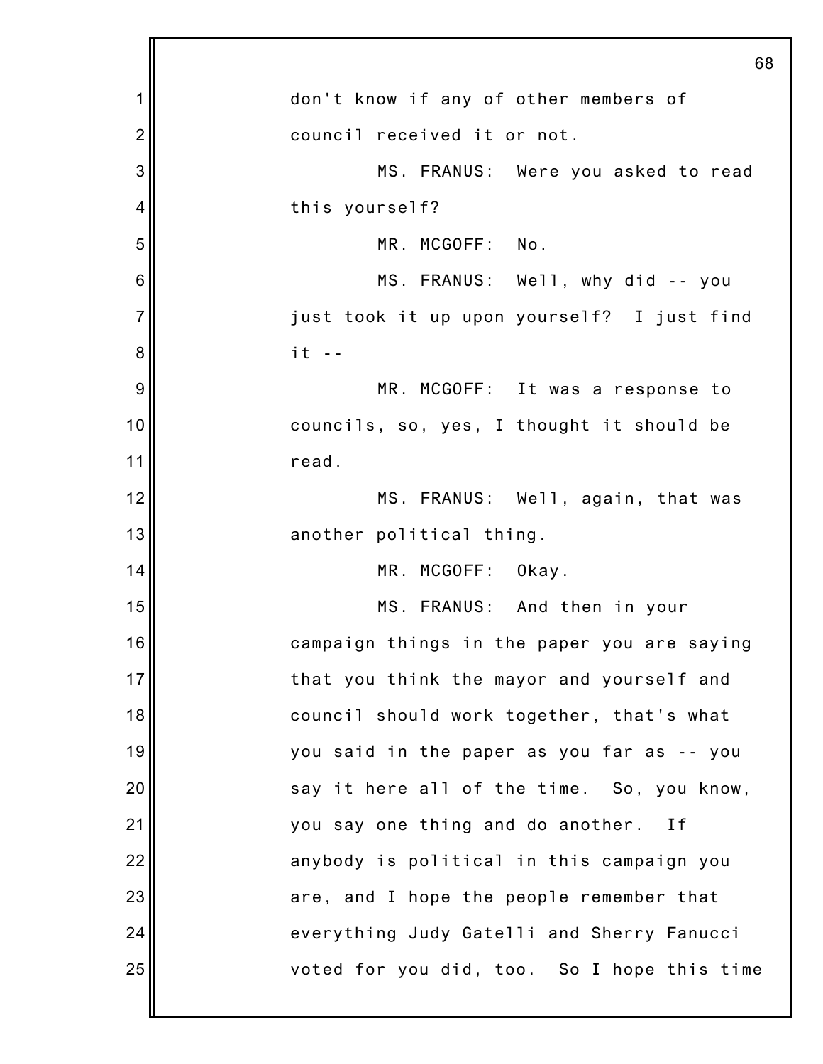don't know if any of other members of council received it or not.

MS. FRANUS: Were you asked to read this yourself?

MR. MCGOFF: No.

MS. FRANUS: Well, why did -- you just took it up upon yourself? I just find it --

MR. MCGOFF: It was a response to councils, so, yes, I thought it should be read.

MS. FRANUS: Well, again, that was another political thing.

MR. MCGOFF: Okay.

MS. FRANUS: And then in your campaign things in the paper you are saying that you think the mayor and yourself and council should work together, that's what you said in the paper as you far as -- you say it here all of the time. So, you know, you say one thing and do another. If anybody is political in this campaign you are, and I hope the people remember that everything Judy Gatelli and Sherry Fanucci voted for you did, too. So I hope this time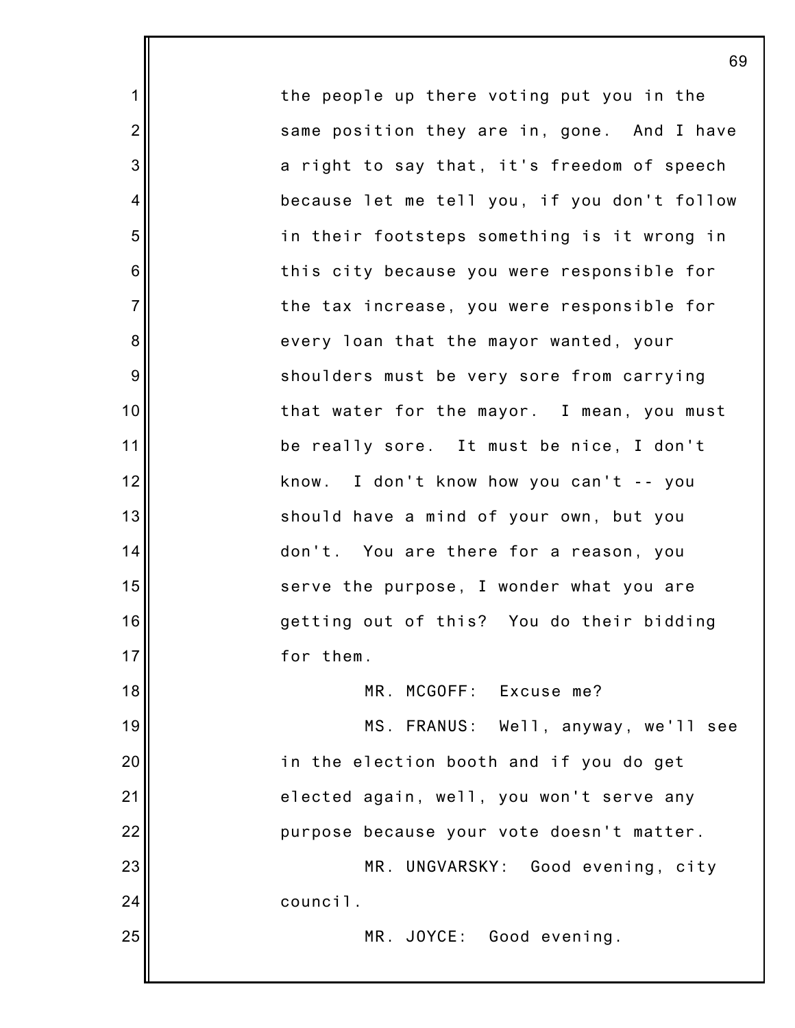the people up there voting put you in the same position they are in, gone. And I have a right to say that, it's freedom of speech because let me tell you, if you don't follow in their footsteps something is it wrong in this city because you were responsible for the tax increase, you were responsible for every loan that the mayor wanted, your shoulders must be very sore from carrying that water for the mayor. I mean, you must be really sore. It must be nice, I don't know. I don't know how you can't -- you should have a mind of your own, but you don't. You are there for a reason, you serve the purpose, I wonder what you are getting out of this? You do their bidding for them.

MR. MCGOFF: Excuse me?

MS. FRANUS: Well, anyway, we'll see in the election booth and if you do get elected again, well, you won't serve any purpose because your vote doesn't matter.

MR. UNGVARSKY: Good evening, city council.

MR. JOYCE: Good evening.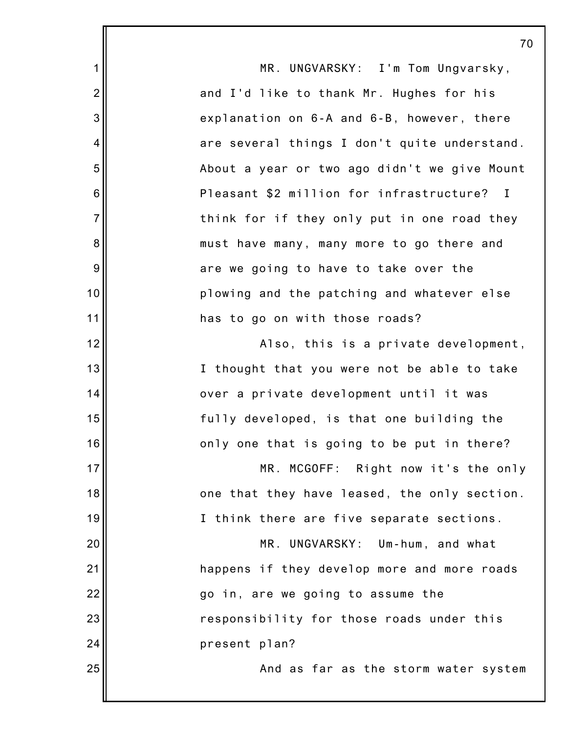MR. UNGVARSKY: I'm Tom Ungvarsky, and I'd like to thank Mr. Hughes for his explanation on 6-A and 6-B, however, there are several things I don't quite understand. About a year or two ago didn't we give Mount Pleasant $2 million for infrastructure? I think for if they only put in one road they must have many, many more to go there and are we going to have to take over the plowing and the patching and whatever else has to go on with those roads?

Also, this is a private development, I thought that you were not be able to take over a private development until it was fully developed, is that one building the only one that is going to be put in there?

MR. MCGOFF: Right now it's the only one that they have leased, the only section. I think there are five separate sections.

MR. UNGVARSKY: Um-hum, and what happens if they develop more and more roads go in, are we going to assume the responsibility for those roads under this present plan?

And as far as the storm water system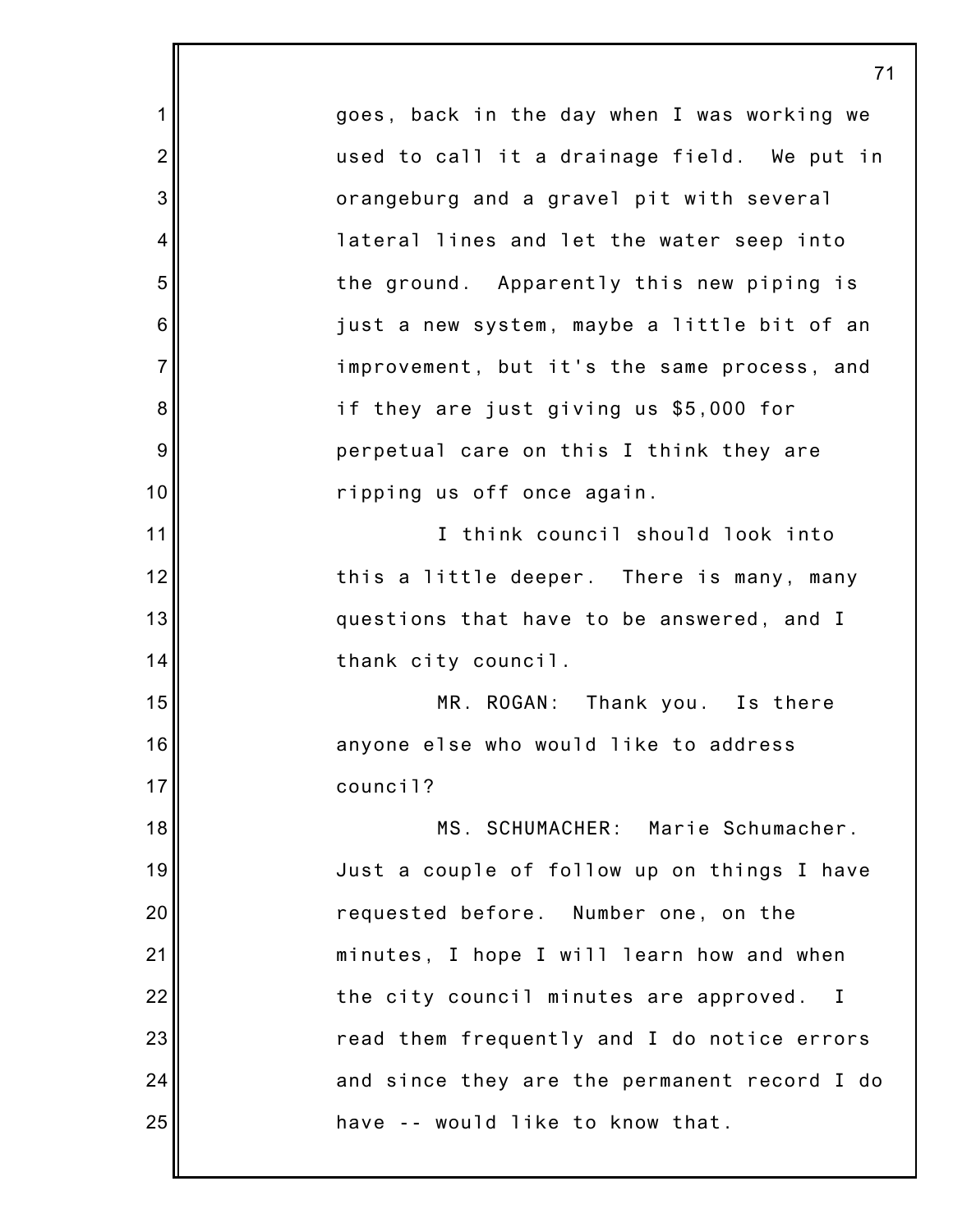goes, back in the day when I was working we used to call it a drainage field. We put in orangeburg and a gravel pit with several lateral lines and let the water seep into the ground. Apparently this new piping is just a new system, maybe a little bit of an improvement, but it's the same process, and if they are just giving us $5,000 for perpetual care on this I think they are ripping us off once again.

I think council should look into this a little deeper. There is many, many questions that have to be answered, and I thank city council.

MR. ROGAN: Thank you. Is there anyone else who would like to address council?

MS. SCHUMACHER: Marie Schumacher. Just a couple of follow up on things I have requested before. Number one, on the minutes, I hope I will learn how and when the city council minutes are approved. I read them frequently and I do notice errors and since they are the permanent record I do have -- would like to know that.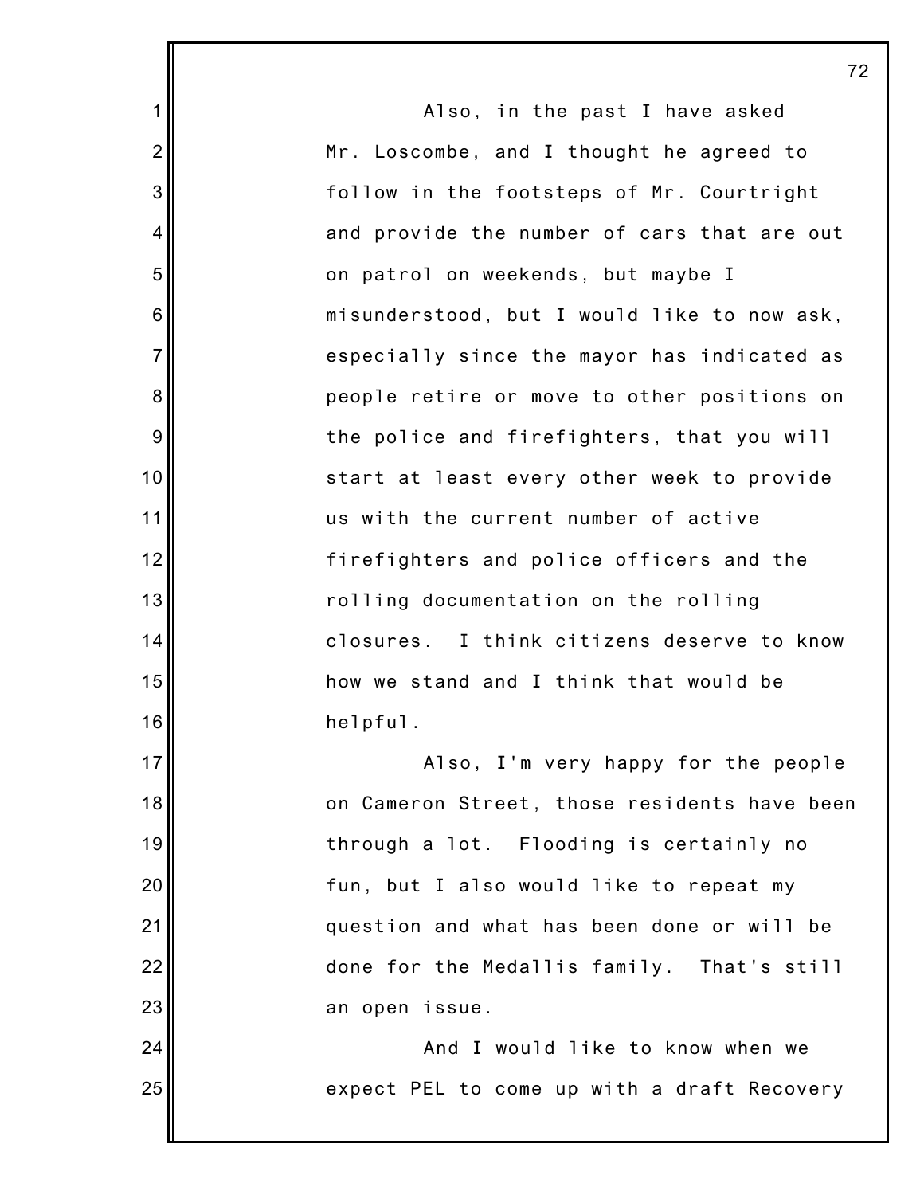Also, in the past I have asked Mr. Loscombe, and I thought he agreed to follow in the footsteps of Mr. Courtright and provide the number of cars that are out on patrol on weekends, but maybe I misunderstood, but I would like to now ask, especially since the mayor has indicated as people retire or move to other positions on the police and firefighters, that you will start at least every other week to provide us with the current number of active firefighters and police officers and the rolling documentation on the rolling closures. I think citizens deserve to know how we stand and I think that would be helpful.

Also, I'm very happy for the people on Cameron Street, those residents have been through a lot. Flooding is certainly no fun, but I also would like to repeat my question and what has been done or will be done for the Medallis family. That's still an open issue.

And I would like to know when we expect PEL to come up with a draft Recovery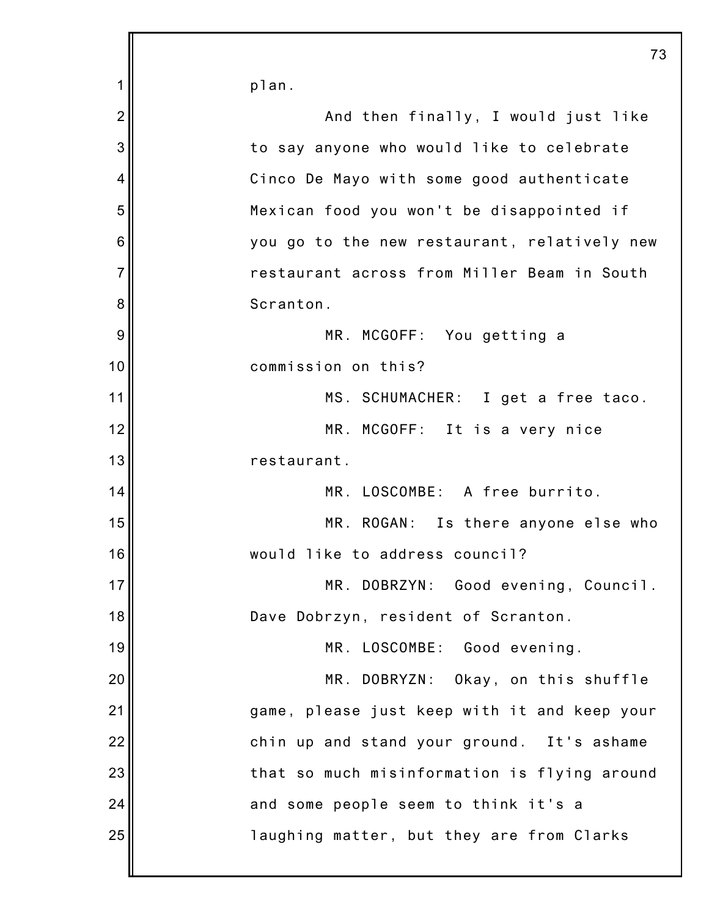plan.

And then finally, I would just like to say anyone who would like to celebrate Cinco De Mayo with some good authenticate Mexican food you won't be disappointed if you go to the new restaurant, relatively new restaurant across from Miller Beam in South Scranton.

MR. MCGOFF: You getting a commission on this?

MS. SCHUMACHER: I get a free taco.

MR. MCGOFF: It is a very nice restaurant.

MR. LOSCOMBE: A free burrito.

MR. ROGAN: Is there anyone else who would like to address council?

MR. DOBRZYN: Good evening, Council. Dave Dobrzyn, resident of Scranton.

MR. LOSCOMBE: Good evening.

MR. DOBRYZN: Okay, on this shuffle game, please just keep with it and keep your chin up and stand your ground. It's ashame that so much misinformation is flying around and some people seem to think it's a laughing matter, but they are from Clarks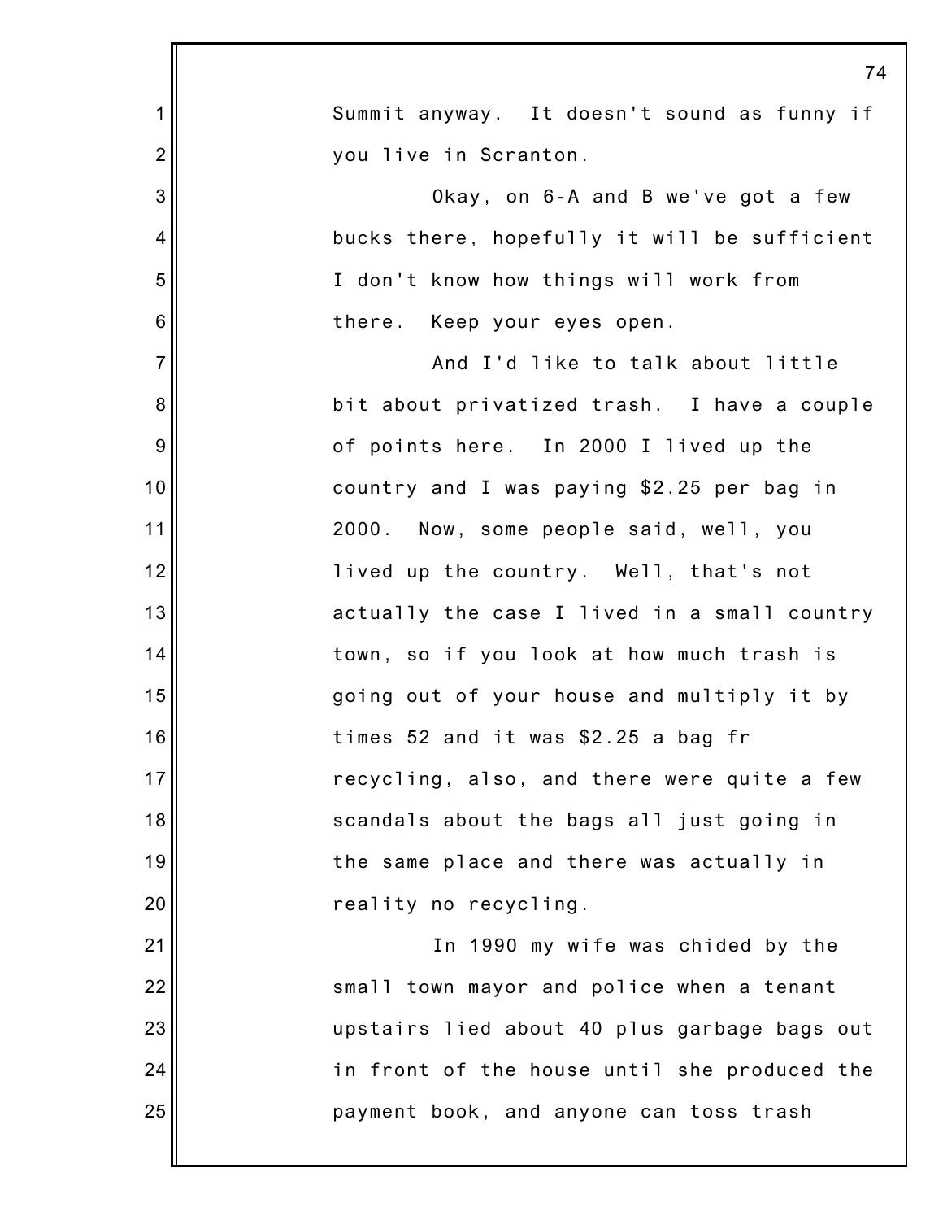Summit anyway. It doesn't sound as funny if you live in Scranton.

Okay, on 6-A and B we've got a few bucks there, hopefully it will be sufficient I don't know how things will work from there. Keep your eyes open.

And I'd like to talk about little bit about privatized trash. I have a couple of points here. In 2000 I lived up the country and I was paying $2.25 per bag in 2000. Now, some people said, well, you lived up the country. Well, that's not actually the case I lived in a small country town, so if you look at how much trash is going out of your house and multiply it by times 52 and it was $2.25 a bag fr recycling, also, and there were quite a few scandals about the bags all just going in the same place and there was actually in reality no recycling.

In 1990 my wife was chided by the small town mayor and police when a tenant upstairs lied about 40 plus garbage bags out in front of the house until she produced the payment book, and anyone can toss trash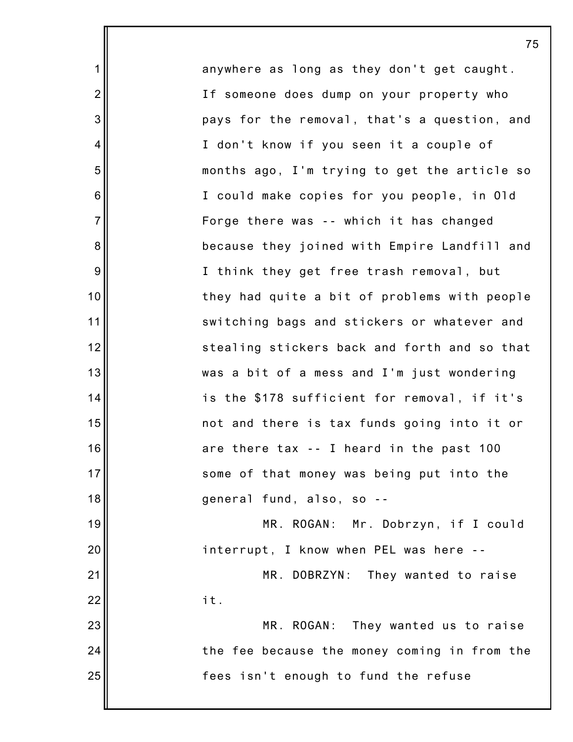anywhere as long as they don't get caught. If someone does dump on your property who pays for the removal, that's a question, and I don't know if you seen it a couple of months ago, I'm trying to get the article so I could make copies for you people, in Old Forge there was -- which it has changed because they joined with Empire Landfill and I think they get free trash removal, but they had quite a bit of problems with people switching bags and stickers or whatever and stealing stickers back and forth and so that was a bit of a mess and I'm just wondering is the $178 sufficient for removal, if it's not and there is tax funds going into it or are there tax -- I heard in the past 100 some of that money was being put into the general fund, also, so --

MR. ROGAN: Mr. Dobrzyn, if I could interrupt, I know when PEL was here --

MR. DOBRZYN: They wanted to raise it.

MR. ROGAN: They wanted us to raise the fee because the money coming in from the fees isn't enough to fund the refuse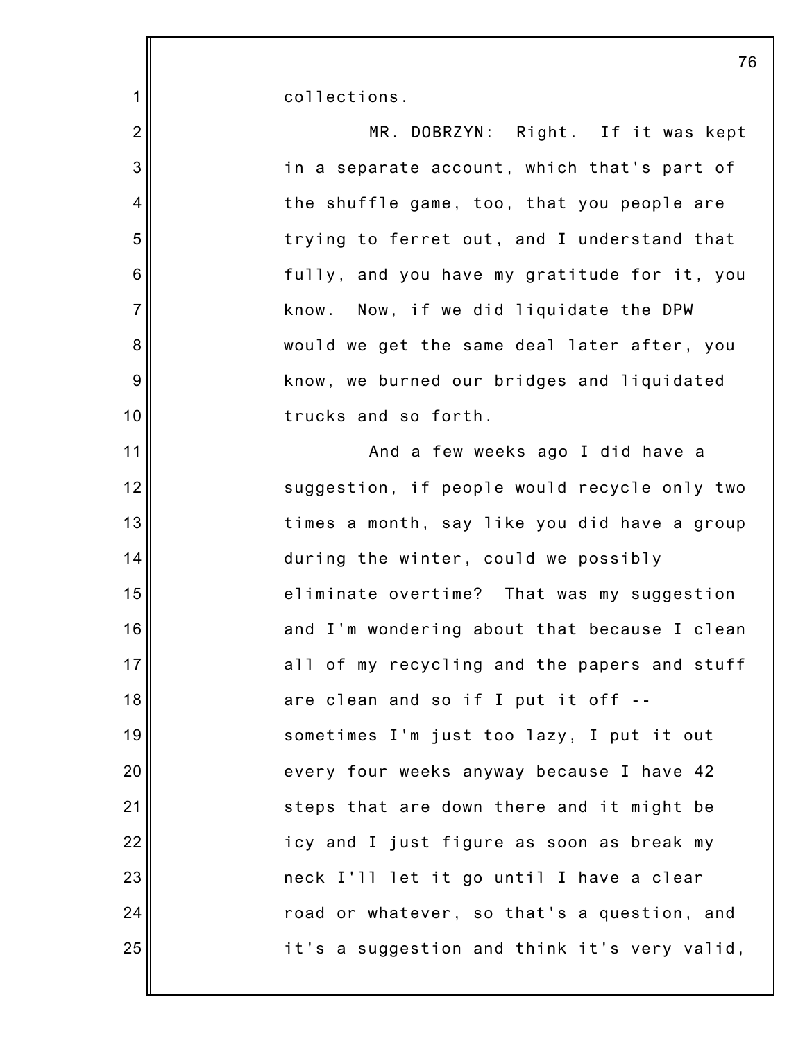collections.

MR. DOBRZYN: Right. If it was kept in a separate account, which that's part of the shuffle game, too, that you people are trying to ferret out, and I understand that fully, and you have my gratitude for it, you know. Now, if we did liquidate the DPW would we get the same deal later after, you know, we burned our bridges and liquidated trucks and so forth.

And a few weeks ago I did have a suggestion, if people would recycle only two times a month, say like you did have a group during the winter, could we possibly eliminate overtime? That was my suggestion and I'm wondering about that because I clean all of my recycling and the papers and stuff are clean and so if I put it off -- sometimes I'm just too lazy, I put it out every four weeks anyway because I have 42 steps that are down there and it might be icy and I just figure as soon as break my neck I'll let it go until I have a clear road or whatever, so that's a question, and it's a suggestion and think it's very valid,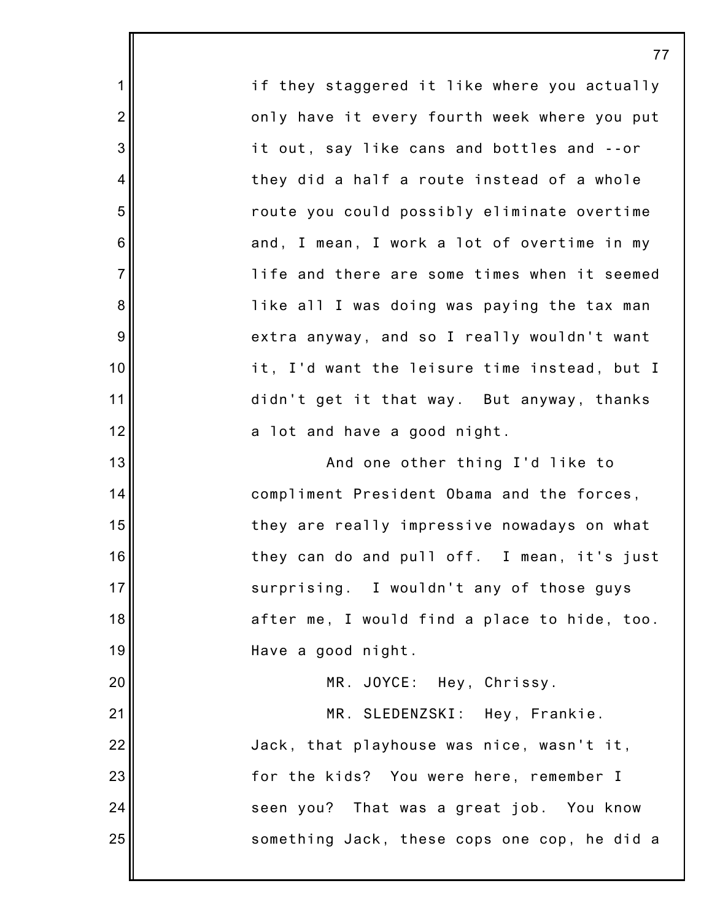if they staggered it like where you actually only have it every fourth week where you put it out, say like cans and bottles and --or they did a half a route instead of a whole route you could possibly eliminate overtime and, I mean, I work a lot of overtime in my life and there are some times when it seemed like all I was doing was paying the tax man extra anyway, and so I really wouldn't want it, I'd want the leisure time instead, but I didn't get it that way. But anyway, thanks a lot and have a good night.

And one other thing I'd like to compliment President Obama and the forces, they are really impressive nowadays on what they can do and pull off. I mean, it's just surprising. I wouldn't any of those guys after me, I would find a place to hide, too. Have a good night.

MR. JOYCE: Hey, Chrissy.

MR. SLEDENZSKI: Hey, Frankie. Jack, that playhouse was nice, wasn't it, for the kids? You were here, remember I seen you? That was a great job. You know something Jack, these cops one cop, he did a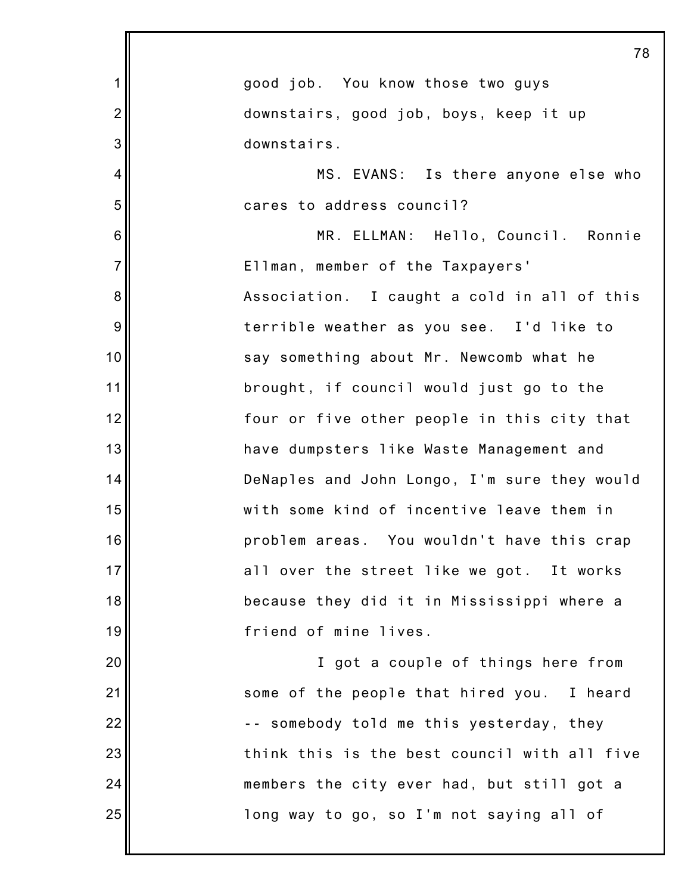good job. You know those two guys downstairs, good job, boys, keep it up downstairs.

MS. EVANS: Is there anyone else who cares to address council?

MR. ELLMAN: Hello, Council. Ronnie Ellman, member of the Taxpayers' Association. I caught a cold in all of this terrible weather as you see. I'd like to say something about Mr. Newcomb what he brought, if council would just go to the four or five other people in this city that have dumpsters like Waste Management and DeNaples and John Longo, I'm sure they would with some kind of incentive leave them in problem areas. You wouldn't have this crap all over the street like we got. It works because they did it in Mississippi where a friend of mine lives.

I got a couple of things here from some of the people that hired you. I heard -- somebody told me this yesterday, they think this is the best council with all five members the city ever had, but still got a long way to go, so I'm not saying all of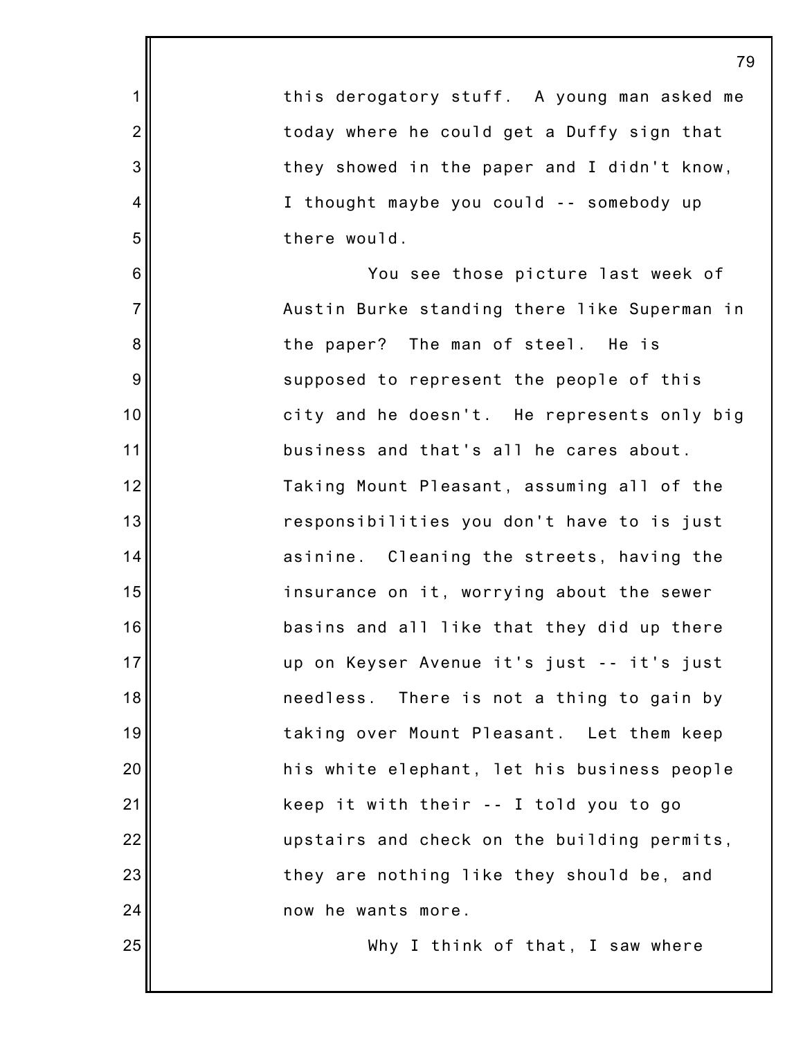this derogatory stuff. A young man asked me today where he could get a Duffy sign that they showed in the paper and I didn't know, I thought maybe you could -- somebody up there would.

You see those picture last week of Austin Burke standing there like Superman in the paper? The man of steel. He is supposed to represent the people of this city and he doesn't. He represents only big business and that's all he cares about. Taking Mount Pleasant, assuming all of the responsibilities you don't have to is just asinine. Cleaning the streets, having the insurance on it, worrying about the sewer basins and all like that they did up there up on Keyser Avenue it's just -- it's just needless. There is not a thing to gain by taking over Mount Pleasant. Let them keep his white elephant, let his business people keep it with their -- I told you to go upstairs and check on the building permits, they are nothing like they should be, and now he wants more.

Why I think of that, I saw where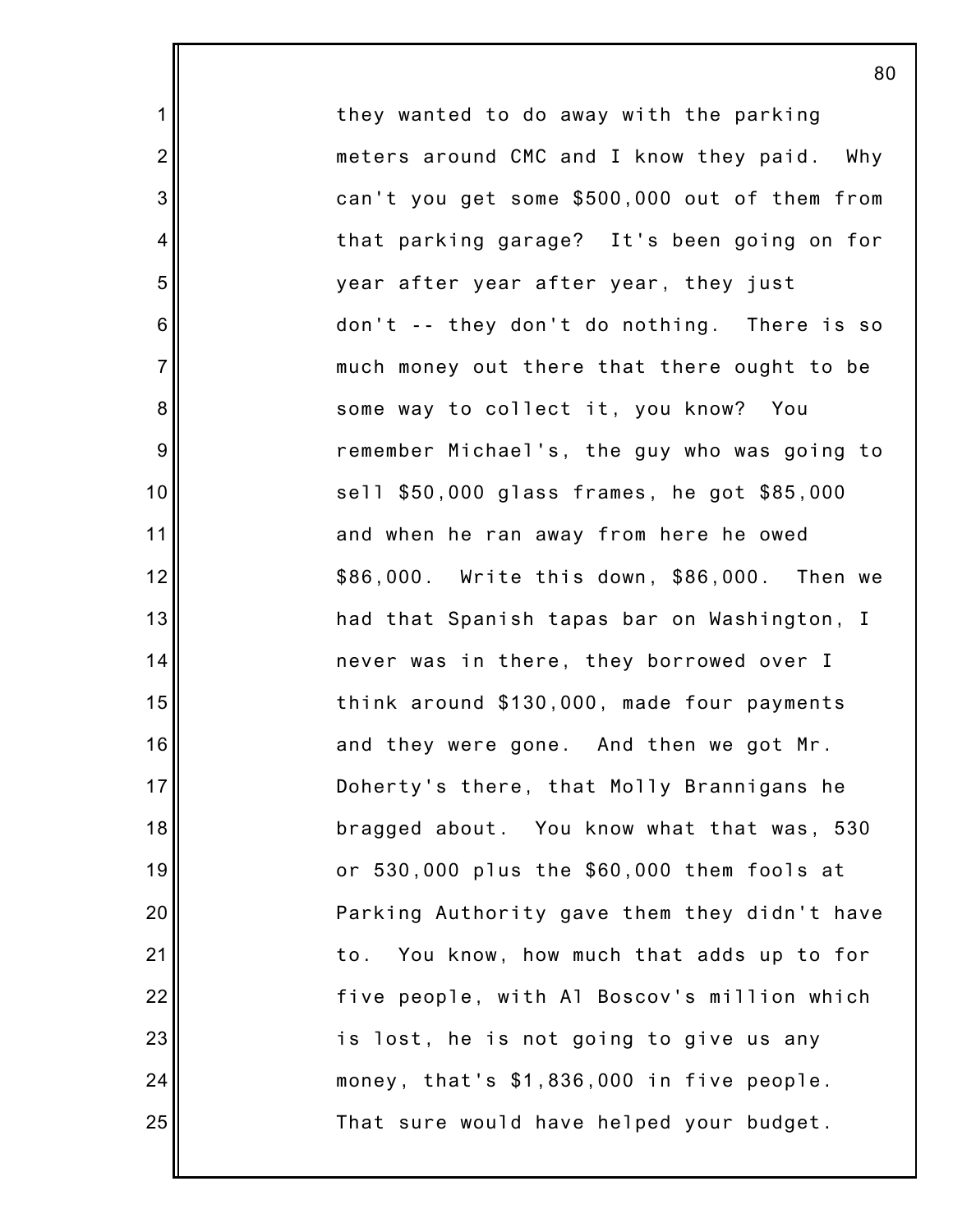they wanted to do away with the parking meters around CMC and I know they paid. Why can't you get some $500,000 out of them from that parking garage? It's been going on for year after year after year, they just don't -- they don't do nothing. There is so much money out there that there ought to be some way to collect it, you know? You remember Michael's, the guy who was going to sell $50,000 glass frames, he got $85,000 and when he ran away from here he owed $86,000. Write this down, $86,000. Then we had that Spanish tapas bar on Washington, I never was in there, they borrowed over I think around $130,000, made four payments and they were gone. And then we got Mr. Doherty's there, that Molly Brannigans he bragged about. You know what that was, 530 or 530,000 plus the $60,000 them fools at Parking Authority gave them they didn't have to. You know, how much that adds up to for five people, with Al Boscov's million which is lost, he is not going to give us any money, that's $1,836,000 in five people. That sure would have helped your budget.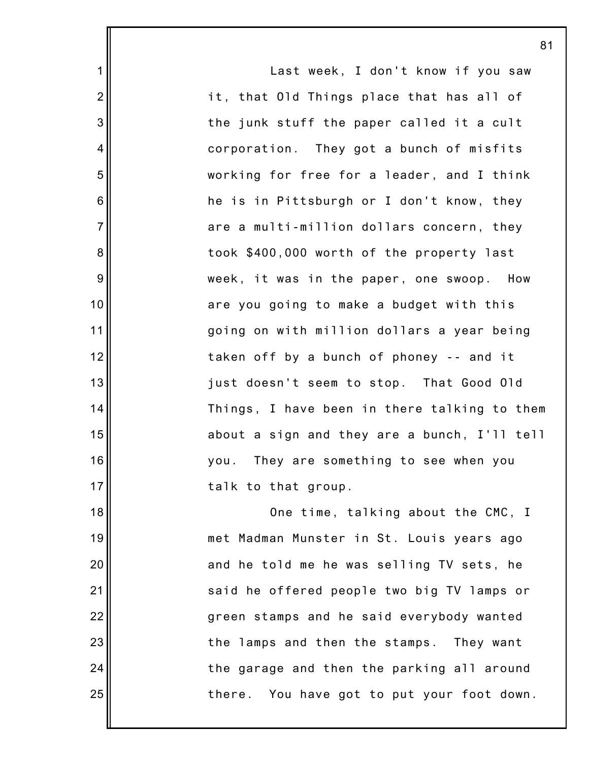Last week, I don't know if you saw it, that Old Things place that has all of the junk stuff the paper called it a cult corporation. They got a bunch of misfits working for free for a leader, and I think he is in Pittsburgh or I don't know, they are a multi-million dollars concern, they took $400,000 worth of the property last week, it was in the paper, one swoop. How are you going to make a budget with this going on with million dollars a year being taken off by a bunch of phoney -- and it just doesn't seem to stop. That Good Old Things, I have been in there talking to them about a sign and they are a bunch, I'll tell you. They are something to see when you talk to that group.

One time, talking about the CMC, I met Madman Munster in St. Louis years ago and he told me he was selling TV sets, he said he offered people two big TV lamps or green stamps and he said everybody wanted the lamps and then the stamps. They want the garage and then the parking all around there. You have got to put your foot down.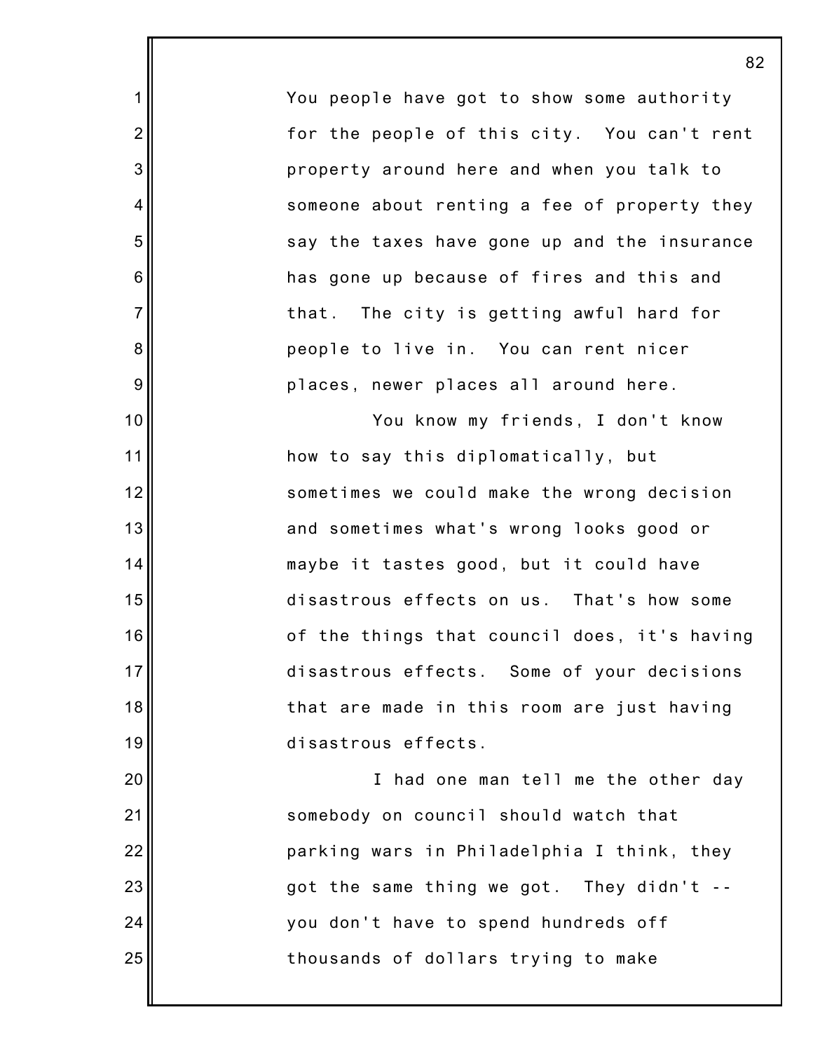You people have got to show some authority for the people of this city. You can't rent property around here and when you talk to someone about renting a fee of property they say the taxes have gone up and the insurance has gone up because of fires and this and that. The city is getting awful hard for people to live in. You can rent nicer places, newer places all around here.

You know my friends, I don't know how to say this diplomatically, but sometimes we could make the wrong decision and sometimes what's wrong looks good or maybe it tastes good, but it could have disastrous effects on us. That's how some of the things that council does, it's having disastrous effects. Some of your decisions that are made in this room are just having disastrous effects.

I had one man tell me the other day somebody on council should watch that parking wars in Philadelphia I think, they got the same thing we got. They didn't -- you don't have to spend hundreds off thousands of dollars trying to make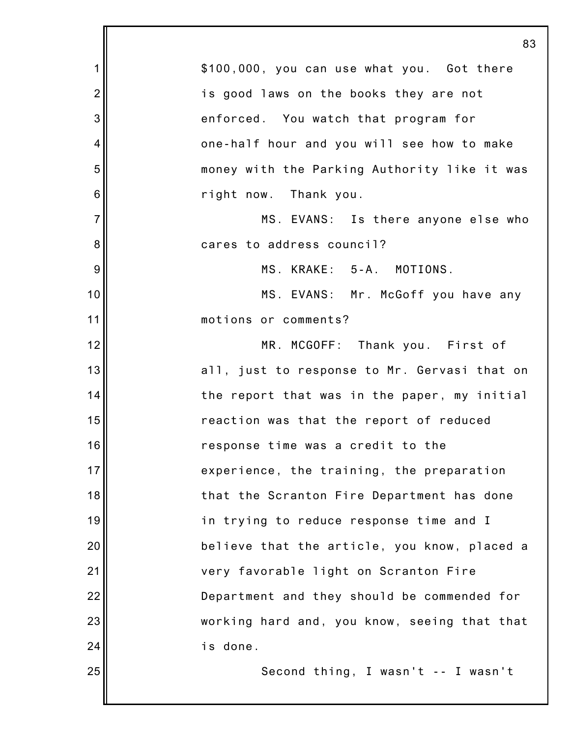$100,000, you can use what you. Got there is good laws on the books they are not enforced. You watch that program for one-half hour and you will see how to make money with the Parking Authority like it was right now. Thank you.

MS. EVANS: Is there anyone else who cares to address council?

MS. KRAKE: 5-A. MOTIONS.

MS. EVANS: Mr. McGoff you have any motions or comments?

MR. MCGOFF: Thank you. First of all, just to response to Mr. Gervasi that on the report that was in the paper, my initial reaction was that the report of reduced response time was a credit to the experience, the training, the preparation that the Scranton Fire Department has done in trying to reduce response time and I believe that the article, you know, placed a very favorable light on Scranton Fire Department and they should be commended for working hard and, you know, seeing that that is done.

Second thing, I wasn't -- I wasn't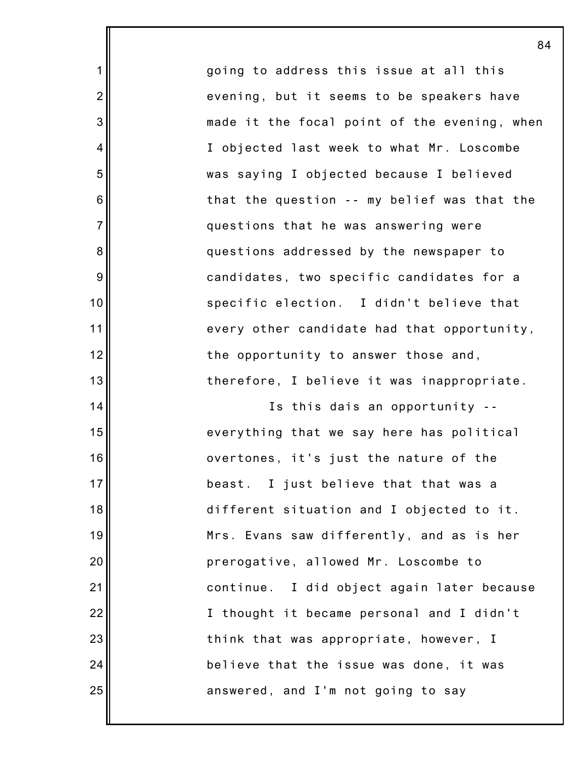going to address this issue at all this evening, but it seems to be speakers have made it the focal point of the evening, when I objected last week to what Mr. Loscombe was saying I objected because I believed that the question -- my belief was that the questions that he was answering were questions addressed by the newspaper to candidates, two specific candidates for a specific election. I didn't believe that every other candidate had that opportunity, the opportunity to answer those and, therefore, I believe it was inappropriate.

Is this dais an opportunity -- everything that we say here has political overtones, it's just the nature of the beast. I just believe that that was a different situation and I objected to it. Mrs. Evans saw differently, and as is her prerogative, allowed Mr. Loscombe to continue. I did object again later because I thought it became personal and I didn't think that was appropriate, however, I believe that the issue was done, it was answered, and I'm not going to say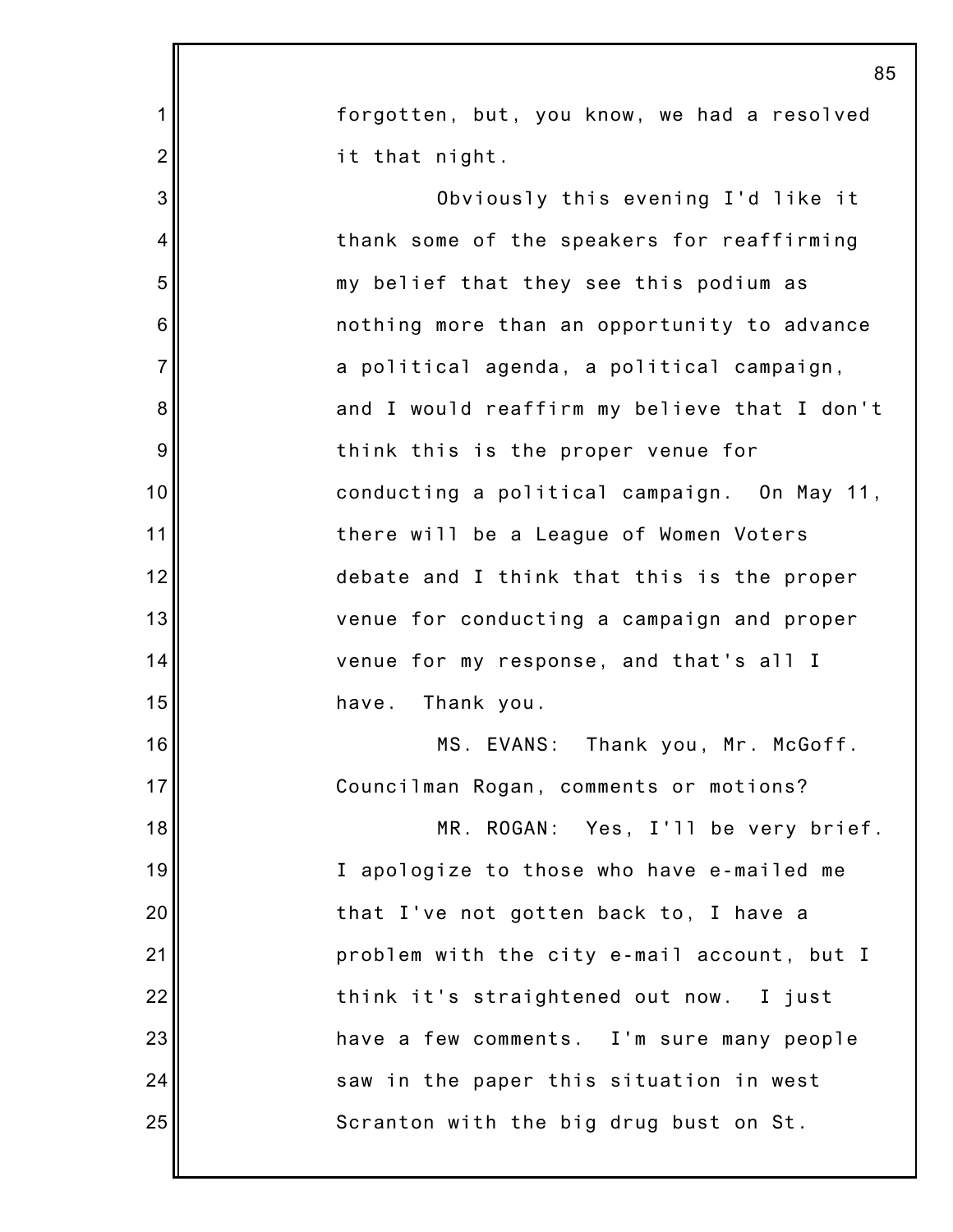forgotten, but, you know, we had a resolved it that night.

Obviously this evening I'd like it thank some of the speakers for reaffirming my belief that they see this podium as nothing more than an opportunity to advance a political agenda, a political campaign, and I would reaffirm my believe that I don't think this is the proper venue for conducting a political campaign. On May 11, there will be a League of Women Voters debate and I think that this is the proper venue for conducting a campaign and proper venue for my response, and that's all I have. Thank you.

MS. EVANS: Thank you, Mr. McGoff. Councilman Rogan, comments or motions?

MR. ROGAN: Yes, I'll be very brief. I apologize to those who have e-mailed me that I've not gotten back to, I have a problem with the city e-mail account, but I think it's straightened out now. I just have a few comments. I'm sure many people saw in the paper this situation in west Scranton with the big drug bust on St.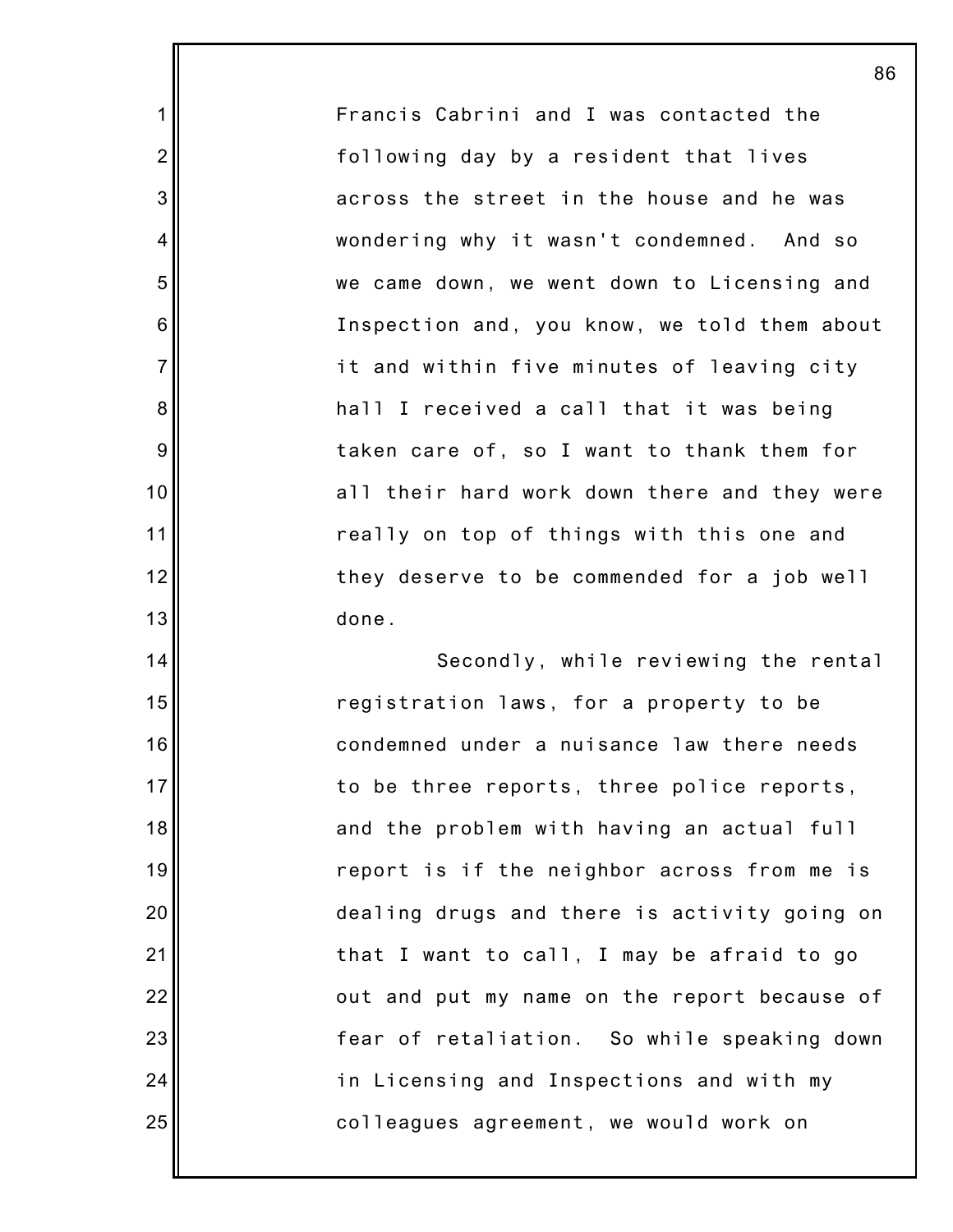Francis Cabrini and I was contacted the following day by a resident that lives across the street in the house and he was wondering why it wasn't condemned. And so we came down, we went down to Licensing and Inspection and, you know, we told them about it and within five minutes of leaving city hall I received a call that it was being taken care of, so I want to thank them for all their hard work down there and they were really on top of things with this one and they deserve to be commended for a job well done.

Secondly, while reviewing the rental registration laws, for a property to be condemned under a nuisance law there needs to be three reports, three police reports, and the problem with having an actual full report is if the neighbor across from me is dealing drugs and there is activity going on that I want to call, I may be afraid to go out and put my name on the report because of fear of retaliation. So while speaking down in Licensing and Inspections and with my colleagues agreement, we would work on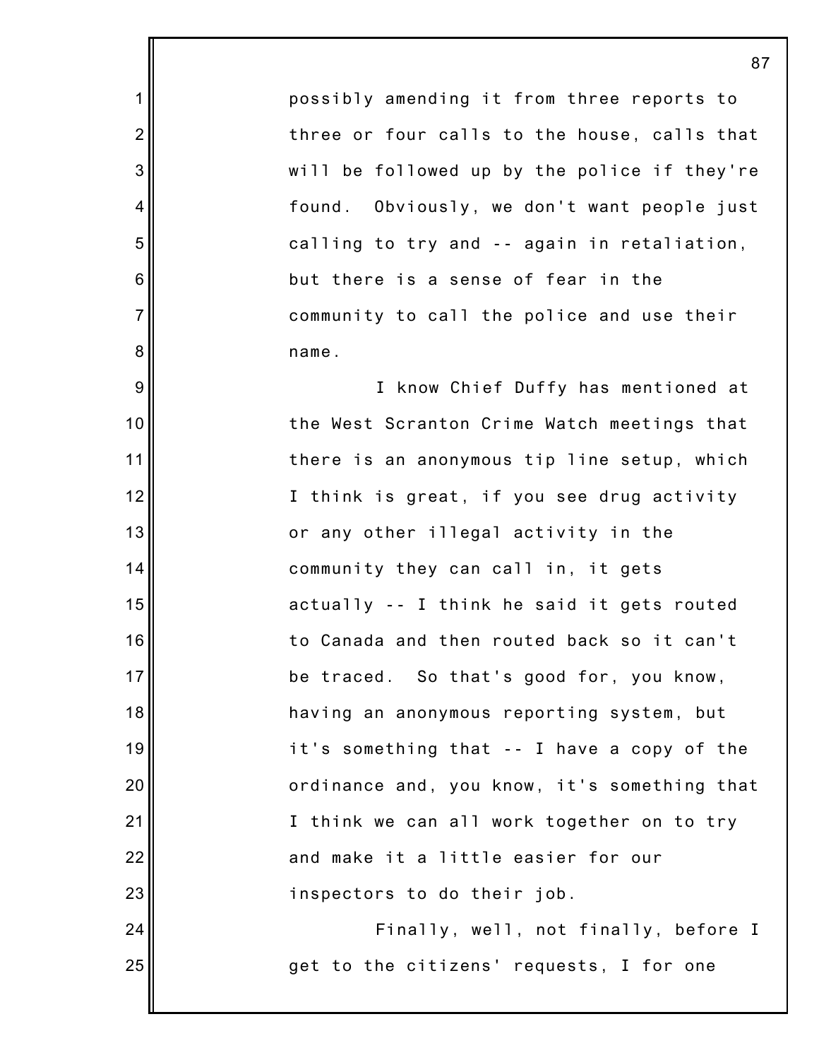possibly amending it from three reports to three or four calls to the house, calls that will be followed up by the police if they're found. Obviously, we don't want people just calling to try and -- again in retaliation, but there is a sense of fear in the community to call the police and use their name.

I know Chief Duffy has mentioned at the West Scranton Crime Watch meetings that there is an anonymous tip line setup, which I think is great, if you see drug activity or any other illegal activity in the community they can call in, it gets actually -- I think he said it gets routed to Canada and then routed back so it can't be traced. So that's good for, you know, having an anonymous reporting system, but it's something that -- I have a copy of the ordinance and, you know, it's something that I think we can all work together on to try and make it a little easier for our inspectors to do their job.

Finally, well, not finally, before I get to the citizens' requests, I for one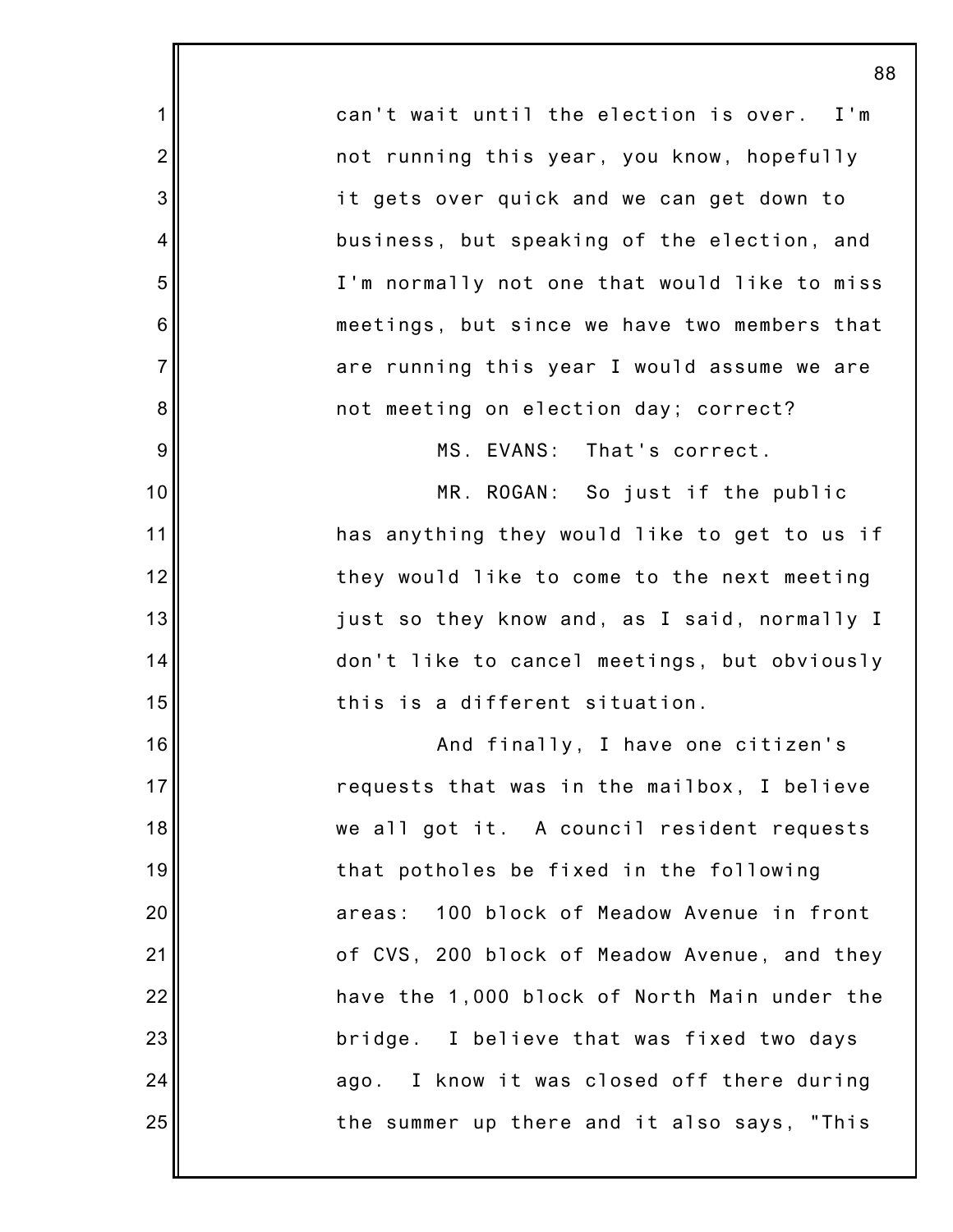can't wait until the election is over. I'm not running this year, you know, hopefully it gets over quick and we can get down to business, but speaking of the election, and I'm normally not one that would like to miss meetings, but since we have two members that are running this year I would assume we are not meeting on election day; correct?

MS. EVANS: That's correct.

MR. ROGAN: So just if the public has anything they would like to get to us if they would like to come to the next meeting just so they know and, as I said, normally I don't like to cancel meetings, but obviously this is a different situation.

And finally, I have one citizen's requests that was in the mailbox, I believe we all got it. A council resident requests that potholes be fixed in the following areas: 100 block of Meadow Avenue in front of CVS, 200 block of Meadow Avenue, and they have the 1,000 block of North Main under the bridge. I believe that was fixed two days ago. I know it was closed off there during the summer up there and it also says, "This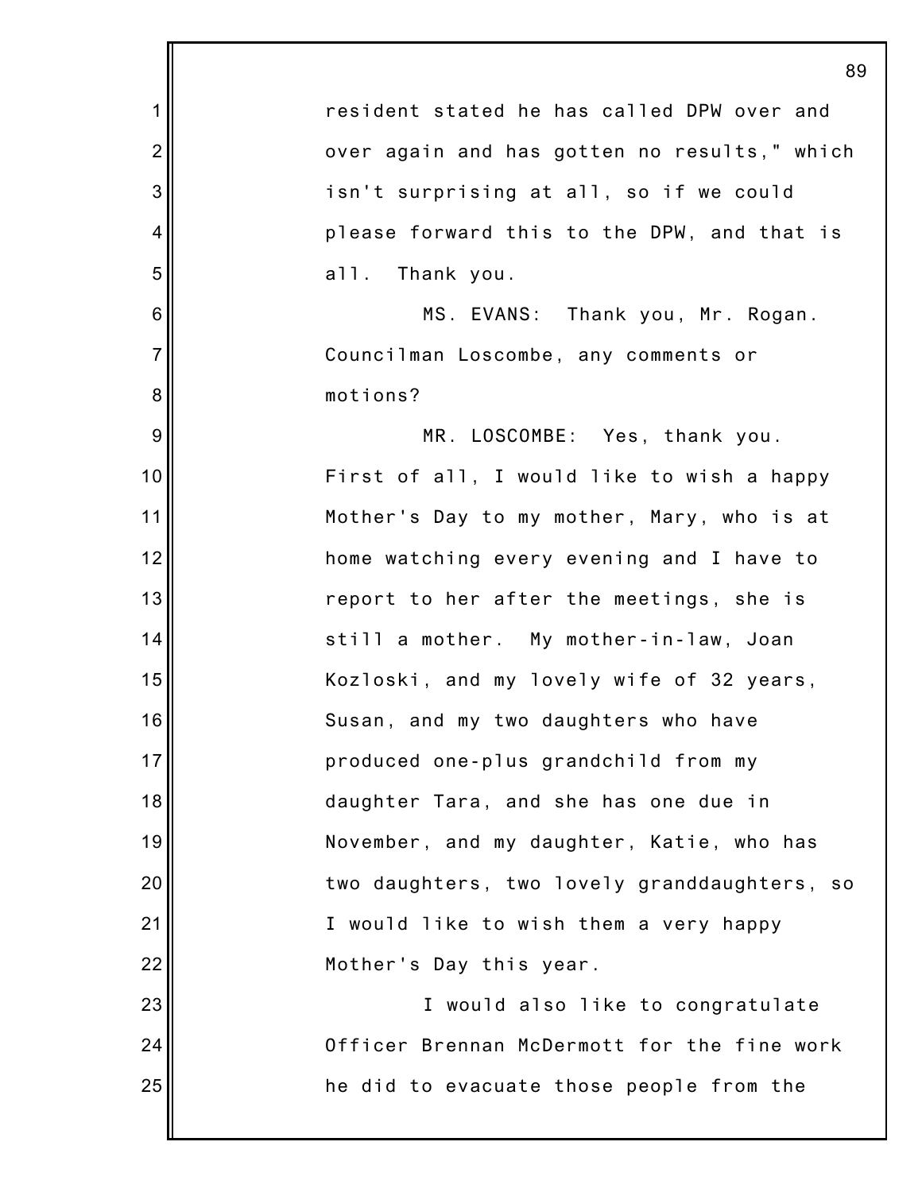resident stated he has called DPW over and over again and has gotten no results," which isn't surprising at all, so if we could please forward this to the DPW, and that is all. Thank you.

MS. EVANS: Thank you, Mr. Rogan. Councilman Loscombe, any comments or motions?

MR. LOSCOMBE: Yes, thank you. First of all, I would like to wish a happy Mother's Day to my mother, Mary, who is at home watching every evening and I have to report to her after the meetings, she is still a mother. My mother-in-law, Joan Kozloski, and my lovely wife of 32 years, Susan, and my two daughters who have produced one-plus grandchild from my daughter Tara, and she has one due in November, and my daughter, Katie, who has two daughters, two lovely granddaughters, so I would like to wish them a very happy Mother's Day this year.

I would also like to congratulate Officer Brennan McDermott for the fine work he did to evacuate those people from the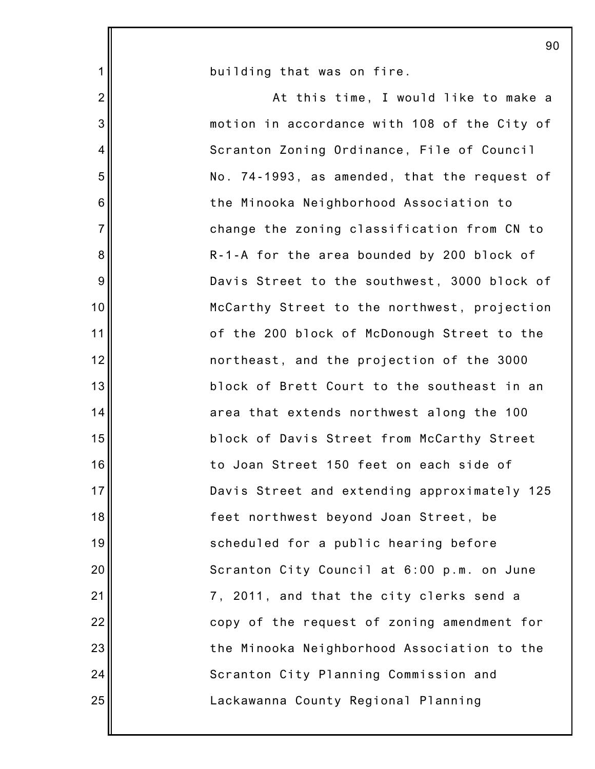building that was on fire.

At this time, I would like to make a motion in accordance with 108 of the City of Scranton Zoning Ordinance, File of Council No. 74-1993, as amended, that the request of the Minooka Neighborhood Association to change the zoning classification from CN to R-1-A for the area bounded by 200 block of Davis Street to the southwest, 3000 block of McCarthy Street to the northwest, projection of the 200 block of McDonough Street to the northeast, and the projection of the 3000 block of Brett Court to the southeast in an area that extends northwest along the 100 block of Davis Street from McCarthy Street to Joan Street 150 feet on each side of Davis Street and extending approximately 125 feet northwest beyond Joan Street, be scheduled for a public hearing before Scranton City Council at 6:00 p.m. on June 7, 2011, and that the city clerks send a copy of the request of zoning amendment for the Minooka Neighborhood Association to the Scranton City Planning Commission and Lackawanna County Regional Planning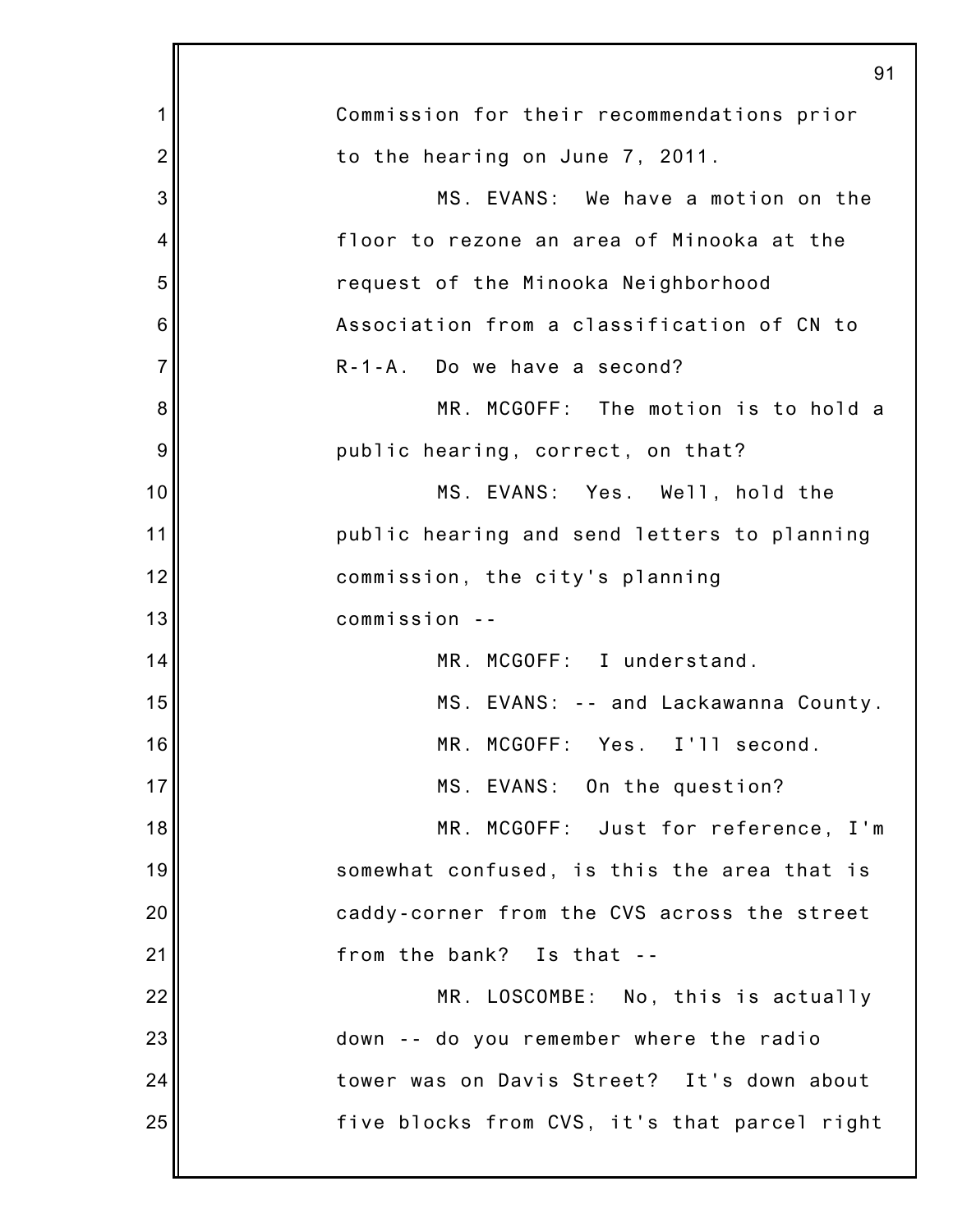Commission for their recommendations prior to the hearing on June 7, 2011.

MS. EVANS: We have a motion on the floor to rezone an area of Minooka at the request of the Minooka Neighborhood Association from a classification of CN to R-1-A. Do we have a second?

MR. MCGOFF: The motion is to hold a public hearing, correct, on that?

MS. EVANS: Yes. Well, hold the public hearing and send letters to planning commission, the city's planning commission --

MR. MCGOFF: I understand.

MS. EVANS: -- and Lackawanna County.

MR. MCGOFF: Yes. I'll second.

MS. EVANS: On the question?

MR. MCGOFF: Just for reference, I'm somewhat confused, is this the area that is caddy-corner from the CVS across the street from the bank? Is that --

MR. LOSCOMBE: No, this is actually down -- do you remember where the radio tower was on Davis Street? It's down about five blocks from CVS, it's that parcel right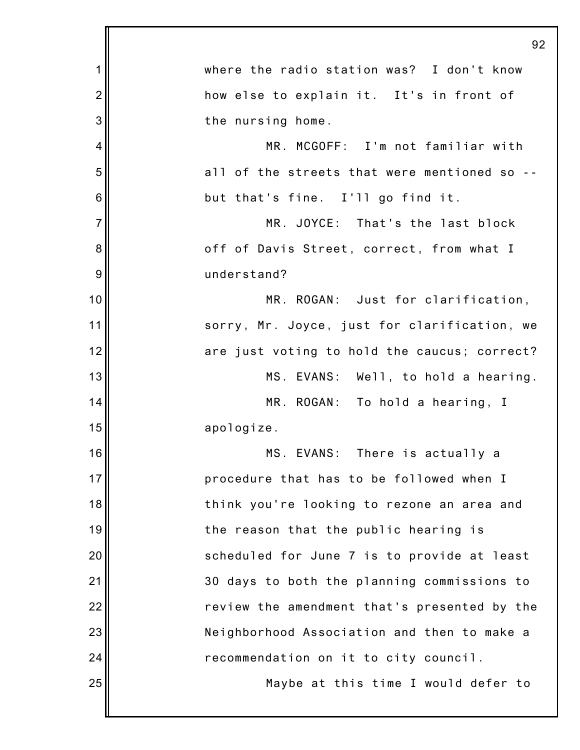where the radio station was? I don't know how else to explain it. It's in front of the nursing home.

MR. MCGOFF: I'm not familiar with all of the streets that were mentioned so -- but that's fine. I'll go find it.

MR. JOYCE: That's the last block off of Davis Street, correct, from what I understand?

MR. ROGAN: Just for clarification, sorry, Mr. Joyce, just for clarification, we are just voting to hold the caucus; correct?

MS. EVANS: Well, to hold a hearing.

MR. ROGAN: To hold a hearing, I apologize.

MS. EVANS: There is actually a procedure that has to be followed when I think you're looking to rezone an area and the reason that the public hearing is scheduled for June 7 is to provide at least 30 days to both the planning commissions to review the amendment that's presented by the Neighborhood Association and then to make a recommendation on it to city council.

Maybe at this time I would defer to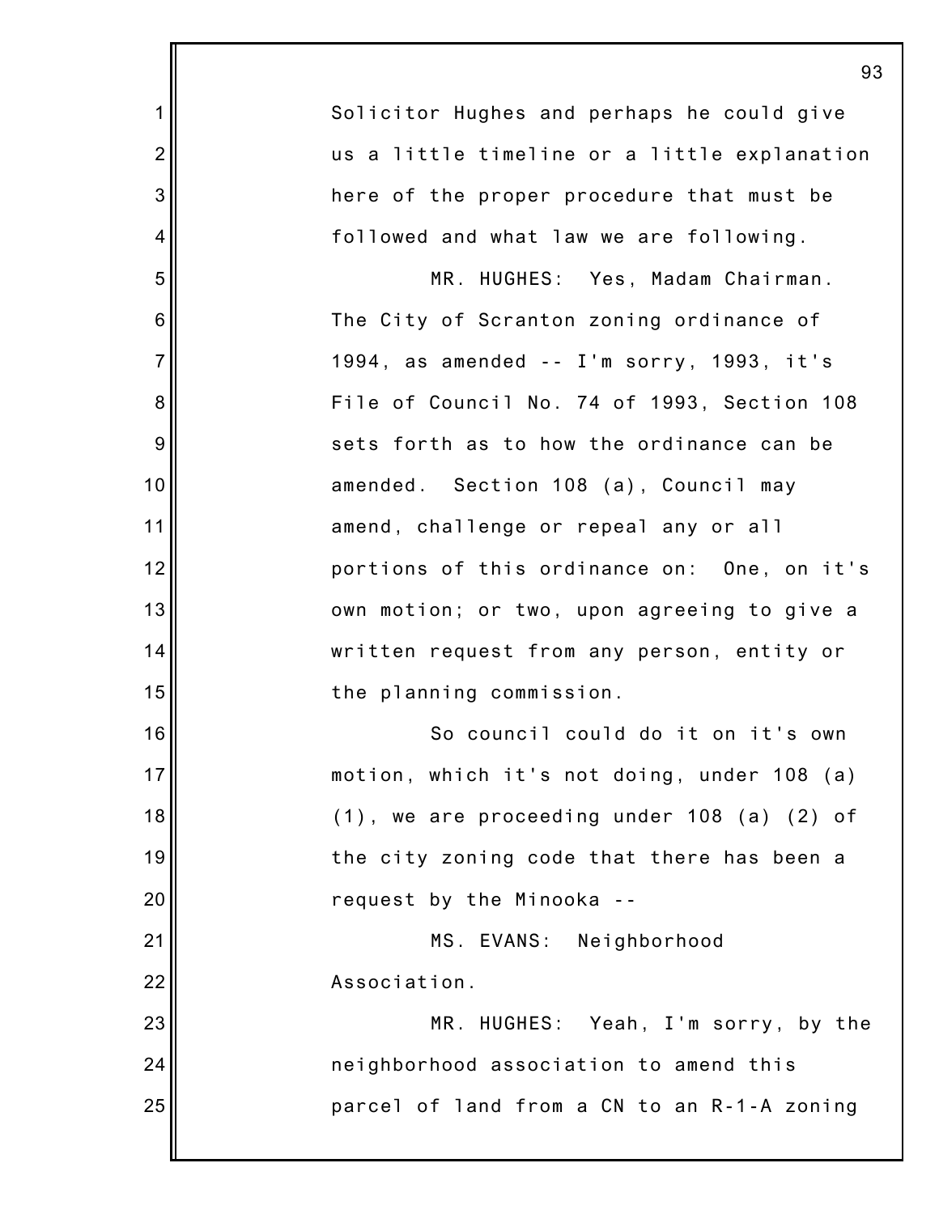Solicitor Hughes and perhaps he could give us a little timeline or a little explanation here of the proper procedure that must be followed and what law we are following.

MR. HUGHES: Yes, Madam Chairman. The City of Scranton zoning ordinance of 1994, as amended -- I'm sorry, 1993, it's File of Council No. 74 of 1993, Section 108 sets forth as to how the ordinance can be amended. Section 108 (a), Council may amend, challenge or repeal any or all portions of this ordinance on: One, on it's own motion; or two, upon agreeing to give a written request from any person, entity or the planning commission.

So council could do it on it's own motion, which it's not doing, under 108 (a) (1), we are proceeding under 108 (a) (2) of the city zoning code that there has been a request by the Minooka --

MS. EVANS: Neighborhood Association.

MR. HUGHES: Yeah, I'm sorry, by the neighborhood association to amend this parcel of land from a CN to an R-1-A zoning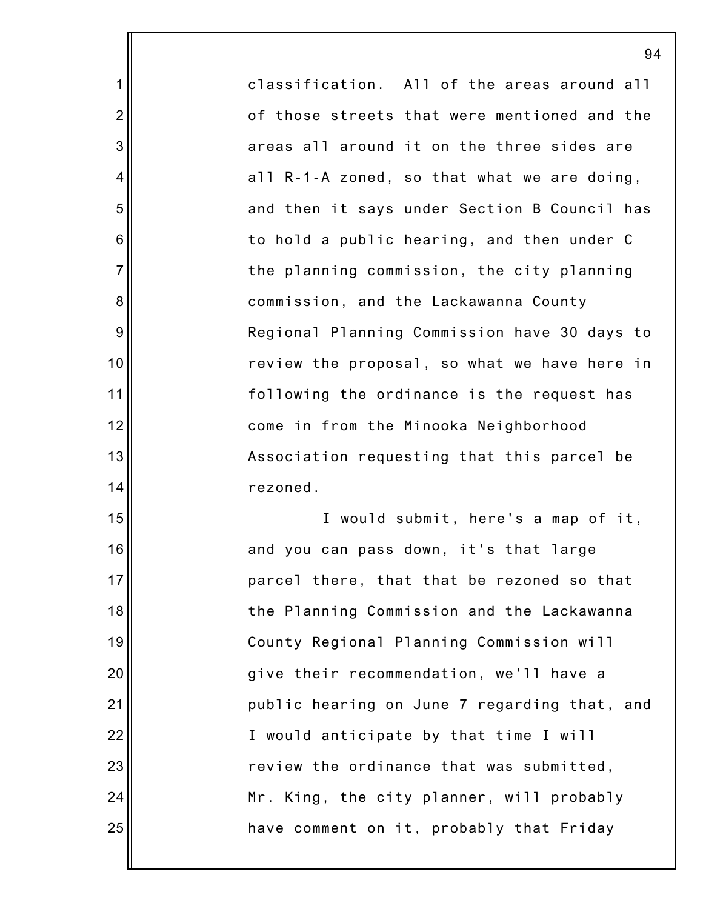classification. All of the areas around all of those streets that were mentioned and the areas all around it on the three sides are all R-1-A zoned, so that what we are doing, and then it says under Section B Council has to hold a public hearing, and then under C the planning commission, the city planning commission, and the Lackawanna County Regional Planning Commission have 30 days to review the proposal, so what we have here in following the ordinance is the request has come in from the Minooka Neighborhood Association requesting that this parcel be rezoned.

I would submit, here's a map of it, and you can pass down, it's that large parcel there, that that be rezoned so that the Planning Commission and the Lackawanna County Regional Planning Commission will give their recommendation, we'll have a public hearing on June 7 regarding that, and I would anticipate by that time I will review the ordinance that was submitted, Mr. King, the city planner, will probably have comment on it, probably that Friday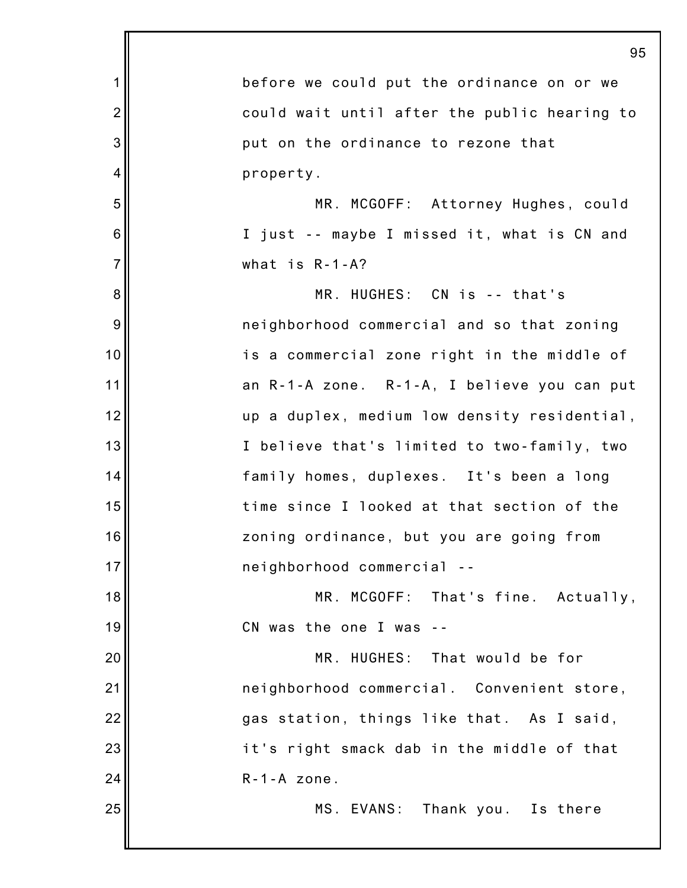before we could put the ordinance on or we could wait until after the public hearing to put on the ordinance to rezone that property.

MR. MCGOFF: Attorney Hughes, could I just -- maybe I missed it, what is CN and what is R-1-A?

MR. HUGHES: CN is -- that's neighborhood commercial and so that zoning is a commercial zone right in the middle of an R-1-A zone. R-1-A, I believe you can put up a duplex, medium low density residential, I believe that's limited to two-family, two family homes, duplexes. It's been a long time since I looked at that section of the zoning ordinance, but you are going from neighborhood commercial --

MR. MCGOFF: That's fine. Actually, CN was the one I was --

MR. HUGHES: That would be for neighborhood commercial. Convenient store, gas station, things like that. As I said, it's right smack dab in the middle of that R-1-A zone.

MS. EVANS: Thank you. Is there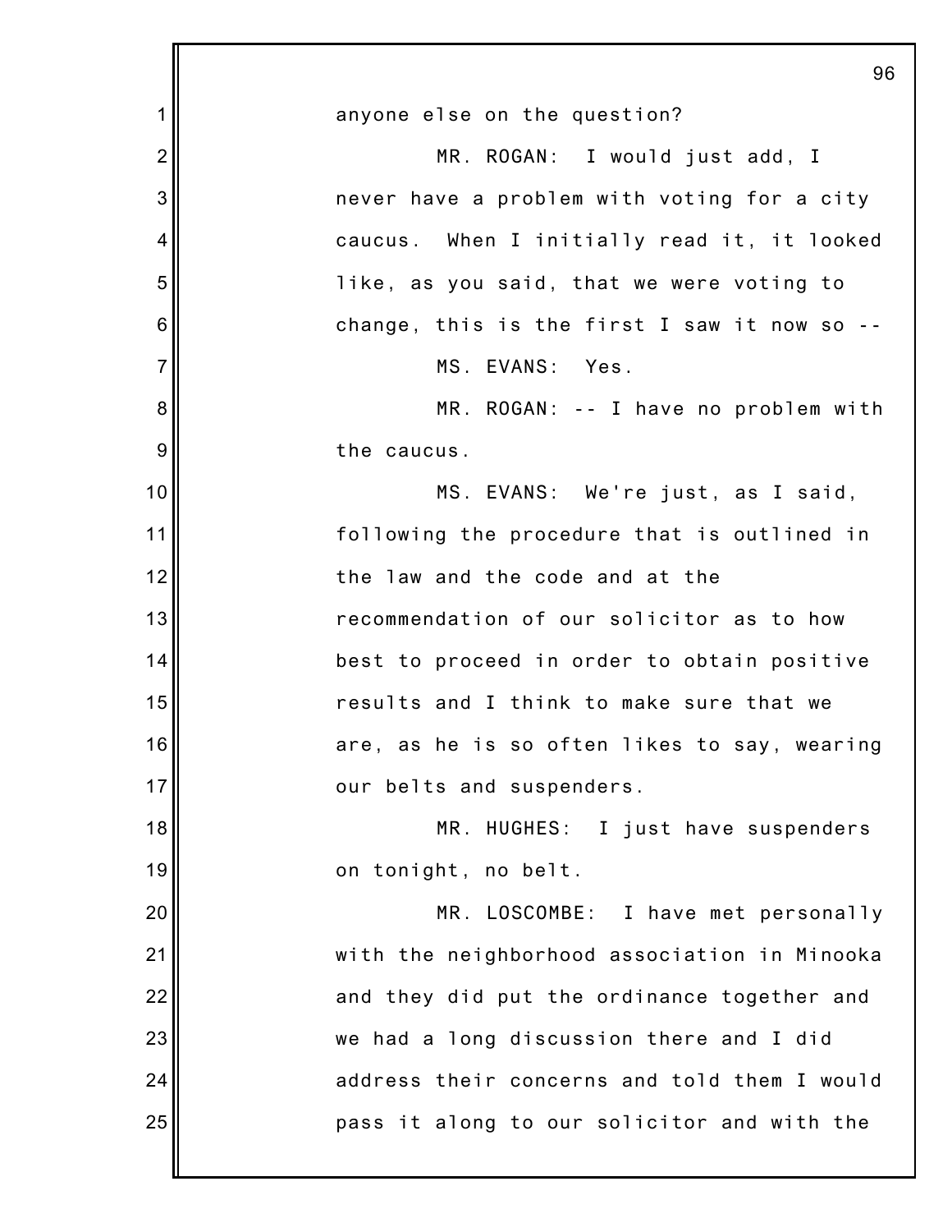anyone else on the question?

MR. ROGAN: I would just add, I never have a problem with voting for a city caucus. When I initially read it, it looked like, as you said, that we were voting to change, this is the first I saw it now so --

MS. EVANS: Yes.

MR. ROGAN: -- I have no problem with the caucus.

MS. EVANS: We're just, as I said, following the procedure that is outlined in the law and the code and at the recommendation of our solicitor as to how best to proceed in order to obtain positive results and I think to make sure that we are, as he is so often likes to say, wearing our belts and suspenders.

MR. HUGHES: I just have suspenders on tonight, no belt.

MR. LOSCOMBE: I have met personally with the neighborhood association in Minooka and they did put the ordinance together and we had a long discussion there and I did address their concerns and told them I would pass it along to our solicitor and with the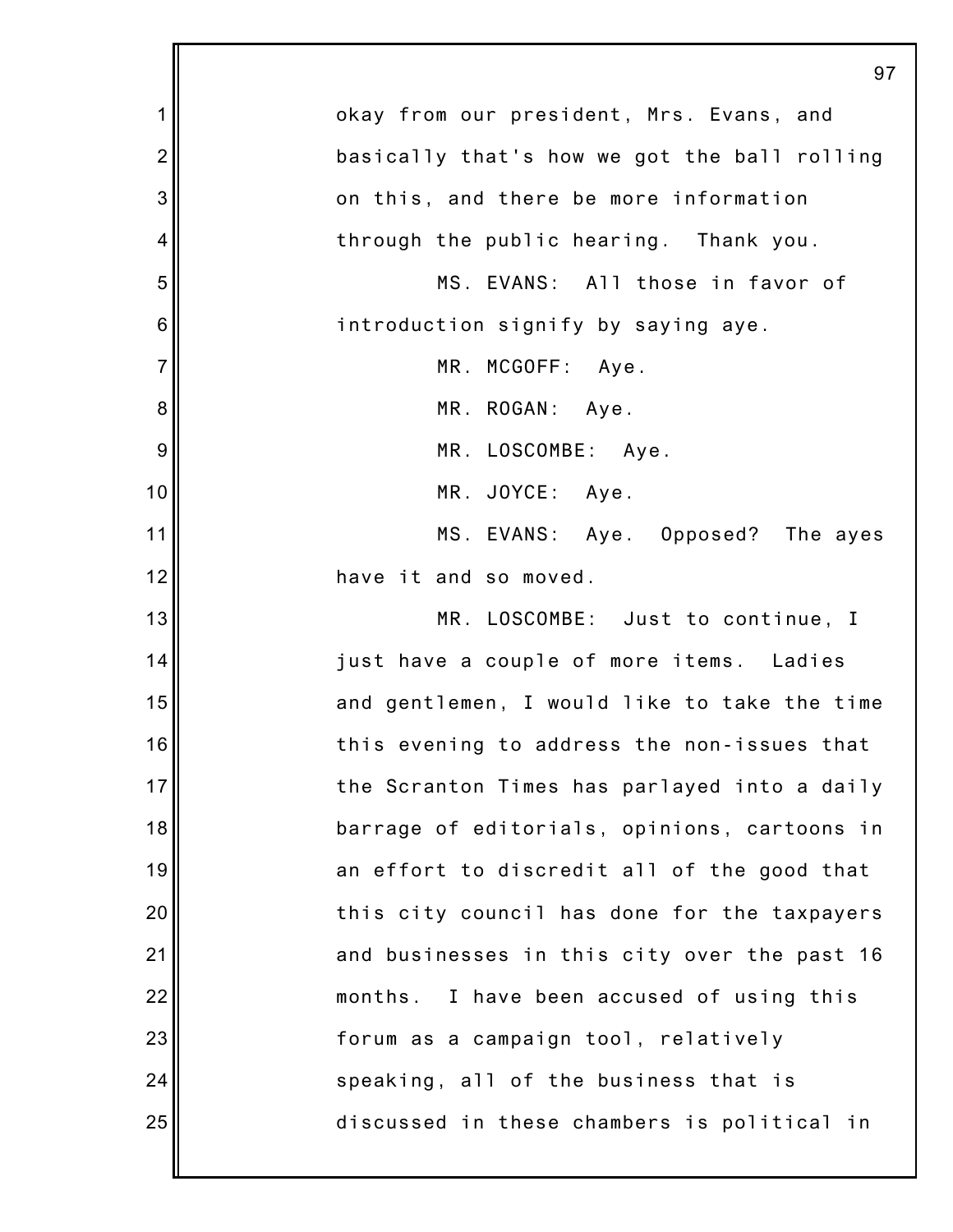okay from our president, Mrs. Evans, and basically that's how we got the ball rolling on this, and there be more information through the public hearing. Thank you.

MS. EVANS: All those in favor of introduction signify by saying aye.

MR. MCGOFF: Aye.

MR. ROGAN: Aye.

MR. LOSCOMBE: Aye.

MR. JOYCE: Aye.

MS. EVANS: Aye. Opposed? The ayes have it and so moved.

MR. LOSCOMBE: Just to continue, I just have a couple of more items. Ladies and gentlemen, I would like to take the time this evening to address the non-issues that the Scranton Times has parlayed into a daily barrage of editorials, opinions, cartoons in an effort to discredit all of the good that this city council has done for the taxpayers and businesses in this city over the past 16 months. I have been accused of using this forum as a campaign tool, relatively speaking, all of the business that is discussed in these chambers is political in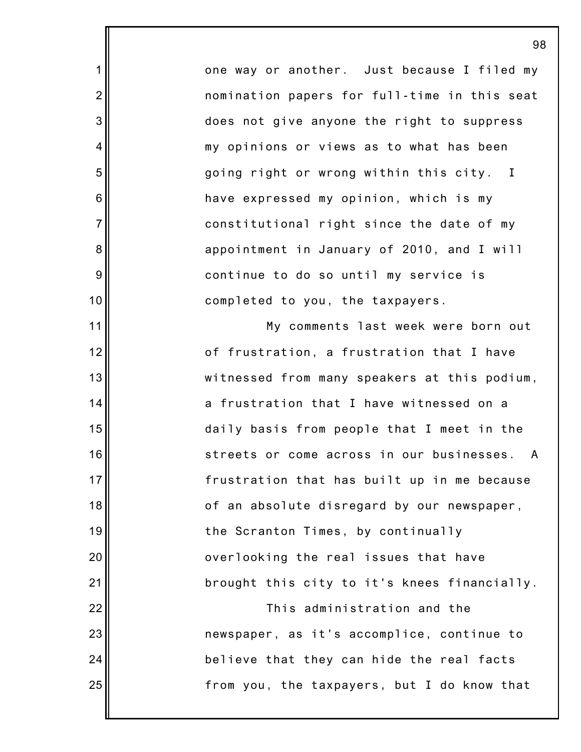one way or another. Just because I filed my nomination papers for full-time in this seat does not give anyone the right to suppress my opinions or views as to what has been going right or wrong within this city. I have expressed my opinion, which is my constitutional right since the date of my appointment in January of 2010, and I will continue to do so until my service is completed to you, the taxpayers.

My comments last week were born out of frustration, a frustration that I have witnessed from many speakers at this podium, a frustration that I have witnessed on a daily basis from people that I meet in the streets or come across in our businesses. A frustration that has built up in me because of an absolute disregard by our newspaper, the Scranton Times, by continually overlooking the real issues that have brought this city to it's knees financially.

This administration and the newspaper, as it's accomplice, continue to believe that they can hide the real facts from you, the taxpayers, but I do know that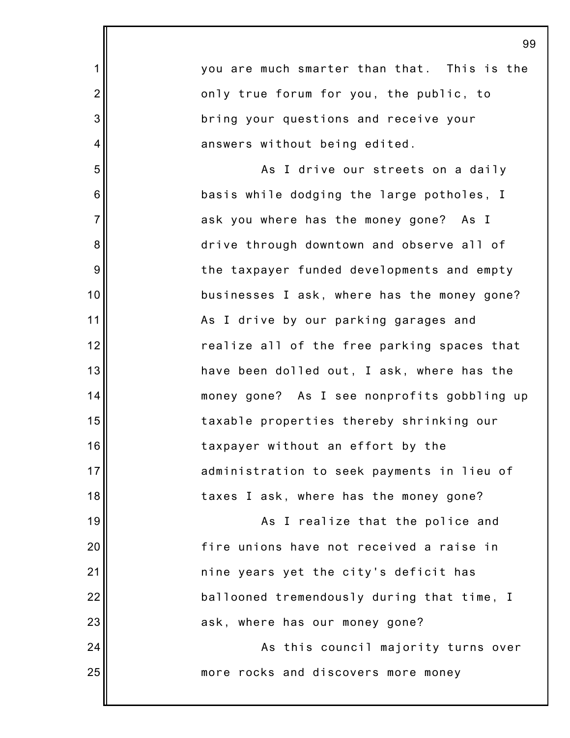you are much smarter than that. This is the only true forum for you, the public, to bring your questions and receive your answers without being edited.

As I drive our streets on a daily basis while dodging the large potholes, I ask you where has the money gone? As I drive through downtown and observe all of the taxpayer funded developments and empty businesses I ask, where has the money gone? As I drive by our parking garages and realize all of the free parking spaces that have been dolled out, I ask, where has the money gone? As I see nonprofits gobbling up taxable properties thereby shrinking our taxpayer without an effort by the administration to seek payments in lieu of taxes I ask, where has the money gone?

As I realize that the police and fire unions have not received a raise in nine years yet the city's deficit has ballooned tremendously during that time, I ask, where has our money gone?

As this council majority turns over more rocks and discovers more money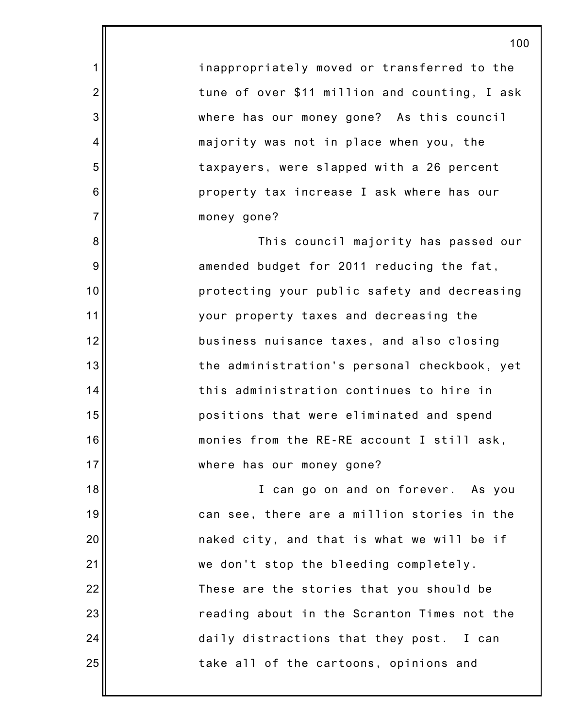inappropriately moved or transferred to the tune of over $11 million and counting, I ask where has our money gone? As this council majority was not in place when you, the taxpayers, were slapped with a 26 percent property tax increase I ask where has our money gone?

This council majority has passed our amended budget for 2011 reducing the fat, protecting your public safety and decreasing your property taxes and decreasing the business nuisance taxes, and also closing the administration's personal checkbook, yet this administration continues to hire in positions that were eliminated and spend monies from the RE-RE account I still ask, where has our money gone?

I can go on and on forever. As you can see, there are a million stories in the naked city, and that is what we will be if we don't stop the bleeding completely. These are the stories that you should be reading about in the Scranton Times not the daily distractions that they post. I can take all of the cartoons, opinions and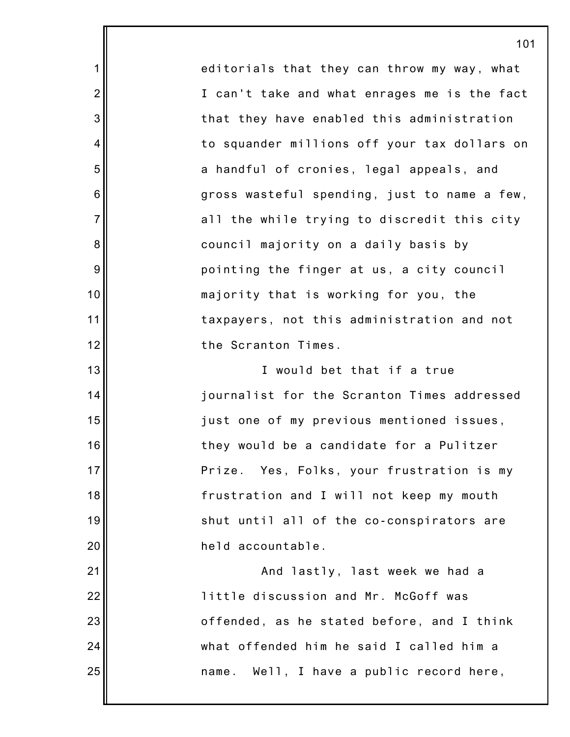editorials that they can throw my way, what I can't take and what enrages me is the fact that they have enabled this administration to squander millions off your tax dollars on a handful of cronies, legal appeals, and gross wasteful spending, just to name a few, all the while trying to discredit this city council majority on a daily basis by pointing the finger at us, a city council majority that is working for you, the taxpayers, not this administration and not the Scranton Times.

I would bet that if a true journalist for the Scranton Times addressed just one of my previous mentioned issues, they would be a candidate for a Pulitzer Prize. Yes, Folks, your frustration is my frustration and I will not keep my mouth shut until all of the co-conspirators are held accountable.

And lastly, last week we had a little discussion and Mr. McGoff was offended, as he stated before, and I think what offended him he said I called him a name. Well, I have a public record here,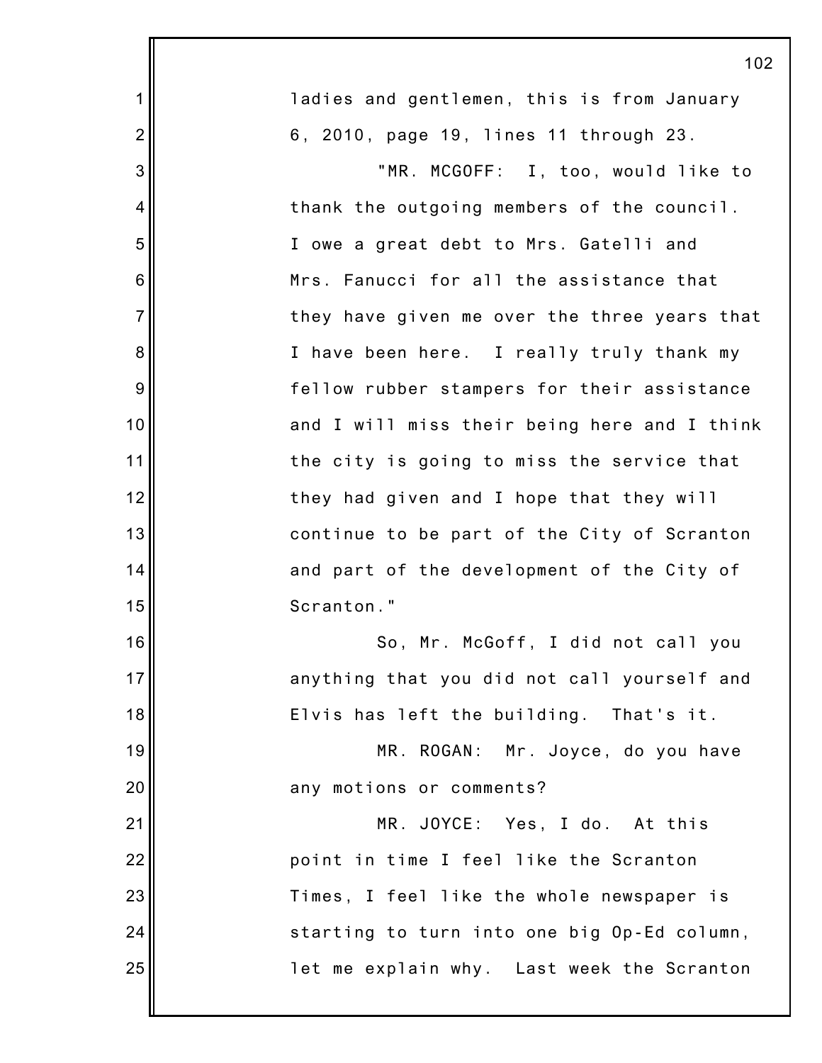ladies and gentlemen, this is from January 6, 2010, page 19, lines 11 through 23.

"MR. MCGOFF: I, too, would like to thank the outgoing members of the council. I owe a great debt to Mrs. Gatelli and Mrs. Fanucci for all the assistance that they have given me over the three years that I have been here. I really truly thank my fellow rubber stampers for their assistance and I will miss their being here and I think the city is going to miss the service that they had given and I hope that they will continue to be part of the City of Scranton and part of the development of the City of Scranton."

So, Mr. McGoff, I did not call you anything that you did not call yourself and Elvis has left the building. That's it.

MR. ROGAN: Mr. Joyce, do you have any motions or comments?

MR. JOYCE: Yes, I do. At this point in time I feel like the Scranton Times, I feel like the whole newspaper is starting to turn into one big Op-Ed column, let me explain why. Last week the Scranton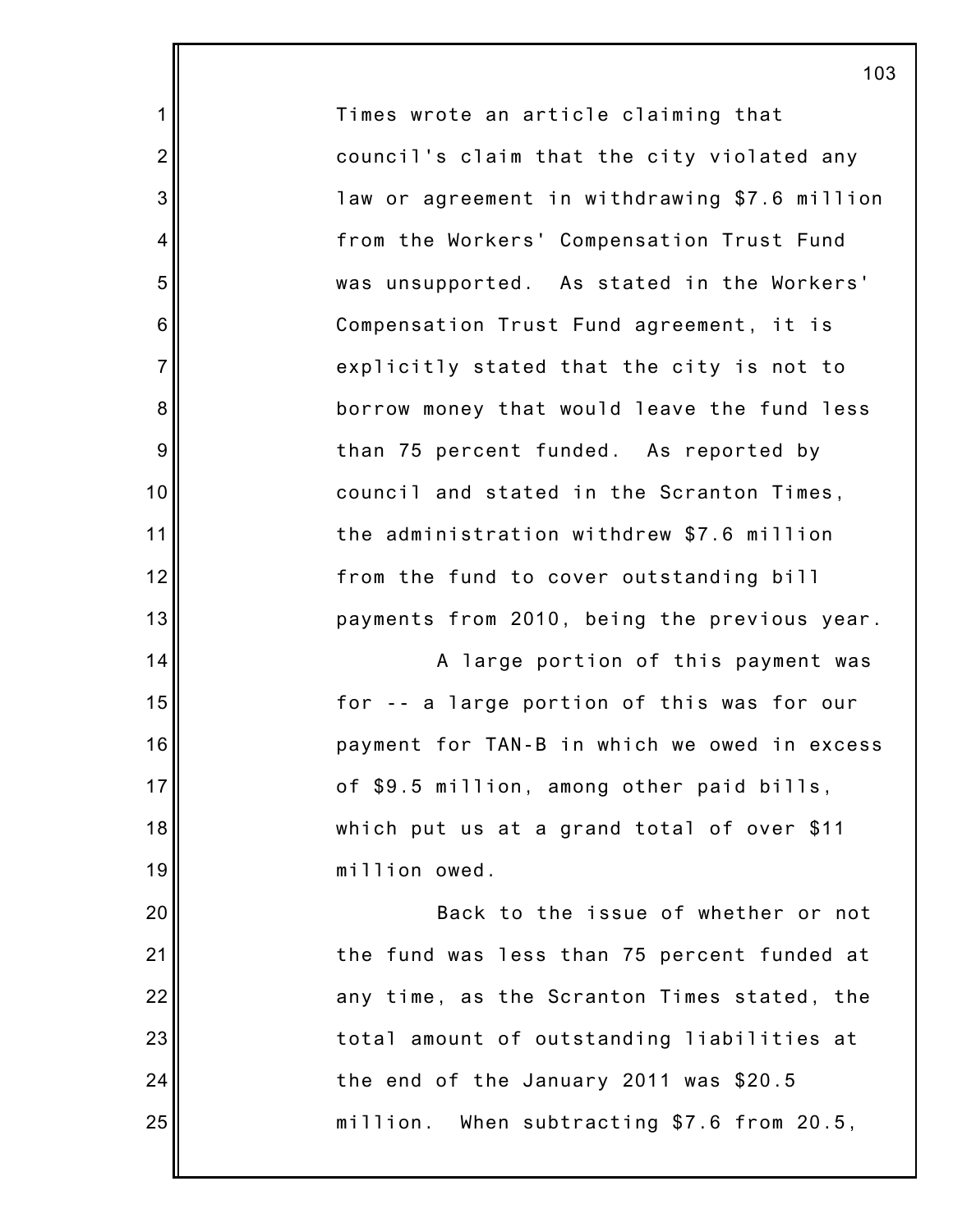Times wrote an article claiming that council's claim that the city violated any law or agreement in withdrawing $7.6 million from the Workers' Compensation Trust Fund was unsupported. As stated in the Workers' Compensation Trust Fund agreement, it is explicitly stated that the city is not to borrow money that would leave the fund less than 75 percent funded. As reported by council and stated in the Scranton Times, the administration withdrew $7.6 million from the fund to cover outstanding bill payments from 2010, being the previous year.

A large portion of this payment was for -- a large portion of this was for our payment for TAN-B in which we owed in excess of $9.5 million, among other paid bills, which put us at a grand total of over $11 million owed.

Back to the issue of whether or not the fund was less than 75 percent funded at any time, as the Scranton Times stated, the total amount of outstanding liabilities at the end of the January 2011 was $20.5 million. When subtracting $7.6 from 20.5,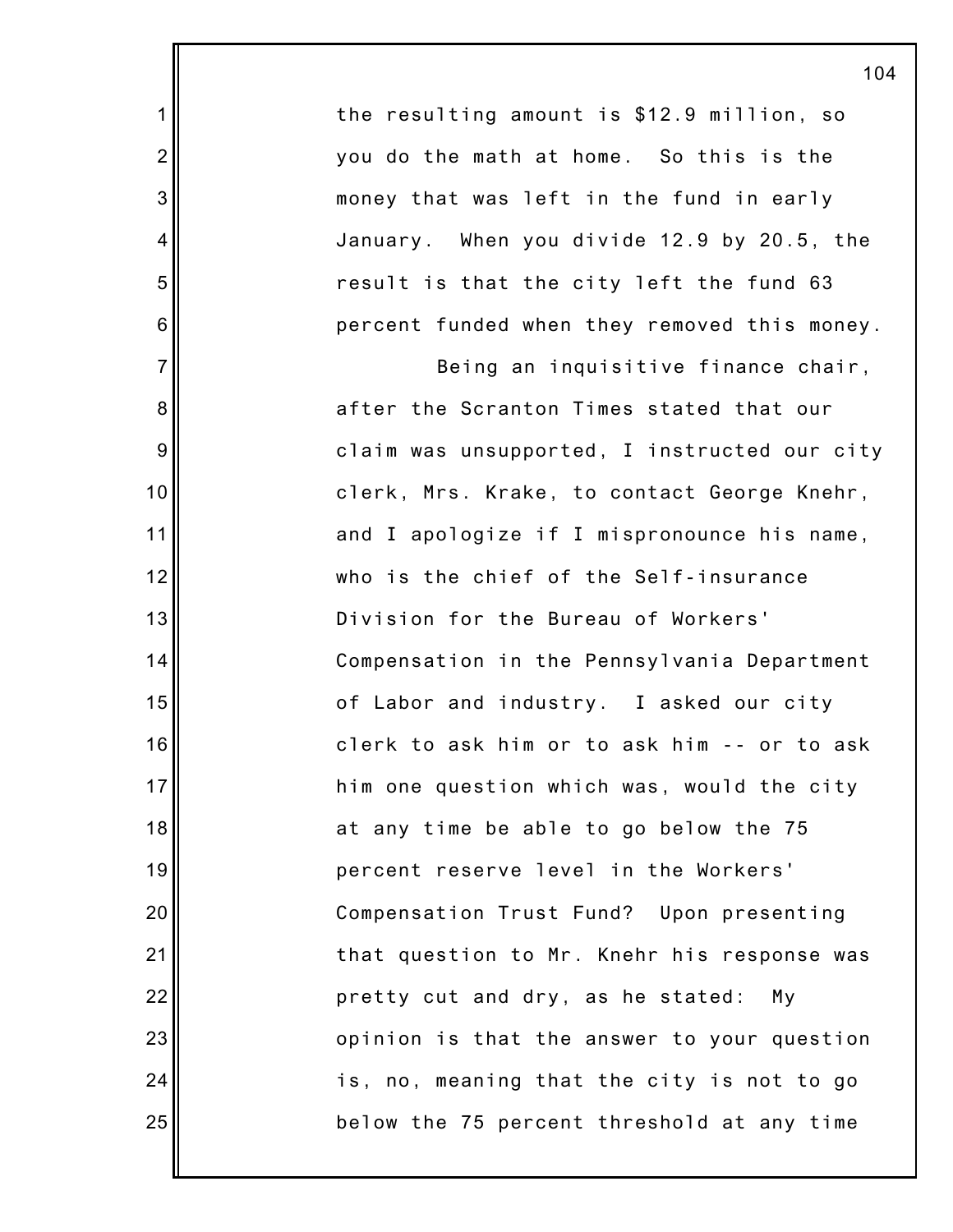the resulting amount is $12.9 million, so you do the math at home. So this is the money that was left in the fund in early January. When you divide 12.9 by 20.5, the result is that the city left the fund 63 percent funded when they removed this money.

Being an inquisitive finance chair, after the Scranton Times stated that our claim was unsupported, I instructed our city clerk, Mrs. Krake, to contact George Knehr, and I apologize if I mispronounce his name, who is the chief of the Self-insurance Division for the Bureau of Workers' Compensation in the Pennsylvania Department of Labor and industry. I asked our city clerk to ask him or to ask him -- or to ask him one question which was, would the city at any time be able to go below the 75 percent reserve level in the Workers' Compensation Trust Fund? Upon presenting that question to Mr. Knehr his response was pretty cut and dry, as he stated: My opinion is that the answer to your question is, no, meaning that the city is not to go below the 75 percent threshold at any time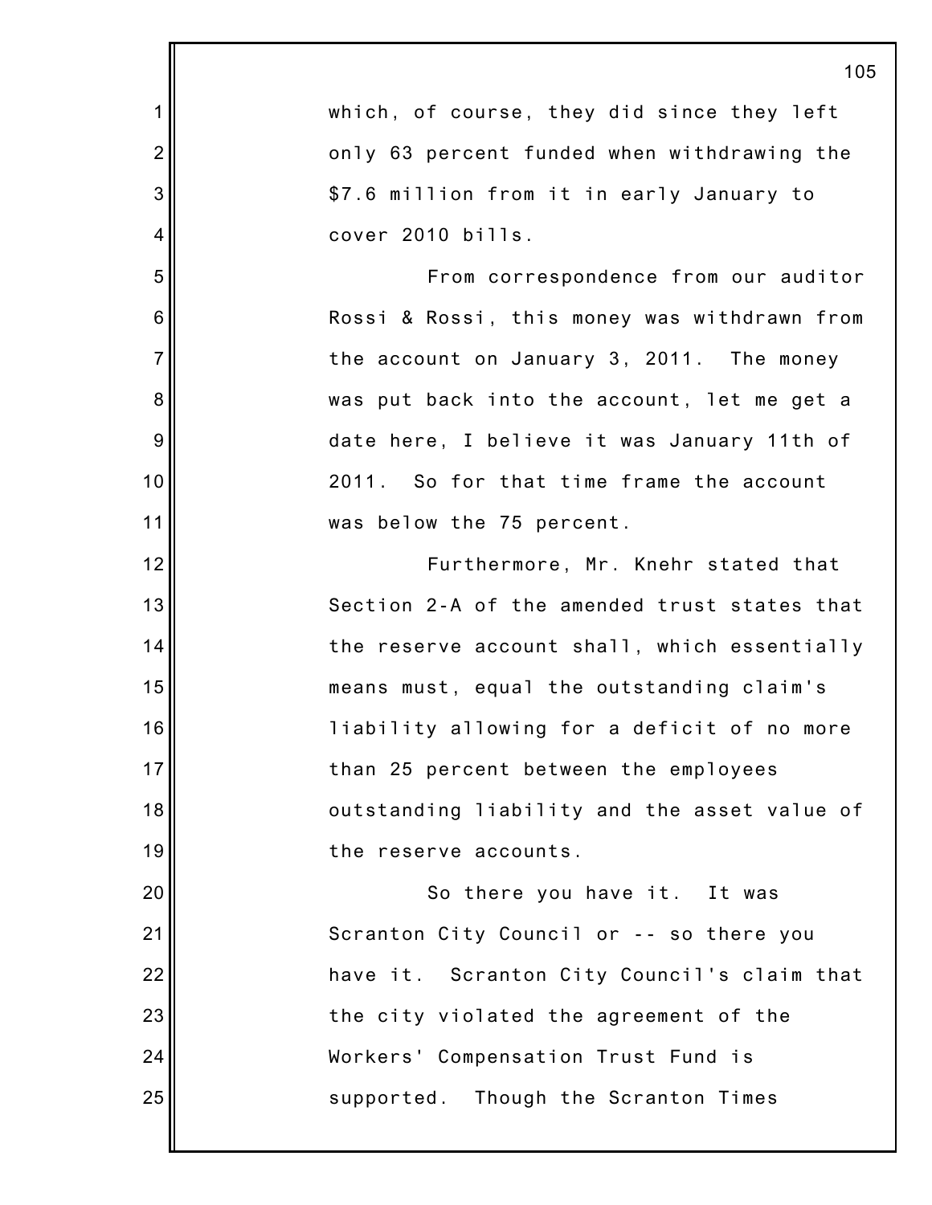which, of course, they did since they left only 63 percent funded when withdrawing the $7.6 million from it in early January to cover 2010 bills.

From correspondence from our auditor Rossi & Rossi, this money was withdrawn from the account on January 3, 2011. The money was put back into the account, let me get a date here, I believe it was January 11th of 2011. So for that time frame the account was below the 75 percent.

Furthermore, Mr. Knehr stated that Section 2-A of the amended trust states that the reserve account shall, which essentially means must, equal the outstanding claim's liability allowing for a deficit of no more than 25 percent between the employees outstanding liability and the asset value of the reserve accounts.

So there you have it. It was Scranton City Council or -- so there you have it. Scranton City Council's claim that the city violated the agreement of the Workers' Compensation Trust Fund is supported. Though the Scranton Times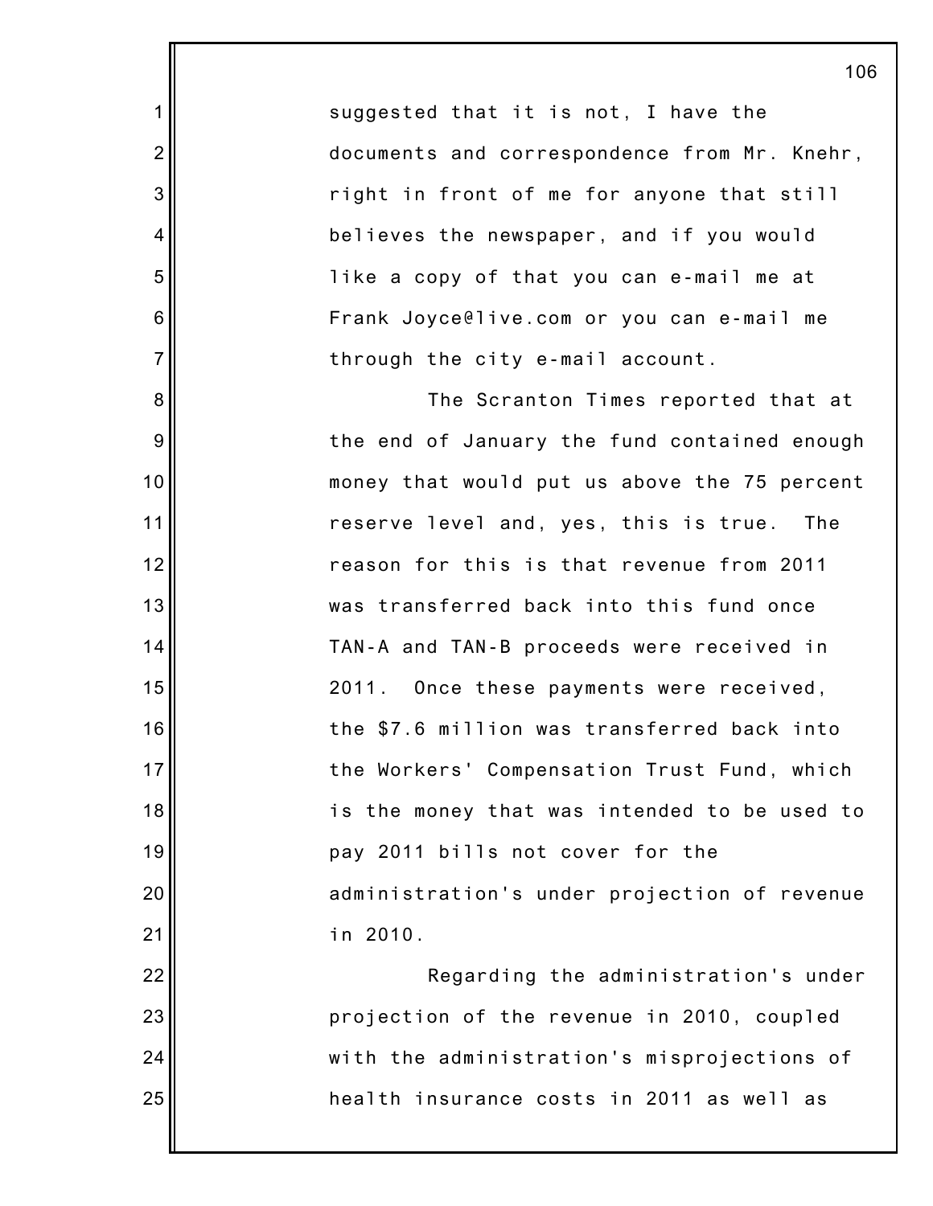suggested that it is not, I have the documents and correspondence from Mr. Knehr, right in front of me for anyone that still believes the newspaper, and if you would like a copy of that you can e-mail me at Frank Joyce@live.com or you can e-mail me through the city e-mail account.

The Scranton Times reported that at the end of January the fund contained enough money that would put us above the 75 percent reserve level and, yes, this is true. The reason for this is that revenue from 2011 was transferred back into this fund once TAN-A and TAN-B proceeds were received in 2011. Once these payments were received, the $7.6 million was transferred back into the Workers' Compensation Trust Fund, which is the money that was intended to be used to pay 2011 bills not cover for the administration's under projection of revenue in 2010.

Regarding the administration's under projection of the revenue in 2010, coupled with the administration's misprojections of health insurance costs in 2011 as well as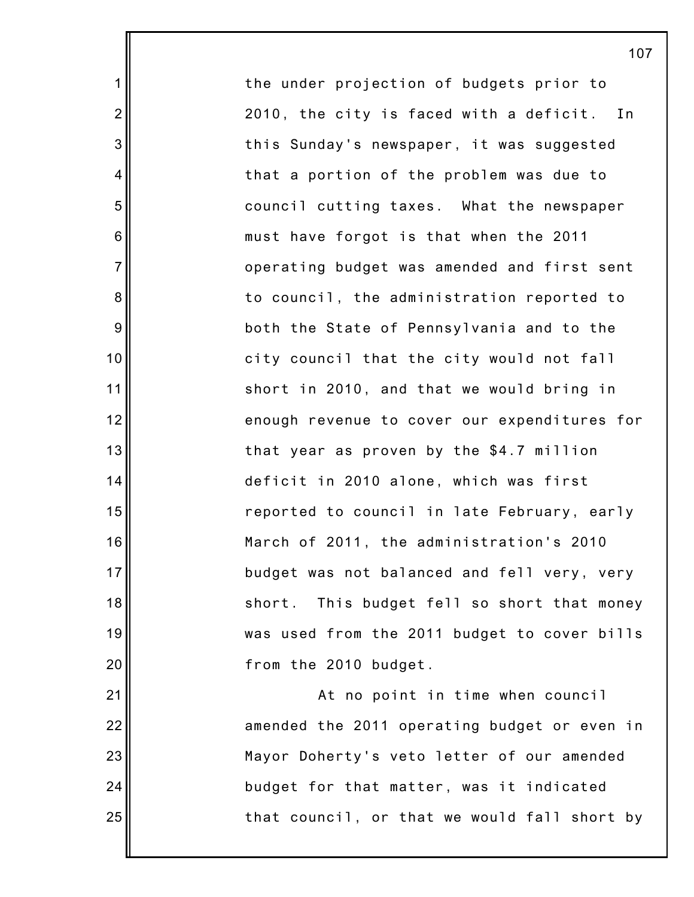the under projection of budgets prior to 2010, the city is faced with a deficit. In this Sunday's newspaper, it was suggested that a portion of the problem was due to council cutting taxes. What the newspaper must have forgot is that when the 2011 operating budget was amended and first sent to council, the administration reported to both the State of Pennsylvania and to the city council that the city would not fall short in 2010, and that we would bring in enough revenue to cover our expenditures for that year as proven by the $4.7 million deficit in 2010 alone, which was first reported to council in late February, early March of 2011, the administration's 2010 budget was not balanced and fell very, very short. This budget fell so short that money was used from the 2011 budget to cover bills from the 2010 budget.

At no point in time when council amended the 2011 operating budget or even in Mayor Doherty's veto letter of our amended budget for that matter, was it indicated that council, or that we would fall short by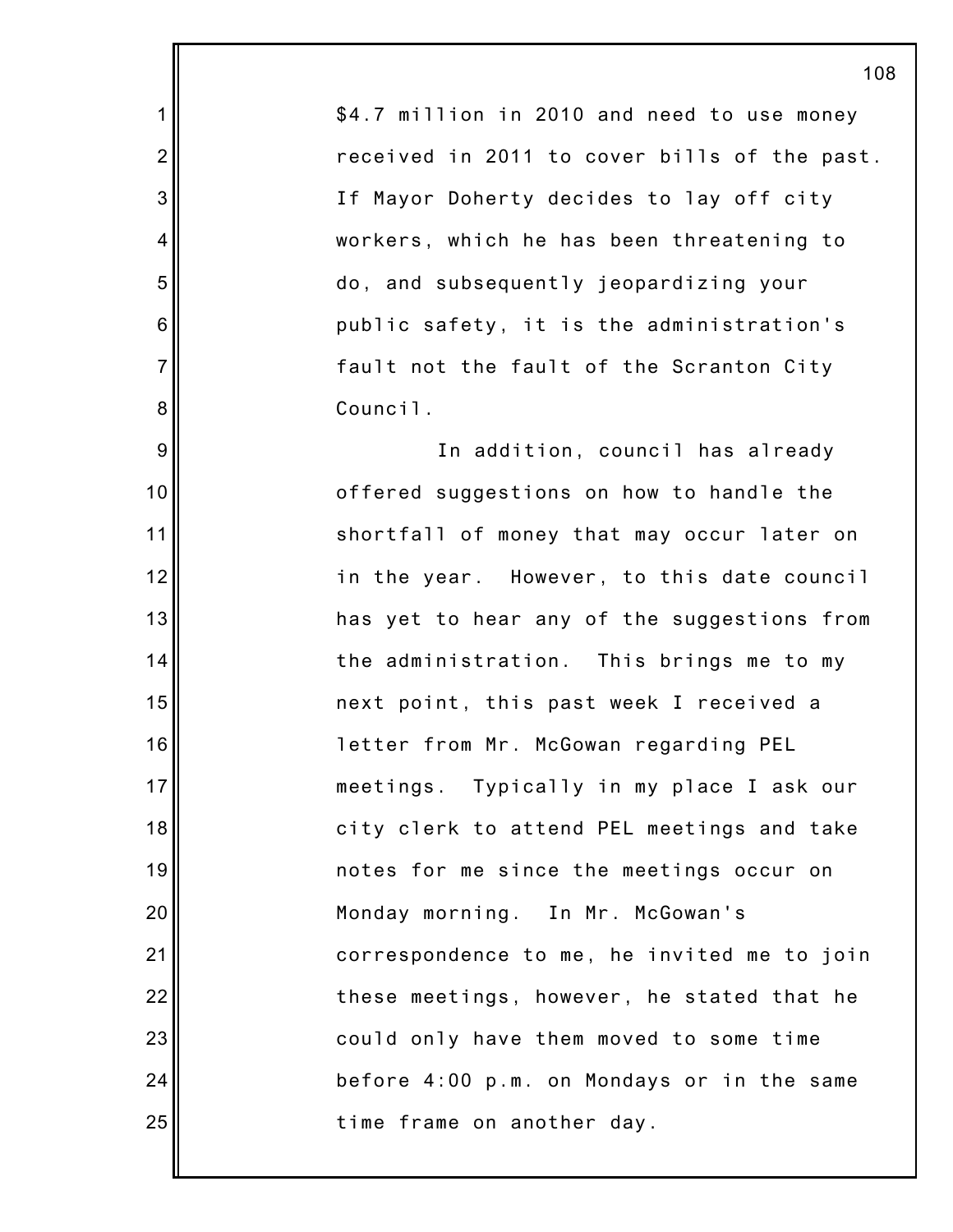$4.7 million in 2010 and need to use money received in 2011 to cover bills of the past. If Mayor Doherty decides to lay off city workers, which he has been threatening to do, and subsequently jeopardizing your public safety, it is the administration's fault not the fault of the Scranton City Council.

In addition, council has already offered suggestions on how to handle the shortfall of money that may occur later on in the year. However, to this date council has yet to hear any of the suggestions from the administration. This brings me to my next point, this past week I received a letter from Mr. McGowan regarding PEL meetings. Typically in my place I ask our city clerk to attend PEL meetings and take notes for me since the meetings occur on Monday morning. In Mr. McGowan's correspondence to me, he invited me to join these meetings, however, he stated that he could only have them moved to some time before 4:00 p.m. on Mondays or in the same time frame on another day.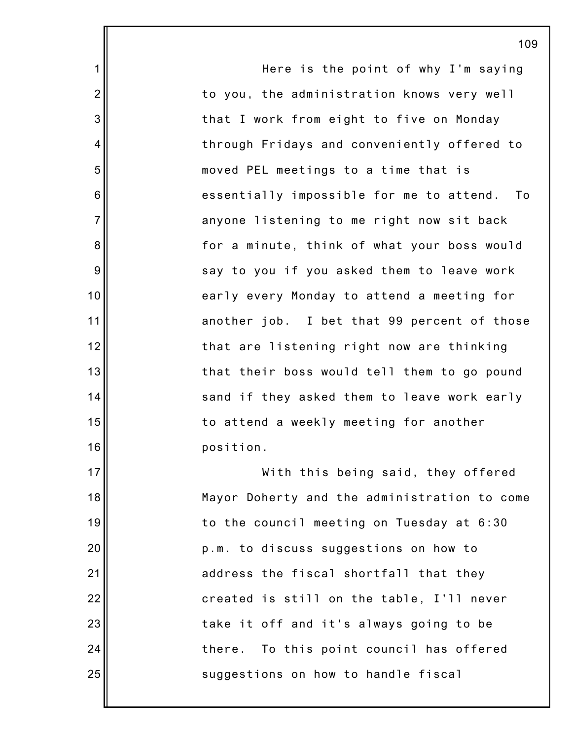Here is the point of why I'm saying to you, the administration knows very well that I work from eight to five on Monday through Fridays and conveniently offered to moved PEL meetings to a time that is essentially impossible for me to attend. To anyone listening to me right now sit back for a minute, think of what your boss would say to you if you asked them to leave work early every Monday to attend a meeting for another job. I bet that 99 percent of those that are listening right now are thinking that their boss would tell them to go pound sand if they asked them to leave work early to attend a weekly meeting for another position.

With this being said, they offered Mayor Doherty and the administration to come to the council meeting on Tuesday at 6:30 p.m. to discuss suggestions on how to address the fiscal shortfall that they created is still on the table, I'll never take it off and it's always going to be there. To this point council has offered suggestions on how to handle fiscal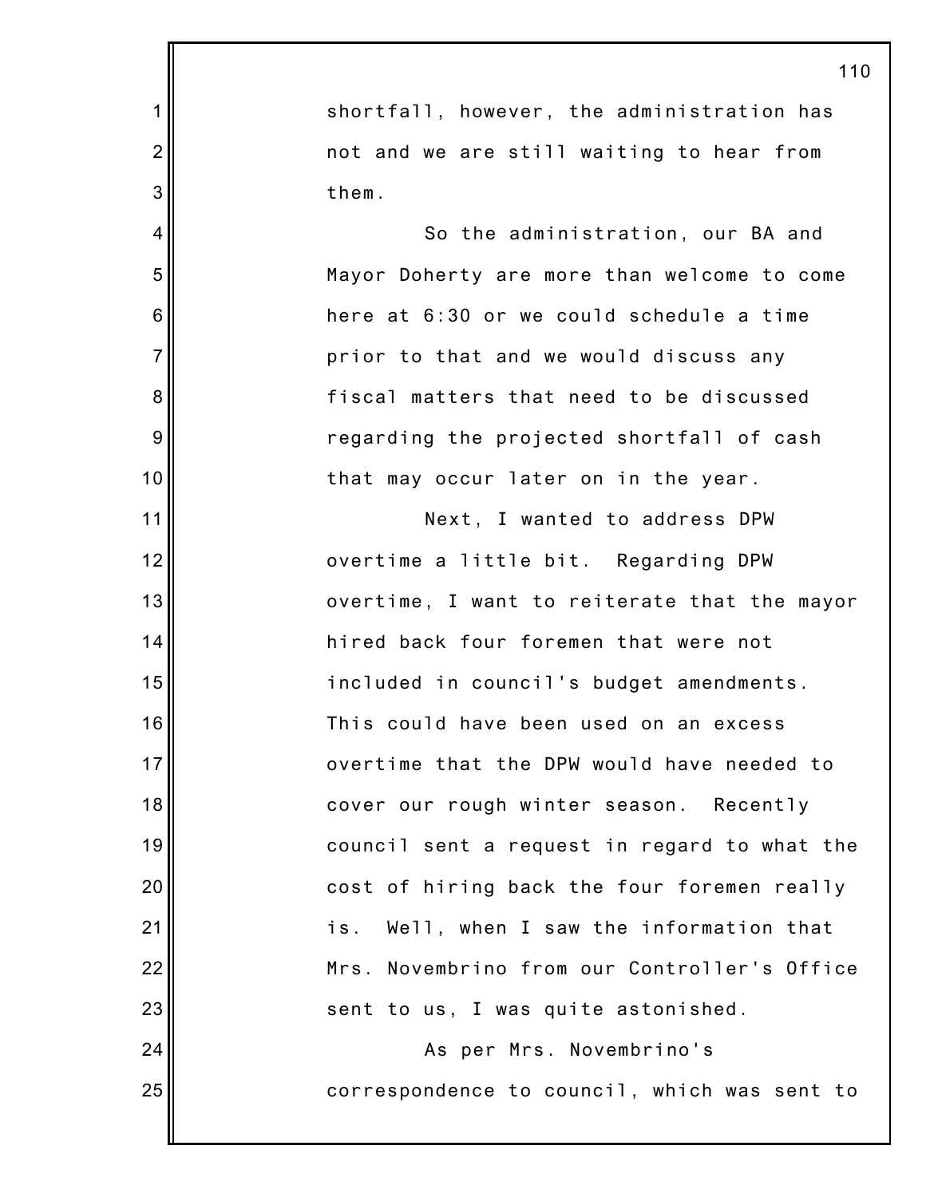shortfall, however, the administration has not and we are still waiting to hear from them.

So the administration, our BA and Mayor Doherty are more than welcome to come here at 6:30 or we could schedule a time prior to that and we would discuss any fiscal matters that need to be discussed regarding the projected shortfall of cash that may occur later on in the year.

Next, I wanted to address DPW overtime a little bit. Regarding DPW overtime, I want to reiterate that the mayor hired back four foremen that were not included in council's budget amendments. This could have been used on an excess overtime that the DPW would have needed to cover our rough winter season. Recently council sent a request in regard to what the cost of hiring back the four foremen really is. Well, when I saw the information that Mrs. Novembrino from our Controller's Office sent to us, I was quite astonished.

As per Mrs. Novembrino's correspondence to council, which was sent to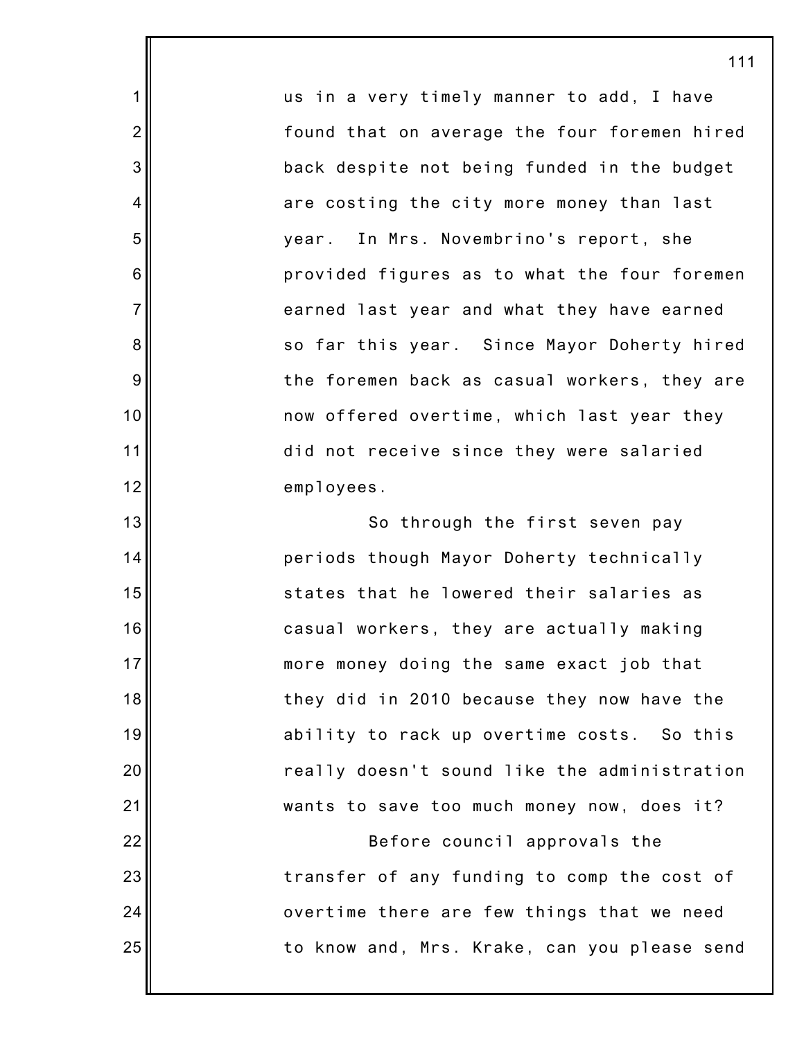us in a very timely manner to add, I have found that on average the four foremen hired back despite not being funded in the budget are costing the city more money than last year. In Mrs. Novembrino's report, she provided figures as to what the four foremen earned last year and what they have earned so far this year. Since Mayor Doherty hired the foremen back as casual workers, they are now offered overtime, which last year they did not receive since they were salaried employees.

So through the first seven pay periods though Mayor Doherty technically states that he lowered their salaries as casual workers, they are actually making more money doing the same exact job that they did in 2010 because they now have the ability to rack up overtime costs. So this really doesn't sound like the administration wants to save too much money now, does it?

Before council approvals the transfer of any funding to comp the cost of overtime there are few things that we need to know and, Mrs. Krake, can you please send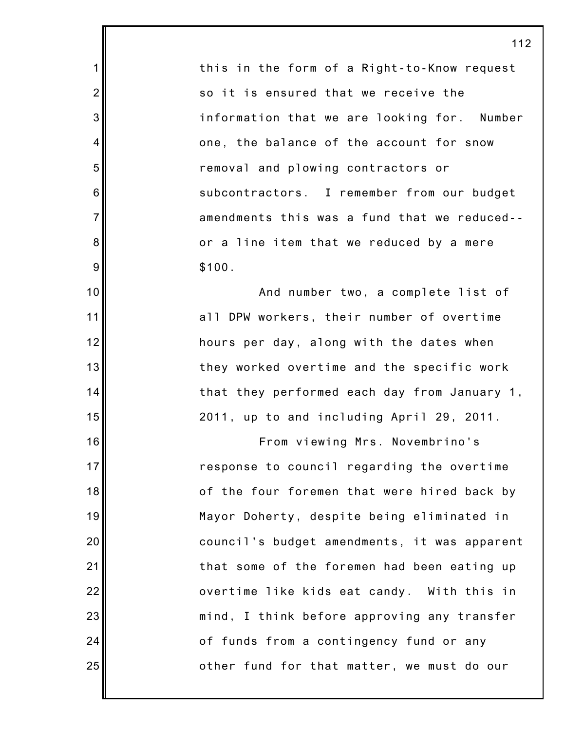this in the form of a Right-to-Know request so it is ensured that we receive the information that we are looking for. Number one, the balance of the account for snow removal and plowing contractors or subcontractors. I remember from our budget amendments this was a fund that we reduced-- or a line item that we reduced by a mere $100.

And number two, a complete list of all DPW workers, their number of overtime hours per day, along with the dates when they worked overtime and the specific work that they performed each day from January 1, 2011, up to and including April 29, 2011.

From viewing Mrs. Novembrino's response to council regarding the overtime of the four foremen that were hired back by Mayor Doherty, despite being eliminated in council's budget amendments, it was apparent that some of the foremen had been eating up overtime like kids eat candy. With this in mind, I think before approving any transfer of funds from a contingency fund or any other fund for that matter, we must do our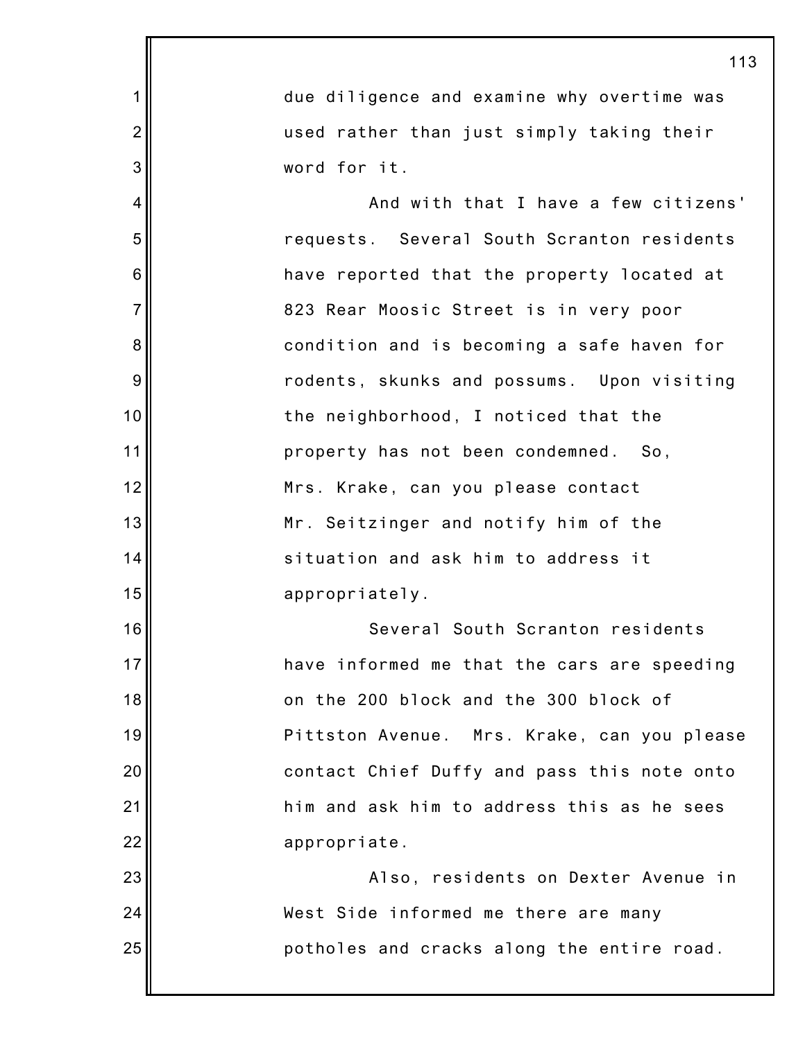due diligence and examine why overtime was used rather than just simply taking their word for it.

And with that I have a few citizens' requests. Several South Scranton residents have reported that the property located at 823 Rear Moosic Street is in very poor condition and is becoming a safe haven for rodents, skunks and possums. Upon visiting the neighborhood, I noticed that the property has not been condemned. So, Mrs. Krake, can you please contact Mr. Seitzinger and notify him of the situation and ask him to address it appropriately.

Several South Scranton residents have informed me that the cars are speeding on the 200 block and the 300 block of Pittston Avenue. Mrs. Krake, can you please contact Chief Duffy and pass this note onto him and ask him to address this as he sees appropriate.

Also, residents on Dexter Avenue in West Side informed me there are many potholes and cracks along the entire road.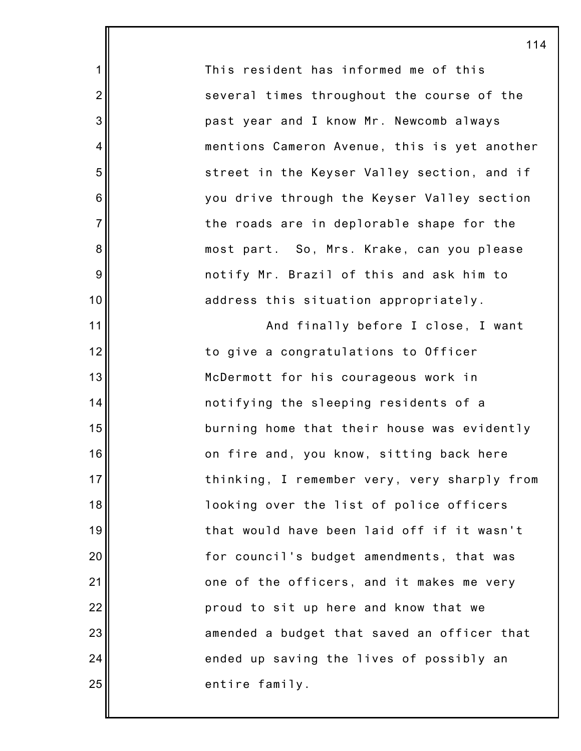This resident has informed me of this several times throughout the course of the past year and I know Mr. Newcomb always mentions Cameron Avenue, this is yet another street in the Keyser Valley section, and if you drive through the Keyser Valley section the roads are in deplorable shape for the most part. So, Mrs. Krake, can you please notify Mr. Brazil of this and ask him to address this situation appropriately.

And finally before I close, I want to give a congratulations to Officer McDermott for his courageous work in notifying the sleeping residents of a burning home that their house was evidently on fire and, you know, sitting back here thinking, I remember very, very sharply from looking over the list of police officers that would have been laid off if it wasn't for council's budget amendments, that was one of the officers, and it makes me very proud to sit up here and know that we amended a budget that saved an officer that ended up saving the lives of possibly an entire family.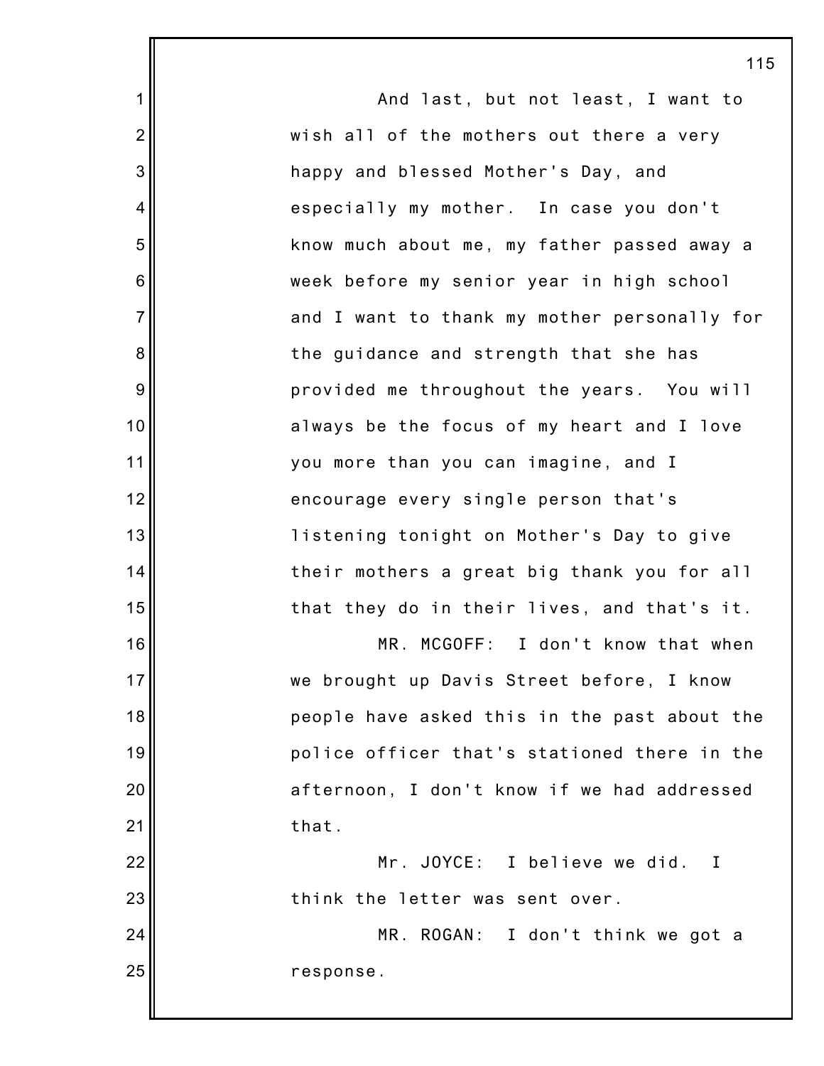And last, but not least, I want to wish all of the mothers out there a very happy and blessed Mother's Day, and especially my mother. In case you don't know much about me, my father passed away a week before my senior year in high school and I want to thank my mother personally for the guidance and strength that she has provided me throughout the years. You will always be the focus of my heart and I love you more than you can imagine, and I encourage every single person that's listening tonight on Mother's Day to give their mothers a great big thank you for all that they do in their lives, and that's it.

MR. MCGOFF: I don't know that when we brought up Davis Street before, I know people have asked this in the past about the police officer that's stationed there in the afternoon, I don't know if we had addressed that.

Mr. JOYCE: I believe we did. I think the letter was sent over.

MR. ROGAN: I don't think we got a response.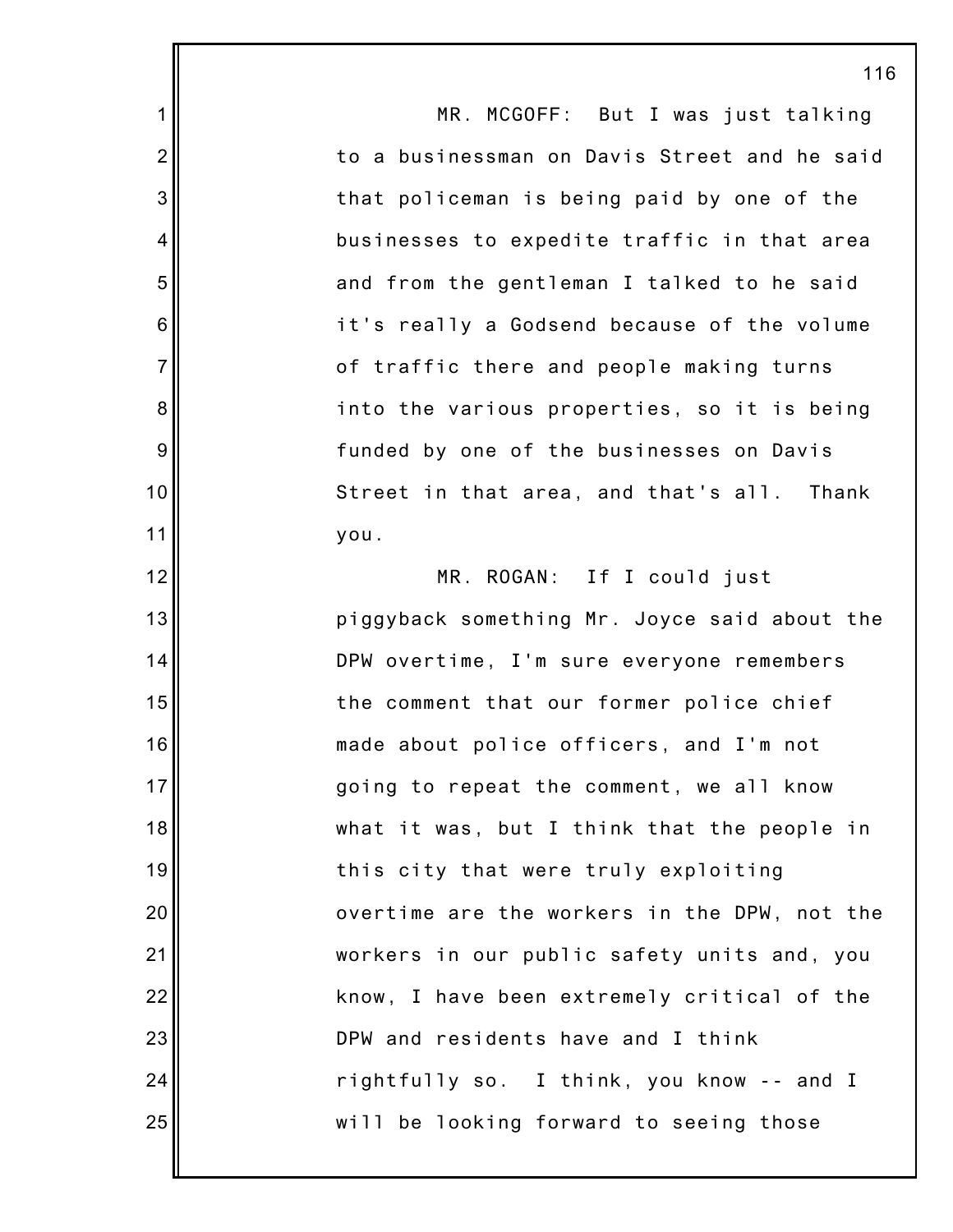MR. MCGOFF: But I was just talking to a businessman on Davis Street and he said that policeman is being paid by one of the businesses to expedite traffic in that area and from the gentleman I talked to he said it's really a Godsend because of the volume of traffic there and people making turns into the various properties, so it is being funded by one of the businesses on Davis Street in that area, and that's all. Thank you.

MR. ROGAN: If I could just piggyback something Mr. Joyce said about the DPW overtime, I'm sure everyone remembers the comment that our former police chief made about police officers, and I'm not going to repeat the comment, we all know what it was, but I think that the people in this city that were truly exploiting overtime are the workers in the DPW, not the workers in our public safety units and, you know, I have been extremely critical of the DPW and residents have and I think rightfully so. I think, you know -- and I will be looking forward to seeing those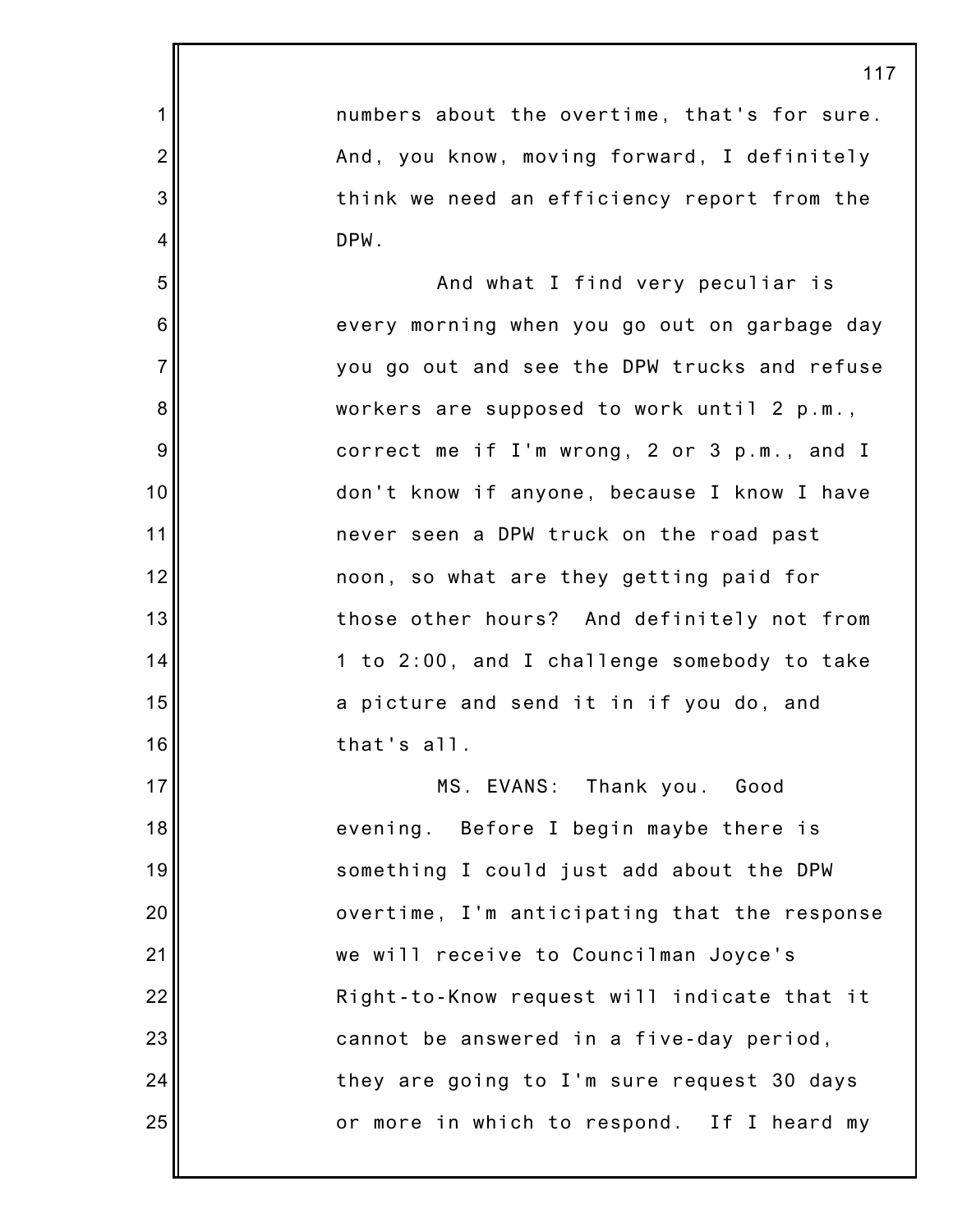numbers about the overtime, that's for sure. And, you know, moving forward, I definitely think we need an efficiency report from the DPW.

And what I find very peculiar is every morning when you go out on garbage day you go out and see the DPW trucks and refuse workers are supposed to work until 2 p.m., correct me if I'm wrong, 2 or 3 p.m., and I don't know if anyone, because I know I have never seen a DPW truck on the road past noon, so what are they getting paid for those other hours? And definitely not from 1 to 2:00, and I challenge somebody to take a picture and send it in if you do, and that's all.

MS. EVANS: Thank you. Good evening. Before I begin maybe there is something I could just add about the DPW overtime, I'm anticipating that the response we will receive to Councilman Joyce's Right-to-Know request will indicate that it cannot be answered in a five-day period, they are going to I'm sure request 30 days or more in which to respond. If I heard my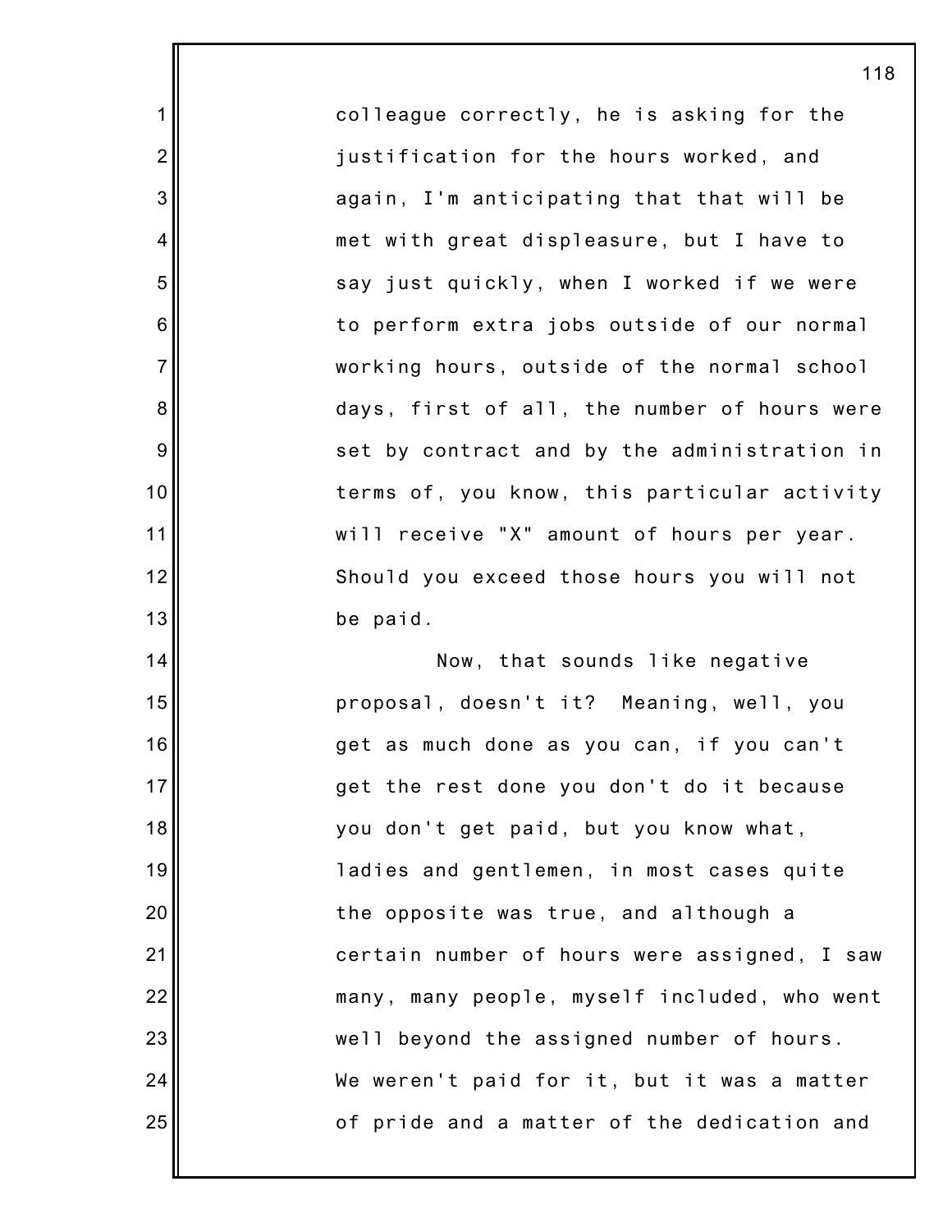colleague correctly, he is asking for the justification for the hours worked, and again, I'm anticipating that that will be met with great displeasure, but I have to say just quickly, when I worked if we were to perform extra jobs outside of our normal working hours, outside of the normal school days, first of all, the number of hours were set by contract and by the administration in terms of, you know, this particular activity will receive "X" amount of hours per year. Should you exceed those hours you will not be paid.

Now, that sounds like negative proposal, doesn't it? Meaning, well, you get as much done as you can, if you can't get the rest done you don't do it because you don't get paid, but you know what, ladies and gentlemen, in most cases quite the opposite was true, and although a certain number of hours were assigned, I saw many, many people, myself included, who went well beyond the assigned number of hours. We weren't paid for it, but it was a matter of pride and a matter of the dedication and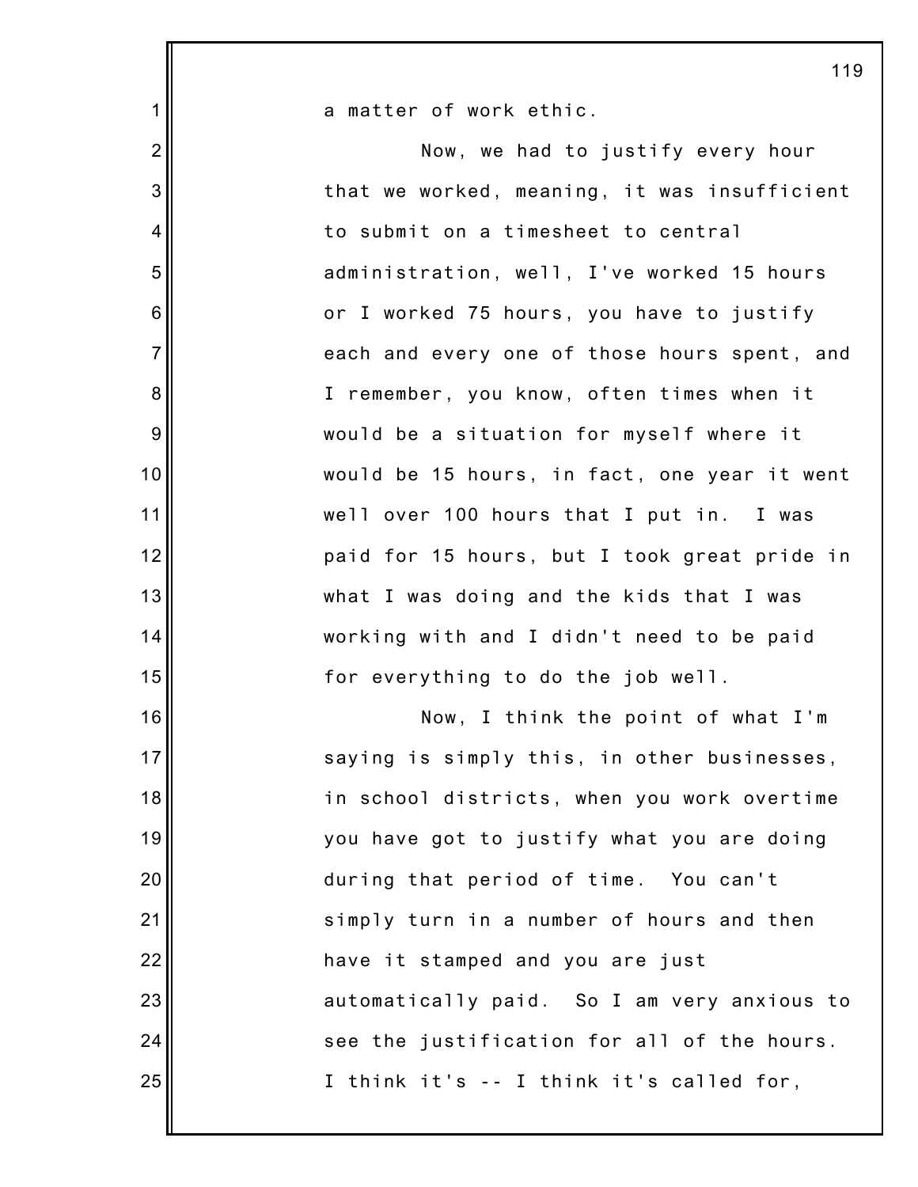a matter of work ethic.

Now, we had to justify every hour that we worked, meaning, it was insufficient to submit on a timesheet to central administration, well, I've worked 15 hours or I worked 75 hours, you have to justify each and every one of those hours spent, and I remember, you know, often times when it would be a situation for myself where it would be 15 hours, in fact, one year it went well over 100 hours that I put in. I was paid for 15 hours, but I took great pride in what I was doing and the kids that I was working with and I didn't need to be paid for everything to do the job well.

Now, I think the point of what I'm saying is simply this, in other businesses, in school districts, when you work overtime you have got to justify what you are doing during that period of time. You can't simply turn in a number of hours and then have it stamped and you are just automatically paid. So I am very anxious to see the justification for all of the hours. I think it's -- I think it's called for,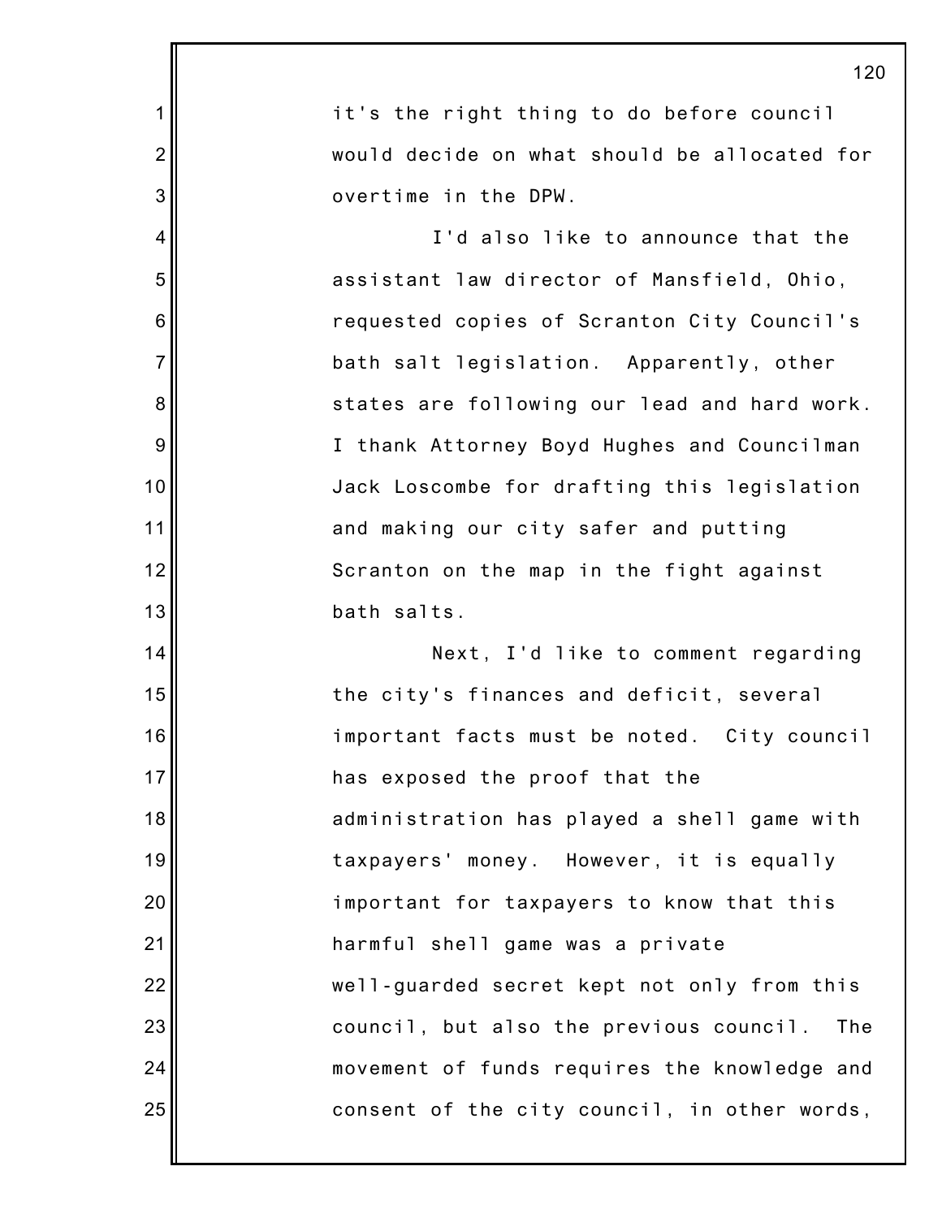it's the right thing to do before council would decide on what should be allocated for overtime in the DPW.

I'd also like to announce that the assistant law director of Mansfield, Ohio, requested copies of Scranton City Council's bath salt legislation. Apparently, other states are following our lead and hard work. I thank Attorney Boyd Hughes and Councilman Jack Loscombe for drafting this legislation and making our city safer and putting Scranton on the map in the fight against bath salts.

Next, I'd like to comment regarding the city's finances and deficit, several important facts must be noted. City council has exposed the proof that the administration has played a shell game with taxpayers' money. However, it is equally important for taxpayers to know that this harmful shell game was a private well-guarded secret kept not only from this council, but also the previous council. The movement of funds requires the knowledge and consent of the city council, in other words,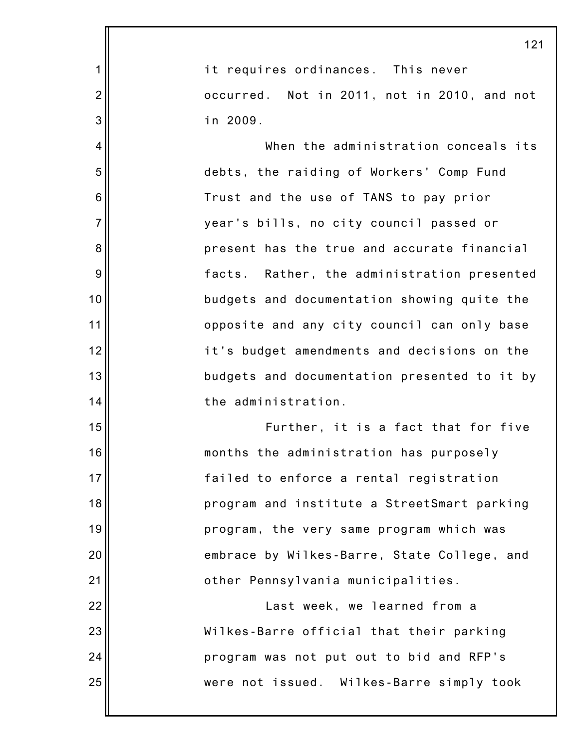it requires ordinances. This never occurred. Not in 2011, not in 2010, and not in 2009.

When the administration conceals its debts, the raiding of Workers' Comp Fund Trust and the use of TANS to pay prior year's bills, no city council passed or present has the true and accurate financial facts. Rather, the administration presented budgets and documentation showing quite the opposite and any city council can only base it's budget amendments and decisions on the budgets and documentation presented to it by the administration.

Further, it is a fact that for five months the administration has purposely failed to enforce a rental registration program and institute a StreetSmart parking program, the very same program which was embrace by Wilkes-Barre, State College, and other Pennsylvania municipalities.

Last week, we learned from a Wilkes-Barre official that their parking program was not put out to bid and RFP's were not issued. Wilkes-Barre simply took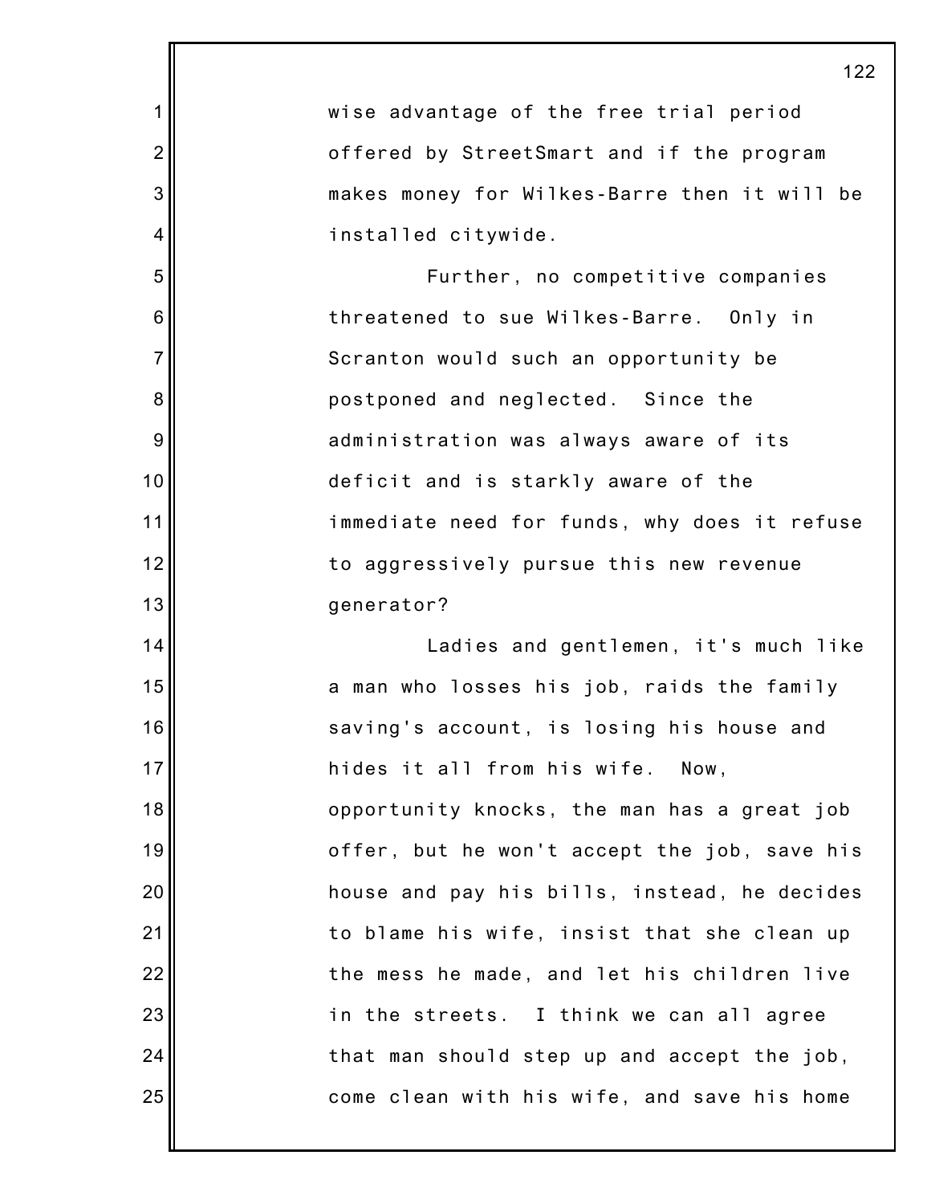wise advantage of the free trial period offered by StreetSmart and if the program makes money for Wilkes-Barre then it will be installed citywide.

Further, no competitive companies threatened to sue Wilkes-Barre. Only in Scranton would such an opportunity be postponed and neglected. Since the administration was always aware of its deficit and is starkly aware of the immediate need for funds, why does it refuse to aggressively pursue this new revenue generator?

Ladies and gentlemen, it's much like a man who losses his job, raids the family saving's account, is losing his house and hides it all from his wife. Now, opportunity knocks, the man has a great job offer, but he won't accept the job, save his house and pay his bills, instead, he decides to blame his wife, insist that she clean up the mess he made, and let his children live in the streets. I think we can all agree that man should step up and accept the job, come clean with his wife, and save his home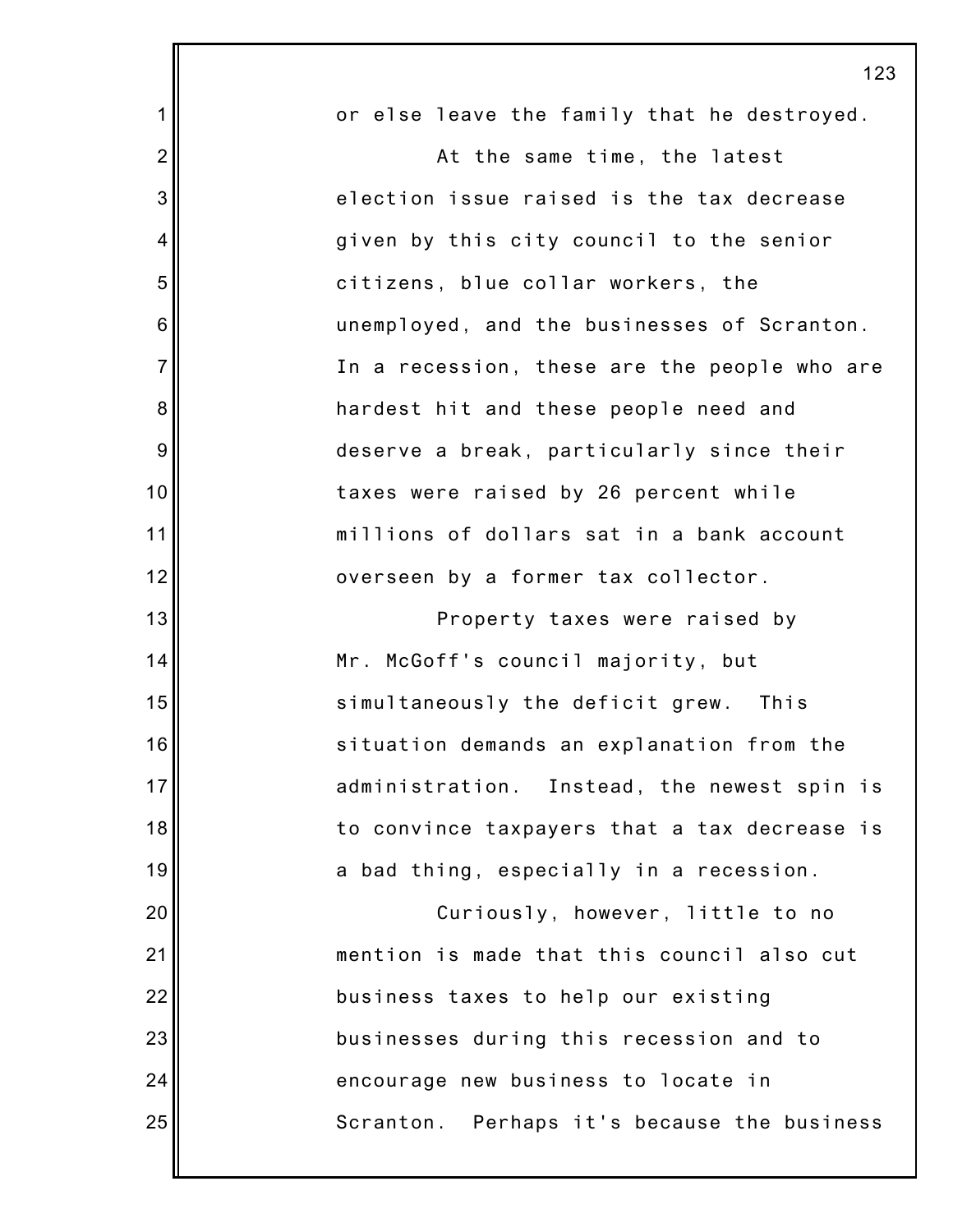or else leave the family that he destroyed.

At the same time, the latest election issue raised is the tax decrease given by this city council to the senior citizens, blue collar workers, the unemployed, and the businesses of Scranton. In a recession, these are the people who are hardest hit and these people need and deserve a break, particularly since their taxes were raised by 26 percent while millions of dollars sat in a bank account overseen by a former tax collector.

Property taxes were raised by Mr. McGoff's council majority, but simultaneously the deficit grew. This situation demands an explanation from the administration. Instead, the newest spin is to convince taxpayers that a tax decrease is a bad thing, especially in a recession.

Curiously, however, little to no mention is made that this council also cut business taxes to help our existing businesses during this recession and to encourage new business to locate in Scranton. Perhaps it's because the business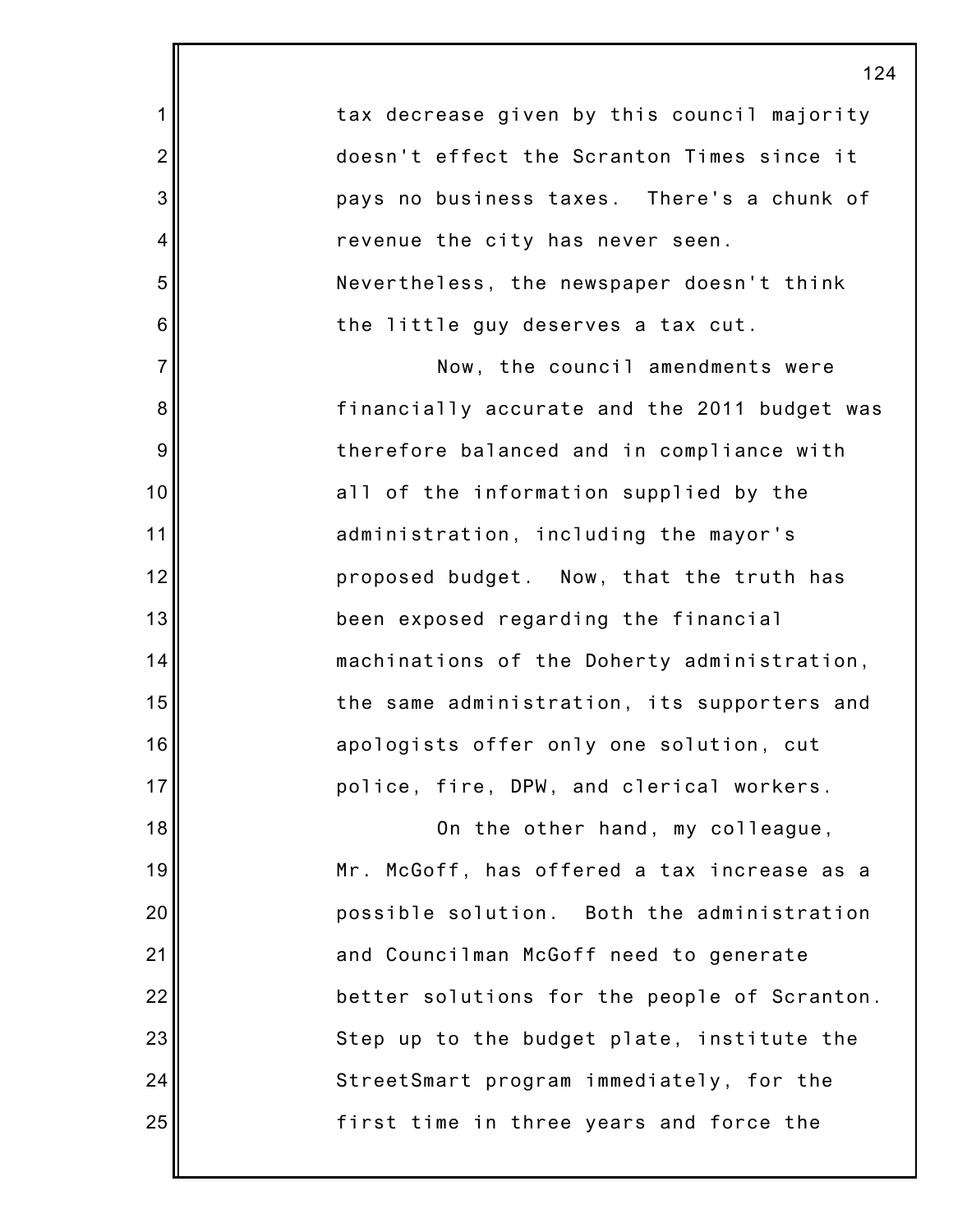tax decrease given by this council majority doesn't effect the Scranton Times since it pays no business taxes. There's a chunk of revenue the city has never seen. Nevertheless, the newspaper doesn't think the little guy deserves a tax cut.

Now, the council amendments were financially accurate and the 2011 budget was therefore balanced and in compliance with all of the information supplied by the administration, including the mayor's proposed budget. Now, that the truth has been exposed regarding the financial machinations of the Doherty administration, the same administration, its supporters and apologists offer only one solution, cut police, fire, DPW, and clerical workers.

On the other hand, my colleague, Mr. McGoff, has offered a tax increase as a possible solution. Both the administration and Councilman McGoff need to generate better solutions for the people of Scranton. Step up to the budget plate, institute the StreetSmart program immediately, for the first time in three years and force the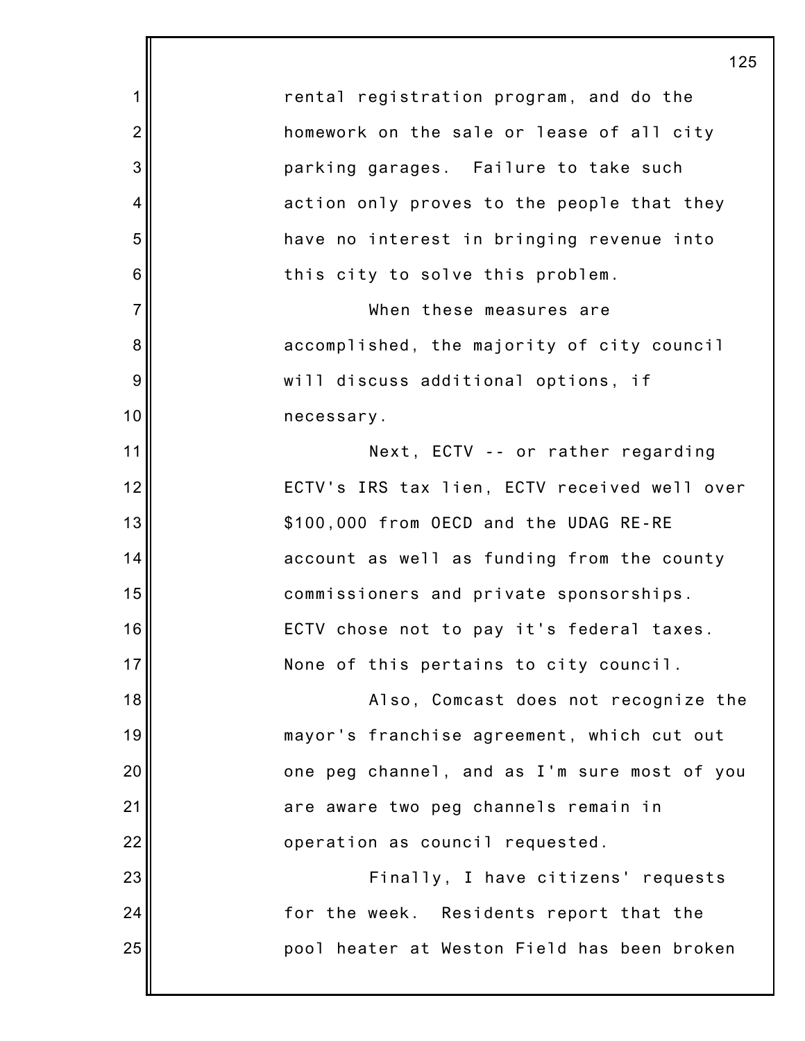rental registration program, and do the homework on the sale or lease of all city parking garages. Failure to take such action only proves to the people that they have no interest in bringing revenue into this city to solve this problem.

When these measures are accomplished, the majority of city council will discuss additional options, if necessary.

Next, ECTV -- or rather regarding ECTV's IRS tax lien, ECTV received well over $100,000 from OECD and the UDAG RE-RE account as well as funding from the county commissioners and private sponsorships. ECTV chose not to pay it's federal taxes. None of this pertains to city council.

Also, Comcast does not recognize the mayor's franchise agreement, which cut out one peg channel, and as I'm sure most of you are aware two peg channels remain in operation as council requested.

Finally, I have citizens' requests for the week. Residents report that the pool heater at Weston Field has been broken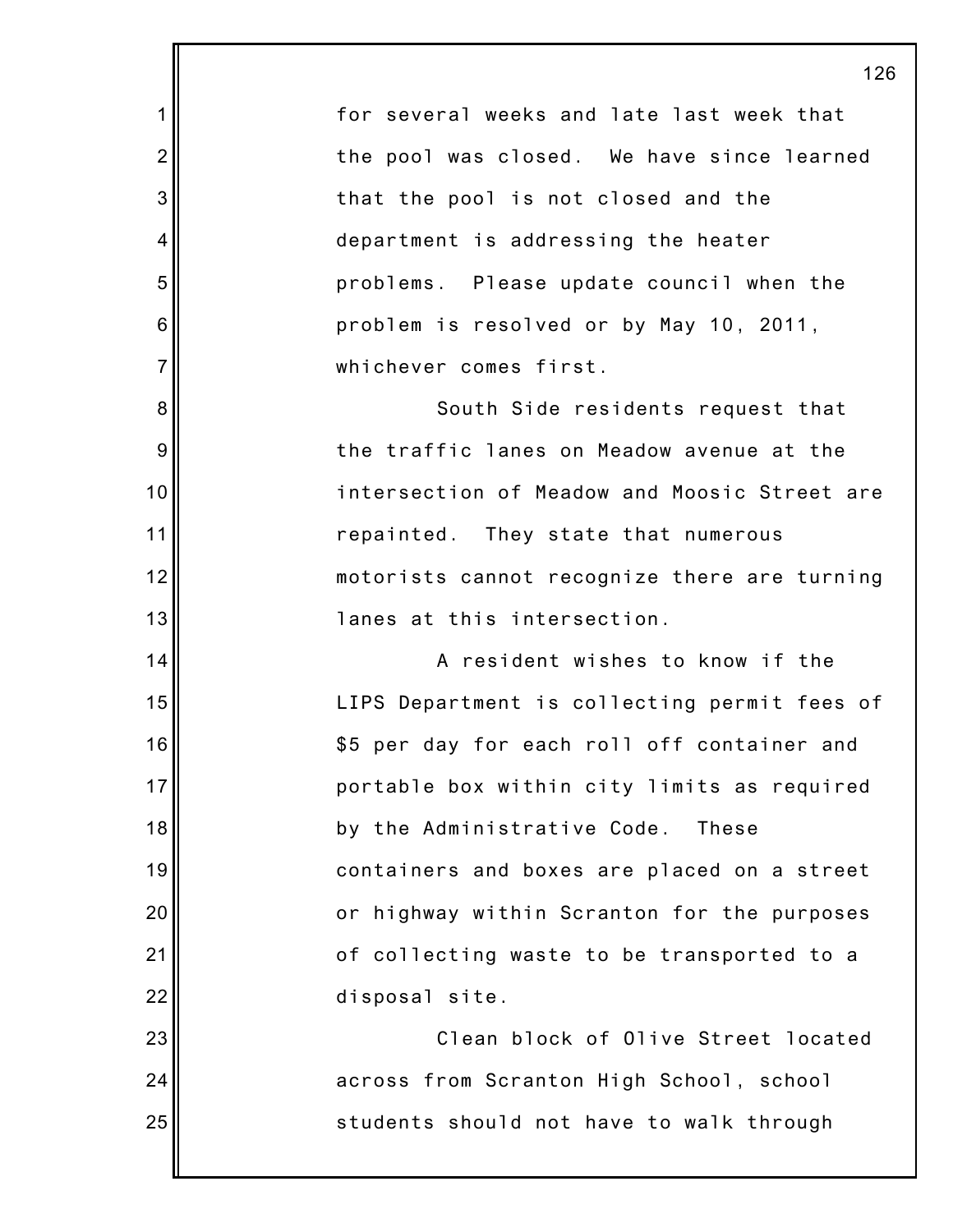for several weeks and late last week that the pool was closed. We have since learned that the pool is not closed and the department is addressing the heater problems. Please update council when the problem is resolved or by May 10, 2011, whichever comes first.

South Side residents request that the traffic lanes on Meadow avenue at the intersection of Meadow and Moosic Street are repainted. They state that numerous motorists cannot recognize there are turning lanes at this intersection.

A resident wishes to know if the LIPS Department is collecting permit fees of $5 per day for each roll off container and portable box within city limits as required by the Administrative Code. These containers and boxes are placed on a street or highway within Scranton for the purposes of collecting waste to be transported to a disposal site.

Clean block of Olive Street located across from Scranton High School, school students should not have to walk through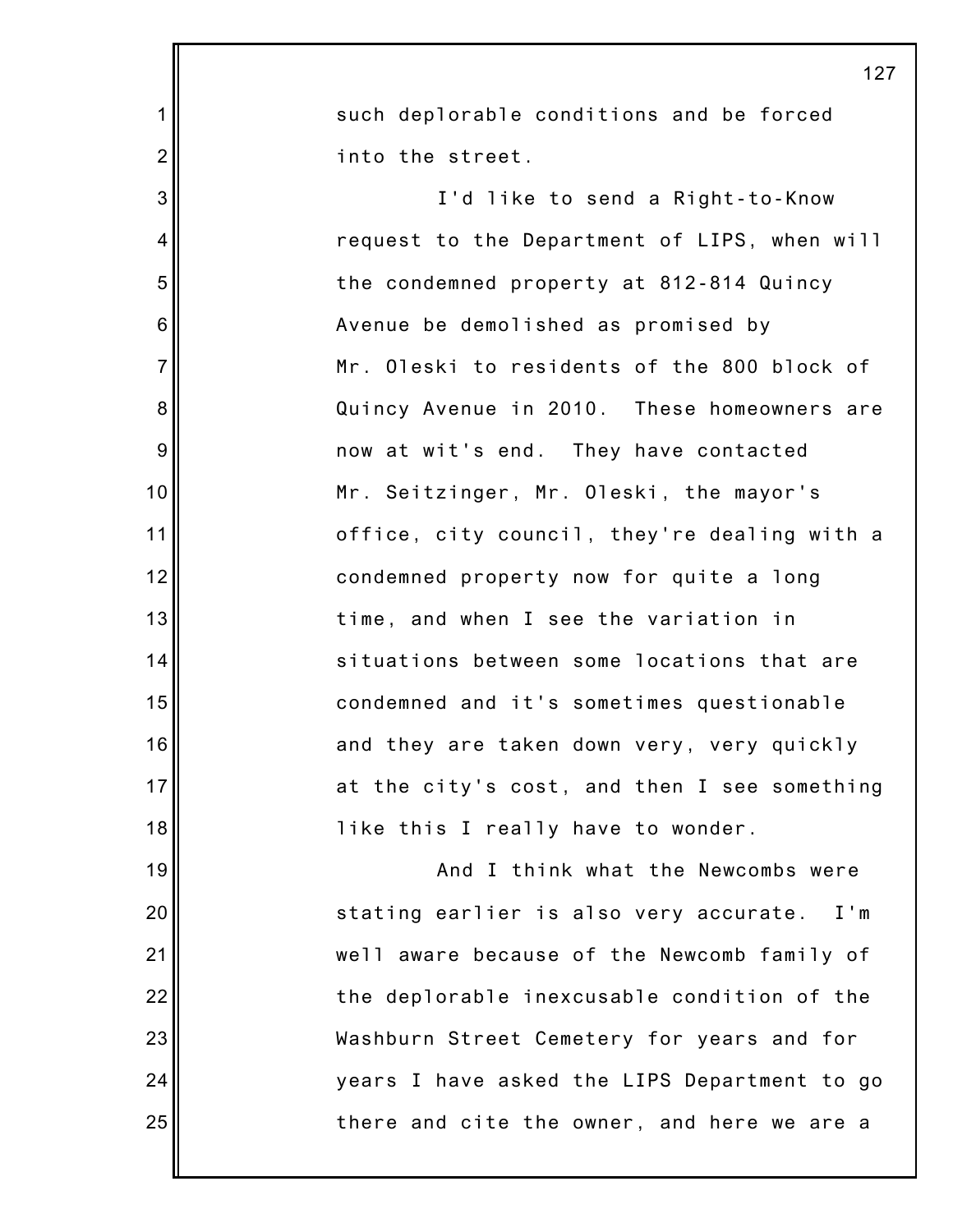such deplorable conditions and be forced into the street.

I'd like to send a Right-to-Know request to the Department of LIPS, when will the condemned property at 812-814 Quincy Avenue be demolished as promised by Mr. Oleski to residents of the 800 block of Quincy Avenue in 2010. These homeowners are now at wit's end. They have contacted Mr. Seitzinger, Mr. Oleski, the mayor's office, city council, they're dealing with a condemned property now for quite a long time, and when I see the variation in situations between some locations that are condemned and it's sometimes questionable and they are taken down very, very quickly at the city's cost, and then I see something like this I really have to wonder.

And I think what the Newcombs were stating earlier is also very accurate. I'm well aware because of the Newcomb family of the deplorable inexcusable condition of the Washburn Street Cemetery for years and for years I have asked the LIPS Department to go there and cite the owner, and here we are a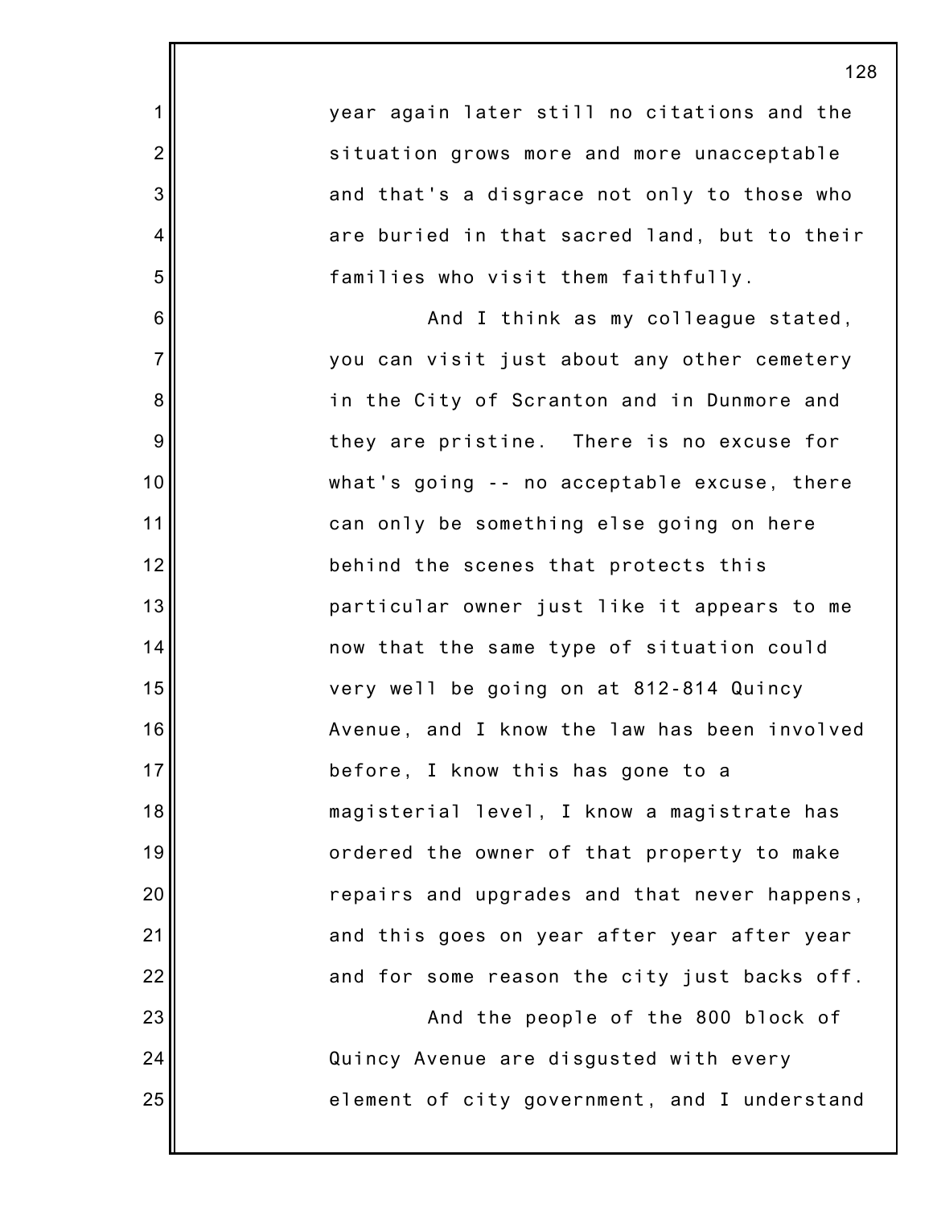year again later still no citations and the situation grows more and more unacceptable and that's a disgrace not only to those who are buried in that sacred land, but to their families who visit them faithfully.

And I think as my colleague stated, you can visit just about any other cemetery in the City of Scranton and in Dunmore and they are pristine. There is no excuse for what's going -- no acceptable excuse, there can only be something else going on here behind the scenes that protects this particular owner just like it appears to me now that the same type of situation could very well be going on at 812-814 Quincy Avenue, and I know the law has been involved before, I know this has gone to a magisterial level, I know a magistrate has ordered the owner of that property to make repairs and upgrades and that never happens, and this goes on year after year after year and for some reason the city just backs off.

And the people of the 800 block of Quincy Avenue are disgusted with every element of city government, and I understand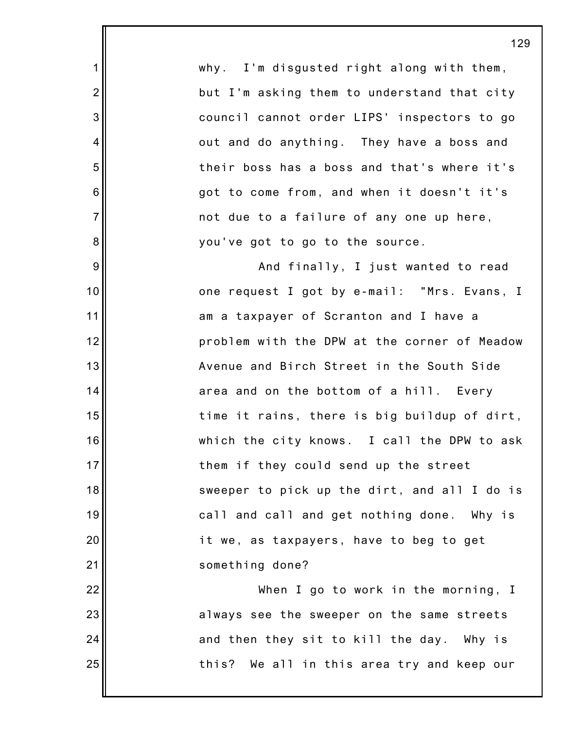why. I'm disgusted right along with them, but I'm asking them to understand that city council cannot order LIPS' inspectors to go out and do anything. They have a boss and their boss has a boss and that's where it's got to come from, and when it doesn't it's not due to a failure of any one up here, you've got to go to the source.

And finally, I just wanted to read one request I got by e-mail: "Mrs. Evans, I am a taxpayer of Scranton and I have a problem with the DPW at the corner of Meadow Avenue and Birch Street in the South Side area and on the bottom of a hill. Every time it rains, there is big buildup of dirt, which the city knows. I call the DPW to ask them if they could send up the street sweeper to pick up the dirt, and all I do is call and call and get nothing done. Why is it we, as taxpayers, have to beg to get something done?

When I go to work in the morning, I always see the sweeper on the same streets and then they sit to kill the day. Why is this? We all in this area try and keep our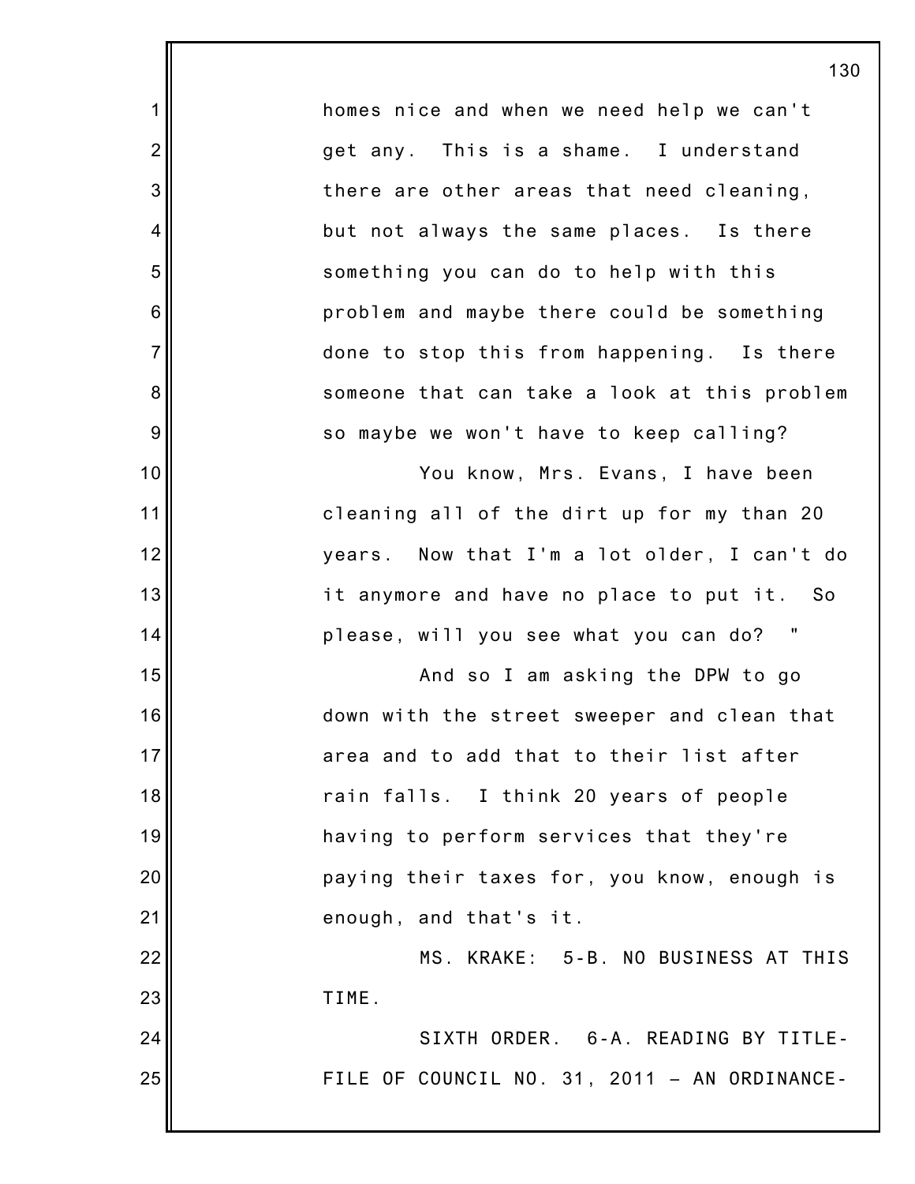homes nice and when we need help we can't get any. This is a shame. I understand there are other areas that need cleaning, but not always the same places. Is there something you can do to help with this problem and maybe there could be something done to stop this from happening. Is there someone that can take a look at this problem so maybe we won't have to keep calling?

You know, Mrs. Evans, I have been cleaning all of the dirt up for my than 20 years. Now that I'm a lot older, I can't do it anymore and have no place to put it. So please, will you see what you can do? "

And so I am asking the DPW to go down with the street sweeper and clean that area and to add that to their list after rain falls. I think 20 years of people having to perform services that they're paying their taxes for, you know, enough is enough, and that's it.

MS. KRAKE: 5-B. NO BUSINESS AT THIS TIME.

SIXTH ORDER. 6-A. READING BY TITLE-FILE OF COUNCIL NO. 31, 2011 – AN ORDINANCE-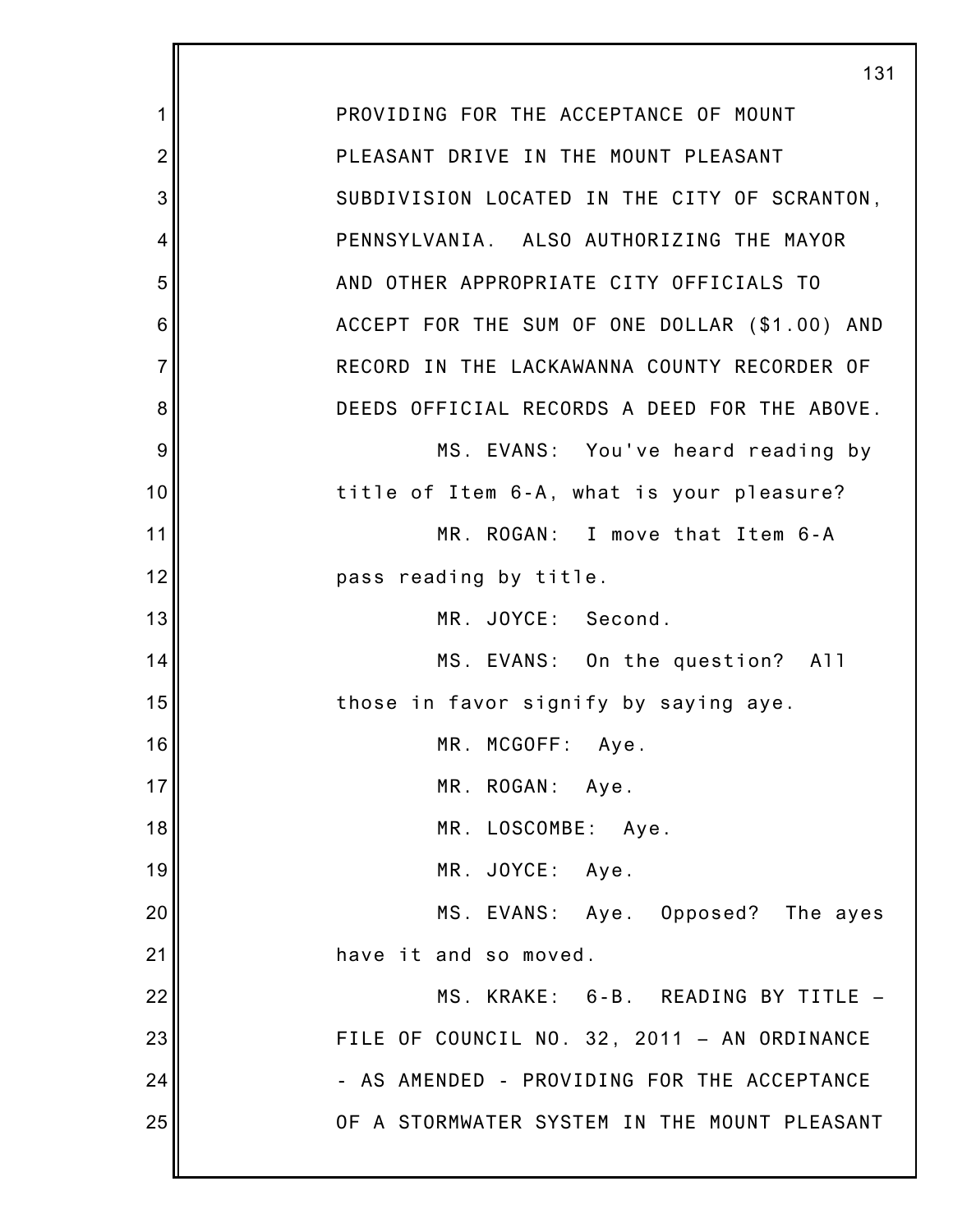PROVIDING FOR THE ACCEPTANCE OF MOUNT PLEASANT DRIVE IN THE MOUNT PLEASANT SUBDIVISION LOCATED IN THE CITY OF SCRANTON, PENNSYLVANIA. ALSO AUTHORIZING THE MAYOR AND OTHER APPROPRIATE CITY OFFICIALS TO ACCEPT FOR THE SUM OF ONE DOLLAR ($1.00) AND RECORD IN THE LACKAWANNA COUNTY RECORDER OF DEEDS OFFICIAL RECORDS A DEED FOR THE ABOVE.

MS. EVANS: You've heard reading by title of Item 6-A, what is your pleasure?

MR. ROGAN: I move that Item 6-A pass reading by title.

MR. JOYCE: Second.

MS. EVANS: On the question? All those in favor signify by saying aye.

MR. MCGOFF: Aye.

MR. ROGAN: Aye.

MR. LOSCOMBE: Aye.

MR. JOYCE: Aye.

MS. EVANS: Aye. Opposed? The ayes have it and so moved.

MS. KRAKE: 6-B. READING BY TITLE – FILE OF COUNCIL NO. 32, 2011 – AN ORDINANCE - AS AMENDED - PROVIDING FOR THE ACCEPTANCE OF A STORMWATER SYSTEM IN THE MOUNT PLEASANT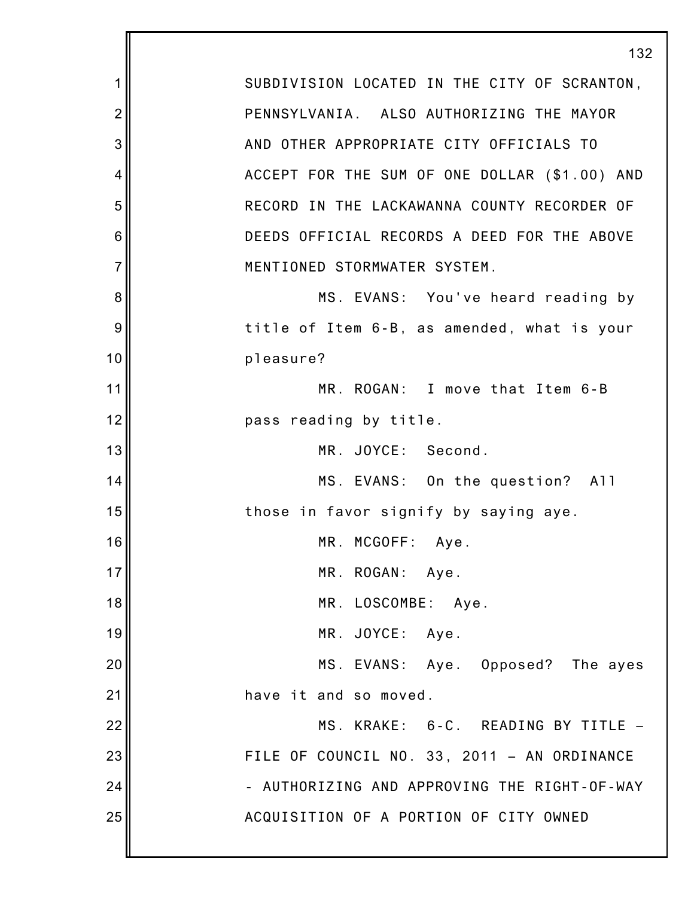SUBDIVISION LOCATED IN THE CITY OF SCRANTON, PENNSYLVANIA. ALSO AUTHORIZING THE MAYOR AND OTHER APPROPRIATE CITY OFFICIALS TO ACCEPT FOR THE SUM OF ONE DOLLAR ($1.00) AND RECORD IN THE LACKAWANNA COUNTY RECORDER OF DEEDS OFFICIAL RECORDS A DEED FOR THE ABOVE MENTIONED STORMWATER SYSTEM.

MS. EVANS: You've heard reading by title of Item 6-B, as amended, what is your pleasure?

MR. ROGAN: I move that Item 6-B pass reading by title.

MR. JOYCE: Second.

MS. EVANS: On the question? All those in favor signify by saying aye.

MR. MCGOFF: Aye.

MR. ROGAN: Aye.

MR. LOSCOMBE: Aye.

MR. JOYCE: Aye.

MS. EVANS: Aye. Opposed? The ayes have it and so moved.

MS. KRAKE: 6-C. READING BY TITLE – FILE OF COUNCIL NO. 33, 2011 – AN ORDINANCE - AUTHORIZING AND APPROVING THE RIGHT-OF-WAY ACQUISITION OF A PORTION OF CITY OWNED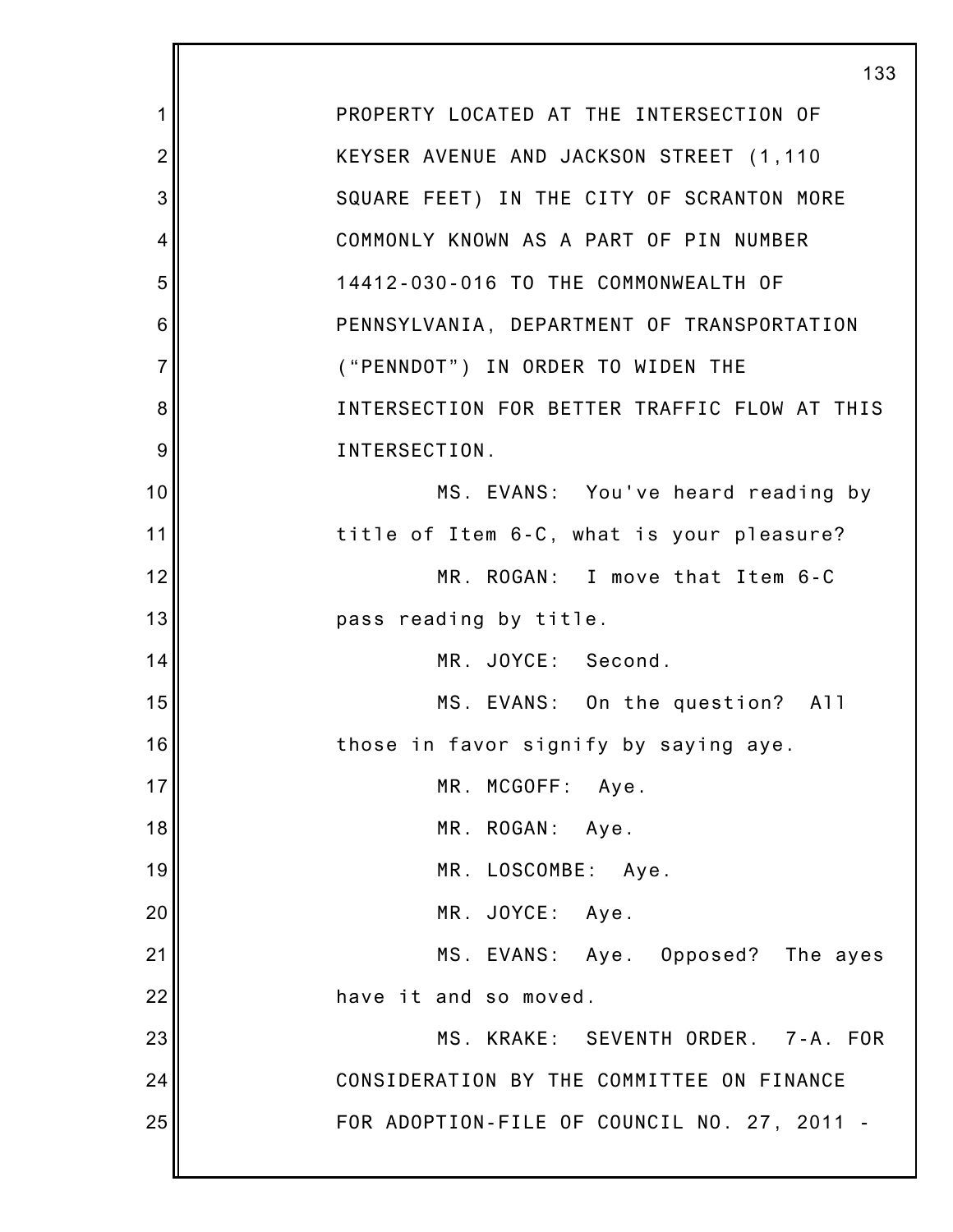PROPERTY LOCATED AT THE INTERSECTION OF KEYSER AVENUE AND JACKSON STREET (1,110 SQUARE FEET) IN THE CITY OF SCRANTON MORE COMMONLY KNOWN AS A PART OF PIN NUMBER 14412-030-016 TO THE COMMONWEALTH OF PENNSYLVANIA, DEPARTMENT OF TRANSPORTATION ("PENNDOT") IN ORDER TO WIDEN THE INTERSECTION FOR BETTER TRAFFIC FLOW AT THIS INTERSECTION.

MS. EVANS: You've heard reading by title of Item 6-C, what is your pleasure?

MR. ROGAN: I move that Item 6-C pass reading by title.

MR. JOYCE: Second.

MS. EVANS: On the question? All those in favor signify by saying aye.

MR. MCGOFF: Aye.

MR. ROGAN: Aye.

MR. LOSCOMBE: Aye.

MR. JOYCE: Aye.

MS. EVANS: Aye. Opposed? The ayes have it and so moved.

MS. KRAKE: SEVENTH ORDER. 7-A. FOR CONSIDERATION BY THE COMMITTEE ON FINANCE FOR ADOPTION-FILE OF COUNCIL NO. 27, 2011 -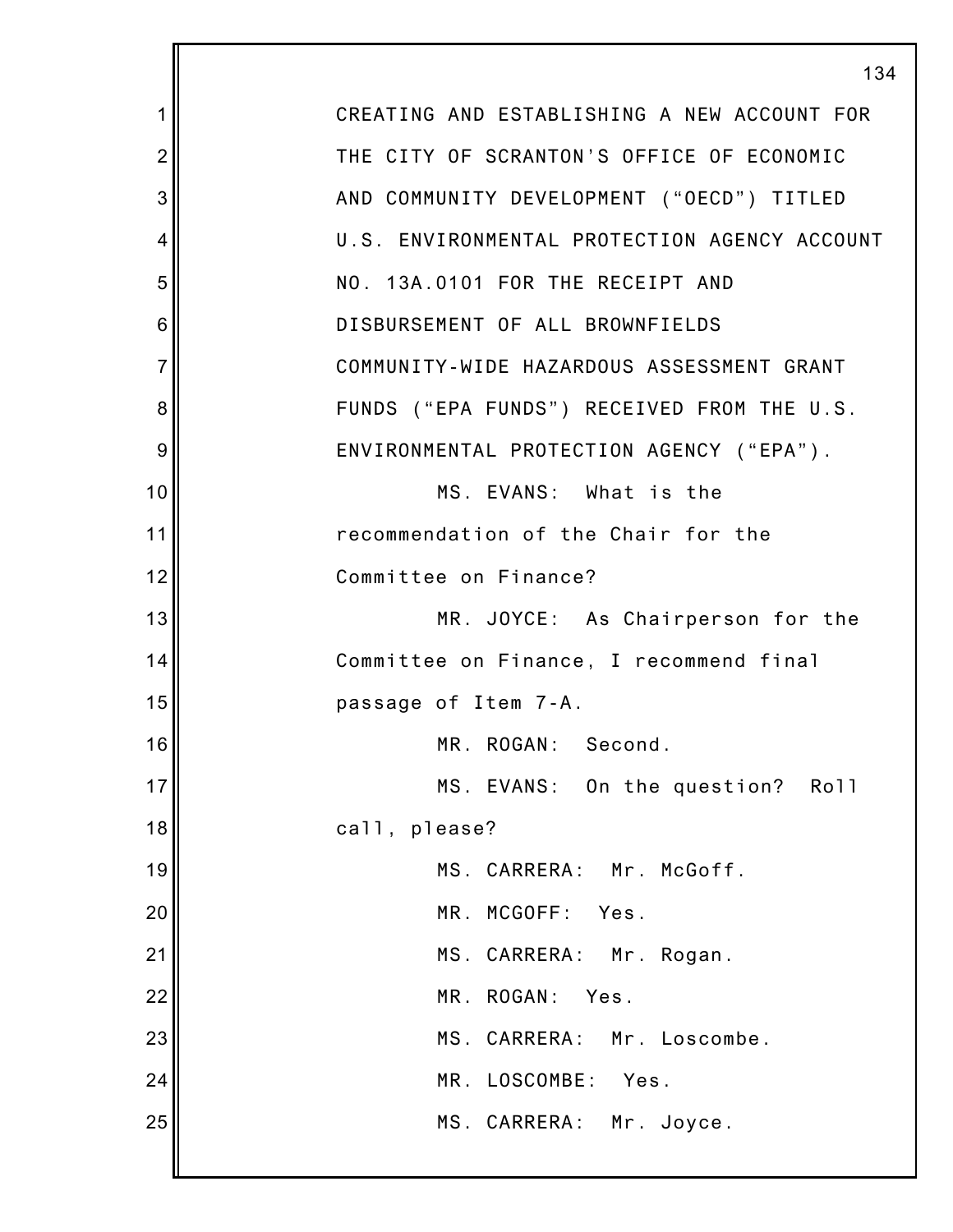CREATING AND ESTABLISHING A NEW ACCOUNT FOR THE CITY OF SCRANTON'S OFFICE OF ECONOMIC AND COMMUNITY DEVELOPMENT ("OECD") TITLED U.S. ENVIRONMENTAL PROTECTION AGENCY ACCOUNT NO. 13A.0101 FOR THE RECEIPT AND DISBURSEMENT OF ALL BROWNFIELDS COMMUNITY-WIDE HAZARDOUS ASSESSMENT GRANT FUNDS ("EPA FUNDS") RECEIVED FROM THE U.S. ENVIRONMENTAL PROTECTION AGENCY ("EPA").

MS. EVANS: What is the recommendation of the Chair for the Committee on Finance?

MR. JOYCE: As Chairperson for the Committee on Finance, I recommend final passage of Item 7-A.

MR. ROGAN: Second.

MS. EVANS: On the question? Roll call, please?

MS. CARRERA: Mr. McGoff.

MR. MCGOFF: Yes.

MS. CARRERA: Mr. Rogan.

MR. ROGAN: Yes.

MS. CARRERA: Mr. Loscombe.

MR. LOSCOMBE: Yes.

MS. CARRERA: Mr. Joyce.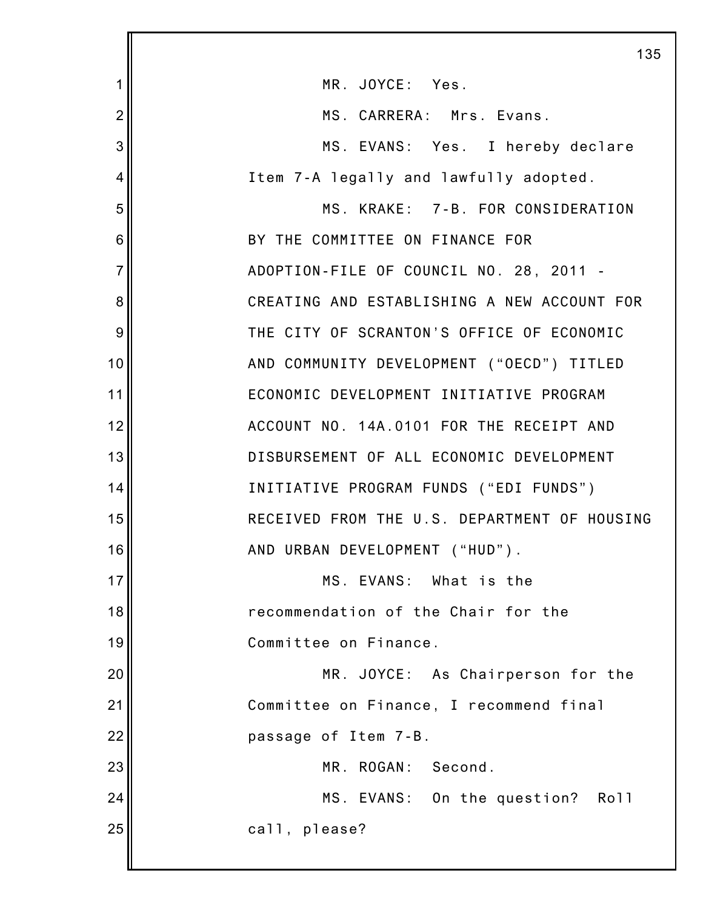MR. JOYCE: Yes.

MS. CARRERA: Mrs. Evans.

MS. EVANS: Yes. I hereby declare Item 7-A legally and lawfully adopted.

MS. KRAKE: 7-B. FOR CONSIDERATION BY THE COMMITTEE ON FINANCE FOR ADOPTION-FILE OF COUNCIL NO. 28, 2011 - CREATING AND ESTABLISHING A NEW ACCOUNT FOR THE CITY OF SCRANTON'S OFFICE OF ECONOMIC AND COMMUNITY DEVELOPMENT ("OECD") TITLED ECONOMIC DEVELOPMENT INITIATIVE PROGRAM ACCOUNT NO. 14A.0101 FOR THE RECEIPT AND DISBURSEMENT OF ALL ECONOMIC DEVELOPMENT INITIATIVE PROGRAM FUNDS ("EDI FUNDS") RECEIVED FROM THE U.S. DEPARTMENT OF HOUSING AND URBAN DEVELOPMENT ("HUD").

MS. EVANS: What is the recommendation of the Chair for the Committee on Finance.

MR. JOYCE: As Chairperson for the Committee on Finance, I recommend final passage of Item 7-B.

MR. ROGAN: Second.

MS. EVANS: On the question? Roll call, please?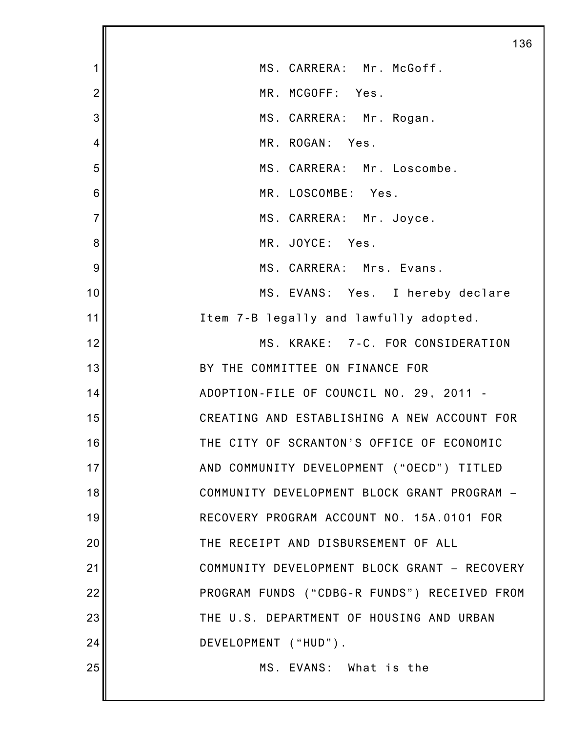MS. CARRERA: Mr. McGoff.

MR. MCGOFF: Yes.

MS. CARRERA: Mr. Rogan.

MR. ROGAN: Yes.

MS. CARRERA: Mr. Loscombe.

MR. LOSCOMBE: Yes.

MS. CARRERA: Mr. Joyce.

MR. JOYCE: Yes.

MS. CARRERA: Mrs. Evans.

MS. EVANS: Yes. I hereby declare Item 7-B legally and lawfully adopted.

MS. KRAKE: 7-C. FOR CONSIDERATION BY THE COMMITTEE ON FINANCE FOR ADOPTION-FILE OF COUNCIL NO. 29, 2011 - CREATING AND ESTABLISHING A NEW ACCOUNT FOR THE CITY OF SCRANTON'S OFFICE OF ECONOMIC AND COMMUNITY DEVELOPMENT ("OECD") TITLED COMMUNITY DEVELOPMENT BLOCK GRANT PROGRAM – RECOVERY PROGRAM ACCOUNT NO. 15A.0101 FOR THE RECEIPT AND DISBURSEMENT OF ALL COMMUNITY DEVELOPMENT BLOCK GRANT – RECOVERY PROGRAM FUNDS ("CDBG-R FUNDS") RECEIVED FROM THE U.S. DEPARTMENT OF HOUSING AND URBAN DEVELOPMENT ("HUD").

MS. EVANS: What is the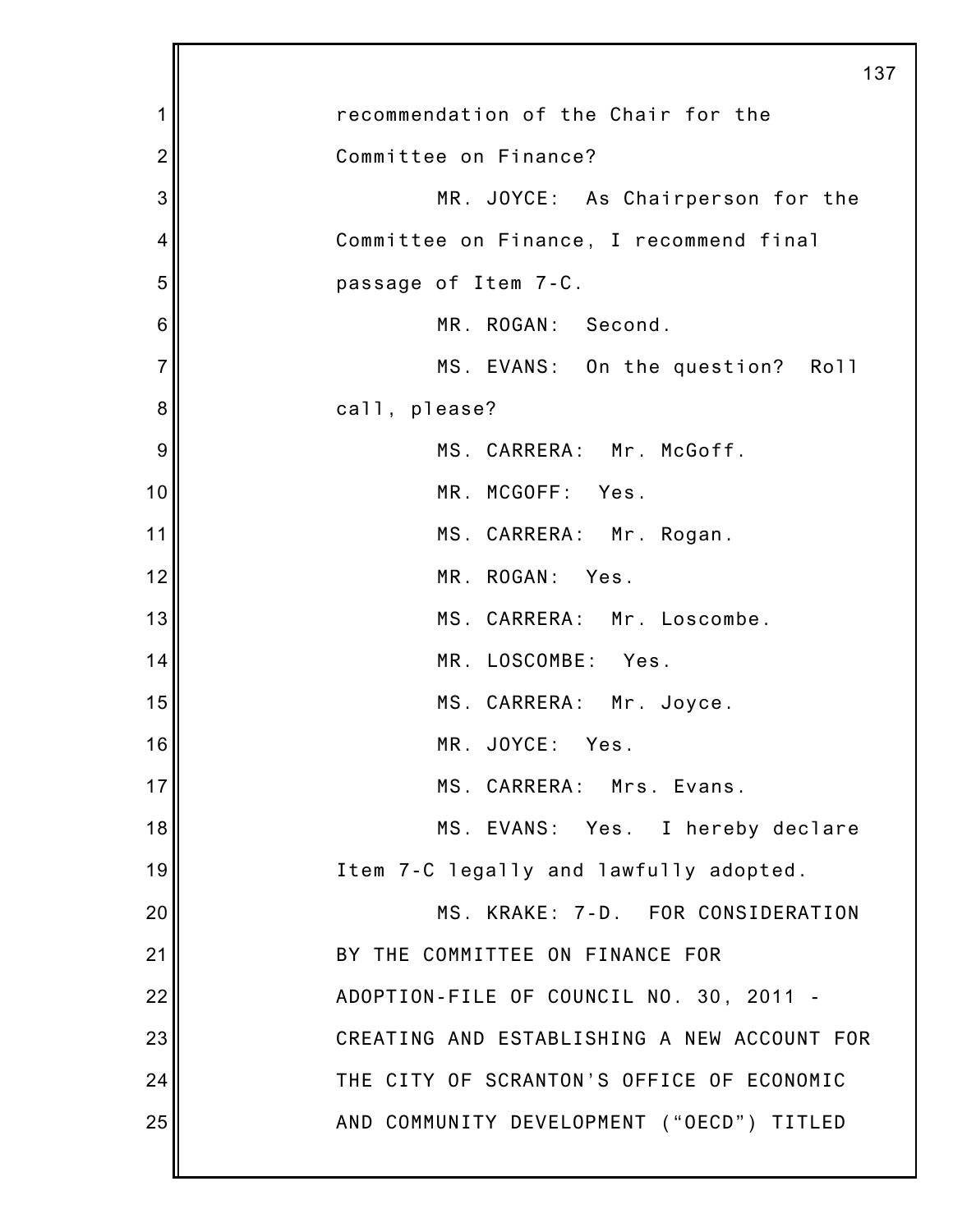recommendation of the Chair for the Committee on Finance?

MR. JOYCE: As Chairperson for the Committee on Finance, I recommend final passage of Item 7-C.

MR. ROGAN: Second.

MS. EVANS: On the question? Roll call, please?

MS. CARRERA: Mr. McGoff.

MR. MCGOFF: Yes.

MS. CARRERA: Mr. Rogan.

MR. ROGAN: Yes.

MS. CARRERA: Mr. Loscombe.

MR. LOSCOMBE: Yes.

MS. CARRERA: Mr. Joyce.

MR. JOYCE: Yes.

MS. CARRERA: Mrs. Evans.

MS. EVANS: Yes. I hereby declare Item 7-C legally and lawfully adopted.

MS. KRAKE: 7-D. FOR CONSIDERATION BY THE COMMITTEE ON FINANCE FOR ADOPTION-FILE OF COUNCIL NO. 30, 2011 - CREATING AND ESTABLISHING A NEW ACCOUNT FOR THE CITY OF SCRANTON'S OFFICE OF ECONOMIC AND COMMUNITY DEVELOPMENT ("OECD") TITLED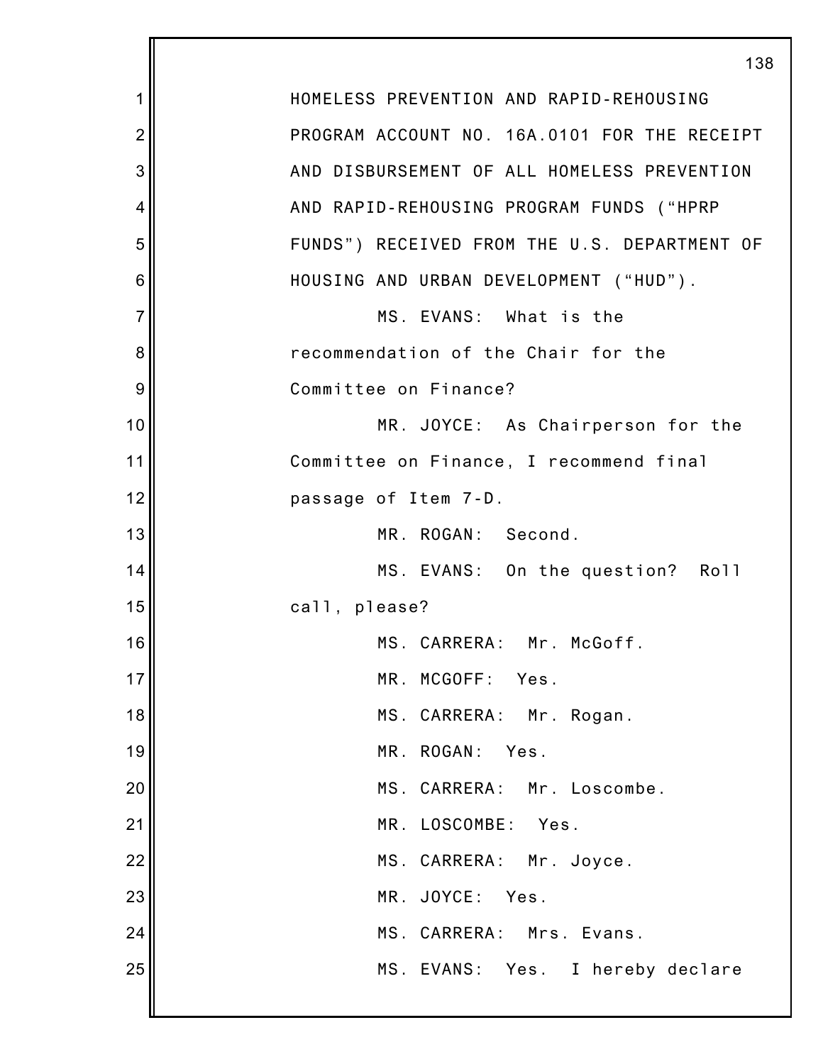HOMELESS PREVENTION AND RAPID-REHOUSING PROGRAM ACCOUNT NO. 16A.0101 FOR THE RECEIPT AND DISBURSEMENT OF ALL HOMELESS PREVENTION AND RAPID-REHOUSING PROGRAM FUNDS ("HPRP FUNDS") RECEIVED FROM THE U.S. DEPARTMENT OF HOUSING AND URBAN DEVELOPMENT ("HUD").

MS. EVANS: What is the recommendation of the Chair for the Committee on Finance?

MR. JOYCE: As Chairperson for the Committee on Finance, I recommend final passage of Item 7-D.

MR. ROGAN: Second.

MS. EVANS: On the question? Roll call, please?

MS. CARRERA: Mr. McGoff.

MR. MCGOFF: Yes.

MS. CARRERA: Mr. Rogan.

MR. ROGAN: Yes.

MS. CARRERA: Mr. Loscombe.

MR. LOSCOMBE: Yes.

MS. CARRERA: Mr. Joyce.

MR. JOYCE: Yes.

MS. CARRERA: Mrs. Evans.

MS. EVANS: Yes. I hereby declare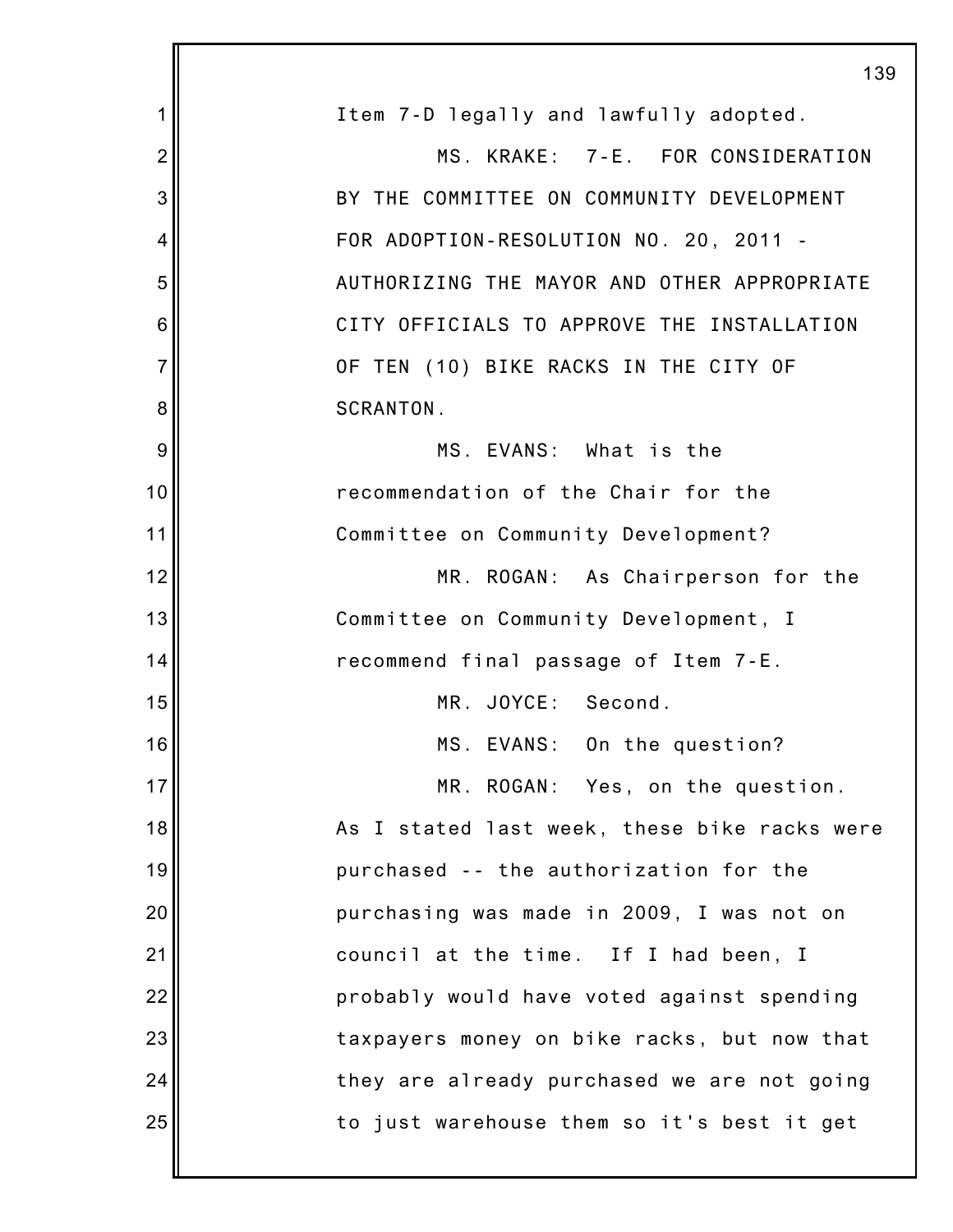Item 7-D legally and lawfully adopted.

MS. KRAKE: 7-E. FOR CONSIDERATION BY THE COMMITTEE ON COMMUNITY DEVELOPMENT FOR ADOPTION-RESOLUTION NO. 20, 2011 - AUTHORIZING THE MAYOR AND OTHER APPROPRIATE CITY OFFICIALS TO APPROVE THE INSTALLATION OF TEN (10) BIKE RACKS IN THE CITY OF SCRANTON.

MS. EVANS: What is the recommendation of the Chair for the Committee on Community Development?

MR. ROGAN: As Chairperson for the Committee on Community Development, I recommend final passage of Item 7-E.

MR. JOYCE: Second.

MS. EVANS: On the question?

MR. ROGAN: Yes, on the question. As I stated last week, these bike racks were purchased -- the authorization for the purchasing was made in 2009, I was not on council at the time. If I had been, I probably would have voted against spending taxpayers money on bike racks, but now that they are already purchased we are not going to just warehouse them so it's best it get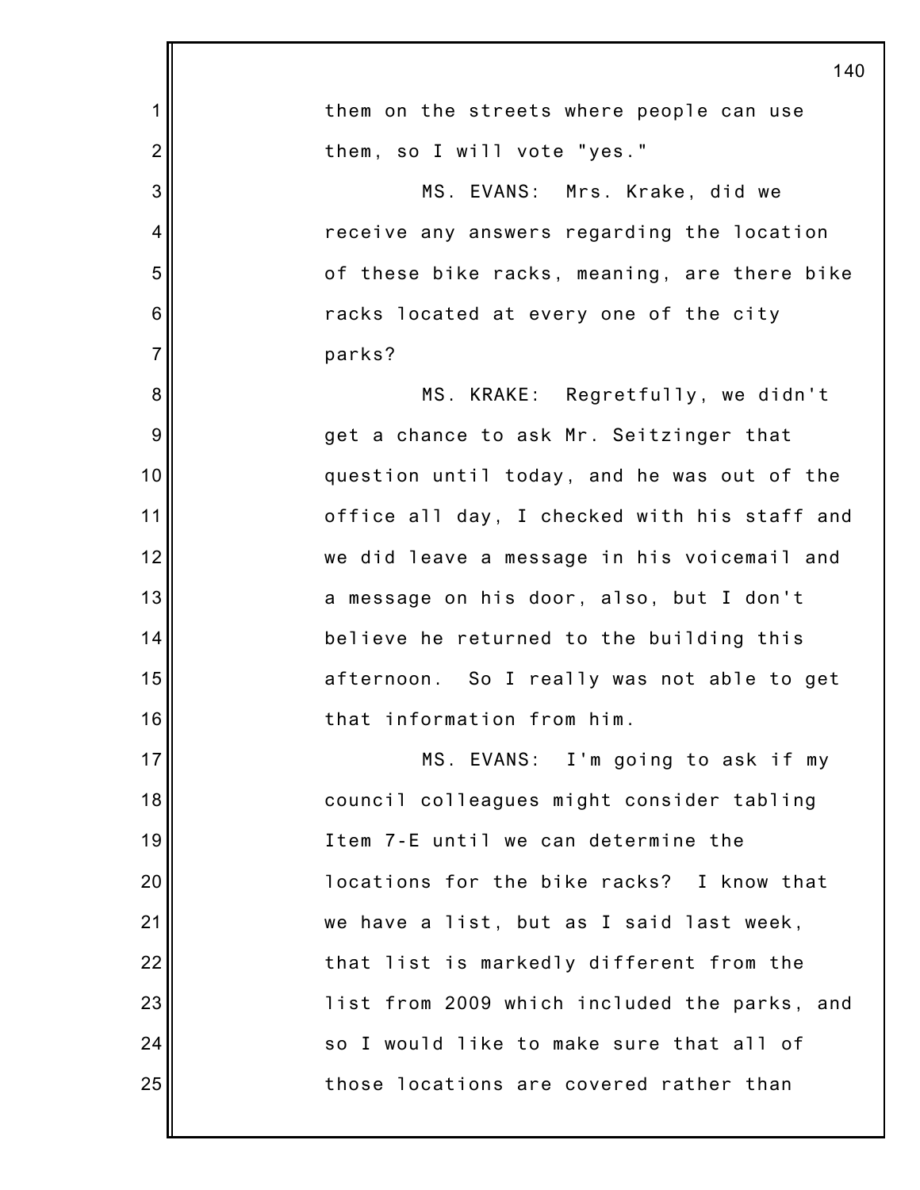them on the streets where people can use them, so I will vote "yes."

MS. EVANS: Mrs. Krake, did we receive any answers regarding the location of these bike racks, meaning, are there bike racks located at every one of the city parks?

MS. KRAKE: Regretfully, we didn't get a chance to ask Mr. Seitzinger that question until today, and he was out of the office all day, I checked with his staff and we did leave a message in his voicemail and a message on his door, also, but I don't believe he returned to the building this afternoon. So I really was not able to get that information from him.

MS. EVANS: I'm going to ask if my council colleagues might consider tabling Item 7-E until we can determine the locations for the bike racks? I know that we have a list, but as I said last week, that list is markedly different from the list from 2009 which included the parks, and so I would like to make sure that all of those locations are covered rather than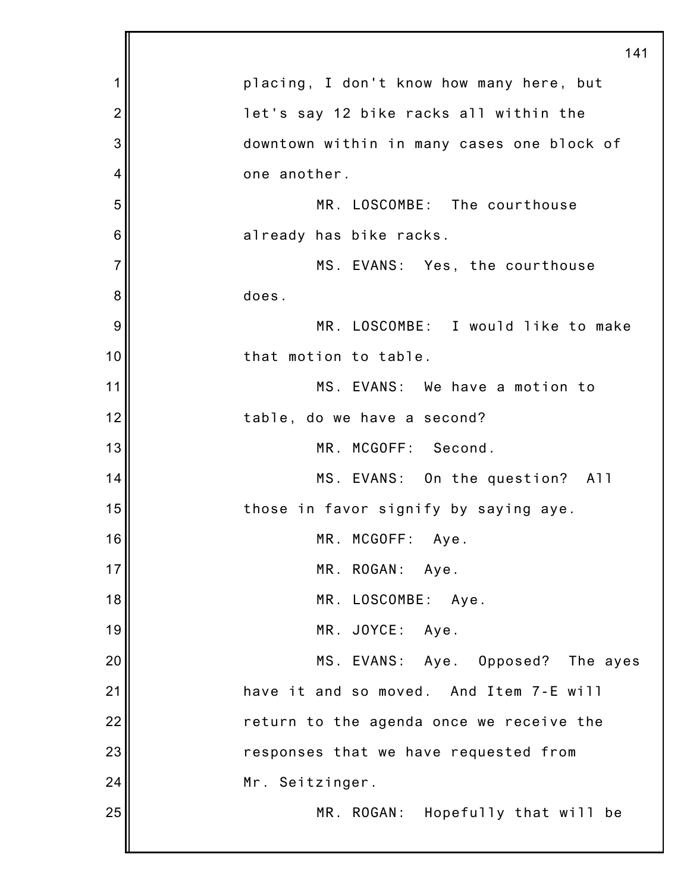placing, I don't know how many here, but let's say 12 bike racks all within the downtown within in many cases one block of one another.

MR. LOSCOMBE: The courthouse already has bike racks.

MS. EVANS: Yes, the courthouse does.

MR. LOSCOMBE: I would like to make that motion to table.

MS. EVANS: We have a motion to table, do we have a second?

MR. MCGOFF: Second.

MS. EVANS: On the question? All those in favor signify by saying aye.

MR. MCGOFF: Aye.

MR. ROGAN: Aye.

MR. LOSCOMBE: Aye.

MR. JOYCE: Aye.

MS. EVANS: Aye. Opposed? The ayes have it and so moved. And Item 7-E will return to the agenda once we receive the responses that we have requested from Mr. Seitzinger.

MR. ROGAN: Hopefully that will be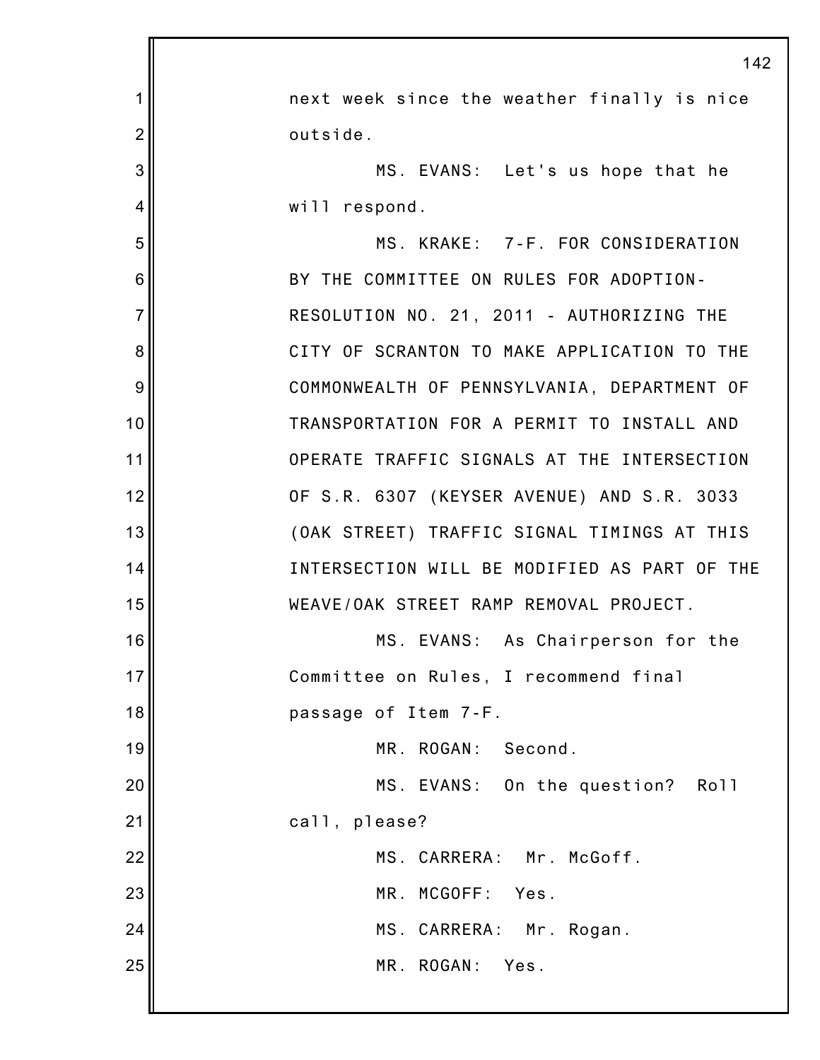next week since the weather finally is nice outside.

MS. EVANS: Let's us hope that he will respond.

MS. KRAKE: 7-F. FOR CONSIDERATION BY THE COMMITTEE ON RULES FOR ADOPTION- RESOLUTION NO. 21, 2011 - AUTHORIZING THE CITY OF SCRANTON TO MAKE APPLICATION TO THE COMMONWEALTH OF PENNSYLVANIA, DEPARTMENT OF TRANSPORTATION FOR A PERMIT TO INSTALL AND OPERATE TRAFFIC SIGNALS AT THE INTERSECTION OF S.R. 6307 (KEYSER AVENUE) AND S.R. 3033 (OAK STREET) TRAFFIC SIGNAL TIMINGS AT THIS INTERSECTION WILL BE MODIFIED AS PART OF THE WEAVE/OAK STREET RAMP REMOVAL PROJECT.

MS. EVANS: As Chairperson for the Committee on Rules, I recommend final passage of Item 7-F.

MR. ROGAN: Second.

MS. EVANS: On the question? Roll call, please?

MS. CARRERA: Mr. McGoff.

MR. MCGOFF: Yes.

MS. CARRERA: Mr. Rogan.

MR. ROGAN: Yes.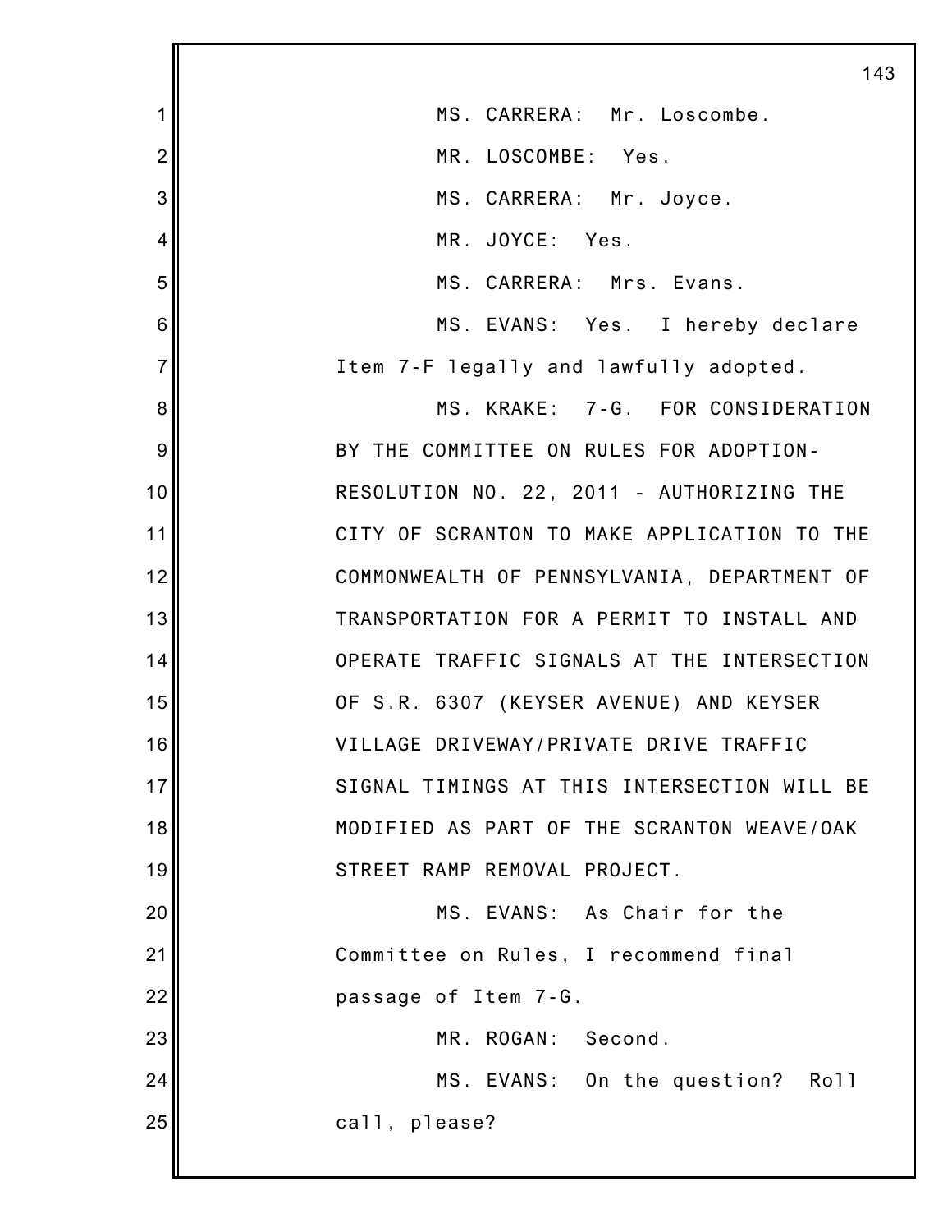MS. CARRERA: Mr. Loscombe.

MR. LOSCOMBE: Yes.

MS. CARRERA: Mr. Joyce.

MR. JOYCE: Yes.

MS. CARRERA: Mrs. Evans.

MS. EVANS: Yes. I hereby declare Item 7-F legally and lawfully adopted.

MS. KRAKE: 7-G. FOR CONSIDERATION BY THE COMMITTEE ON RULES FOR ADOPTION- RESOLUTION NO. 22, 2011 - AUTHORIZING THE CITY OF SCRANTON TO MAKE APPLICATION TO THE COMMONWEALTH OF PENNSYLVANIA, DEPARTMENT OF TRANSPORTATION FOR A PERMIT TO INSTALL AND OPERATE TRAFFIC SIGNALS AT THE INTERSECTION OF S.R. 6307 (KEYSER AVENUE) AND KEYSER VILLAGE DRIVEWAY/PRIVATE DRIVE TRAFFIC SIGNAL TIMINGS AT THIS INTERSECTION WILL BE MODIFIED AS PART OF THE SCRANTON WEAVE/OAK STREET RAMP REMOVAL PROJECT.

MS. EVANS: As Chair for the Committee on Rules, I recommend final passage of Item 7-G.

MR. ROGAN: Second.

MS. EVANS: On the question? Roll call, please?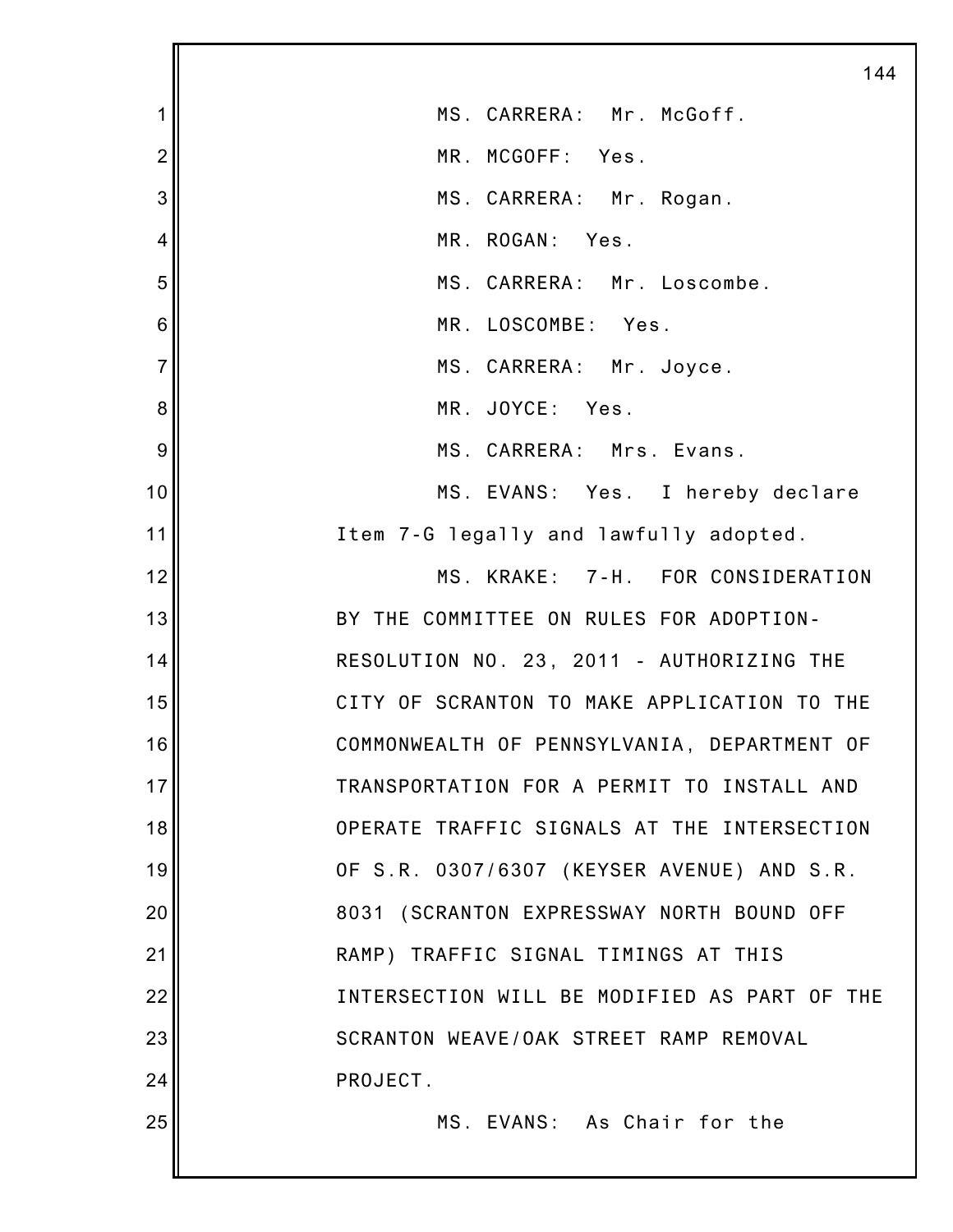MS. CARRERA: Mr. McGoff.

MR. MCGOFF: Yes.

MS. CARRERA: Mr. Rogan.

MR. ROGAN: Yes.

MS. CARRERA: Mr. Loscombe.

MR. LOSCOMBE: Yes.

MS. CARRERA: Mr. Joyce.

MR. JOYCE: Yes.

MS. CARRERA: Mrs. Evans.

MS. EVANS: Yes. I hereby declare Item 7-G legally and lawfully adopted.

MS. KRAKE: 7-H. FOR CONSIDERATION BY THE COMMITTEE ON RULES FOR ADOPTION- RESOLUTION NO. 23, 2011 - AUTHORIZING THE CITY OF SCRANTON TO MAKE APPLICATION TO THE COMMONWEALTH OF PENNSYLVANIA, DEPARTMENT OF TRANSPORTATION FOR A PERMIT TO INSTALL AND OPERATE TRAFFIC SIGNALS AT THE INTERSECTION OF S.R. 0307/6307 (KEYSER AVENUE) AND S.R. 8031 (SCRANTON EXPRESSWAY NORTH BOUND OFF RAMP) TRAFFIC SIGNAL TIMINGS AT THIS INTERSECTION WILL BE MODIFIED AS PART OF THE SCRANTON WEAVE/OAK STREET RAMP REMOVAL PROJECT.

MS. EVANS: As Chair for the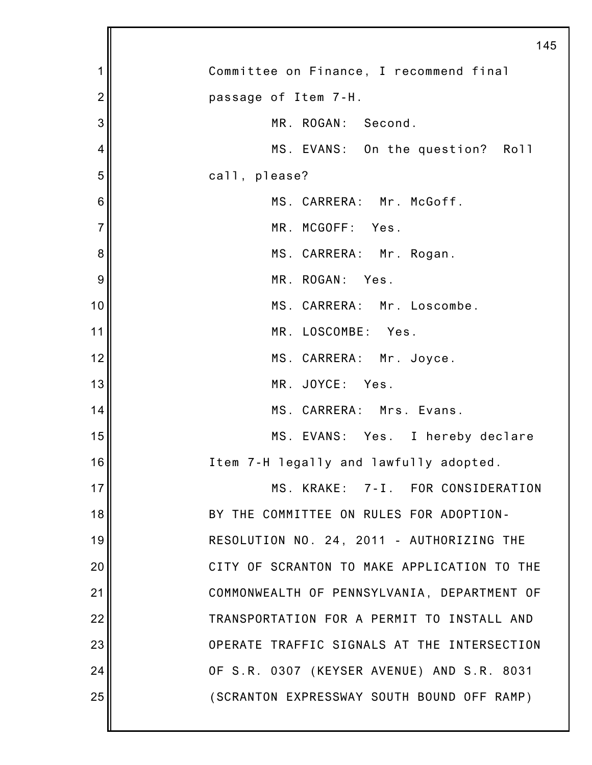Committee on Finance, I recommend final passage of Item 7-H.

MR. ROGAN: Second.

MS. EVANS: On the question? Roll call, please?

MS. CARRERA: Mr. McGoff.

MR. MCGOFF: Yes.

MS. CARRERA: Mr. Rogan.

MR. ROGAN: Yes.

MS. CARRERA: Mr. Loscombe.

MR. LOSCOMBE: Yes.

MS. CARRERA: Mr. Joyce.

MR. JOYCE: Yes.

MS. CARRERA: Mrs. Evans.

MS. EVANS: Yes. I hereby declare Item 7-H legally and lawfully adopted.

MS. KRAKE: 7-I. FOR CONSIDERATION BY THE COMMITTEE ON RULES FOR ADOPTION- RESOLUTION NO. 24, 2011 - AUTHORIZING THE CITY OF SCRANTON TO MAKE APPLICATION TO THE COMMONWEALTH OF PENNSYLVANIA, DEPARTMENT OF TRANSPORTATION FOR A PERMIT TO INSTALL AND OPERATE TRAFFIC SIGNALS AT THE INTERSECTION OF S.R. 0307 (KEYSER AVENUE) AND S.R. 8031 (SCRANTON EXPRESSWAY SOUTH BOUND OFF RAMP)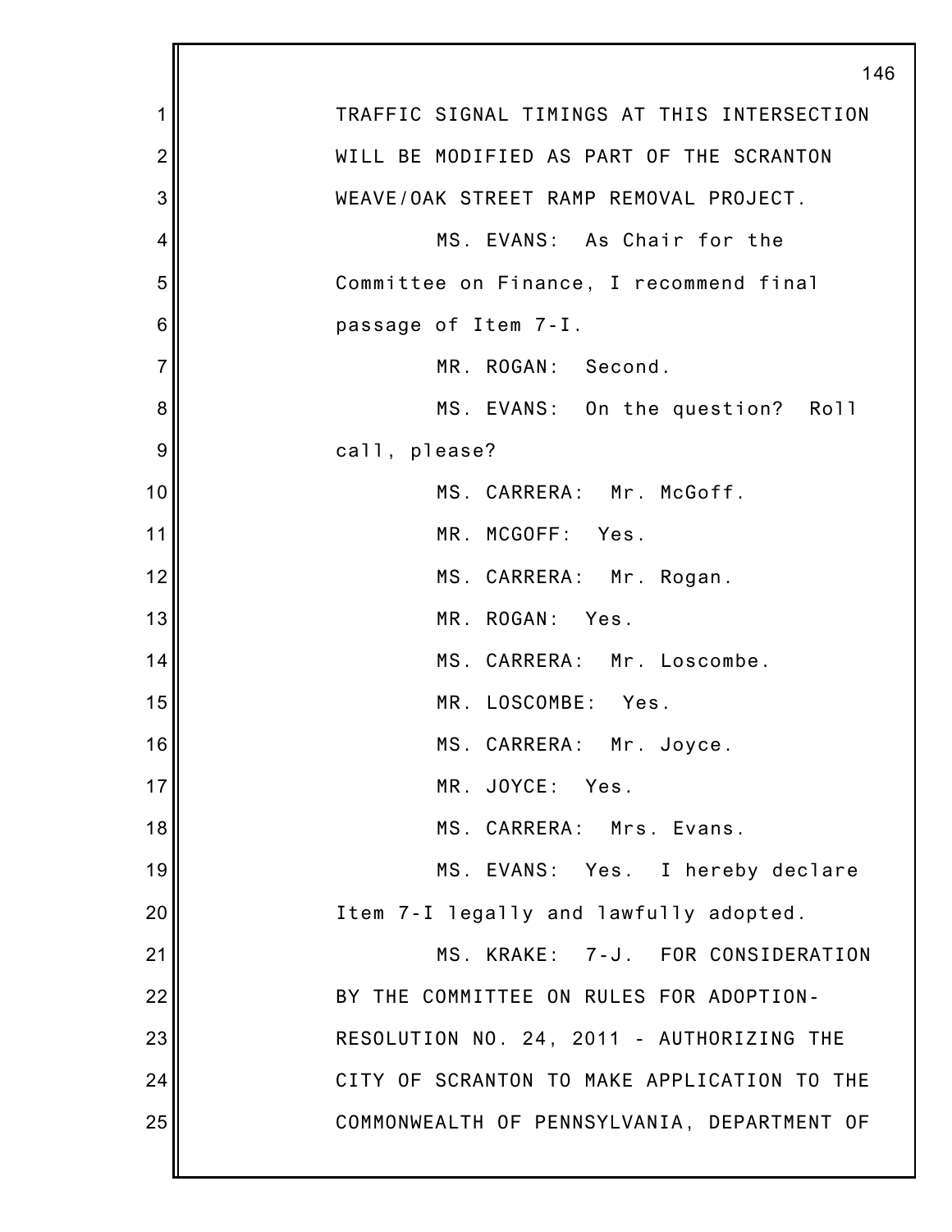TRAFFIC SIGNAL TIMINGS AT THIS INTERSECTION WILL BE MODIFIED AS PART OF THE SCRANTON WEAVE/OAK STREET RAMP REMOVAL PROJECT.

MS. EVANS: As Chair for the Committee on Finance, I recommend final passage of Item 7-I.

MR. ROGAN: Second.

MS. EVANS: On the question? Roll call, please?

MS. CARRERA: Mr. McGoff.

MR. MCGOFF: Yes.

MS. CARRERA: Mr. Rogan.

MR. ROGAN: Yes.

MS. CARRERA: Mr. Loscombe.

MR. LOSCOMBE: Yes.

MS. CARRERA: Mr. Joyce.

MR. JOYCE: Yes.

MS. CARRERA: Mrs. Evans.

MS. EVANS: Yes. I hereby declare Item 7-I legally and lawfully adopted.

MS. KRAKE: 7-J. FOR CONSIDERATION BY THE COMMITTEE ON RULES FOR ADOPTION- RESOLUTION NO. 24, 2011 - AUTHORIZING THE CITY OF SCRANTON TO MAKE APPLICATION TO THE COMMONWEALTH OF PENNSYLVANIA, DEPARTMENT OF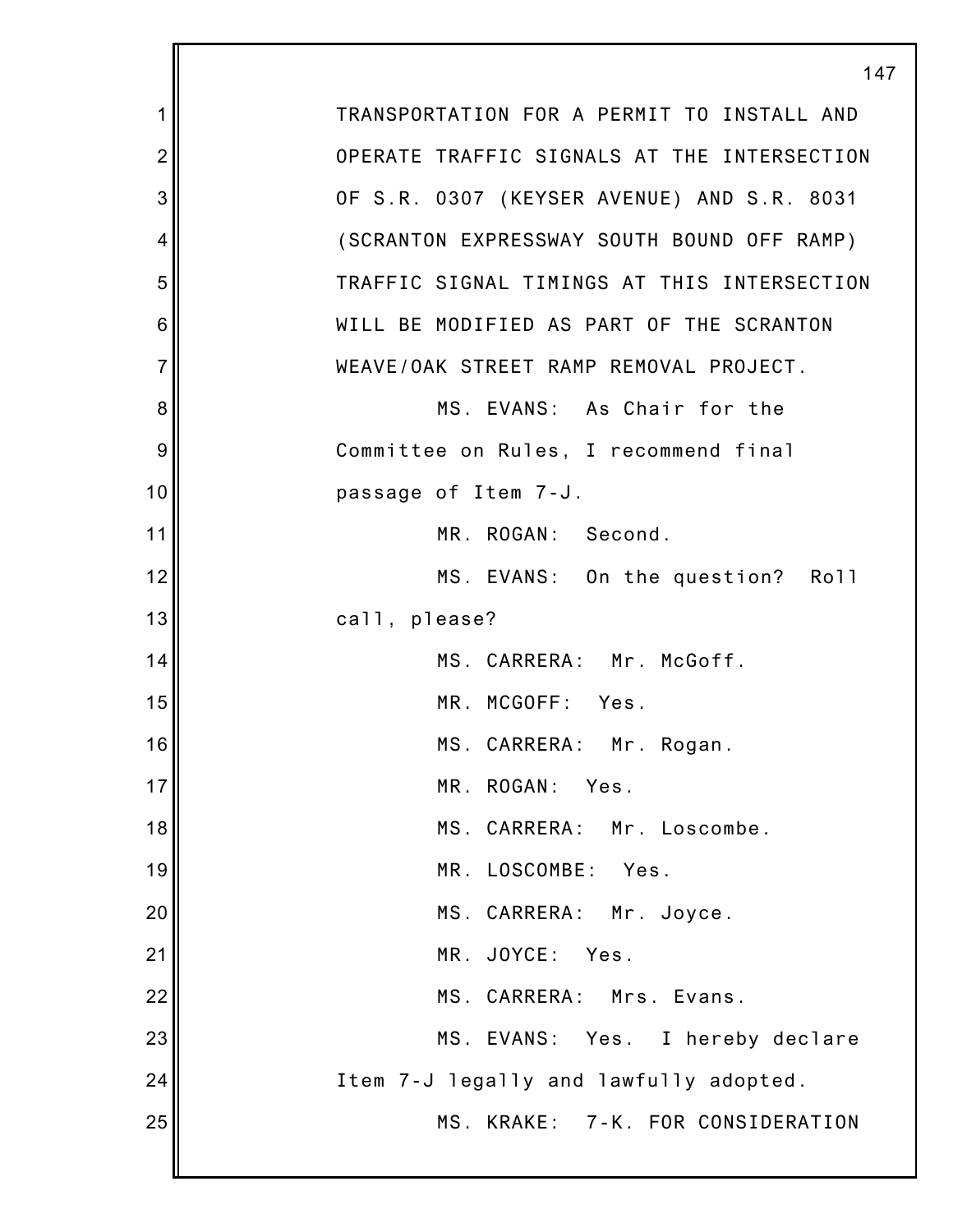TRANSPORTATION FOR A PERMIT TO INSTALL AND OPERATE TRAFFIC SIGNALS AT THE INTERSECTION OF S.R. 0307 (KEYSER AVENUE) AND S.R. 8031 (SCRANTON EXPRESSWAY SOUTH BOUND OFF RAMP) TRAFFIC SIGNAL TIMINGS AT THIS INTERSECTION WILL BE MODIFIED AS PART OF THE SCRANTON WEAVE/OAK STREET RAMP REMOVAL PROJECT.

MS. EVANS: As Chair for the Committee on Rules, I recommend final passage of Item 7-J.

MR. ROGAN: Second.

MS. EVANS: On the question? Roll call, please?

MS. CARRERA: Mr. McGoff.

MR. MCGOFF: Yes.

MS. CARRERA: Mr. Rogan.

MR. ROGAN: Yes.

MS. CARRERA: Mr. Loscombe.

MR. LOSCOMBE: Yes.

MS. CARRERA: Mr. Joyce.

MR. JOYCE: Yes.

MS. CARRERA: Mrs. Evans.

MS. EVANS: Yes. I hereby declare Item 7-J legally and lawfully adopted.

MS. KRAKE: 7-K. FOR CONSIDERATION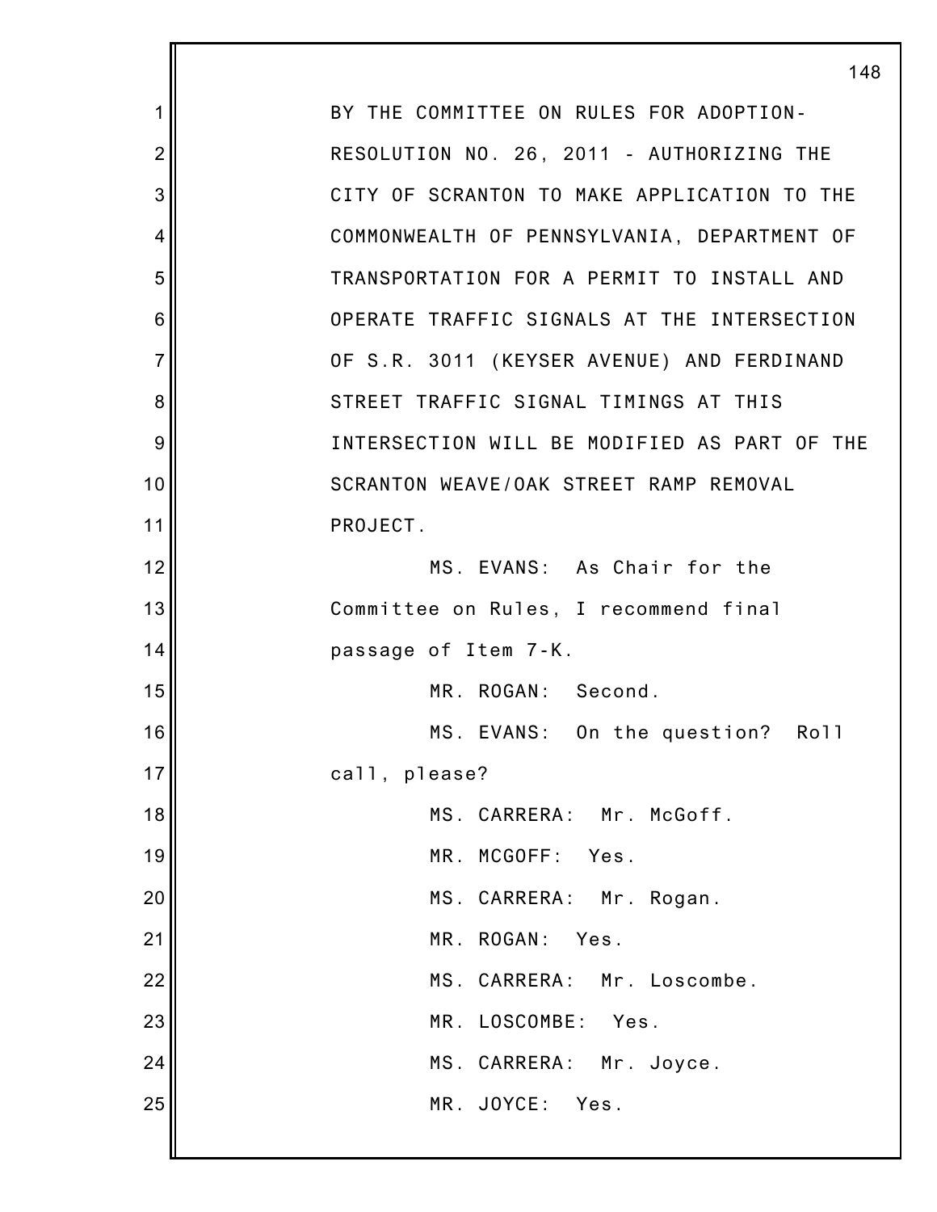BY THE COMMITTEE ON RULES FOR ADOPTION-
RESOLUTION NO. 26, 2011 - AUTHORIZING THE
CITY OF SCRANTON TO MAKE APPLICATION TO THE
COMMONWEALTH OF PENNSYLVANIA, DEPARTMENT OF
TRANSPORTATION FOR A PERMIT TO INSTALL AND
OPERATE TRAFFIC SIGNALS AT THE INTERSECTION
OF S.R. 3011 (KEYSER AVENUE) AND FERDINAND
STREET TRAFFIC SIGNAL TIMINGS AT THIS
INTERSECTION WILL BE MODIFIED AS PART OF THE
SCRANTON WEAVE/OAK STREET RAMP REMOVAL
PROJECT.

MS. EVANS: As Chair for the Committee on Rules, I recommend final passage of Item 7-K.

MR. ROGAN: Second.

MS. EVANS: On the question? Roll call, please?

MS. CARRERA: Mr. McGoff.

MR. MCGOFF: Yes.

MS. CARRERA: Mr. Rogan.

MR. ROGAN: Yes.

MS. CARRERA: Mr. Loscombe.

MR. LOSCOMBE: Yes.

MS. CARRERA: Mr. Joyce.

MR. JOYCE: Yes.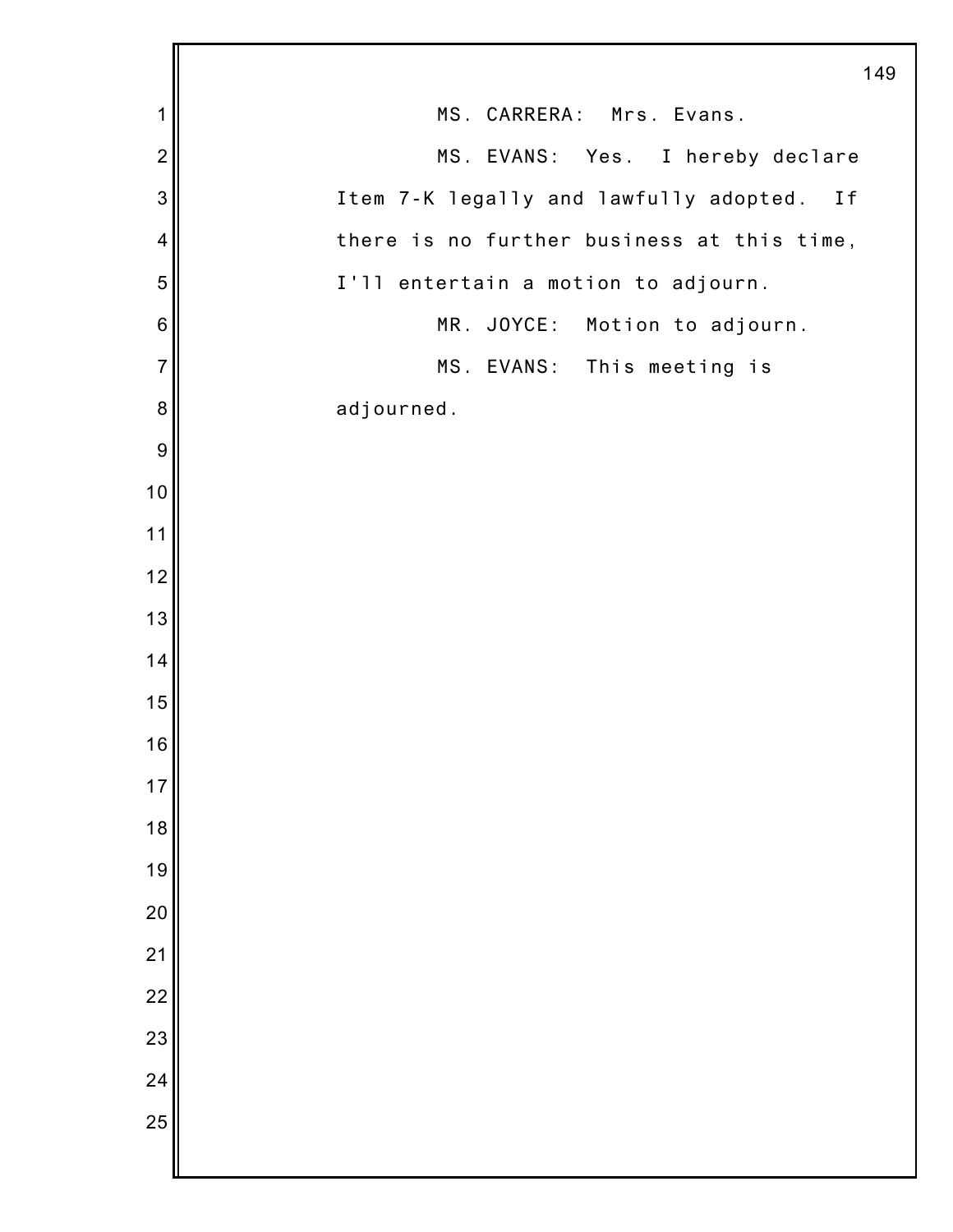MS. CARRERA: Mrs. Evans.

MS. EVANS: Yes. I hereby declare Item 7-K legally and lawfully adopted. If there is no further business at this time, I'll entertain a motion to adjourn.

MR. JOYCE: Motion to adjourn.

MS. EVANS: This meeting is adjourned.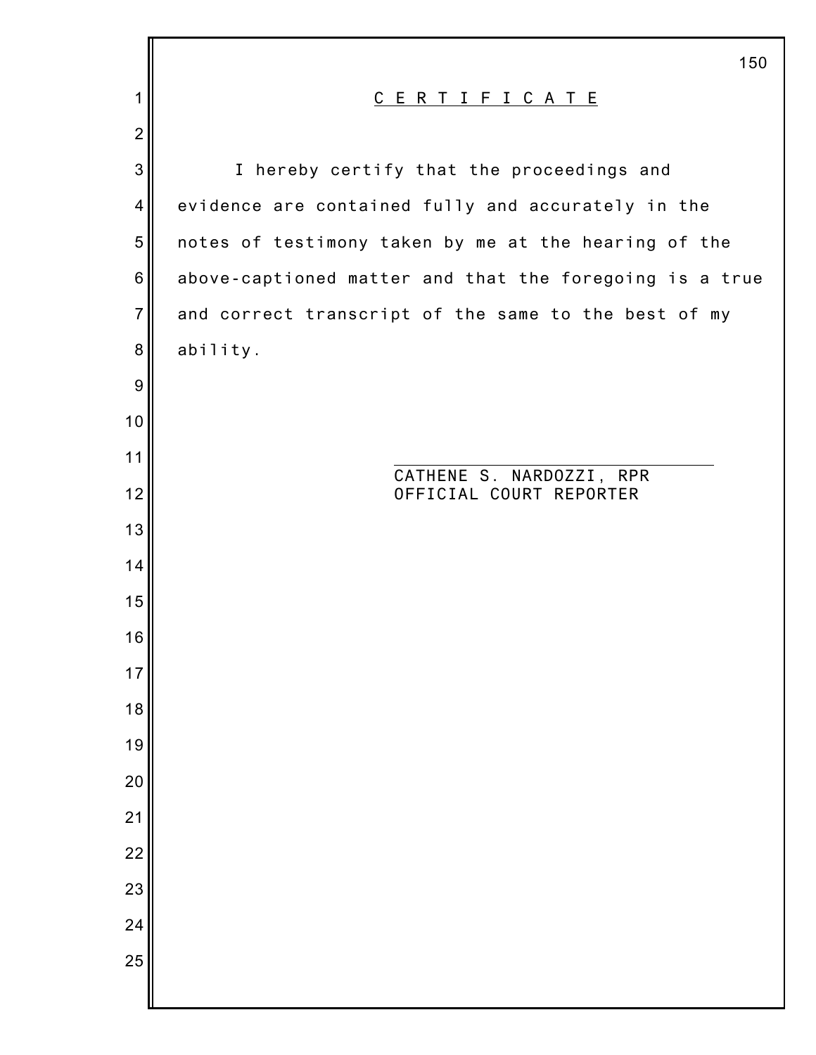# CERTIFICATE

I hereby certify that the proceedings and evidence are contained fully and accurately in the notes of testimony taken by me at the hearing of the above-captioned matter and that the foregoing is a true and correct transcript of the same to the best of my ability.

CATHENE S. NARDOZZI, RPR
OFFICIAL COURT REPORTER